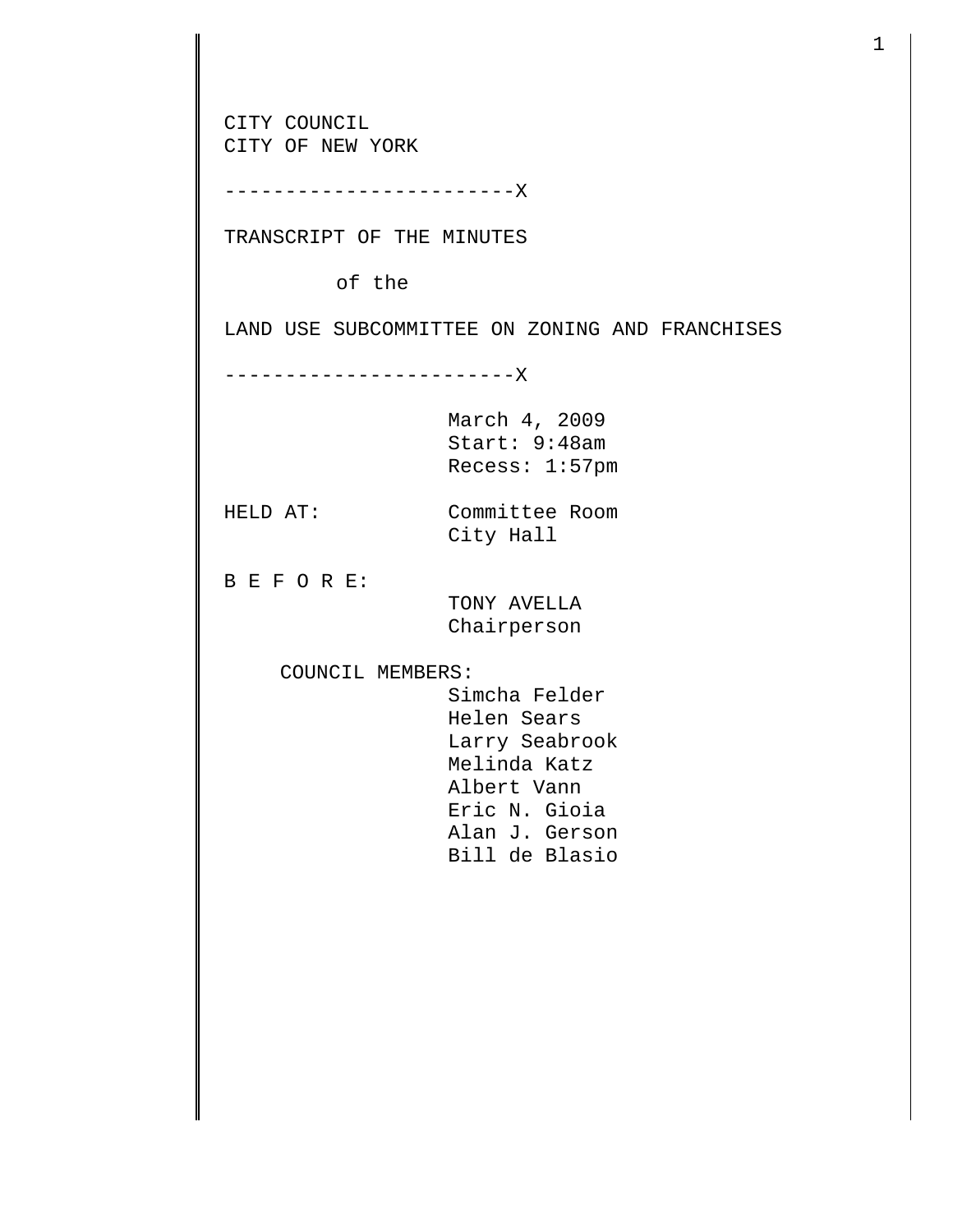CITY COUNCIL
CITY OF NEW YORK

------------------------X

TRANSCRIPT OF THE MINUTES

of the

LAND USE SUBCOMMITTEE ON ZONING AND FRANCHISES

------------------------X

March 4, 2009
Start: 9:48am
Recess: 1:57pm

HELD AT: Committee Room
City Hall

B E F O R E:
TONY AVELLA
Chairperson

COUNCIL MEMBERS:
Simcha Felder
Helen Sears
Larry Seabrook
Melinda Katz
Albert Vann
Eric N. Gioia
Alan J. Gerson
Bill de Blasio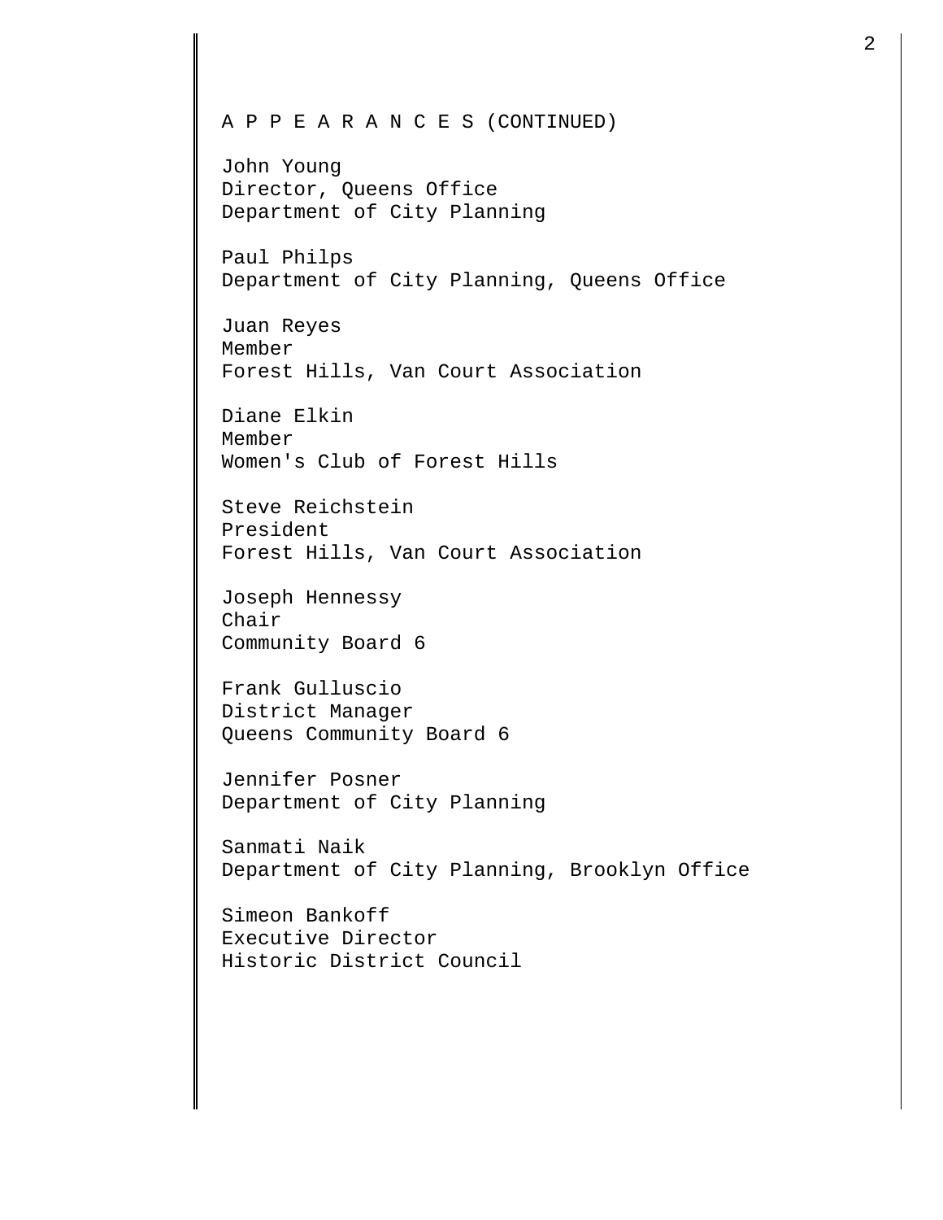A P P E A R A N C E S (CONTINUED)

John Young
Director, Queens Office
Department of City Planning

Paul Philps
Department of City Planning, Queens Office

Juan Reyes
Member
Forest Hills, Van Court Association

Diane Elkin
Member
Women's Club of Forest Hills

Steve Reichstein
President
Forest Hills, Van Court Association

Joseph Hennessy
Chair
Community Board 6

Frank Gulluscio
District Manager
Queens Community Board 6

Jennifer Posner
Department of City Planning

Sanmati Naik
Department of City Planning, Brooklyn Office

Simeon Bankoff
Executive Director
Historic District Council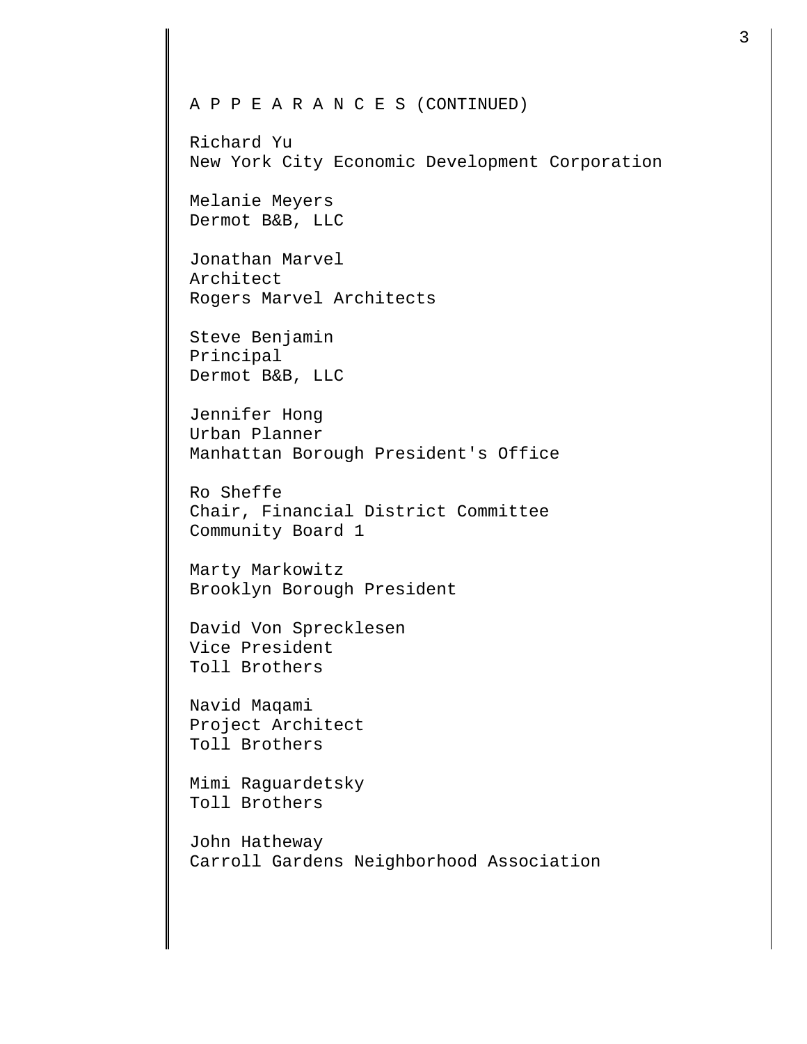A P P E A R A N C E S (CONTINUED)

Richard Yu
New York City Economic Development Corporation

Melanie Meyers
Dermot B&B, LLC

Jonathan Marvel
Architect
Rogers Marvel Architects

Steve Benjamin
Principal
Dermot B&B, LLC

Jennifer Hong
Urban Planner
Manhattan Borough President's Office

Ro Sheffe
Chair, Financial District Committee
Community Board 1

Marty Markowitz
Brooklyn Borough President

David Von Sprecklesen
Vice President
Toll Brothers

Navid Maqami
Project Architect
Toll Brothers

Mimi Raguardetsky
Toll Brothers

John Hatheway
Carroll Gardens Neighborhood Association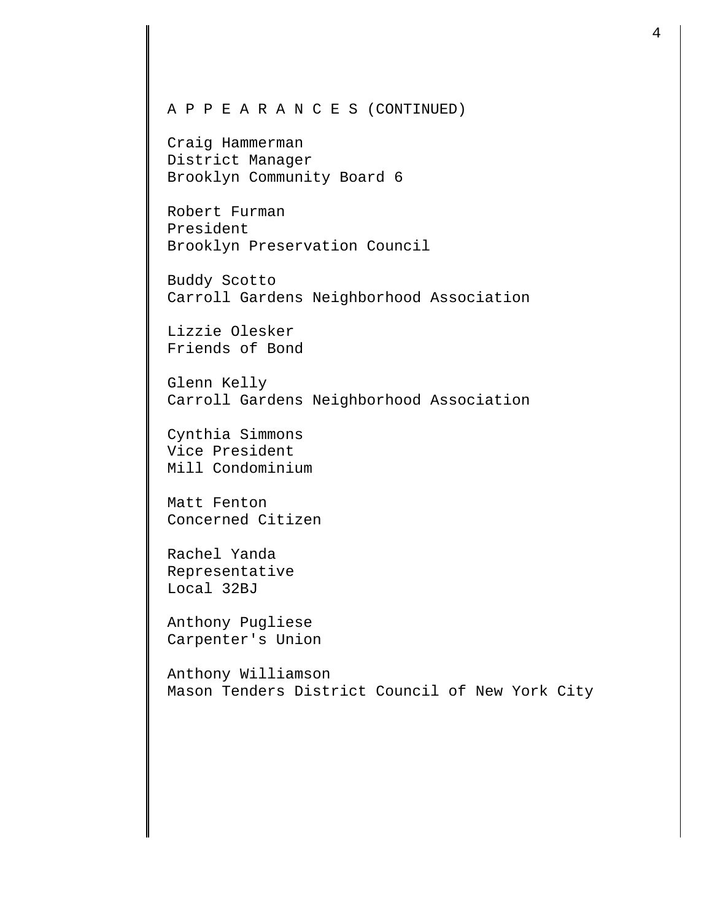A P P E A R A N C E S (CONTINUED)

Craig Hammerman
District Manager
Brooklyn Community Board 6

Robert Furman
President
Brooklyn Preservation Council

Buddy Scotto
Carroll Gardens Neighborhood Association

Lizzie Olesker
Friends of Bond

Glenn Kelly
Carroll Gardens Neighborhood Association

Cynthia Simmons
Vice President
Mill Condominium

Matt Fenton
Concerned Citizen

Rachel Yanda
Representative
Local 32BJ

Anthony Pugliese
Carpenter's Union

Anthony Williamson
Mason Tenders District Council of New York City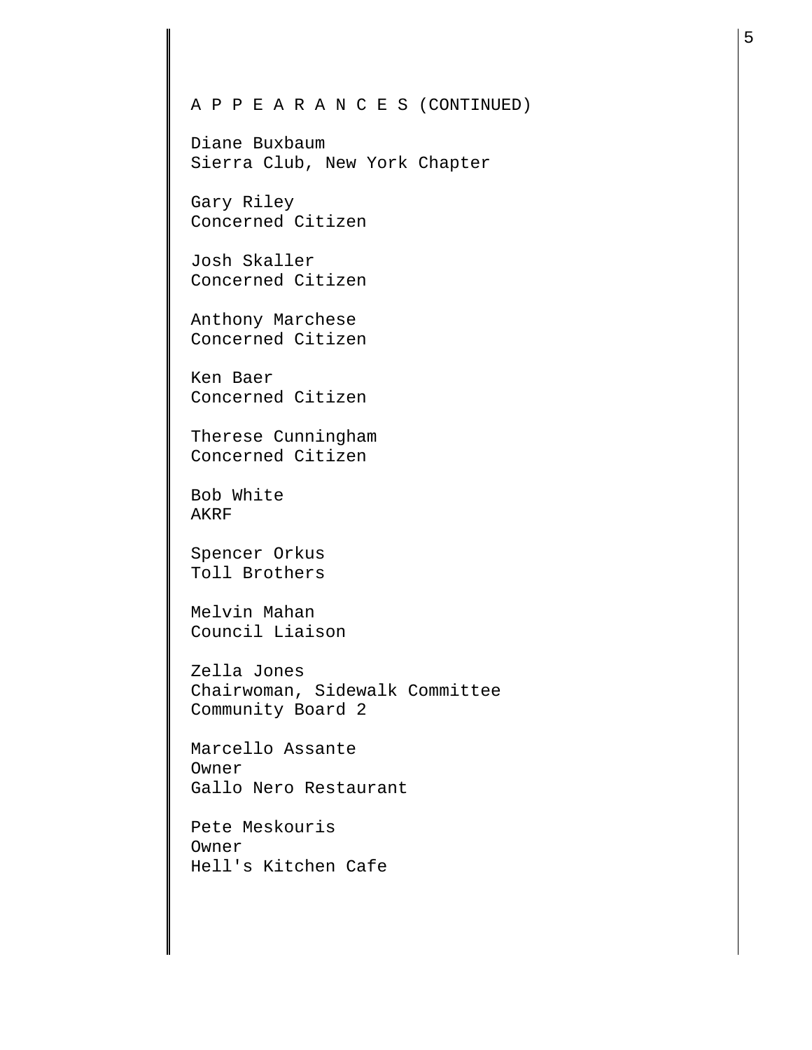A P P E A R A N C E S (CONTINUED)

Diane Buxbaum
Sierra Club, New York Chapter

Gary Riley
Concerned Citizen

Josh Skaller
Concerned Citizen

Anthony Marchese
Concerned Citizen

Ken Baer
Concerned Citizen

Therese Cunningham
Concerned Citizen

Bob White
AKRF

Spencer Orkus
Toll Brothers

Melvin Mahan
Council Liaison

Zella Jones
Chairwoman, Sidewalk Committee
Community Board 2

Marcello Assante
Owner
Gallo Nero Restaurant

Pete Meskouris
Owner
Hell's Kitchen Cafe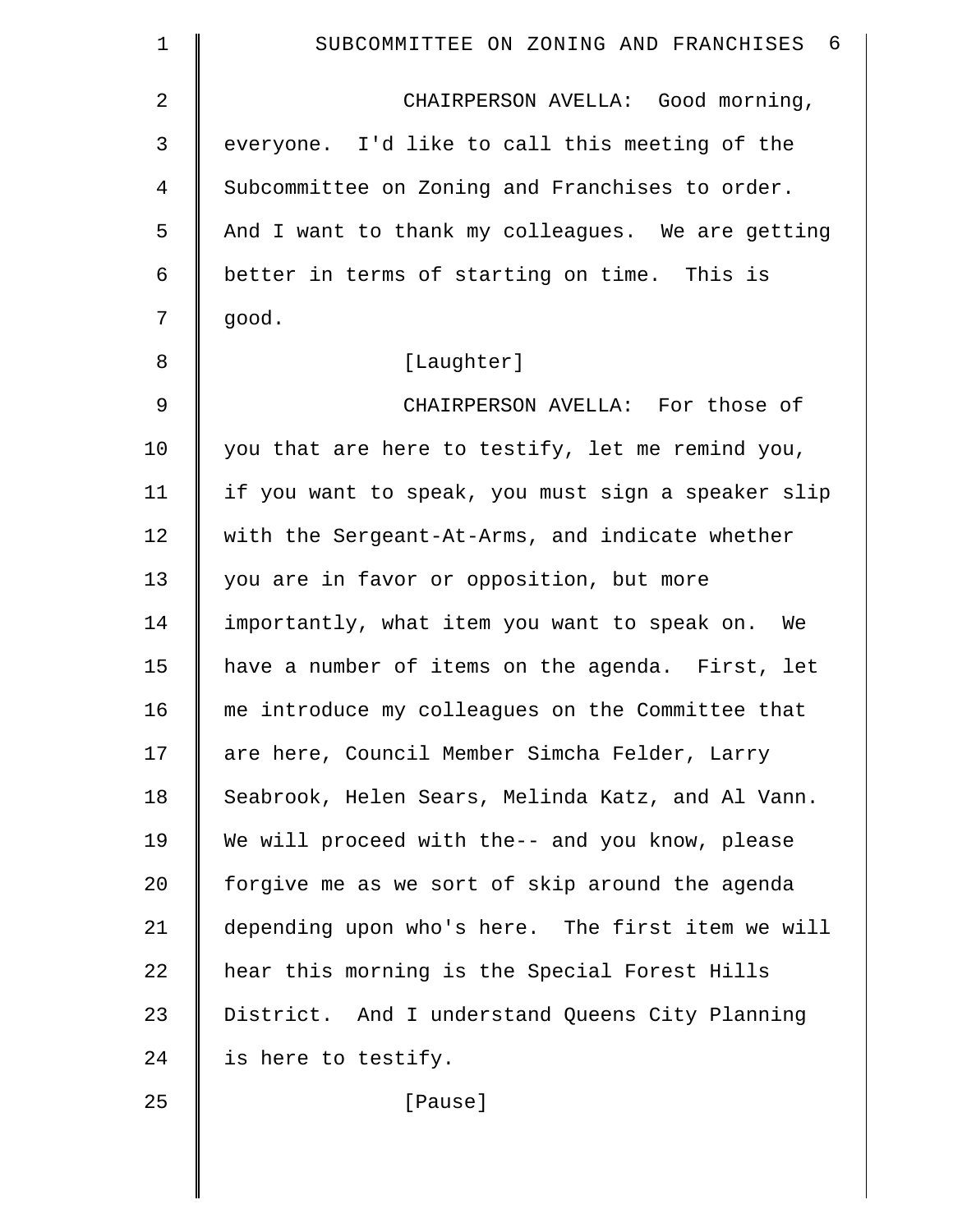CHAIRPERSON AVELLA: Good morning, everyone. I'd like to call this meeting of the Subcommittee on Zoning and Franchises to order. And I want to thank my colleagues. We are getting better in terms of starting on time. This is good.

[Laughter]

CHAIRPERSON AVELLA: For those of you that are here to testify, let me remind you, if you want to speak, you must sign a speaker slip with the Sergeant-At-Arms, and indicate whether you are in favor or opposition, but more importantly, what item you want to speak on. We have a number of items on the agenda. First, let me introduce my colleagues on the Committee that are here, Council Member Simcha Felder, Larry Seabrook, Helen Sears, Melinda Katz, and Al Vann. We will proceed with the-- and you know, please forgive me as we sort of skip around the agenda depending upon who's here. The first item we will hear this morning is the Special Forest Hills District. And I understand Queens City Planning is here to testify.

[Pause]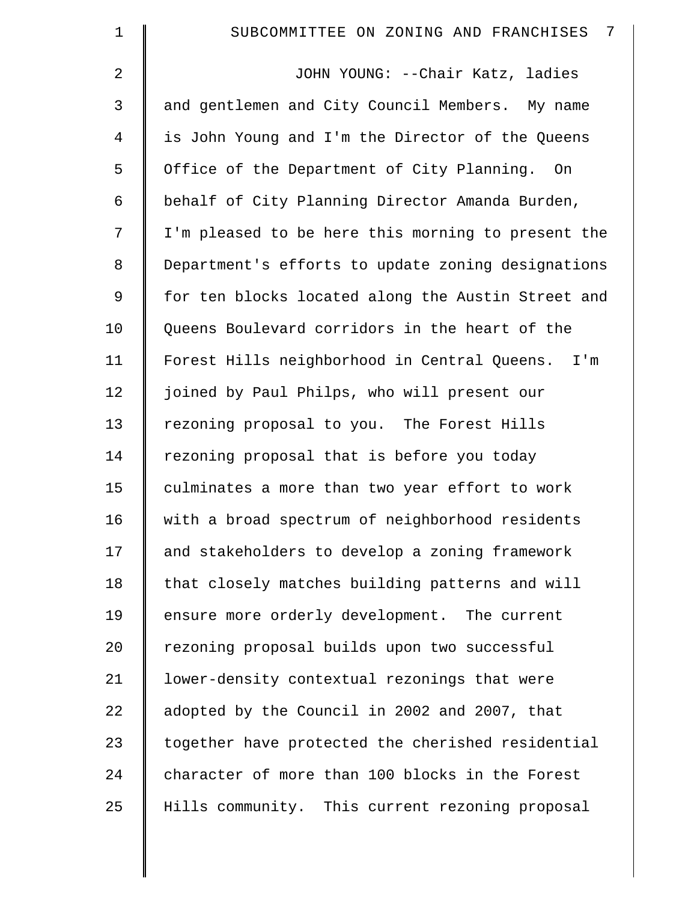JOHN YOUNG: --Chair Katz, ladies and gentlemen and City Council Members. My name is John Young and I'm the Director of the Queens Office of the Department of City Planning. On behalf of City Planning Director Amanda Burden, I'm pleased to be here this morning to present the Department's efforts to update zoning designations for ten blocks located along the Austin Street and Queens Boulevard corridors in the heart of the Forest Hills neighborhood in Central Queens. I'm joined by Paul Philps, who will present our rezoning proposal to you. The Forest Hills rezoning proposal that is before you today culminates a more than two year effort to work with a broad spectrum of neighborhood residents and stakeholders to develop a zoning framework that closely matches building patterns and will ensure more orderly development. The current rezoning proposal builds upon two successful lower-density contextual rezonings that were adopted by the Council in 2002 and 2007, that together have protected the cherished residential character of more than 100 blocks in the Forest Hills community. This current rezoning proposal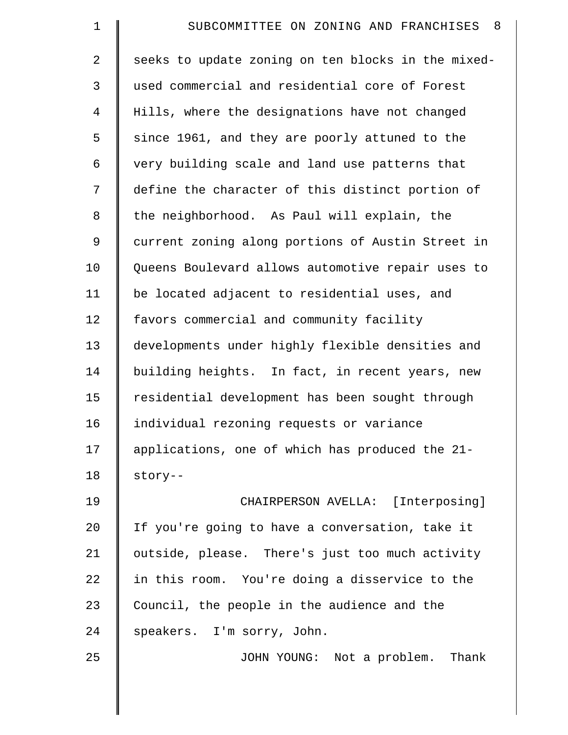seeks to update zoning on ten blocks in the mixed-used commercial and residential core of Forest Hills, where the designations have not changed since 1961, and they are poorly attuned to the very building scale and land use patterns that define the character of this distinct portion of the neighborhood. As Paul will explain, the current zoning along portions of Austin Street in Queens Boulevard allows automotive repair uses to be located adjacent to residential uses, and favors commercial and community facility developments under highly flexible densities and building heights. In fact, in recent years, new residential development has been sought through individual rezoning requests or variance applications, one of which has produced the 21-story--

CHAIRPERSON AVELLA: [Interposing] If you're going to have a conversation, take it outside, please. There's just too much activity in this room. You're doing a disservice to the Council, the people in the audience and the speakers. I'm sorry, John.

JOHN YOUNG: Not a problem. Thank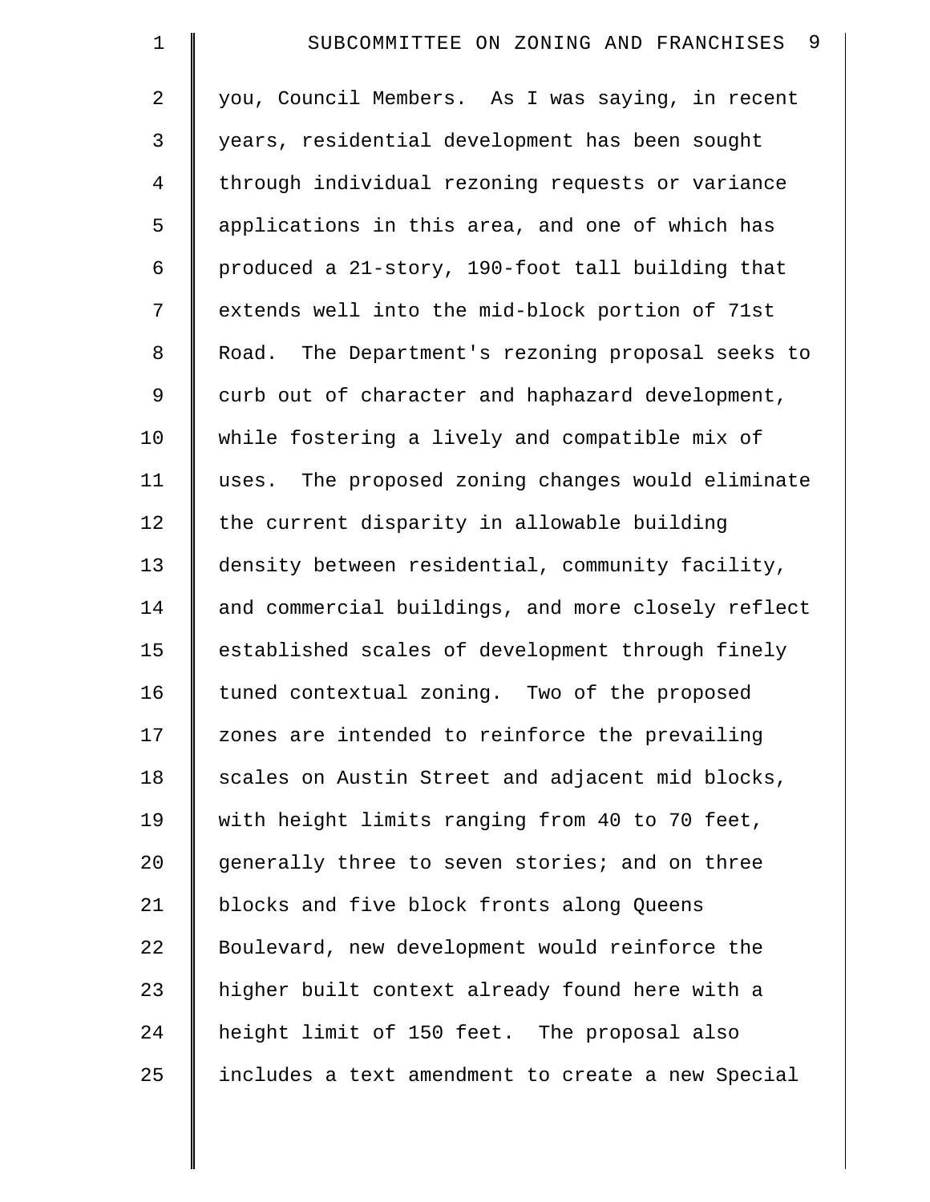you, Council Members. As I was saying, in recent years, residential development has been sought through individual rezoning requests or variance applications in this area, and one of which has produced a 21-story, 190-foot tall building that extends well into the mid-block portion of 71st Road. The Department's rezoning proposal seeks to curb out of character and haphazard development, while fostering a lively and compatible mix of uses. The proposed zoning changes would eliminate the current disparity in allowable building density between residential, community facility, and commercial buildings, and more closely reflect established scales of development through finely tuned contextual zoning. Two of the proposed zones are intended to reinforce the prevailing scales on Austin Street and adjacent mid blocks, with height limits ranging from 40 to 70 feet, generally three to seven stories; and on three blocks and five block fronts along Queens Boulevard, new development would reinforce the higher built context already found here with a height limit of 150 feet. The proposal also includes a text amendment to create a new Special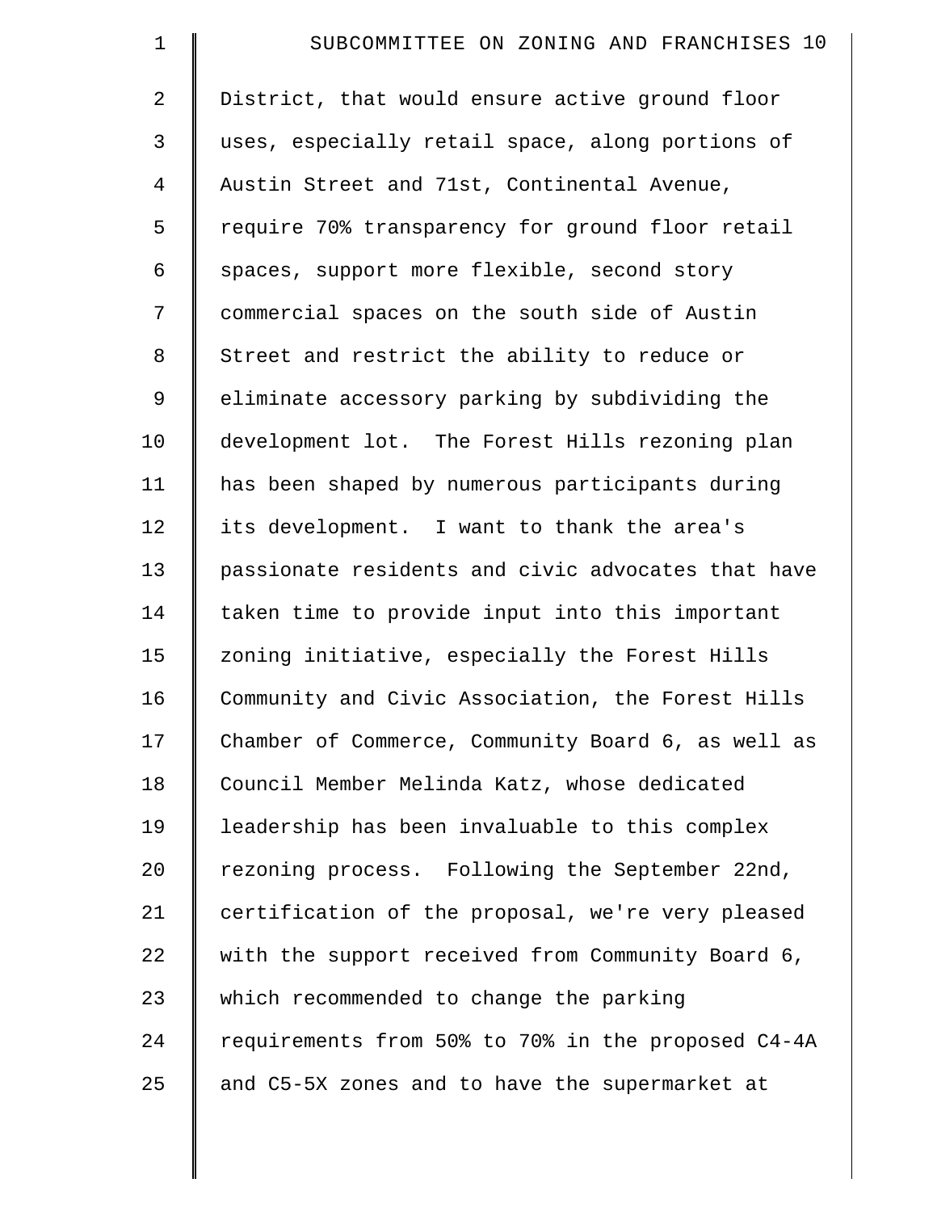District, that would ensure active ground floor uses, especially retail space, along portions of Austin Street and 71st, Continental Avenue, require 70% transparency for ground floor retail spaces, support more flexible, second story commercial spaces on the south side of Austin Street and restrict the ability to reduce or eliminate accessory parking by subdividing the development lot. The Forest Hills rezoning plan has been shaped by numerous participants during its development. I want to thank the area's passionate residents and civic advocates that have taken time to provide input into this important zoning initiative, especially the Forest Hills Community and Civic Association, the Forest Hills Chamber of Commerce, Community Board 6, as well as Council Member Melinda Katz, whose dedicated leadership has been invaluable to this complex rezoning process. Following the September 22nd, certification of the proposal, we're very pleased with the support received from Community Board 6, which recommended to change the parking requirements from 50% to 70% in the proposed C4-4A and C5-5X zones and to have the supermarket at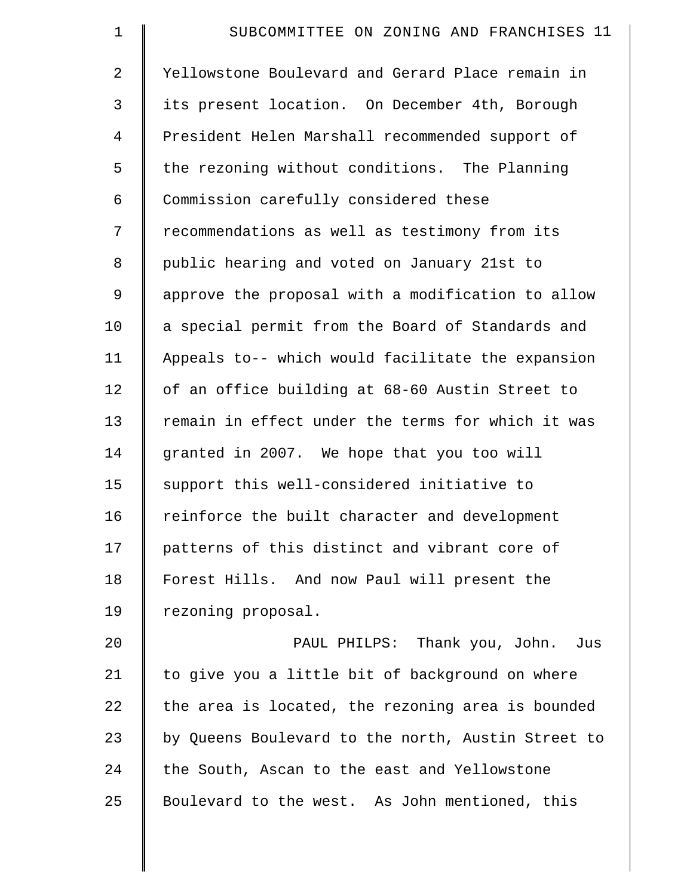Yellowstone Boulevard and Gerard Place remain in its present location. On December 4th, Borough President Helen Marshall recommended support of the rezoning without conditions. The Planning Commission carefully considered these recommendations as well as testimony from its public hearing and voted on January 21st to approve the proposal with a modification to allow a special permit from the Board of Standards and Appeals to-- which would facilitate the expansion of an office building at 68-60 Austin Street to remain in effect under the terms for which it was granted in 2007. We hope that you too will support this well-considered initiative to reinforce the built character and development patterns of this distinct and vibrant core of Forest Hills. And now Paul will present the rezoning proposal.

PAUL PHILPS: Thank you, John. Jus to give you a little bit of background on where the area is located, the rezoning area is bounded by Queens Boulevard to the north, Austin Street to the South, Ascan to the east and Yellowstone Boulevard to the west. As John mentioned, this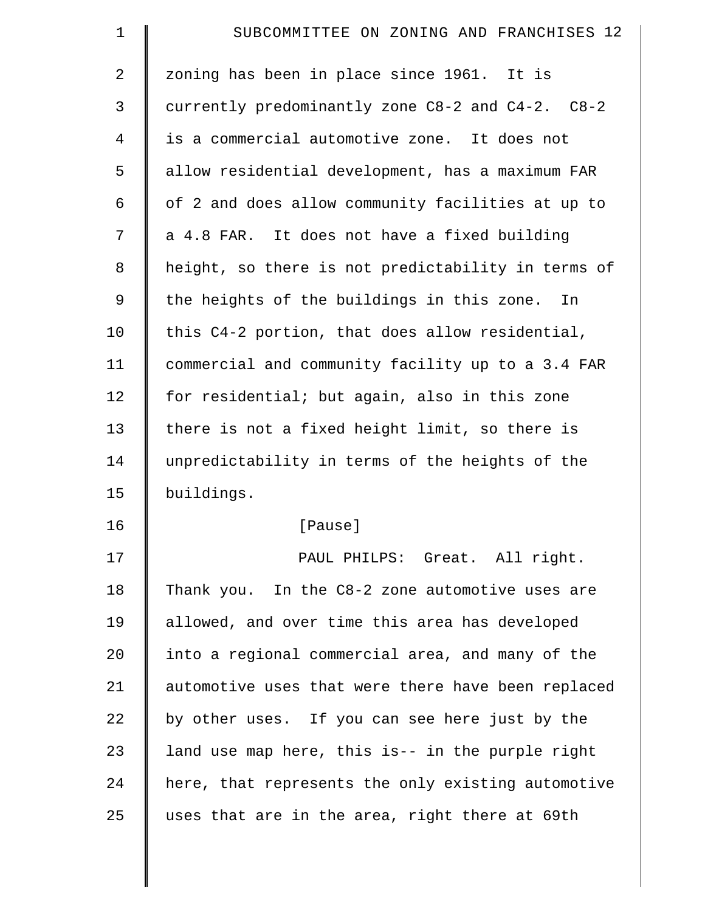zoning has been in place since 1961. It is currently predominantly zone C8-2 and C4-2. C8-2 is a commercial automotive zone. It does not allow residential development, has a maximum FAR of 2 and does allow community facilities at up to a 4.8 FAR. It does not have a fixed building height, so there is not predictability in terms of the heights of the buildings in this zone. In this C4-2 portion, that does allow residential, commercial and community facility up to a 3.4 FAR for residential; but again, also in this zone there is not a fixed height limit, so there is unpredictability in terms of the heights of the buildings.

[Pause]

PAUL PHILPS: Great. All right. Thank you. In the C8-2 zone automotive uses are allowed, and over time this area has developed into a regional commercial area, and many of the automotive uses that were there have been replaced by other uses. If you can see here just by the land use map here, this is-- in the purple right here, that represents the only existing automotive uses that are in the area, right there at 69th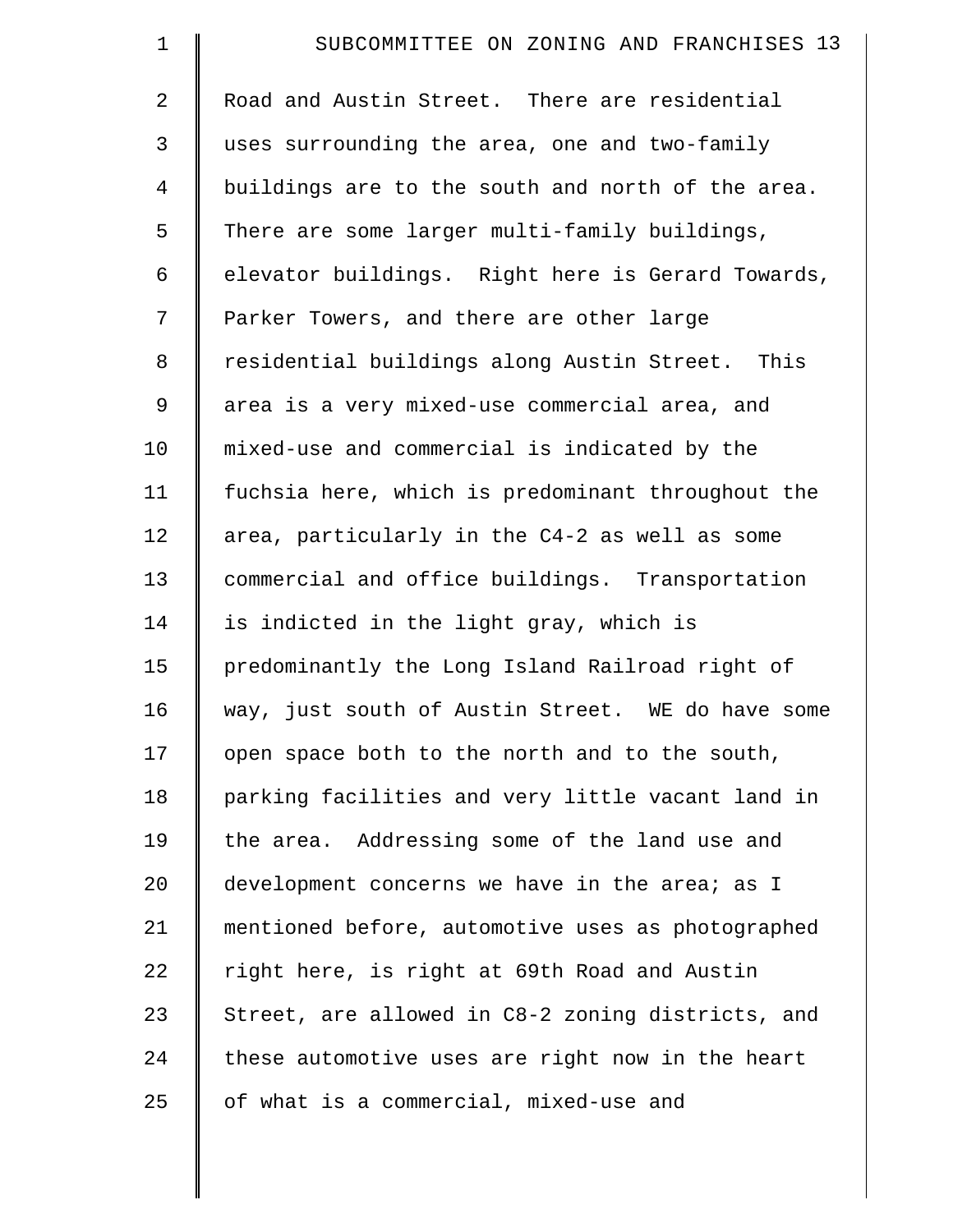Road and Austin Street. There are residential uses surrounding the area, one and two-family buildings are to the south and north of the area. There are some larger multi-family buildings, elevator buildings. Right here is Gerard Towards, Parker Towers, and there are other large residential buildings along Austin Street. This area is a very mixed-use commercial area, and mixed-use and commercial is indicated by the fuchsia here, which is predominant throughout the area, particularly in the C4-2 as well as some commercial and office buildings. Transportation is indicted in the light gray, which is predominantly the Long Island Railroad right of way, just south of Austin Street. WE do have some open space both to the north and to the south, parking facilities and very little vacant land in the area. Addressing some of the land use and development concerns we have in the area; as I mentioned before, automotive uses as photographed right here, is right at 69th Road and Austin Street, are allowed in C8-2 zoning districts, and these automotive uses are right now in the heart of what is a commercial, mixed-use and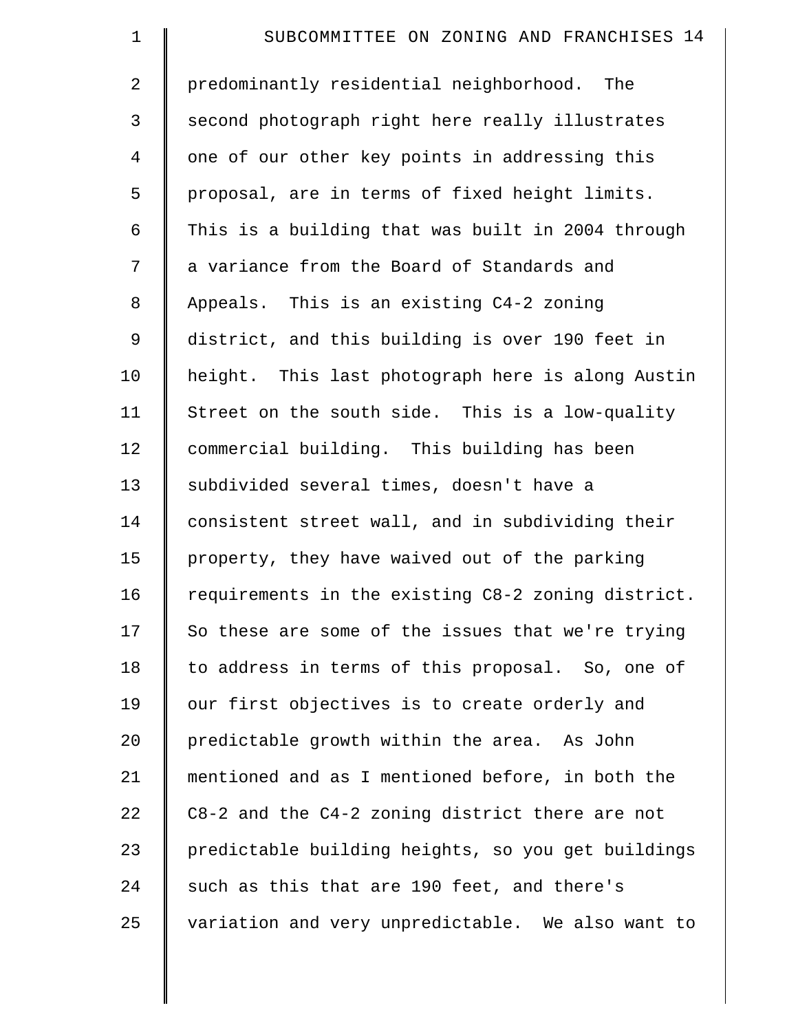predominantly residential neighborhood. The second photograph right here really illustrates one of our other key points in addressing this proposal, are in terms of fixed height limits. This is a building that was built in 2004 through a variance from the Board of Standards and Appeals. This is an existing C4-2 zoning district, and this building is over 190 feet in height. This last photograph here is along Austin Street on the south side. This is a low-quality commercial building. This building has been subdivided several times, doesn't have a consistent street wall, and in subdividing their property, they have waived out of the parking requirements in the existing C8-2 zoning district. So these are some of the issues that we're trying to address in terms of this proposal. So, one of our first objectives is to create orderly and predictable growth within the area. As John mentioned and as I mentioned before, in both the C8-2 and the C4-2 zoning district there are not predictable building heights, so you get buildings such as this that are 190 feet, and there's variation and very unpredictable. We also want to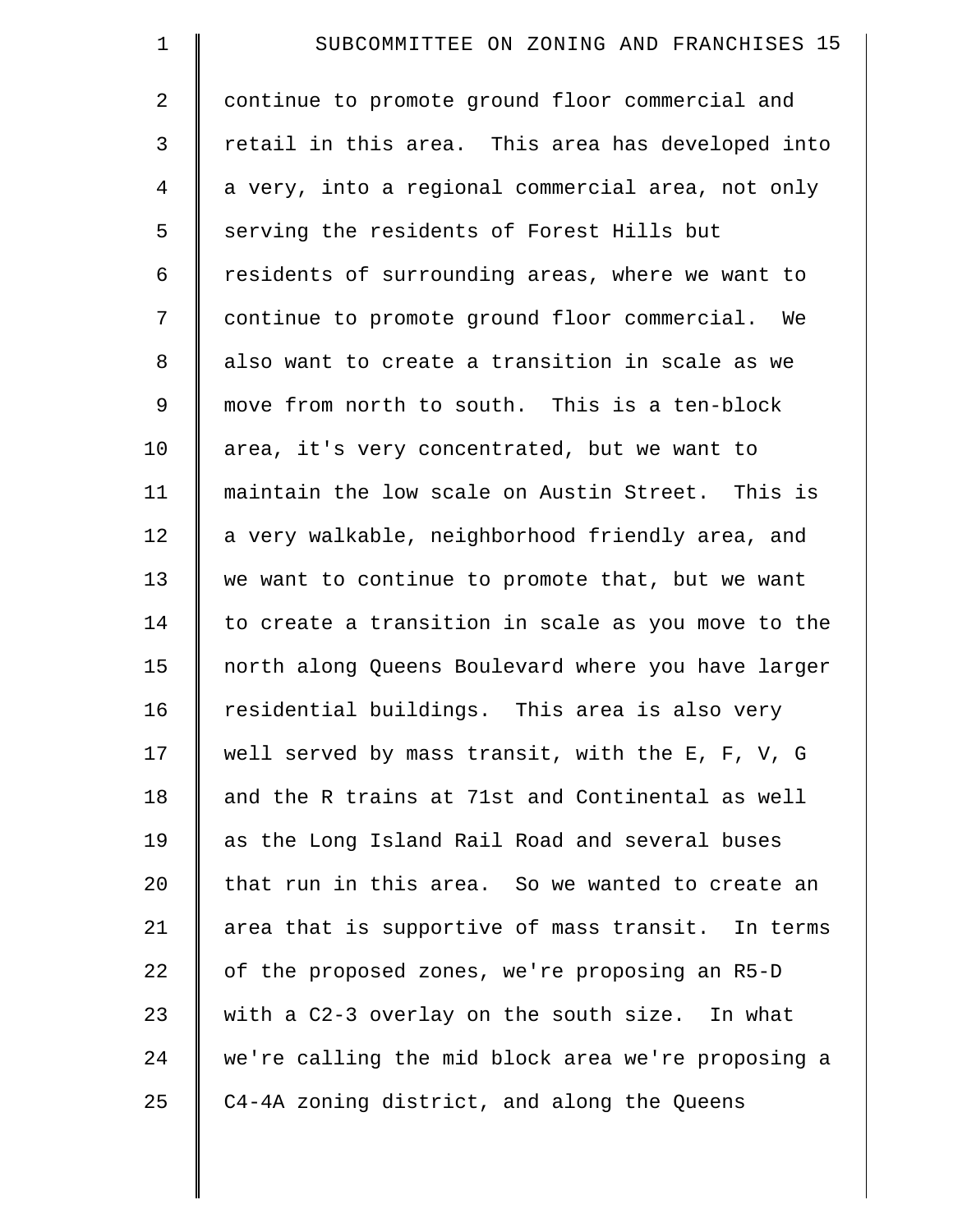continue to promote ground floor commercial and retail in this area. This area has developed into a very, into a regional commercial area, not only serving the residents of Forest Hills but residents of surrounding areas, where we want to continue to promote ground floor commercial. We also want to create a transition in scale as we move from north to south. This is a ten-block area, it's very concentrated, but we want to maintain the low scale on Austin Street. This is a very walkable, neighborhood friendly area, and we want to continue to promote that, but we want to create a transition in scale as you move to the north along Queens Boulevard where you have larger residential buildings. This area is also very well served by mass transit, with the E, F, V, G and the R trains at 71st and Continental as well as the Long Island Rail Road and several buses that run in this area. So we wanted to create an area that is supportive of mass transit. In terms of the proposed zones, we're proposing an R5-D with a C2-3 overlay on the south size. In what we're calling the mid block area we're proposing a C4-4A zoning district, and along the Queens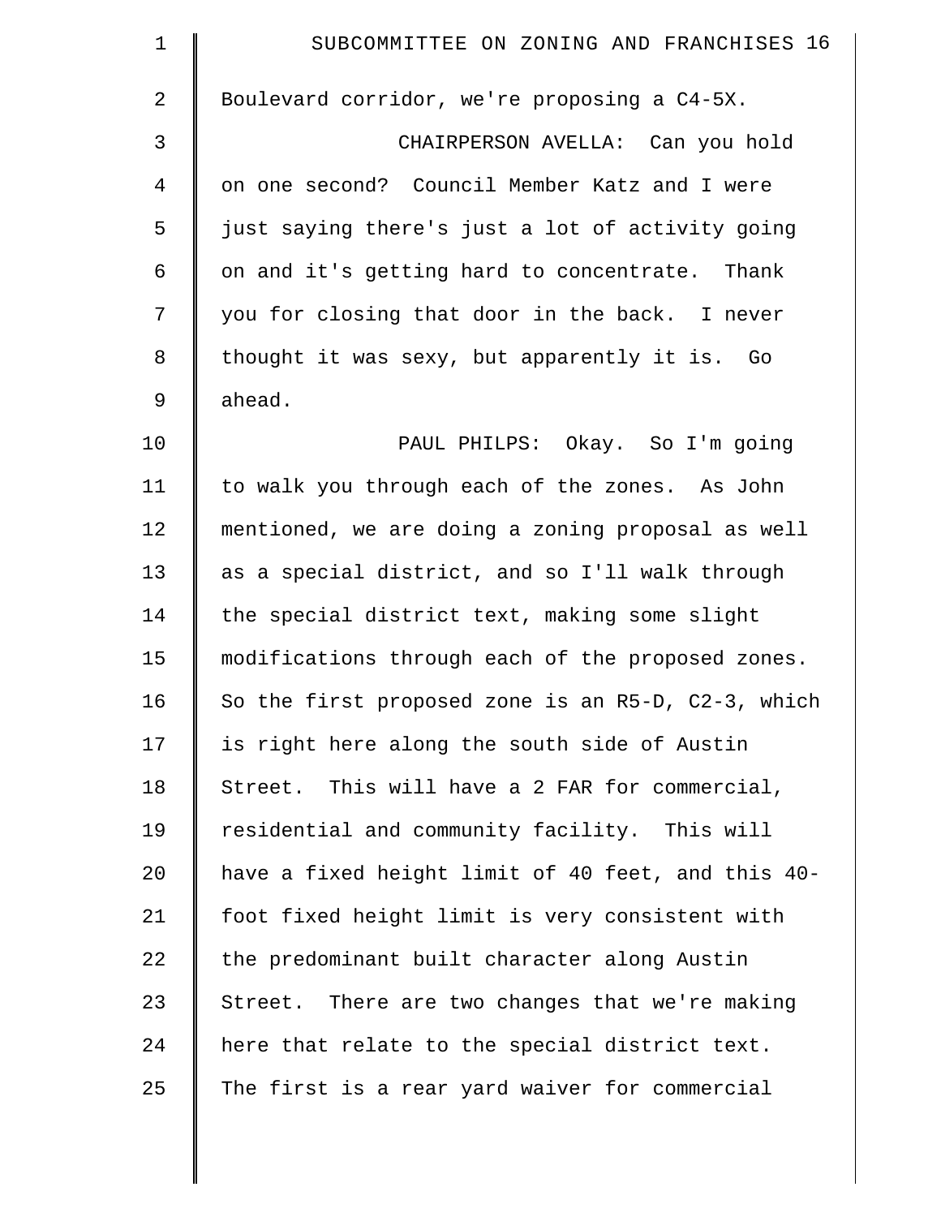Boulevard corridor, we're proposing a C4-5X.

CHAIRPERSON AVELLA: Can you hold on one second? Council Member Katz and I were just saying there's just a lot of activity going on and it's getting hard to concentrate. Thank you for closing that door in the back. I never thought it was sexy, but apparently it is. Go ahead.

PAUL PHILPS: Okay. So I'm going to walk you through each of the zones. As John mentioned, we are doing a zoning proposal as well as a special district, and so I'll walk through the special district text, making some slight modifications through each of the proposed zones. So the first proposed zone is an R5-D, C2-3, which is right here along the south side of Austin Street. This will have a 2 FAR for commercial, residential and community facility. This will have a fixed height limit of 40 feet, and this 40-foot fixed height limit is very consistent with the predominant built character along Austin Street. There are two changes that we're making here that relate to the special district text. The first is a rear yard waiver for commercial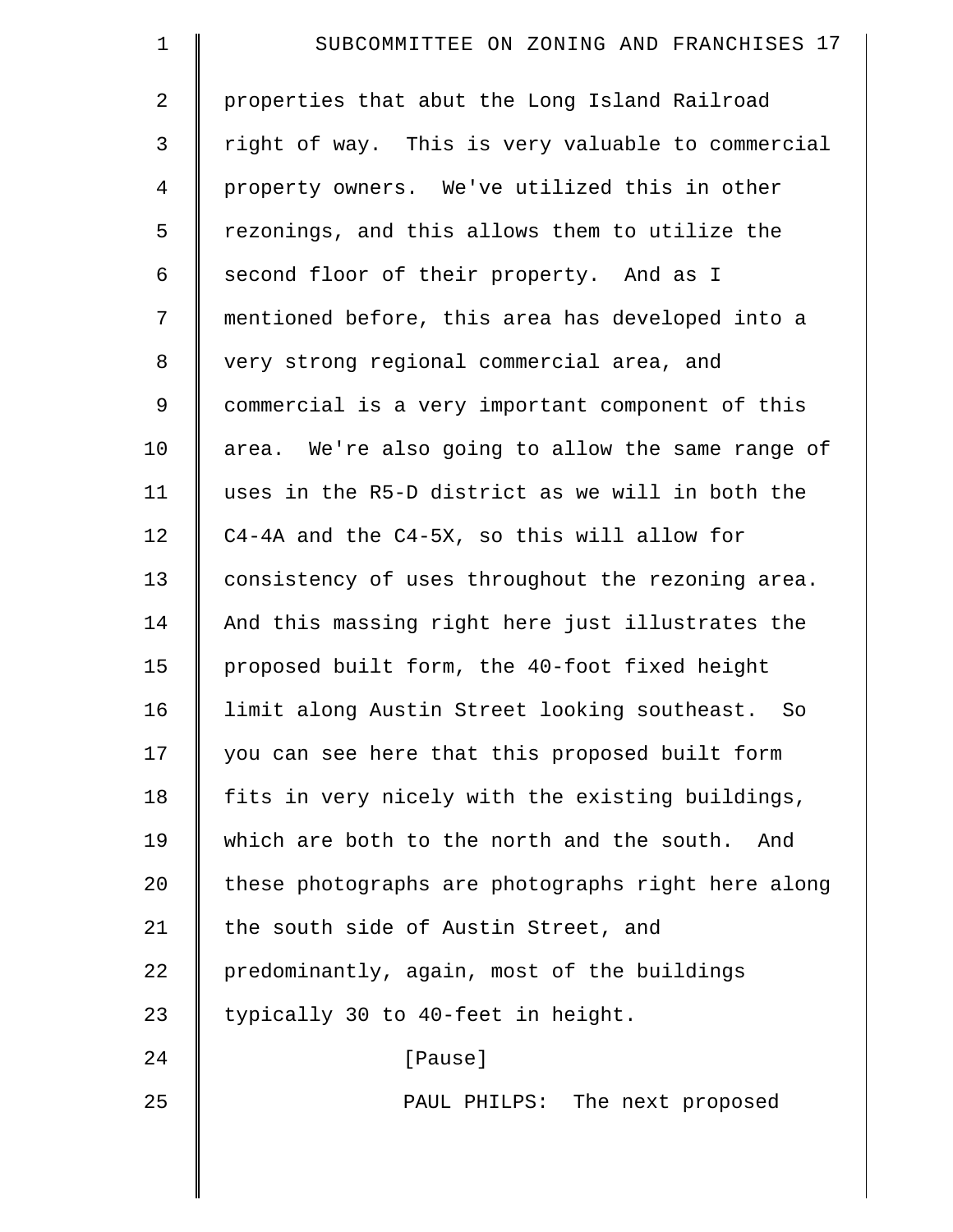properties that abut the Long Island Railroad right of way. This is very valuable to commercial property owners. We've utilized this in other rezonings, and this allows them to utilize the second floor of their property. And as I mentioned before, this area has developed into a very strong regional commercial area, and commercial is a very important component of this area. We're also going to allow the same range of uses in the R5-D district as we will in both the C4-4A and the C4-5X, so this will allow for consistency of uses throughout the rezoning area. And this massing right here just illustrates the proposed built form, the 40-foot fixed height limit along Austin Street looking southeast. So you can see here that this proposed built form fits in very nicely with the existing buildings, which are both to the north and the south. And these photographs are photographs right here along the south side of Austin Street, and predominantly, again, most of the buildings typically 30 to 40-feet in height.

[Pause]

PAUL PHILPS: The next proposed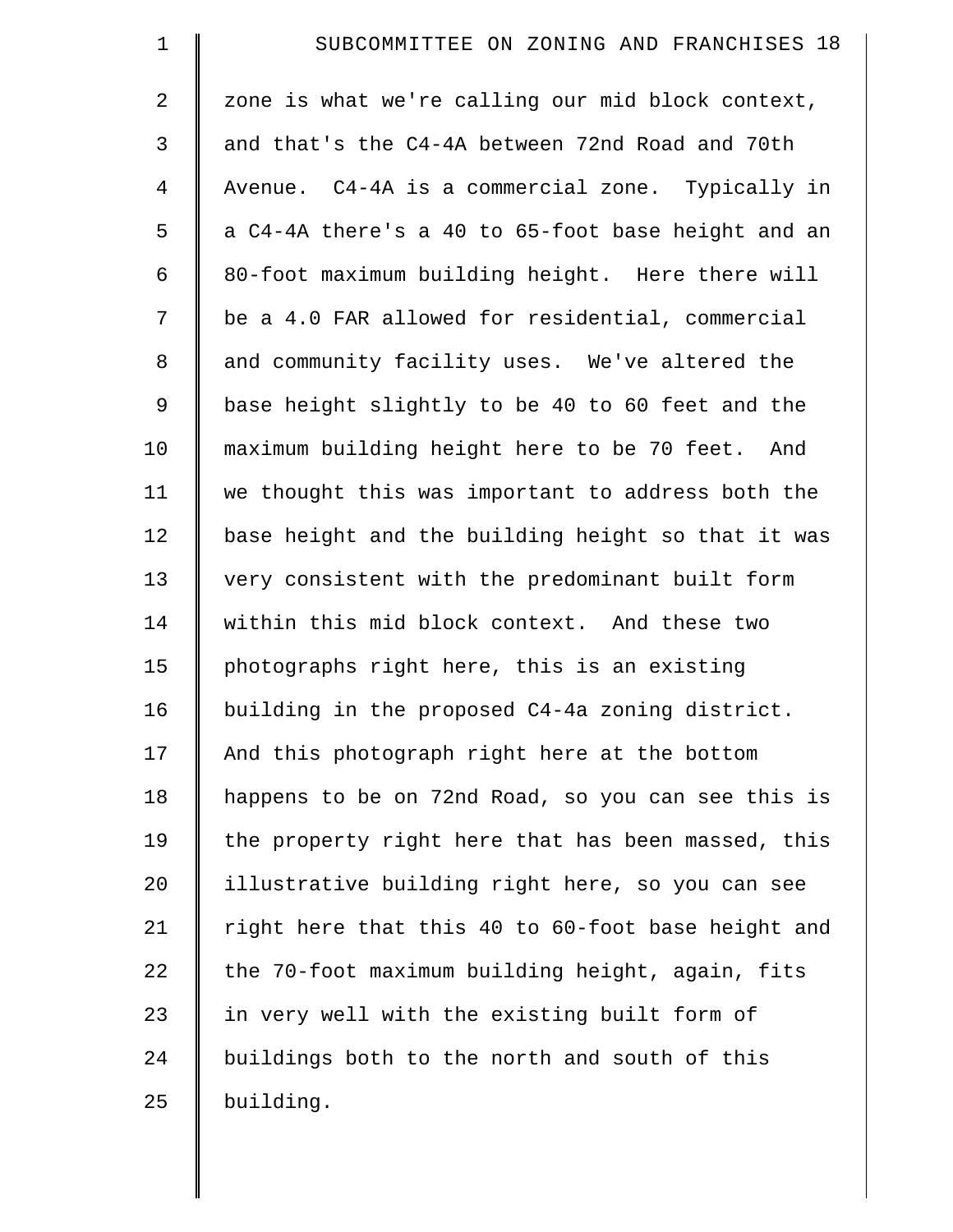zone is what we're calling our mid block context, and that's the C4-4A between 72nd Road and 70th Avenue. C4-4A is a commercial zone. Typically in a C4-4A there's a 40 to 65-foot base height and an 80-foot maximum building height. Here there will be a 4.0 FAR allowed for residential, commercial and community facility uses. We've altered the base height slightly to be 40 to 60 feet and the maximum building height here to be 70 feet. And we thought this was important to address both the base height and the building height so that it was very consistent with the predominant built form within this mid block context. And these two photographs right here, this is an existing building in the proposed C4-4a zoning district. And this photograph right here at the bottom happens to be on 72nd Road, so you can see this is the property right here that has been massed, this illustrative building right here, so you can see right here that this 40 to 60-foot base height and the 70-foot maximum building height, again, fits in very well with the existing built form of buildings both to the north and south of this building.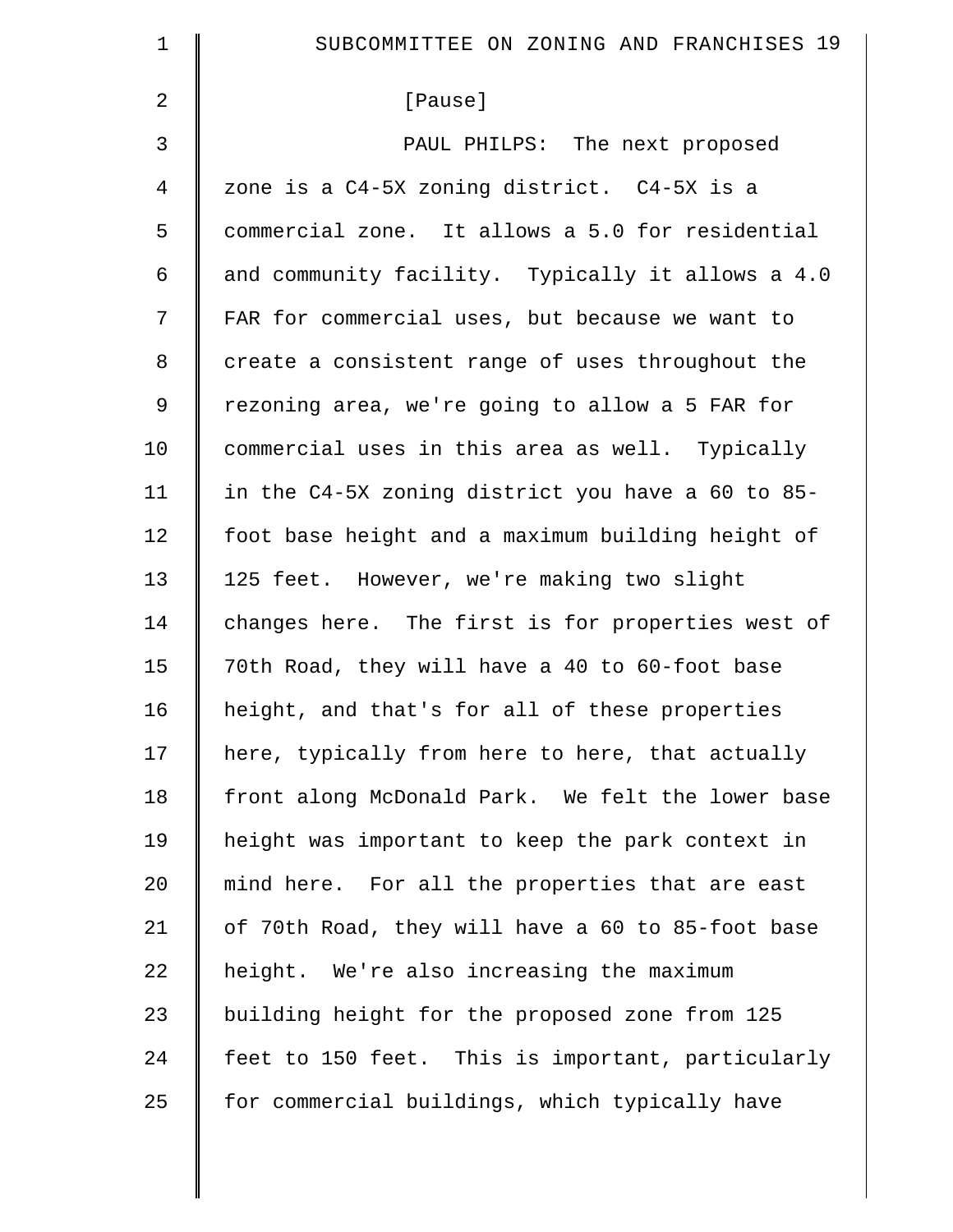[Pause]

PAUL PHILPS: The next proposed zone is a C4-5X zoning district. C4-5X is a commercial zone. It allows a 5.0 for residential and community facility. Typically it allows a 4.0 FAR for commercial uses, but because we want to create a consistent range of uses throughout the rezoning area, we're going to allow a 5 FAR for commercial uses in this area as well. Typically in the C4-5X zoning district you have a 60 to 85-foot base height and a maximum building height of 125 feet. However, we're making two slight changes here. The first is for properties west of 70th Road, they will have a 40 to 60-foot base height, and that's for all of these properties here, typically from here to here, that actually front along McDonald Park. We felt the lower base height was important to keep the park context in mind here. For all the properties that are east of 70th Road, they will have a 60 to 85-foot base height. We're also increasing the maximum building height for the proposed zone from 125 feet to 150 feet. This is important, particularly for commercial buildings, which typically have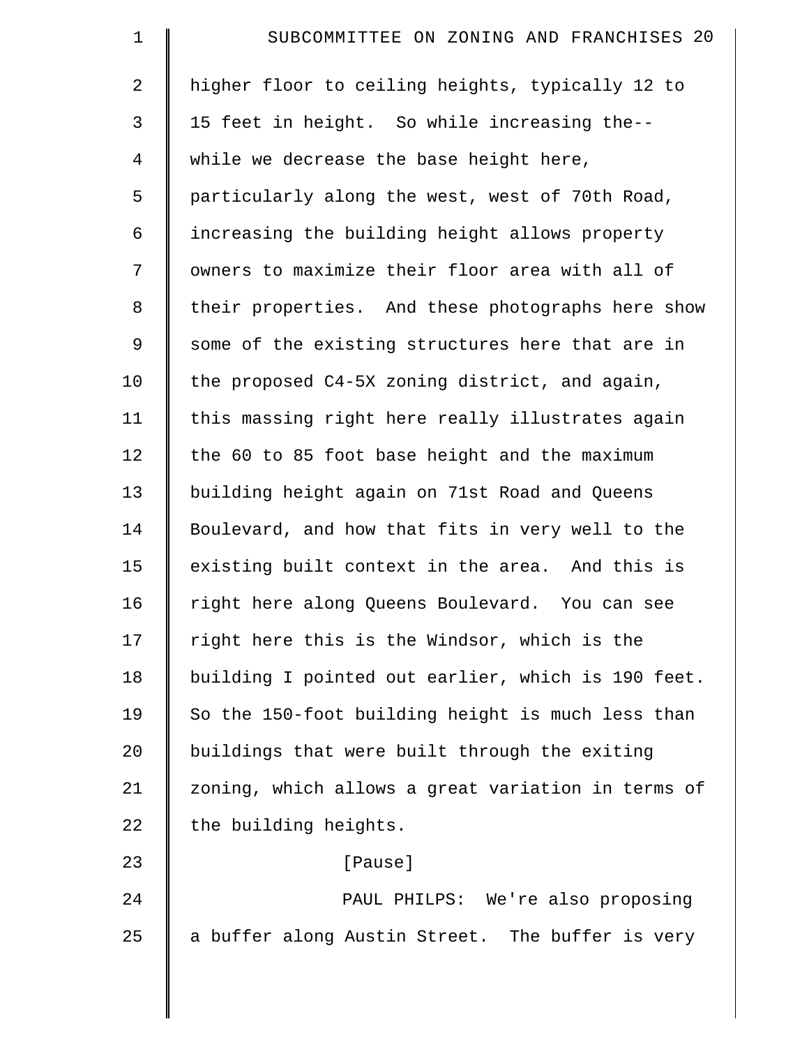higher floor to ceiling heights, typically 12 to 15 feet in height. So while increasing the-- while we decrease the base height here, particularly along the west, west of 70th Road, increasing the building height allows property owners to maximize their floor area with all of their properties. And these photographs here show some of the existing structures here that are in the proposed C4-5X zoning district, and again, this massing right here really illustrates again the 60 to 85 foot base height and the maximum building height again on 71st Road and Queens Boulevard, and how that fits in very well to the existing built context in the area. And this is right here along Queens Boulevard. You can see right here this is the Windsor, which is the building I pointed out earlier, which is 190 feet. So the 150-foot building height is much less than buildings that were built through the exiting zoning, which allows a great variation in terms of the building heights.

[Pause]

PAUL PHILPS: We're also proposing a buffer along Austin Street. The buffer is very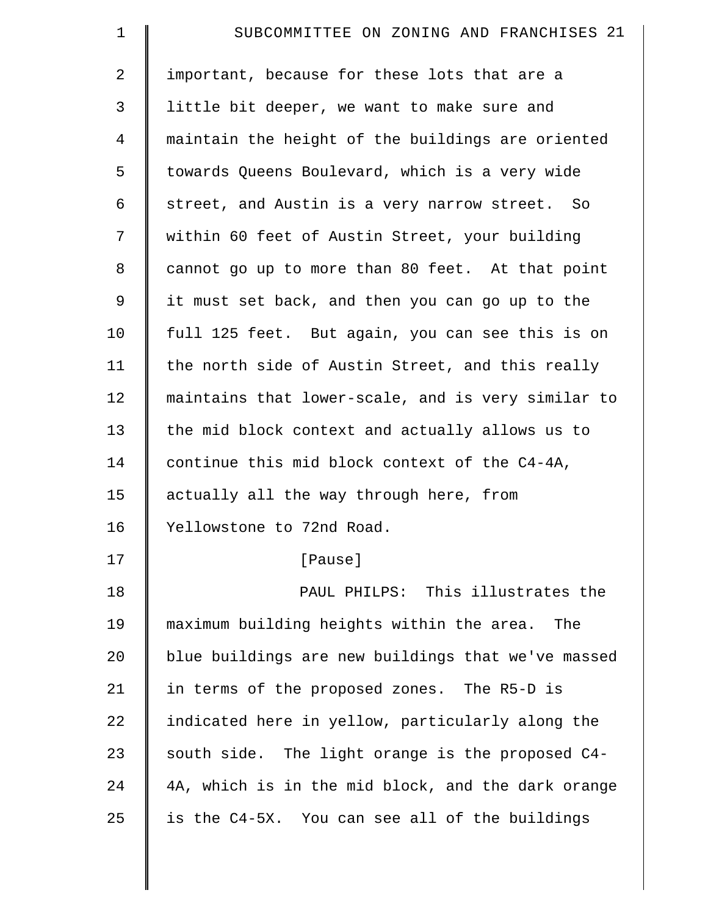important, because for these lots that are a little bit deeper, we want to make sure and maintain the height of the buildings are oriented towards Queens Boulevard, which is a very wide street, and Austin is a very narrow street. So within 60 feet of Austin Street, your building cannot go up to more than 80 feet. At that point it must set back, and then you can go up to the full 125 feet. But again, you can see this is on the north side of Austin Street, and this really maintains that lower-scale, and is very similar to the mid block context and actually allows us to continue this mid block context of the C4-4A, actually all the way through here, from Yellowstone to 72nd Road.

[Pause]

PAUL PHILPS: This illustrates the maximum building heights within the area. The blue buildings are new buildings that we've massed in terms of the proposed zones. The R5-D is indicated here in yellow, particularly along the south side. The light orange is the proposed C4-4A, which is in the mid block, and the dark orange is the C4-5X. You can see all of the buildings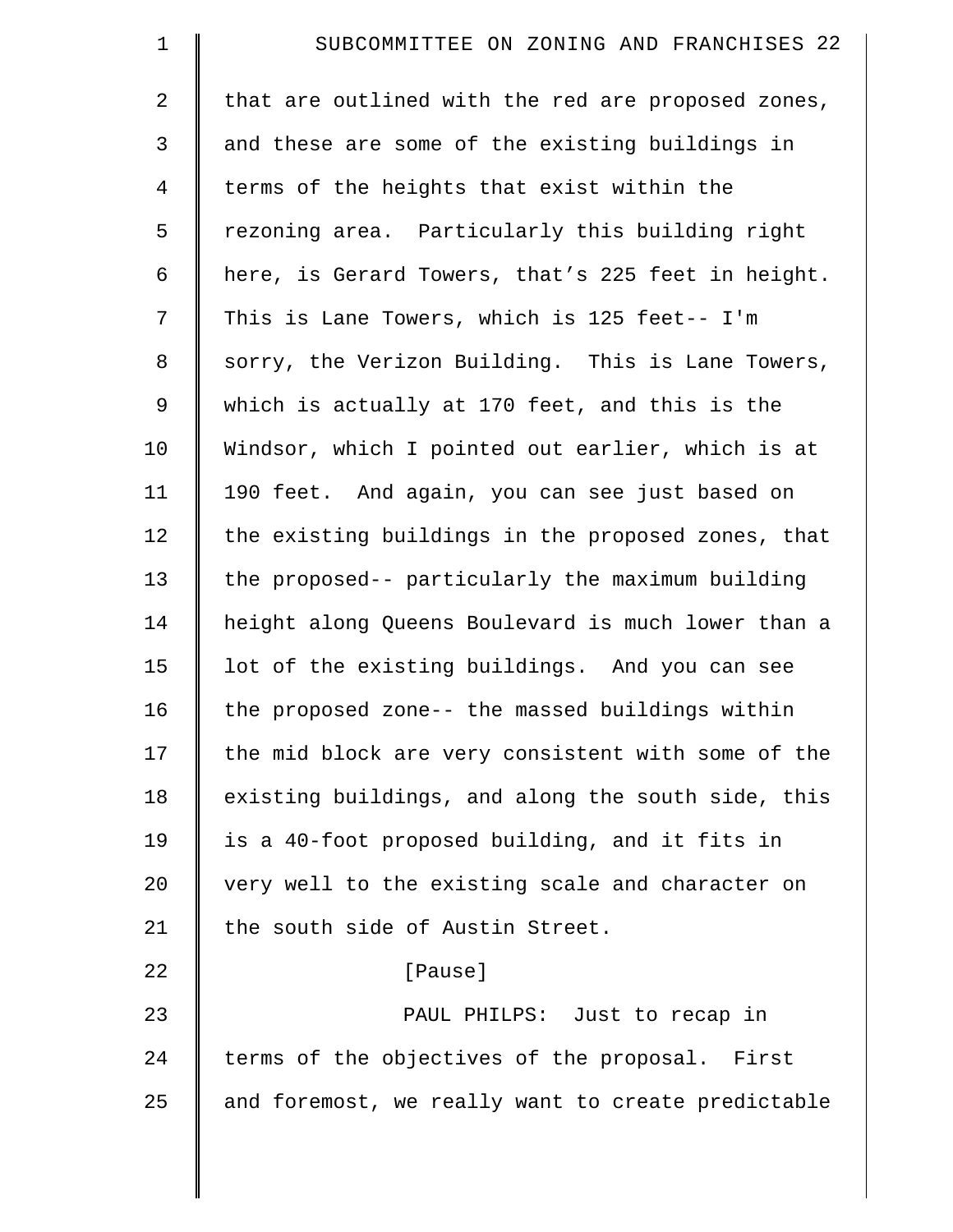that are outlined with the red are proposed zones, and these are some of the existing buildings in terms of the heights that exist within the rezoning area. Particularly this building right here, is Gerard Towers, that's 225 feet in height. This is Lane Towers, which is 125 feet-- I'm sorry, the Verizon Building. This is Lane Towers, which is actually at 170 feet, and this is the Windsor, which I pointed out earlier, which is at 190 feet. And again, you can see just based on the existing buildings in the proposed zones, that the proposed-- particularly the maximum building height along Queens Boulevard is much lower than a lot of the existing buildings. And you can see the proposed zone-- the massed buildings within the mid block are very consistent with some of the existing buildings, and along the south side, this is a 40-foot proposed building, and it fits in very well to the existing scale and character on the south side of Austin Street.

[Pause]

PAUL PHILPS: Just to recap in terms of the objectives of the proposal. First and foremost, we really want to create predictable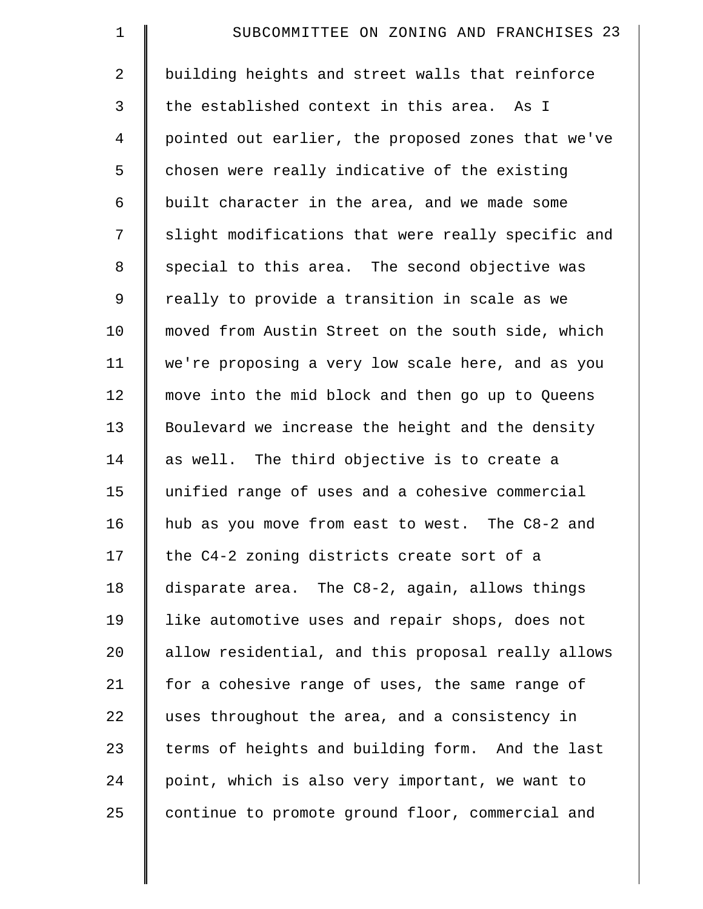building heights and street walls that reinforce the established context in this area. As I pointed out earlier, the proposed zones that we've chosen were really indicative of the existing built character in the area, and we made some slight modifications that were really specific and special to this area. The second objective was really to provide a transition in scale as we moved from Austin Street on the south side, which we're proposing a very low scale here, and as you move into the mid block and then go up to Queens Boulevard we increase the height and the density as well. The third objective is to create a unified range of uses and a cohesive commercial hub as you move from east to west. The C8-2 and the C4-2 zoning districts create sort of a disparate area. The C8-2, again, allows things like automotive uses and repair shops, does not allow residential, and this proposal really allows for a cohesive range of uses, the same range of uses throughout the area, and a consistency in terms of heights and building form. And the last point, which is also very important, we want to continue to promote ground floor, commercial and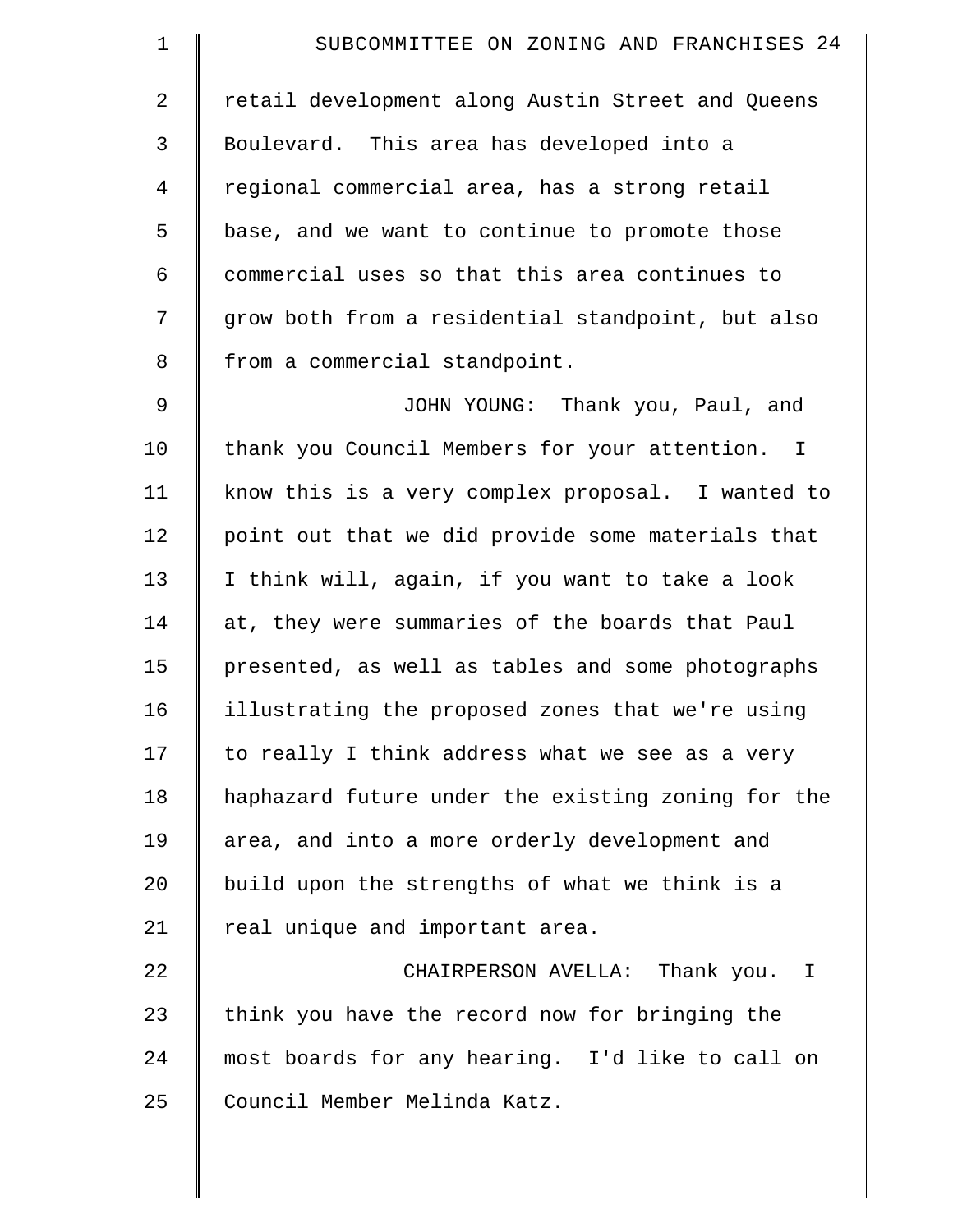retail development along Austin Street and Queens Boulevard. This area has developed into a regional commercial area, has a strong retail base, and we want to continue to promote those commercial uses so that this area continues to grow both from a residential standpoint, but also from a commercial standpoint.

JOHN YOUNG: Thank you, Paul, and thank you Council Members for your attention. I know this is a very complex proposal. I wanted to point out that we did provide some materials that I think will, again, if you want to take a look at, they were summaries of the boards that Paul presented, as well as tables and some photographs illustrating the proposed zones that we're using to really I think address what we see as a very haphazard future under the existing zoning for the area, and into a more orderly development and build upon the strengths of what we think is a real unique and important area.

CHAIRPERSON AVELLA: Thank you. I think you have the record now for bringing the most boards for any hearing. I'd like to call on Council Member Melinda Katz.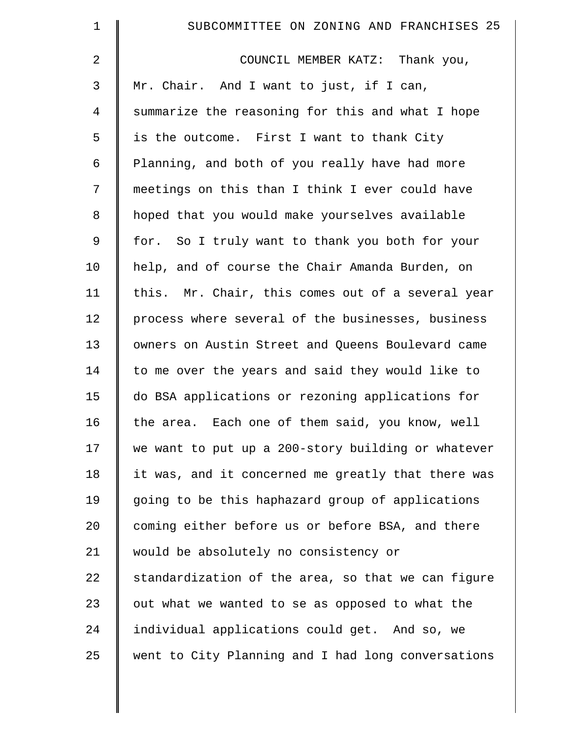COUNCIL MEMBER KATZ: Thank you, Mr. Chair. And I want to just, if I can, summarize the reasoning for this and what I hope is the outcome. First I want to thank City Planning, and both of you really have had more meetings on this than I think I ever could have hoped that you would make yourselves available for. So I truly want to thank you both for your help, and of course the Chair Amanda Burden, on this. Mr. Chair, this comes out of a several year process where several of the businesses, business owners on Austin Street and Queens Boulevard came to me over the years and said they would like to do BSA applications or rezoning applications for the area. Each one of them said, you know, well we want to put up a 200-story building or whatever it was, and it concerned me greatly that there was going to be this haphazard group of applications coming either before us or before BSA, and there would be absolutely no consistency or standardization of the area, so that we can figure out what we wanted to se as opposed to what the individual applications could get. And so, we went to City Planning and I had long conversations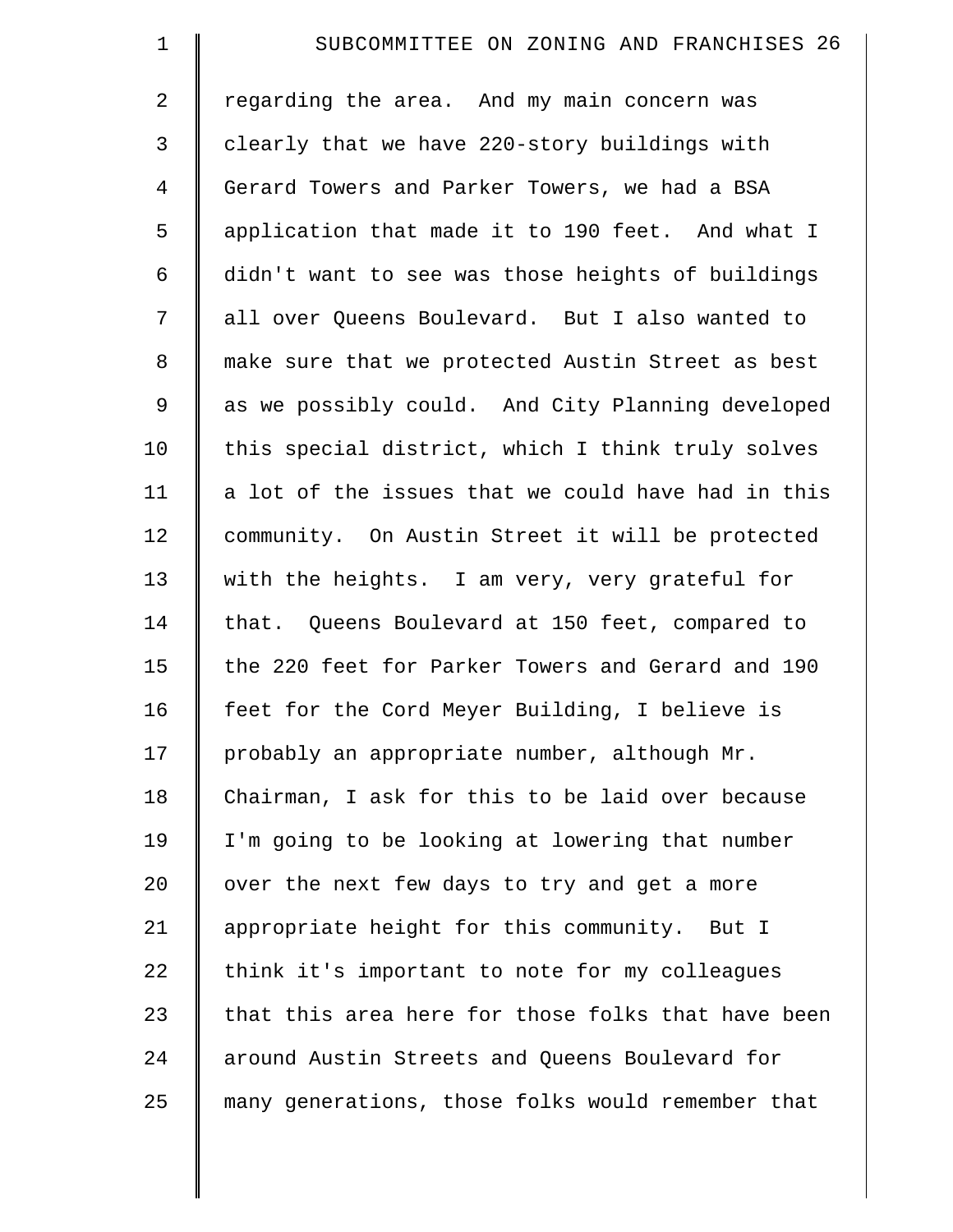regarding the area. And my main concern was clearly that we have 220-story buildings with Gerard Towers and Parker Towers, we had a BSA application that made it to 190 feet. And what I didn't want to see was those heights of buildings all over Queens Boulevard. But I also wanted to make sure that we protected Austin Street as best as we possibly could. And City Planning developed this special district, which I think truly solves a lot of the issues that we could have had in this community. On Austin Street it will be protected with the heights. I am very, very grateful for that. Queens Boulevard at 150 feet, compared to the 220 feet for Parker Towers and Gerard and 190 feet for the Cord Meyer Building, I believe is probably an appropriate number, although Mr. Chairman, I ask for this to be laid over because I'm going to be looking at lowering that number over the next few days to try and get a more appropriate height for this community. But I think it's important to note for my colleagues that this area here for those folks that have been around Austin Streets and Queens Boulevard for many generations, those folks would remember that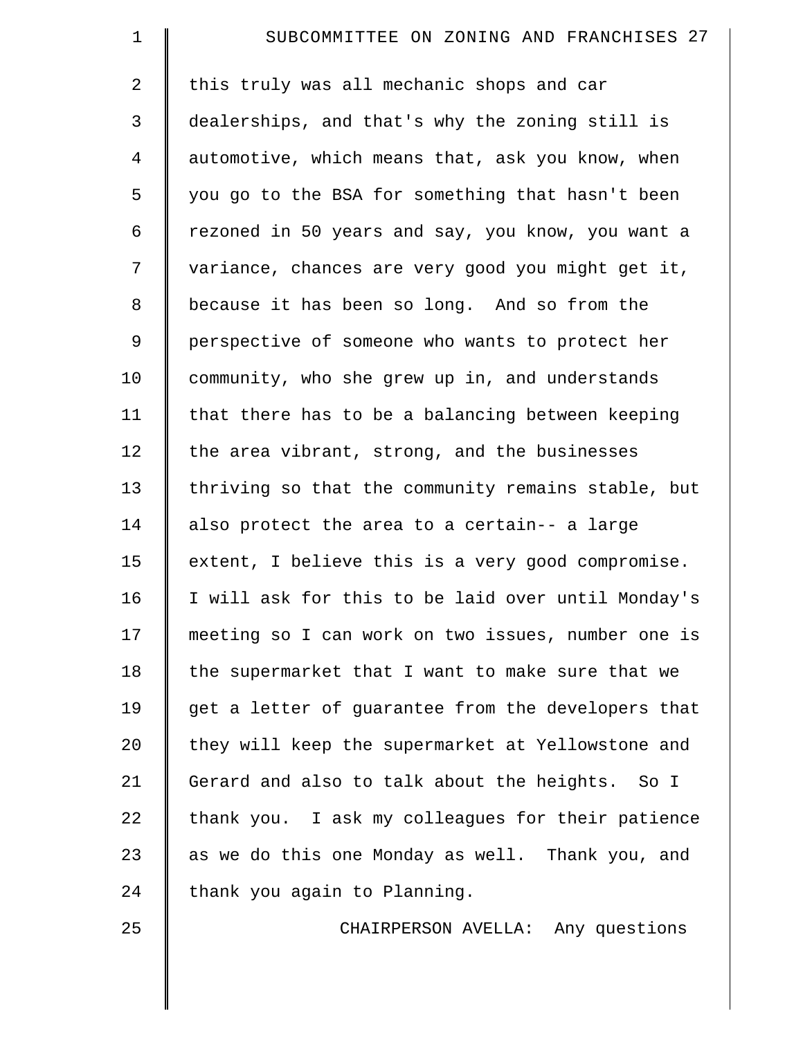this truly was all mechanic shops and car dealerships, and that's why the zoning still is automotive, which means that, ask you know, when you go to the BSA for something that hasn't been rezoned in 50 years and say, you know, you want a variance, chances are very good you might get it, because it has been so long. And so from the perspective of someone who wants to protect her community, who she grew up in, and understands that there has to be a balancing between keeping the area vibrant, strong, and the businesses thriving so that the community remains stable, but also protect the area to a certain-- a large extent, I believe this is a very good compromise. I will ask for this to be laid over until Monday's meeting so I can work on two issues, number one is the supermarket that I want to make sure that we get a letter of guarantee from the developers that they will keep the supermarket at Yellowstone and Gerard and also to talk about the heights. So I thank you. I ask my colleagues for their patience as we do this one Monday as well. Thank you, and thank you again to Planning.

CHAIRPERSON AVELLA: Any questions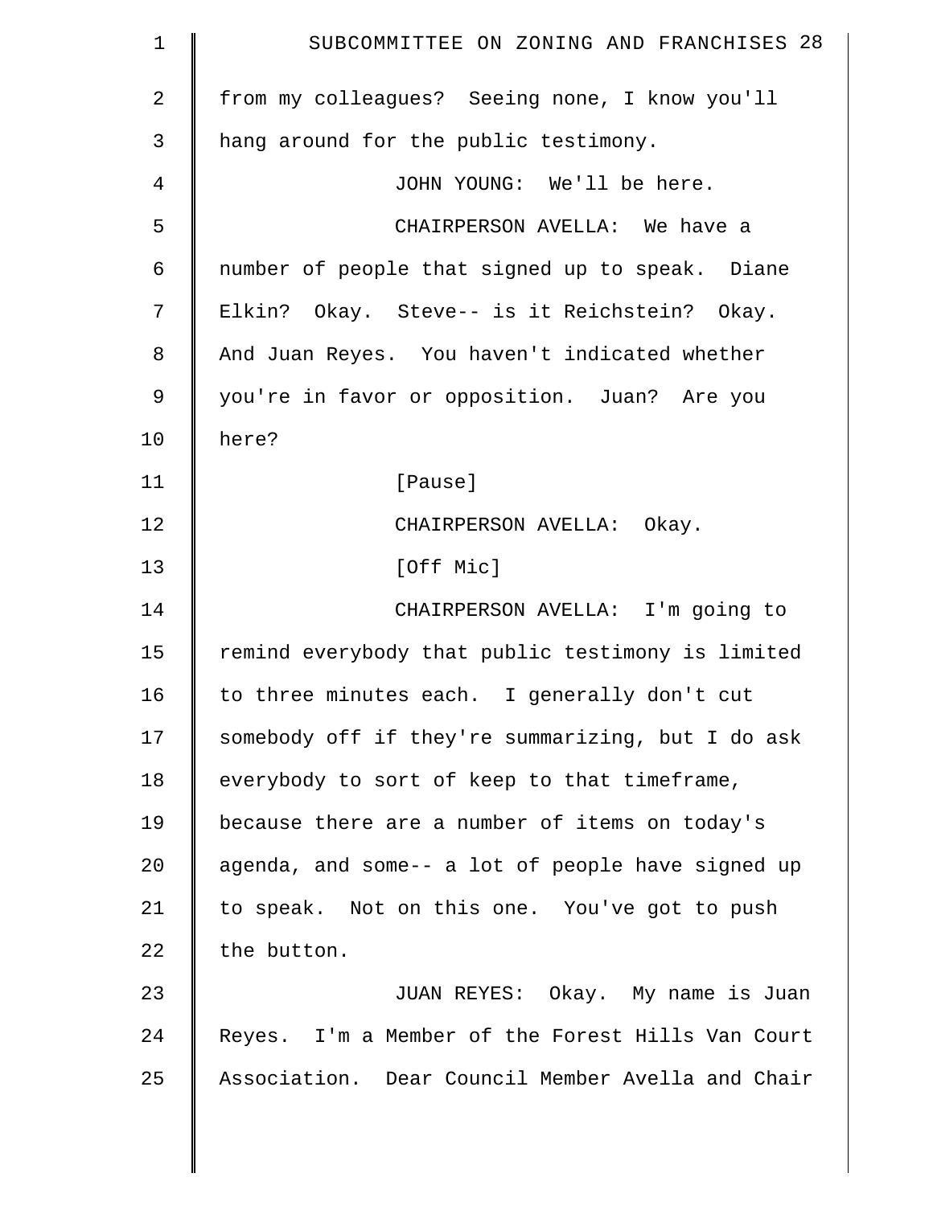from my colleagues? Seeing none, I know you'll hang around for the public testimony.

JOHN YOUNG: We'll be here.

CHAIRPERSON AVELLA: We have a number of people that signed up to speak. Diane Elkin? Okay. Steve-- is it Reichstein? Okay. And Juan Reyes. You haven't indicated whether you're in favor or opposition. Juan? Are you here?

[Pause]

CHAIRPERSON AVELLA: Okay.

[Off Mic]

CHAIRPERSON AVELLA: I'm going to remind everybody that public testimony is limited to three minutes each. I generally don't cut somebody off if they're summarizing, but I do ask everybody to sort of keep to that timeframe, because there are a number of items on today's agenda, and some-- a lot of people have signed up to speak. Not on this one. You've got to push the button.

JUAN REYES: Okay. My name is Juan Reyes. I'm a Member of the Forest Hills Van Court Association. Dear Council Member Avella and Chair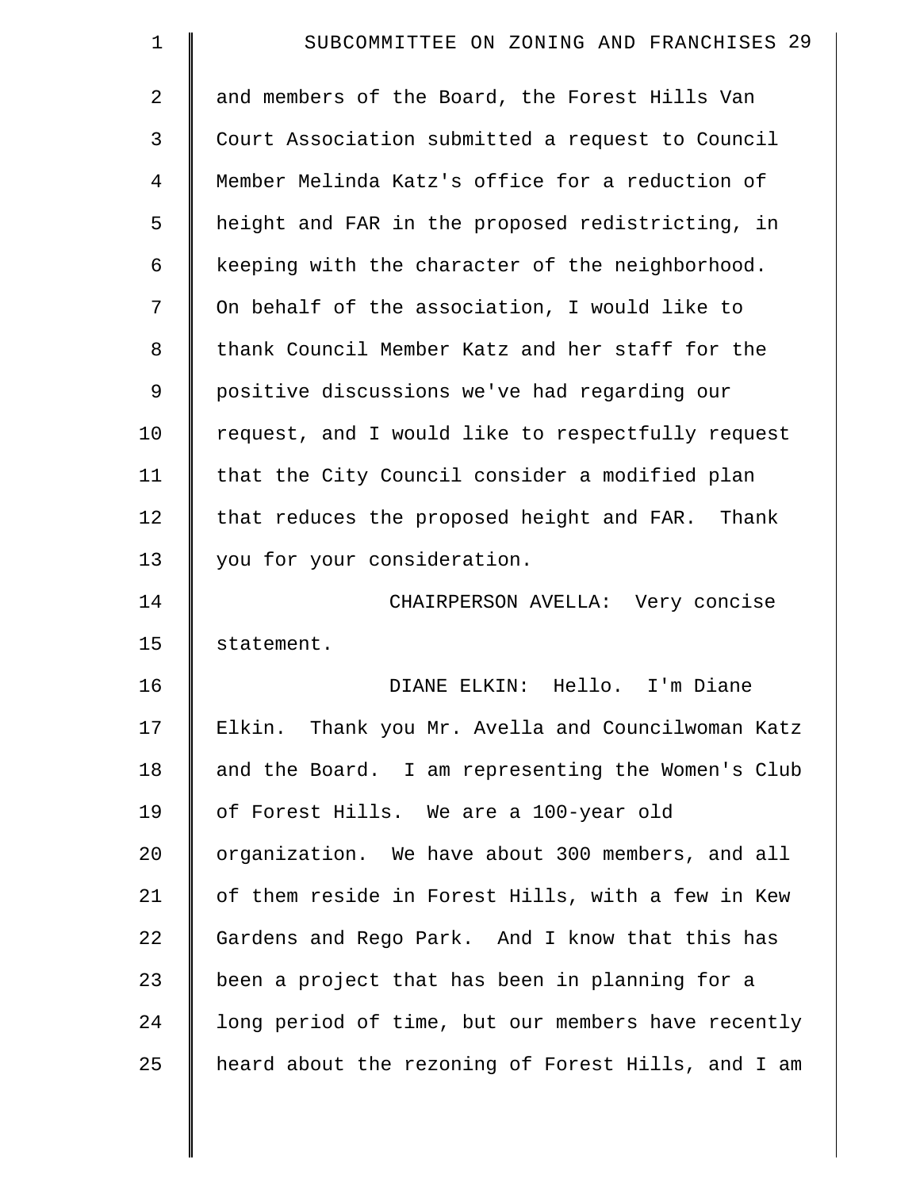and members of the Board, the Forest Hills Van Court Association submitted a request to Council Member Melinda Katz's office for a reduction of height and FAR in the proposed redistricting, in keeping with the character of the neighborhood. On behalf of the association, I would like to thank Council Member Katz and her staff for the positive discussions we've had regarding our request, and I would like to respectfully request that the City Council consider a modified plan that reduces the proposed height and FAR. Thank you for your consideration.

CHAIRPERSON AVELLA: Very concise statement.

DIANE ELKIN: Hello. I'm Diane Elkin. Thank you Mr. Avella and Councilwoman Katz and the Board. I am representing the Women's Club of Forest Hills. We are a 100-year old organization. We have about 300 members, and all of them reside in Forest Hills, with a few in Kew Gardens and Rego Park. And I know that this has been a project that has been in planning for a long period of time, but our members have recently heard about the rezoning of Forest Hills, and I am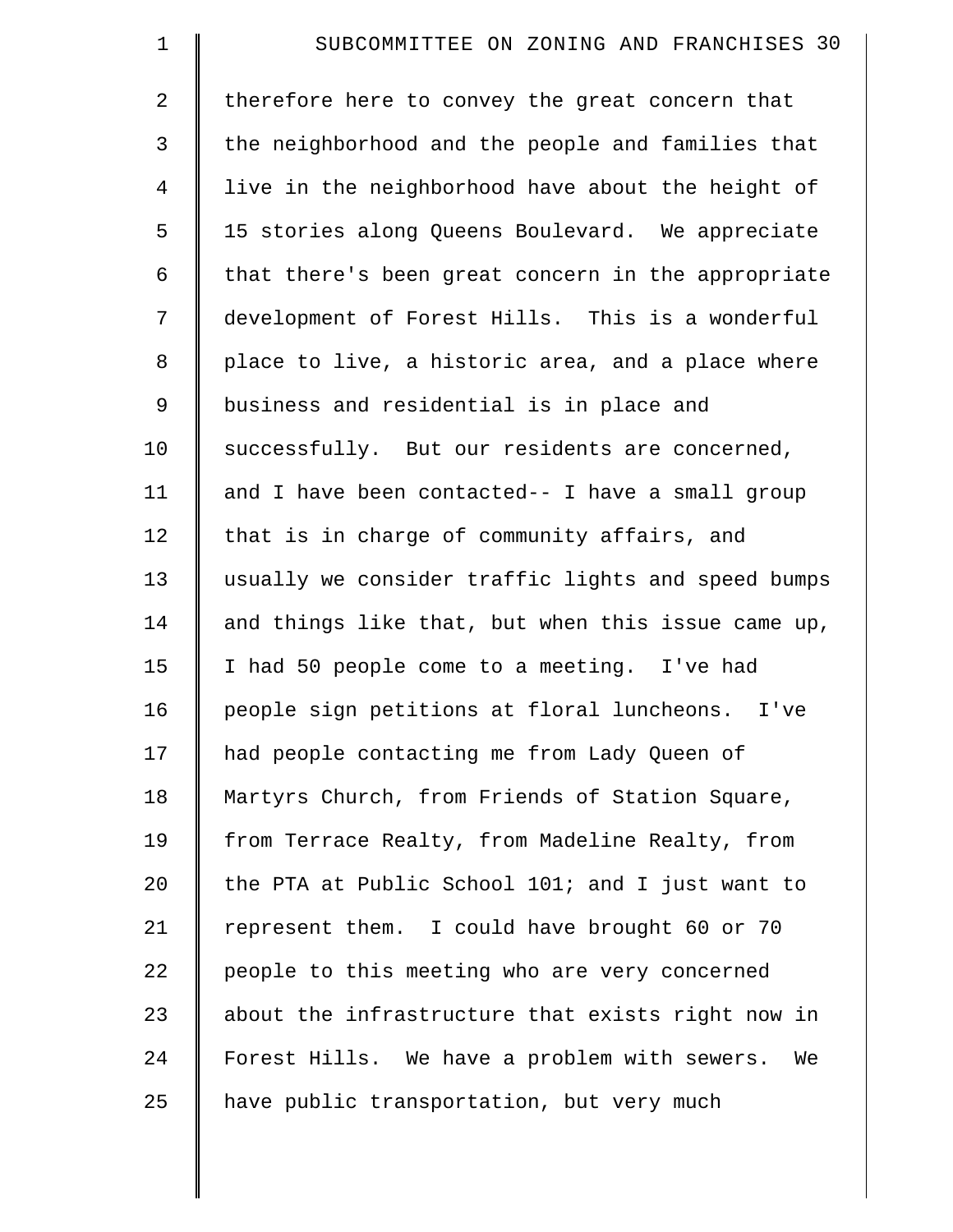therefore here to convey the great concern that the neighborhood and the people and families that live in the neighborhood have about the height of 15 stories along Queens Boulevard. We appreciate that there's been great concern in the appropriate development of Forest Hills. This is a wonderful place to live, a historic area, and a place where business and residential is in place and successfully. But our residents are concerned, and I have been contacted-- I have a small group that is in charge of community affairs, and usually we consider traffic lights and speed bumps and things like that, but when this issue came up, I had 50 people come to a meeting. I've had people sign petitions at floral luncheons. I've had people contacting me from Lady Queen of Martyrs Church, from Friends of Station Square, from Terrace Realty, from Madeline Realty, from the PTA at Public School 101; and I just want to represent them. I could have brought 60 or 70 people to this meeting who are very concerned about the infrastructure that exists right now in Forest Hills. We have a problem with sewers. We have public transportation, but very much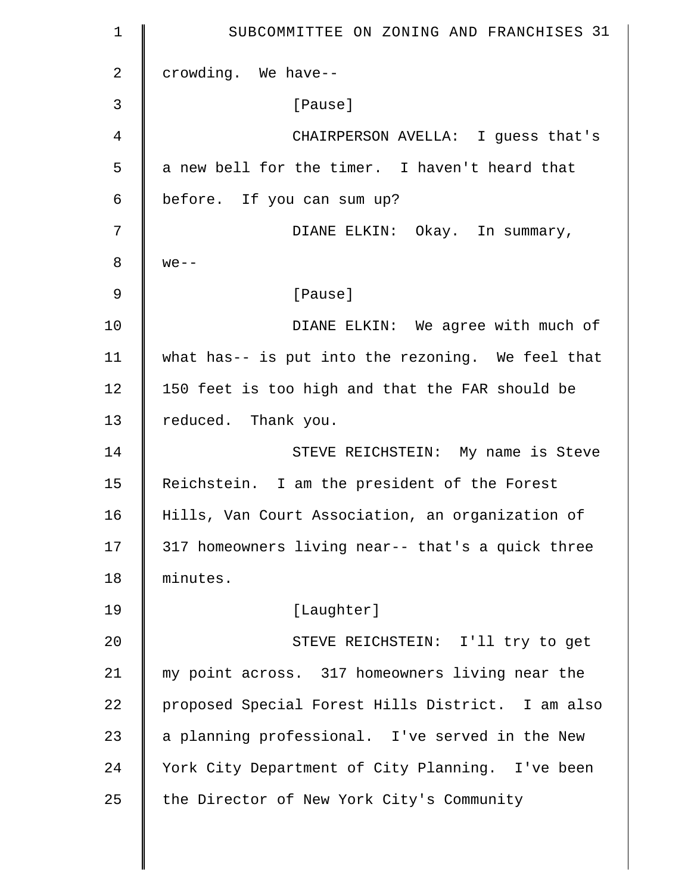crowding. We have--

[Pause]

CHAIRPERSON AVELLA: I guess that's a new bell for the timer. I haven't heard that before. If you can sum up?

DIANE ELKIN: Okay. In summary, we--

[Pause]

DIANE ELKIN: We agree with much of what has-- is put into the rezoning. We feel that 150 feet is too high and that the FAR should be reduced. Thank you.

STEVE REICHSTEIN: My name is Steve Reichstein. I am the president of the Forest Hills, Van Court Association, an organization of 317 homeowners living near-- that's a quick three minutes.

[Laughter]

STEVE REICHSTEIN: I'll try to get my point across. 317 homeowners living near the proposed Special Forest Hills District. I am also a planning professional. I've served in the New York City Department of City Planning. I've been the Director of New York City's Community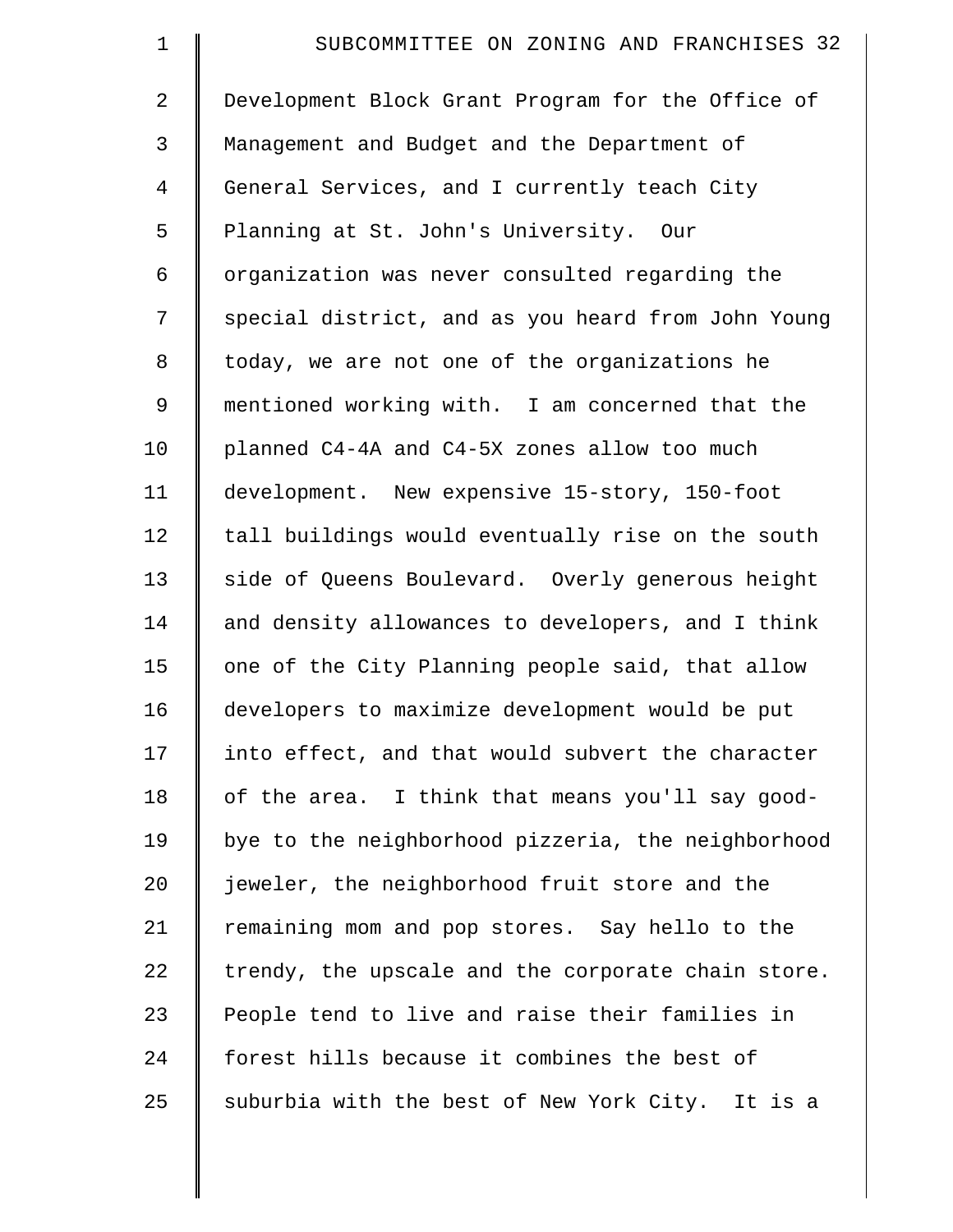Development Block Grant Program for the Office of Management and Budget and the Department of General Services, and I currently teach City Planning at St. John's University. Our organization was never consulted regarding the special district, and as you heard from John Young today, we are not one of the organizations he mentioned working with. I am concerned that the planned C4-4A and C4-5X zones allow too much development. New expensive 15-story, 150-foot tall buildings would eventually rise on the south side of Queens Boulevard. Overly generous height and density allowances to developers, and I think one of the City Planning people said, that allow developers to maximize development would be put into effect, and that would subvert the character of the area. I think that means you'll say good-bye to the neighborhood pizzeria, the neighborhood jeweler, the neighborhood fruit store and the remaining mom and pop stores. Say hello to the trendy, the upscale and the corporate chain store. People tend to live and raise their families in forest hills because it combines the best of suburbia with the best of New York City. It is a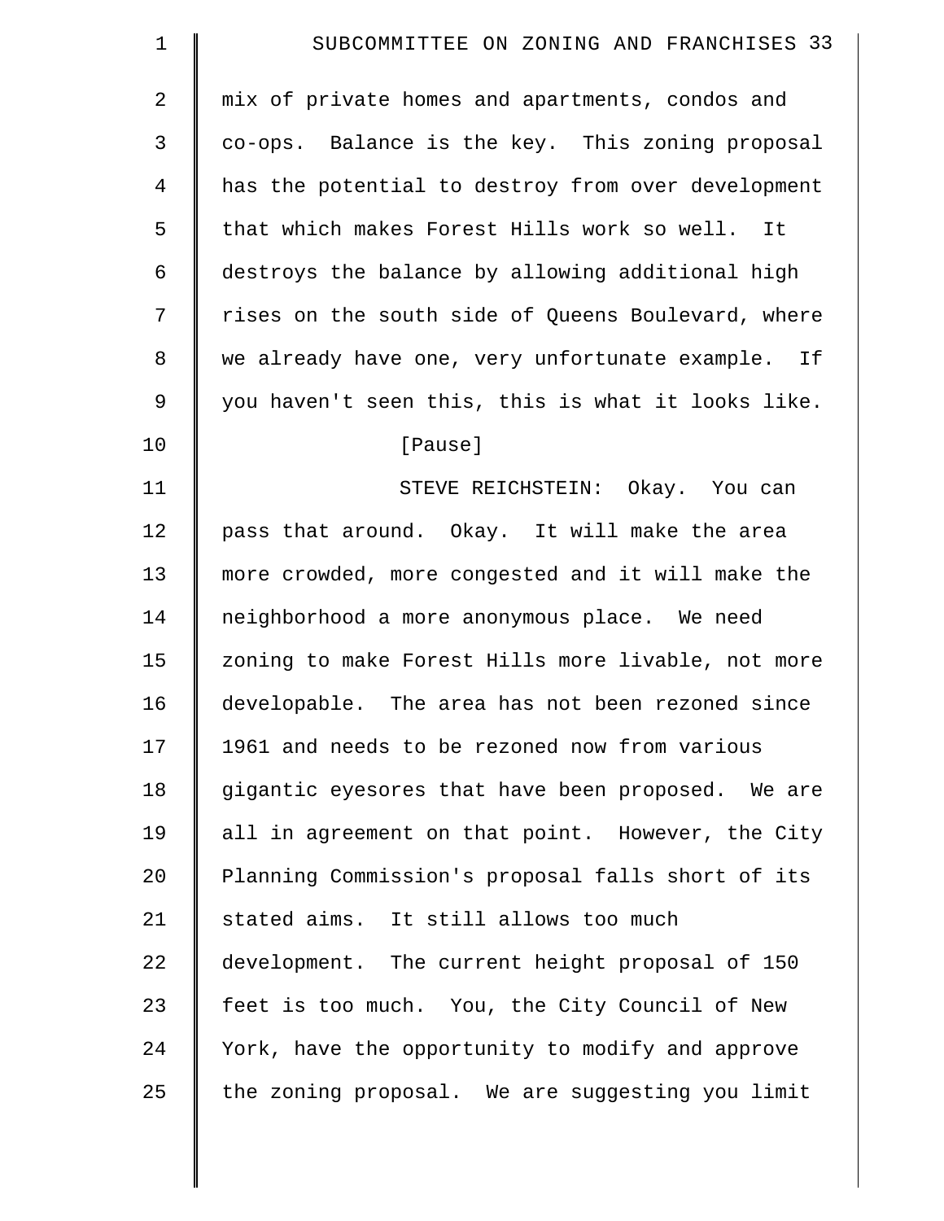mix of private homes and apartments, condos and co-ops. Balance is the key. This zoning proposal has the potential to destroy from over development that which makes Forest Hills work so well. It destroys the balance by allowing additional high rises on the south side of Queens Boulevard, where we already have one, very unfortunate example. If you haven't seen this, this is what it looks like.

[Pause]

STEVE REICHSTEIN: Okay. You can pass that around. Okay. It will make the area more crowded, more congested and it will make the neighborhood a more anonymous place. We need zoning to make Forest Hills more livable, not more developable. The area has not been rezoned since 1961 and needs to be rezoned now from various gigantic eyesores that have been proposed. We are all in agreement on that point. However, the City Planning Commission's proposal falls short of its stated aims. It still allows too much development. The current height proposal of 150 feet is too much. You, the City Council of New York, have the opportunity to modify and approve the zoning proposal. We are suggesting you limit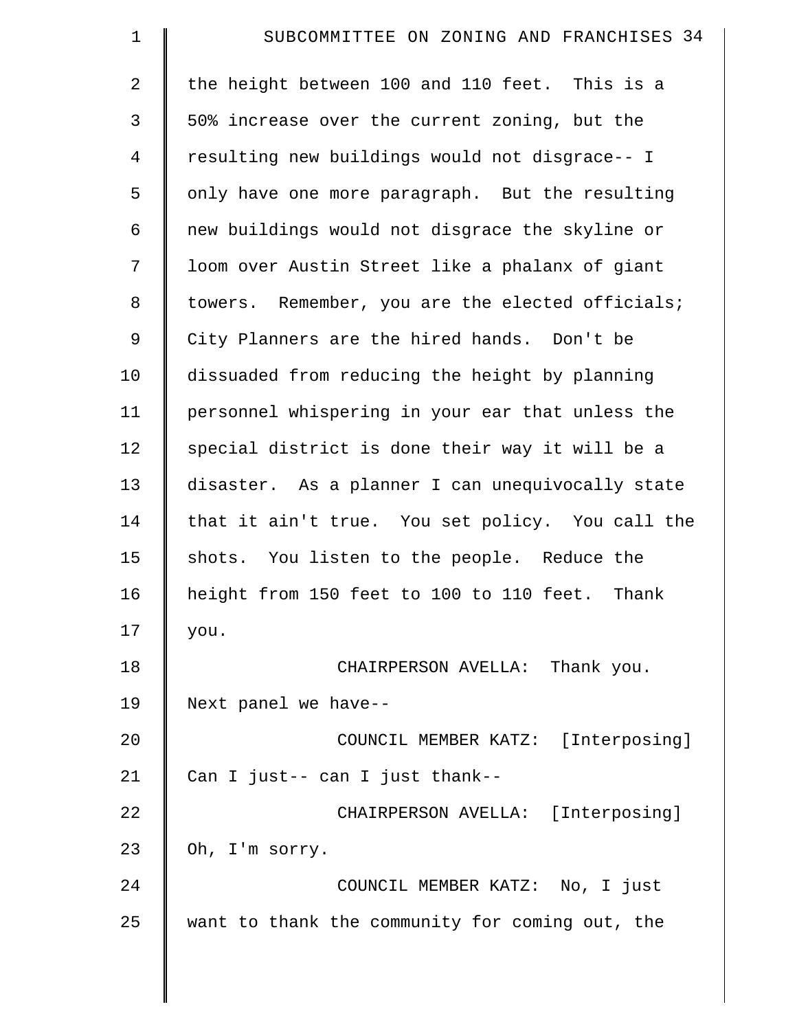the height between 100 and 110 feet. This is a 50% increase over the current zoning, but the resulting new buildings would not disgrace-- I only have one more paragraph. But the resulting new buildings would not disgrace the skyline or loom over Austin Street like a phalanx of giant towers. Remember, you are the elected officials; City Planners are the hired hands. Don't be dissuaded from reducing the height by planning personnel whispering in your ear that unless the special district is done their way it will be a disaster. As a planner I can unequivocally state that it ain't true. You set policy. You call the shots. You listen to the people. Reduce the height from 150 feet to 100 to 110 feet. Thank you.

CHAIRPERSON AVELLA: Thank you. Next panel we have--

COUNCIL MEMBER KATZ: [Interposing] Can I just-- can I just thank--

CHAIRPERSON AVELLA: [Interposing] Oh, I'm sorry.

COUNCIL MEMBER KATZ: No, I just want to thank the community for coming out, the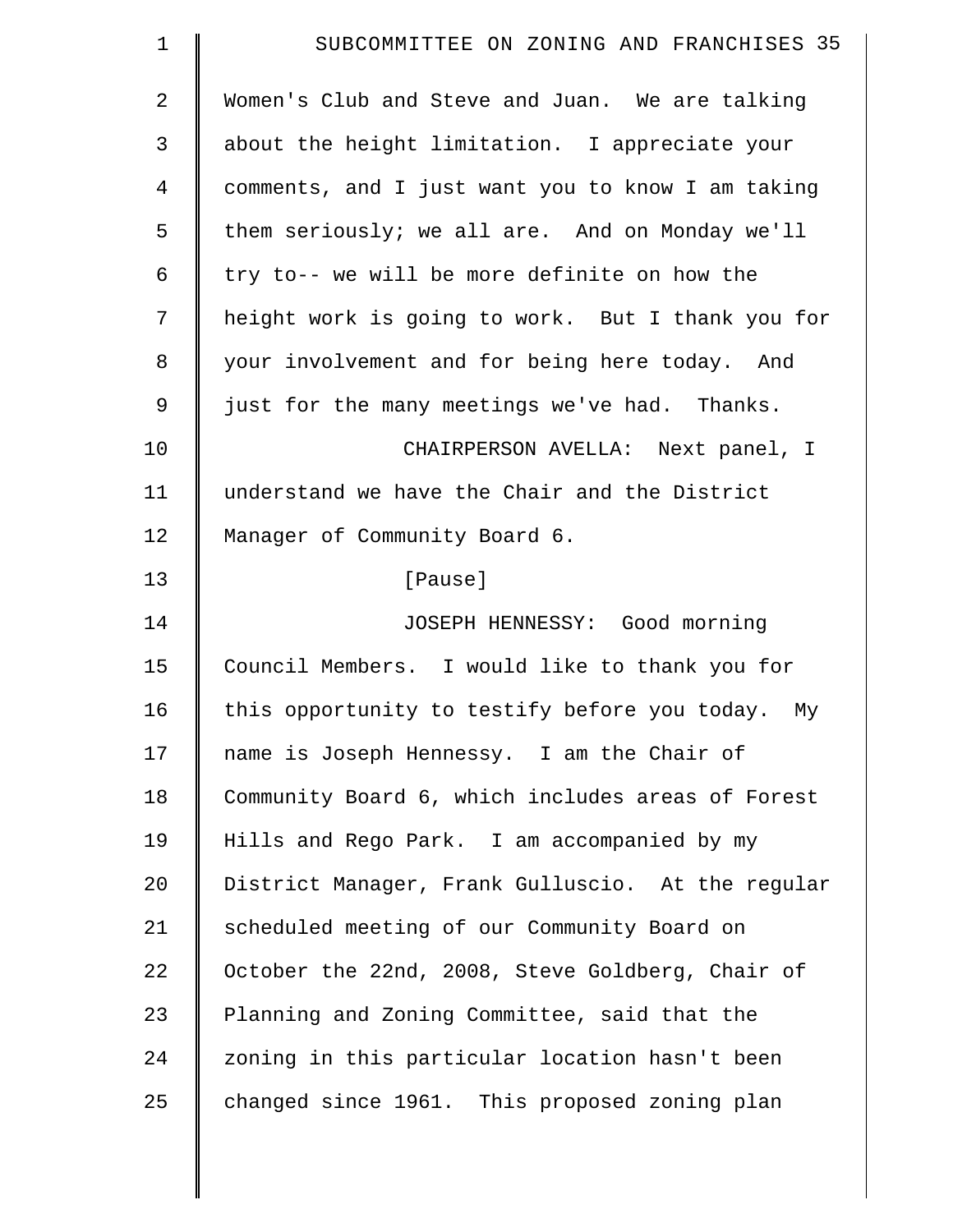Women's Club and Steve and Juan. We are talking about the height limitation. I appreciate your comments, and I just want you to know I am taking them seriously; we all are. And on Monday we'll try to-- we will be more definite on how the height work is going to work. But I thank you for your involvement and for being here today. And just for the many meetings we've had. Thanks.

CHAIRPERSON AVELLA: Next panel, I understand we have the Chair and the District Manager of Community Board 6.

[Pause]

JOSEPH HENNESSY: Good morning Council Members. I would like to thank you for this opportunity to testify before you today. My name is Joseph Hennessy. I am the Chair of Community Board 6, which includes areas of Forest Hills and Rego Park. I am accompanied by my District Manager, Frank Gulluscio. At the regular scheduled meeting of our Community Board on October the 22nd, 2008, Steve Goldberg, Chair of Planning and Zoning Committee, said that the zoning in this particular location hasn't been changed since 1961. This proposed zoning plan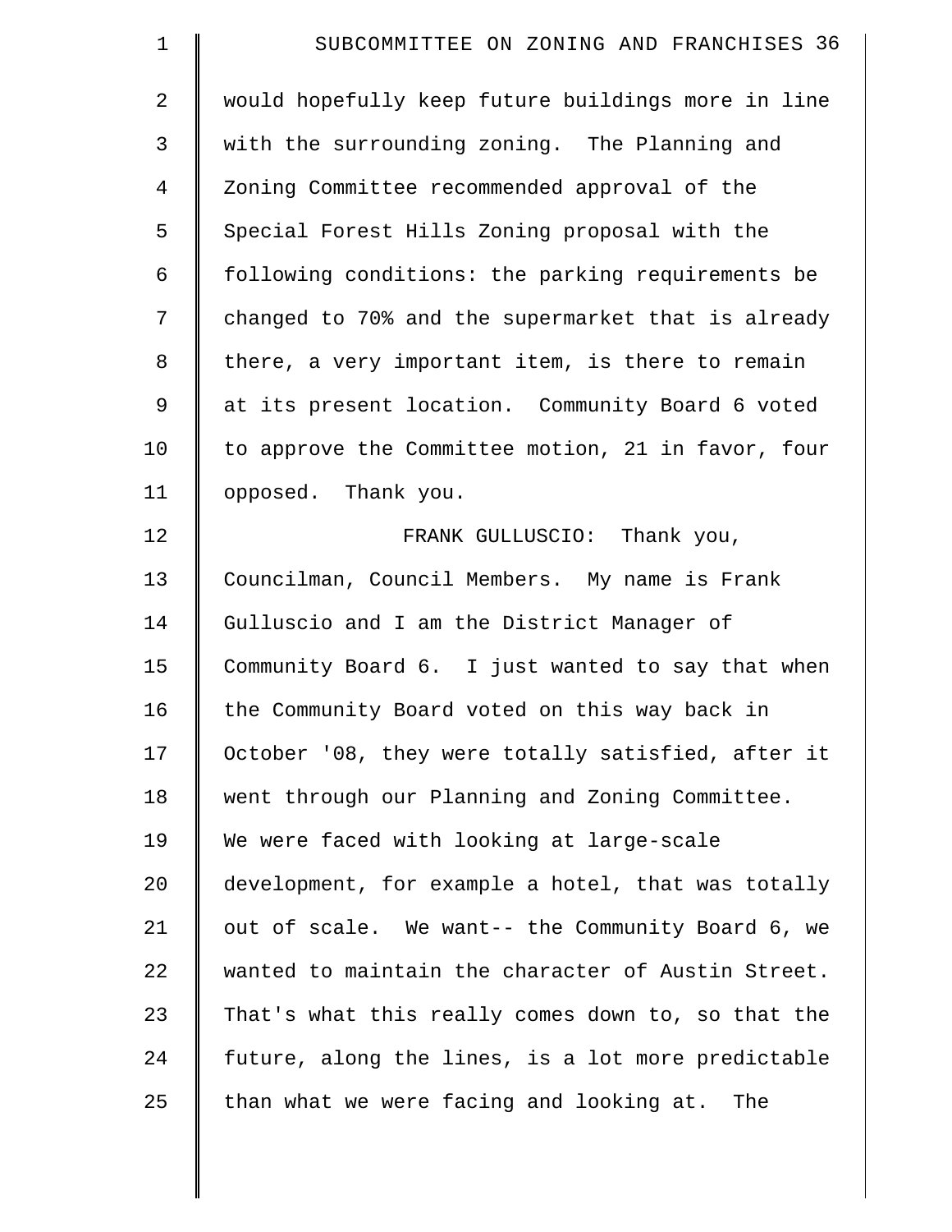would hopefully keep future buildings more in line with the surrounding zoning. The Planning and Zoning Committee recommended approval of the Special Forest Hills Zoning proposal with the following conditions: the parking requirements be changed to 70% and the supermarket that is already there, a very important item, is there to remain at its present location. Community Board 6 voted to approve the Committee motion, 21 in favor, four opposed. Thank you.

FRANK GULLUSCIO: Thank you, Councilman, Council Members. My name is Frank Gulluscio and I am the District Manager of Community Board 6. I just wanted to say that when the Community Board voted on this way back in October '08, they were totally satisfied, after it went through our Planning and Zoning Committee. We were faced with looking at large-scale development, for example a hotel, that was totally out of scale. We want-- the Community Board 6, we wanted to maintain the character of Austin Street. That's what this really comes down to, so that the future, along the lines, is a lot more predictable than what we were facing and looking at. The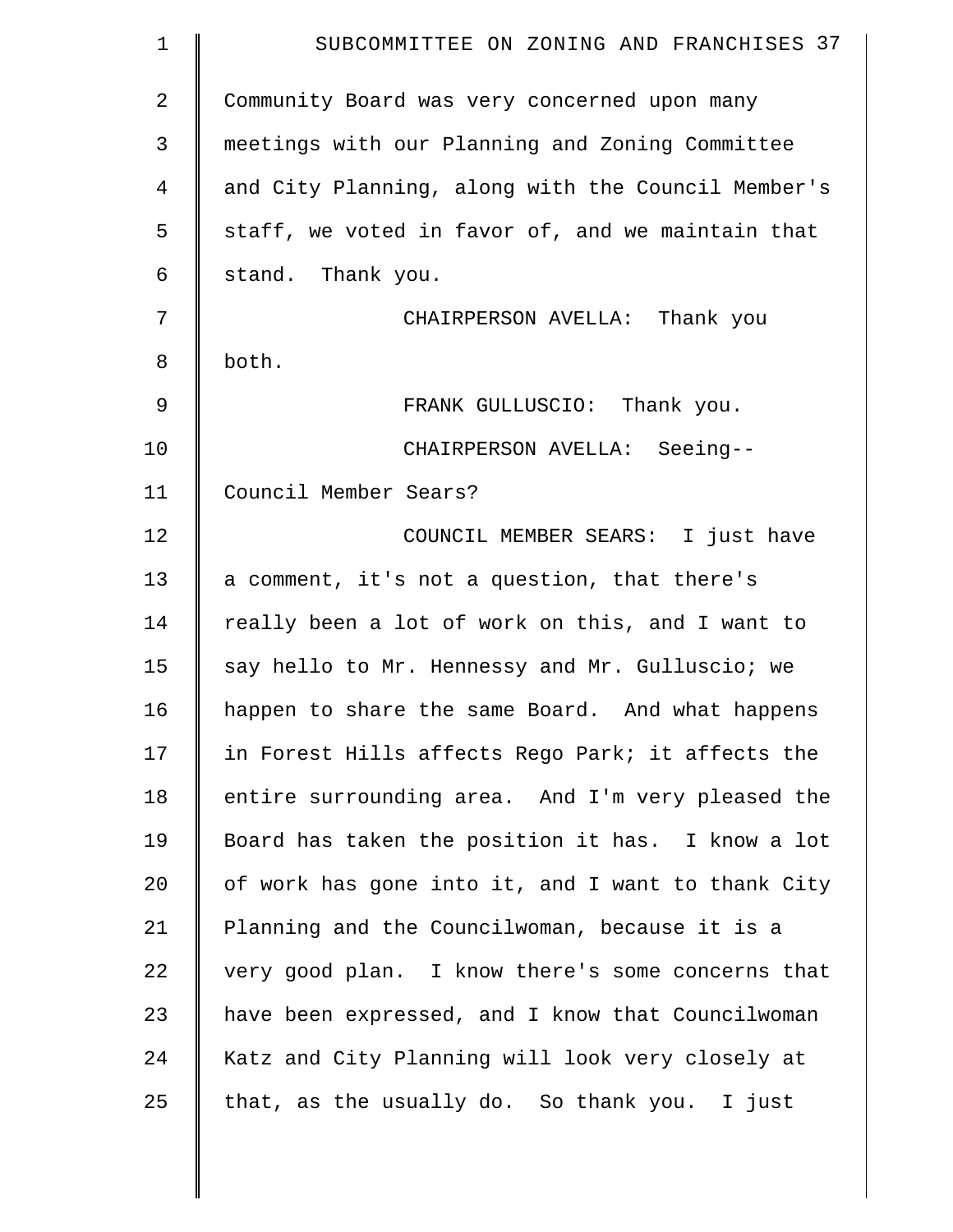Community Board was very concerned upon many meetings with our Planning and Zoning Committee and City Planning, along with the Council Member's staff, we voted in favor of, and we maintain that stand. Thank you.

CHAIRPERSON AVELLA: Thank you both.

FRANK GULLUSCIO: Thank you.

CHAIRPERSON AVELLA: Seeing-- Council Member Sears?

COUNCIL MEMBER SEARS: I just have a comment, it's not a question, that there's really been a lot of work on this, and I want to say hello to Mr. Hennessy and Mr. Gulluscio; we happen to share the same Board. And what happens in Forest Hills affects Rego Park; it affects the entire surrounding area. And I'm very pleased the Board has taken the position it has. I know a lot of work has gone into it, and I want to thank City Planning and the Councilwoman, because it is a very good plan. I know there's some concerns that have been expressed, and I know that Councilwoman Katz and City Planning will look very closely at that, as the usually do. So thank you. I just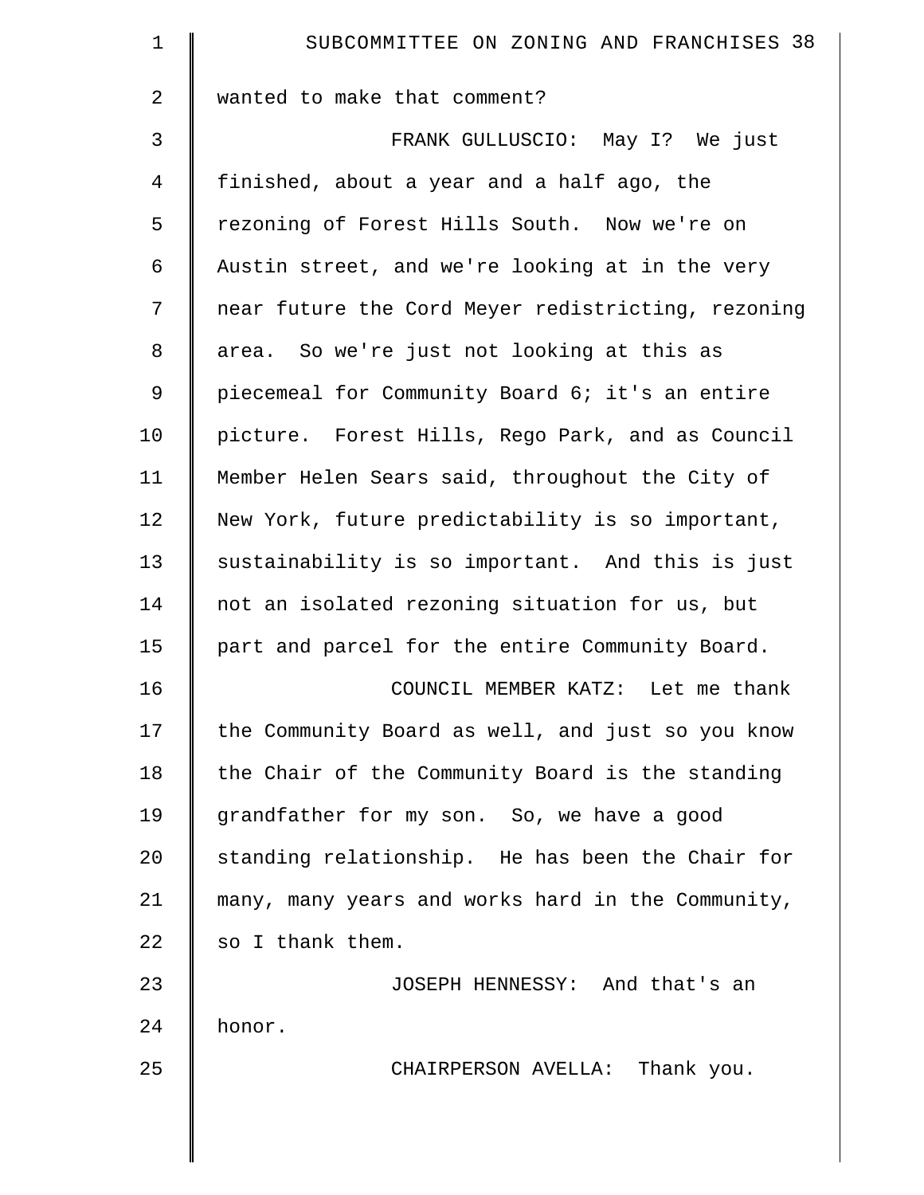wanted to make that comment?

FRANK GULLUSCIO: May I? We just finished, about a year and a half ago, the rezoning of Forest Hills South. Now we're on Austin street, and we're looking at in the very near future the Cord Meyer redistricting, rezoning area. So we're just not looking at this as piecemeal for Community Board 6; it's an entire picture. Forest Hills, Rego Park, and as Council Member Helen Sears said, throughout the City of New York, future predictability is so important, sustainability is so important. And this is just not an isolated rezoning situation for us, but part and parcel for the entire Community Board.

COUNCIL MEMBER KATZ: Let me thank the Community Board as well, and just so you know the Chair of the Community Board is the standing grandfather for my son. So, we have a good standing relationship. He has been the Chair for many, many years and works hard in the Community, so I thank them.

JOSEPH HENNESSY: And that's an honor.

CHAIRPERSON AVELLA: Thank you.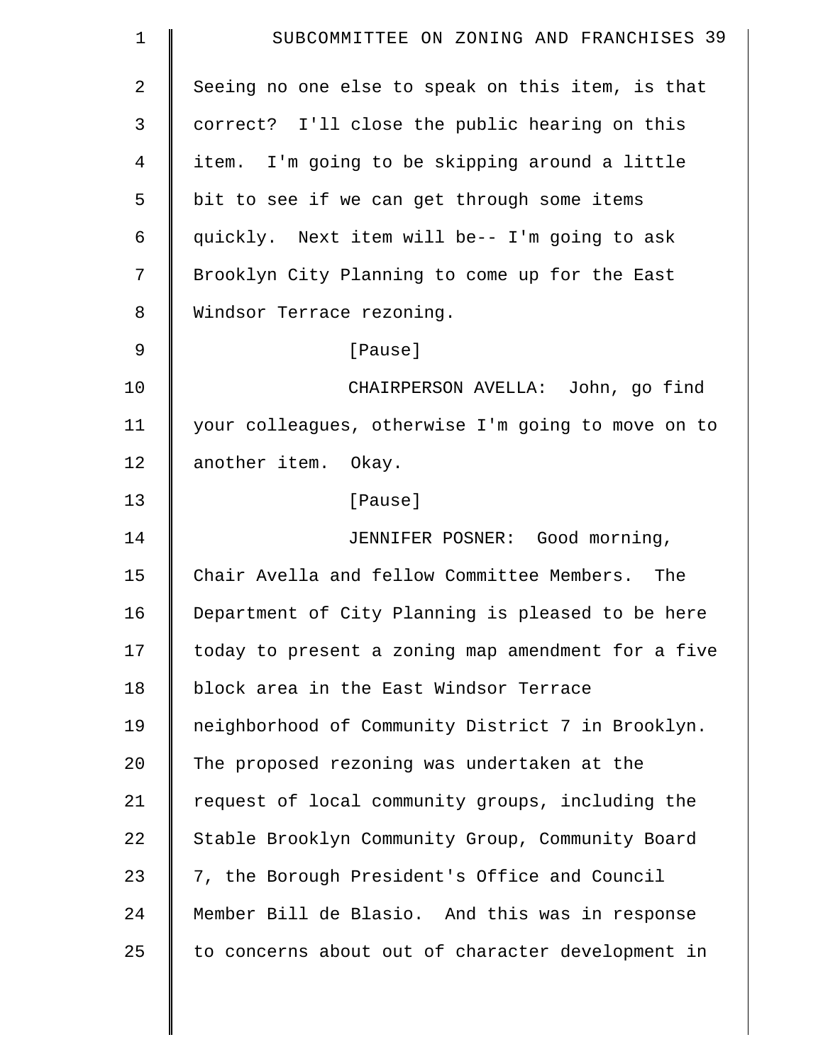Seeing no one else to speak on this item, is that correct? I'll close the public hearing on this item. I'm going to be skipping around a little bit to see if we can get through some items quickly. Next item will be-- I'm going to ask Brooklyn City Planning to come up for the East Windsor Terrace rezoning.

[Pause]

CHAIRPERSON AVELLA: John, go find your colleagues, otherwise I'm going to move on to another item. Okay.

[Pause]

JENNIFER POSNER: Good morning, Chair Avella and fellow Committee Members. The Department of City Planning is pleased to be here today to present a zoning map amendment for a five block area in the East Windsor Terrace neighborhood of Community District 7 in Brooklyn. The proposed rezoning was undertaken at the request of local community groups, including the Stable Brooklyn Community Group, Community Board 7, the Borough President's Office and Council Member Bill de Blasio. And this was in response to concerns about out of character development in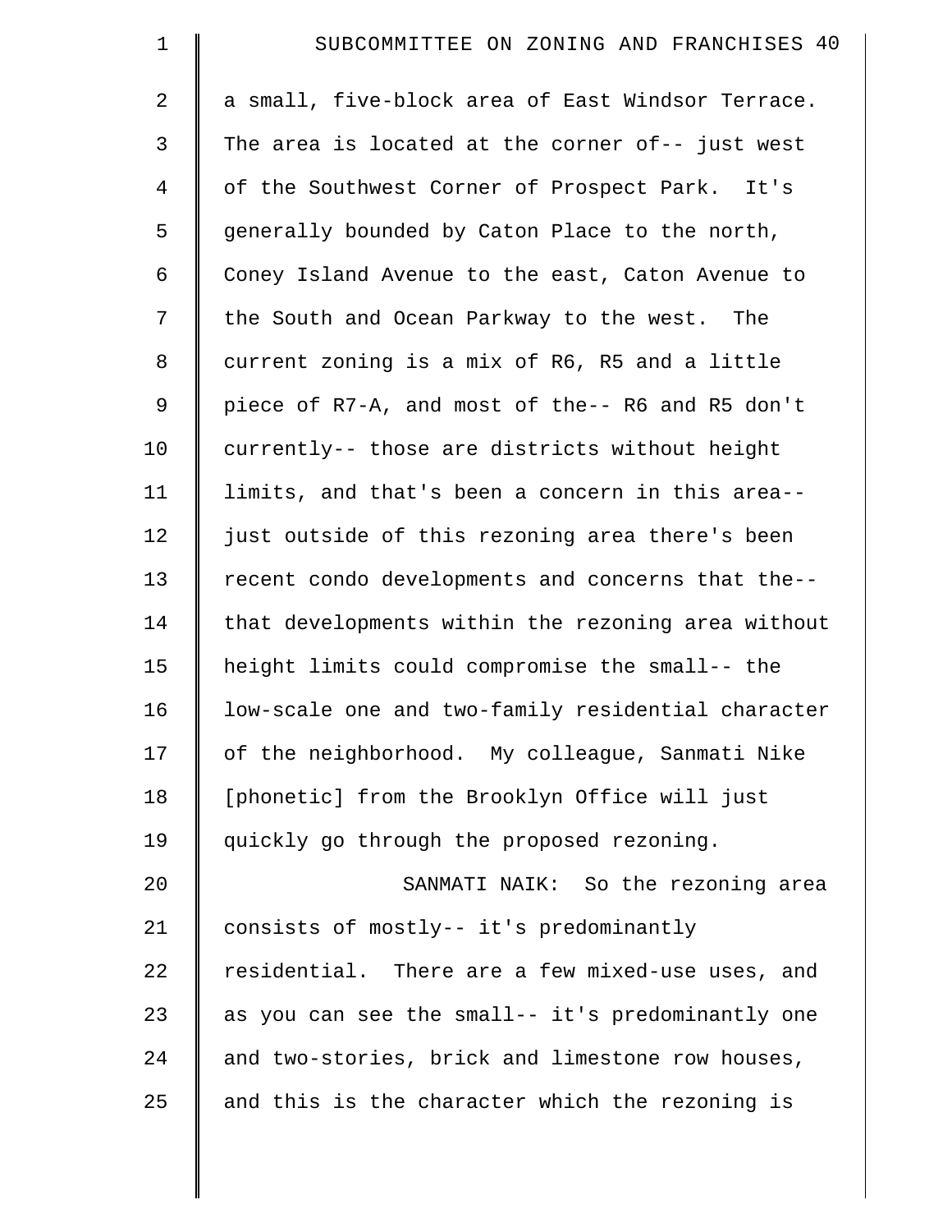a small, five-block area of East Windsor Terrace. The area is located at the corner of-- just west of the Southwest Corner of Prospect Park. It's generally bounded by Caton Place to the north, Coney Island Avenue to the east, Caton Avenue to the South and Ocean Parkway to the west. The current zoning is a mix of R6, R5 and a little piece of R7-A, and most of the-- R6 and R5 don't currently-- those are districts without height limits, and that's been a concern in this area-- just outside of this rezoning area there's been recent condo developments and concerns that the-- that developments within the rezoning area without height limits could compromise the small-- the low-scale one and two-family residential character of the neighborhood. My colleague, Sanmati Nike [phonetic] from the Brooklyn Office will just quickly go through the proposed rezoning.

SANMATI NAIK: So the rezoning area consists of mostly-- it's predominantly residential. There are a few mixed-use uses, and as you can see the small-- it's predominantly one and two-stories, brick and limestone row houses, and this is the character which the rezoning is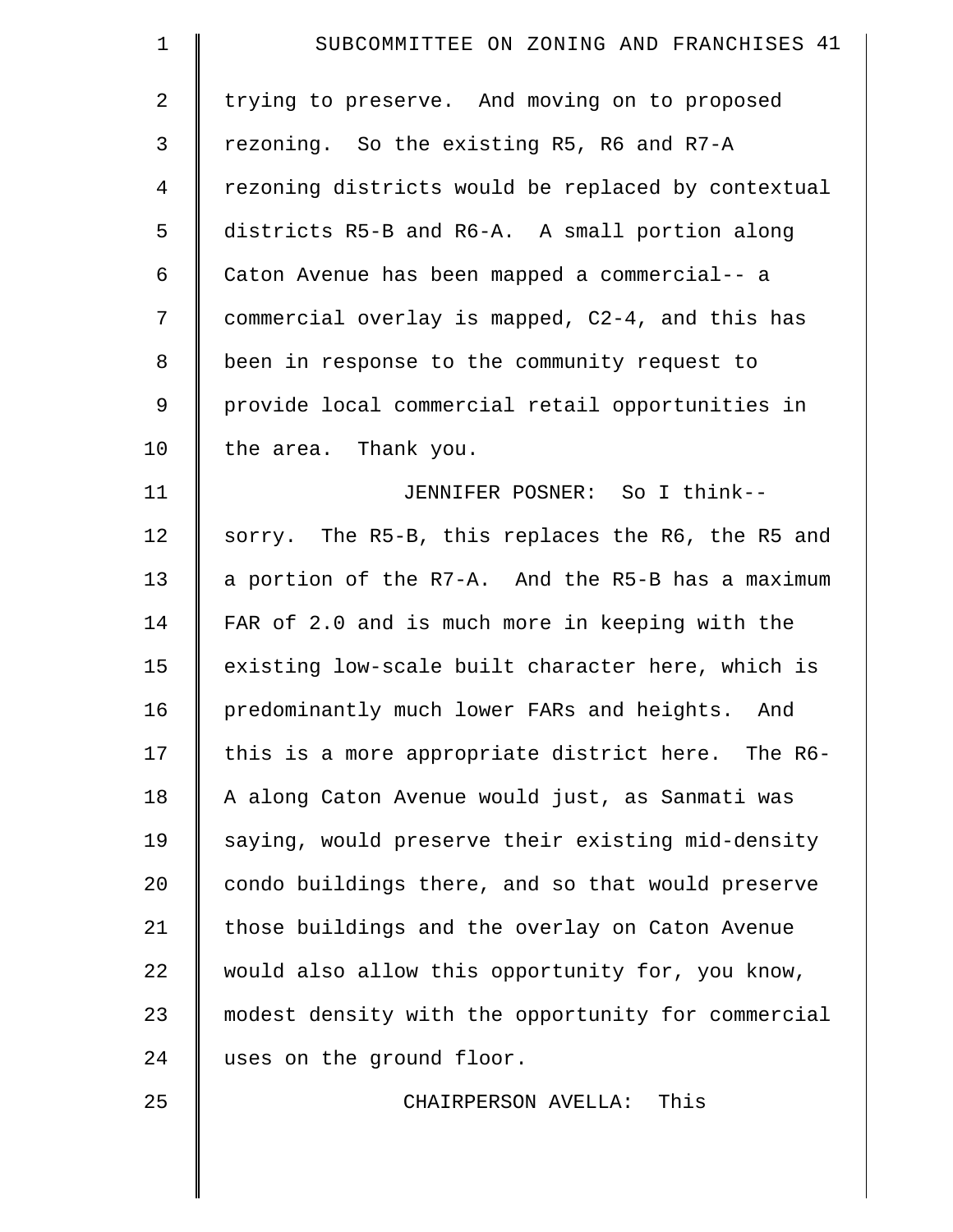trying to preserve. And moving on to proposed rezoning. So the existing R5, R6 and R7-A rezoning districts would be replaced by contextual districts R5-B and R6-A. A small portion along Caton Avenue has been mapped a commercial-- a commercial overlay is mapped, C2-4, and this has been in response to the community request to provide local commercial retail opportunities in the area. Thank you.

JENNIFER POSNER: So I think-- sorry. The R5-B, this replaces the R6, the R5 and a portion of the R7-A. And the R5-B has a maximum FAR of 2.0 and is much more in keeping with the existing low-scale built character here, which is predominantly much lower FARs and heights. And this is a more appropriate district here. The R6-A along Caton Avenue would just, as Sanmati was saying, would preserve their existing mid-density condo buildings there, and so that would preserve those buildings and the overlay on Caton Avenue would also allow this opportunity for, you know, modest density with the opportunity for commercial uses on the ground floor.

CHAIRPERSON AVELLA: This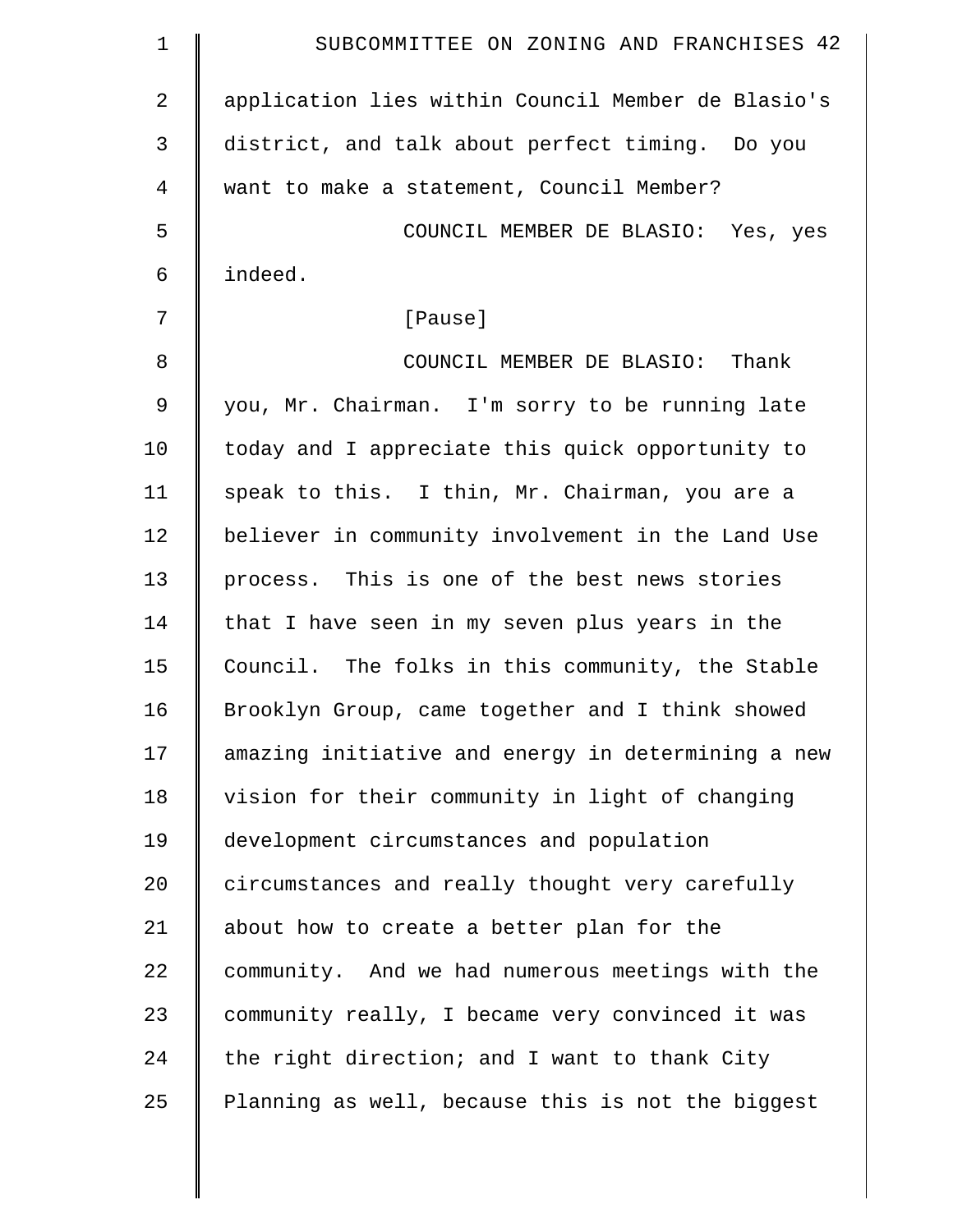application lies within Council Member de Blasio's district, and talk about perfect timing. Do you want to make a statement, Council Member?

COUNCIL MEMBER DE BLASIO: Yes, yes indeed.

[Pause]

COUNCIL MEMBER DE BLASIO: Thank you, Mr. Chairman. I'm sorry to be running late today and I appreciate this quick opportunity to speak to this. I thin, Mr. Chairman, you are a believer in community involvement in the Land Use process. This is one of the best news stories that I have seen in my seven plus years in the Council. The folks in this community, the Stable Brooklyn Group, came together and I think showed amazing initiative and energy in determining a new vision for their community in light of changing development circumstances and population circumstances and really thought very carefully about how to create a better plan for the community. And we had numerous meetings with the community really, I became very convinced it was the right direction; and I want to thank City Planning as well, because this is not the biggest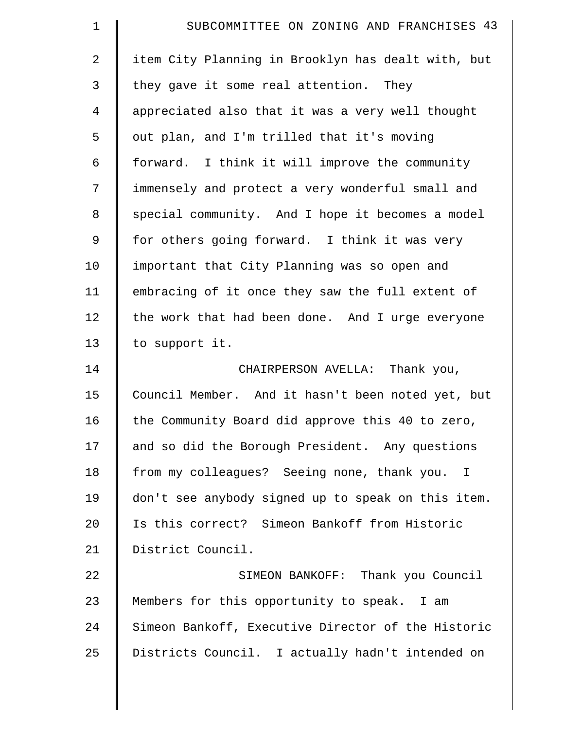item City Planning in Brooklyn has dealt with, but they gave it some real attention. They appreciated also that it was a very well thought out plan, and I'm trilled that it's moving forward. I think it will improve the community immensely and protect a very wonderful small and special community. And I hope it becomes a model for others going forward. I think it was very important that City Planning was so open and embracing of it once they saw the full extent of the work that had been done. And I urge everyone to support it.

CHAIRPERSON AVELLA: Thank you, Council Member. And it hasn't been noted yet, but the Community Board did approve this 40 to zero, and so did the Borough President. Any questions from my colleagues? Seeing none, thank you. I don't see anybody signed up to speak on this item. Is this correct? Simeon Bankoff from Historic District Council.

SIMEON BANKOFF: Thank you Council Members for this opportunity to speak. I am Simeon Bankoff, Executive Director of the Historic Districts Council. I actually hadn't intended on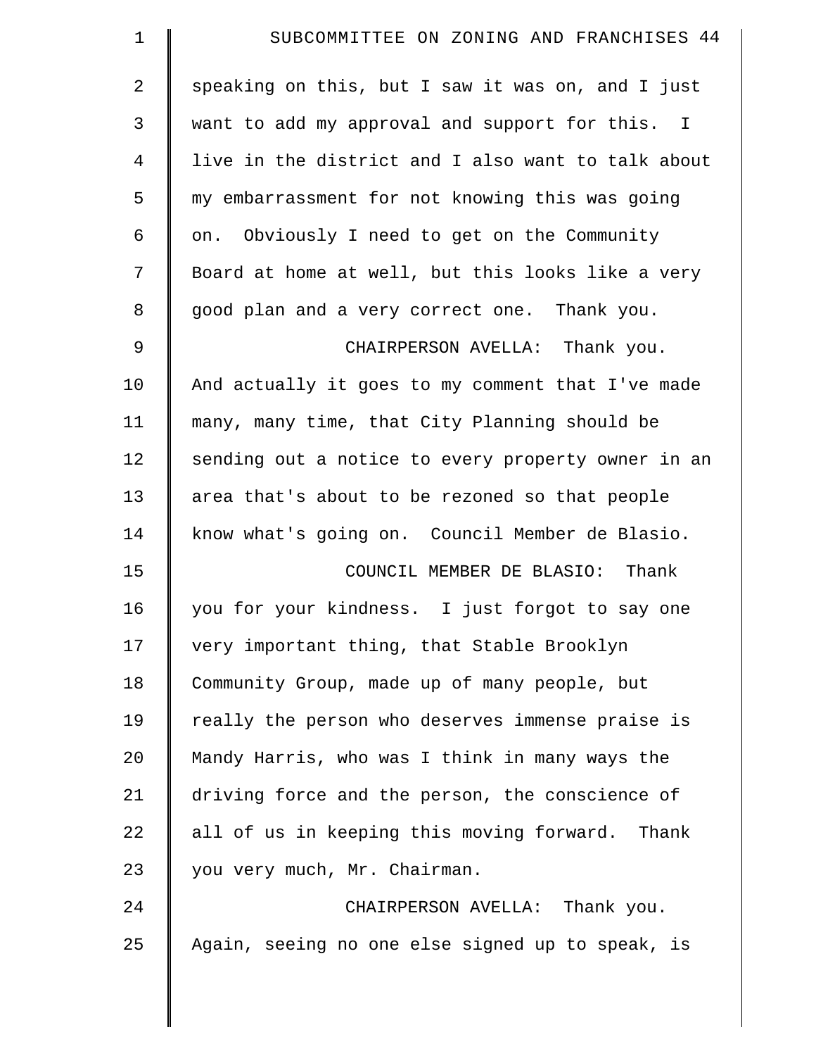speaking on this, but I saw it was on, and I just want to add my approval and support for this. I live in the district and I also want to talk about my embarrassment for not knowing this was going on. Obviously I need to get on the Community Board at home at well, but this looks like a very good plan and a very correct one. Thank you.

CHAIRPERSON AVELLA: Thank you. And actually it goes to my comment that I've made many, many time, that City Planning should be sending out a notice to every property owner in an area that's about to be rezoned so that people know what's going on. Council Member de Blasio.

COUNCIL MEMBER DE BLASIO: Thank you for your kindness. I just forgot to say one very important thing, that Stable Brooklyn Community Group, made up of many people, but really the person who deserves immense praise is Mandy Harris, who was I think in many ways the driving force and the person, the conscience of all of us in keeping this moving forward. Thank you very much, Mr. Chairman.

CHAIRPERSON AVELLA: Thank you. Again, seeing no one else signed up to speak, is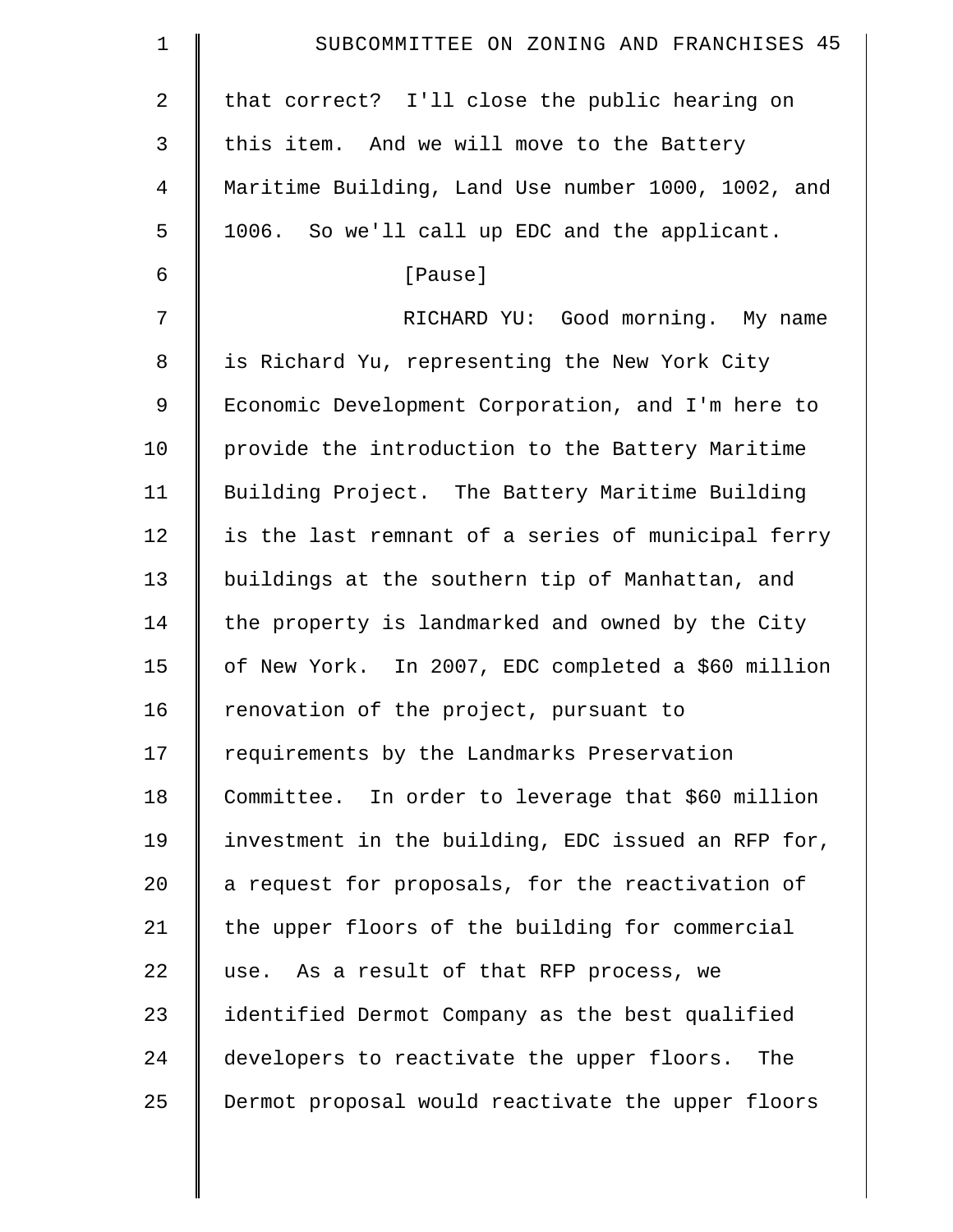that correct? I'll close the public hearing on this item. And we will move to the Battery Maritime Building, Land Use number 1000, 1002, and 1006. So we'll call up EDC and the applicant.

[Pause]

RICHARD YU: Good morning. My name is Richard Yu, representing the New York City Economic Development Corporation, and I'm here to provide the introduction to the Battery Maritime Building Project. The Battery Maritime Building is the last remnant of a series of municipal ferry buildings at the southern tip of Manhattan, and the property is landmarked and owned by the City of New York. In 2007, EDC completed a $60 million renovation of the project, pursuant to requirements by the Landmarks Preservation Committee. In order to leverage that $60 million investment in the building, EDC issued an RFP for, a request for proposals, for the reactivation of the upper floors of the building for commercial use. As a result of that RFP process, we identified Dermot Company as the best qualified developers to reactivate the upper floors. The Dermot proposal would reactivate the upper floors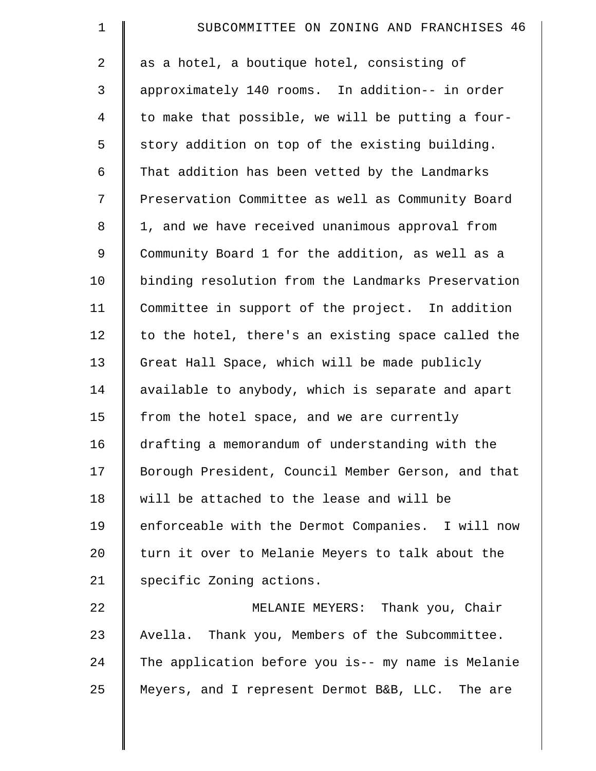as a hotel, a boutique hotel, consisting of approximately 140 rooms. In addition-- in order to make that possible, we will be putting a four-story addition on top of the existing building. That addition has been vetted by the Landmarks Preservation Committee as well as Community Board 1, and we have received unanimous approval from Community Board 1 for the addition, as well as a binding resolution from the Landmarks Preservation Committee in support of the project. In addition to the hotel, there's an existing space called the Great Hall Space, which will be made publicly available to anybody, which is separate and apart from the hotel space, and we are currently drafting a memorandum of understanding with the Borough President, Council Member Gerson, and that will be attached to the lease and will be enforceable with the Dermot Companies. I will now turn it over to Melanie Meyers to talk about the specific Zoning actions.

MELANIE MEYERS: Thank you, Chair Avella. Thank you, Members of the Subcommittee. The application before you is-- my name is Melanie Meyers, and I represent Dermot B&B, LLC. The are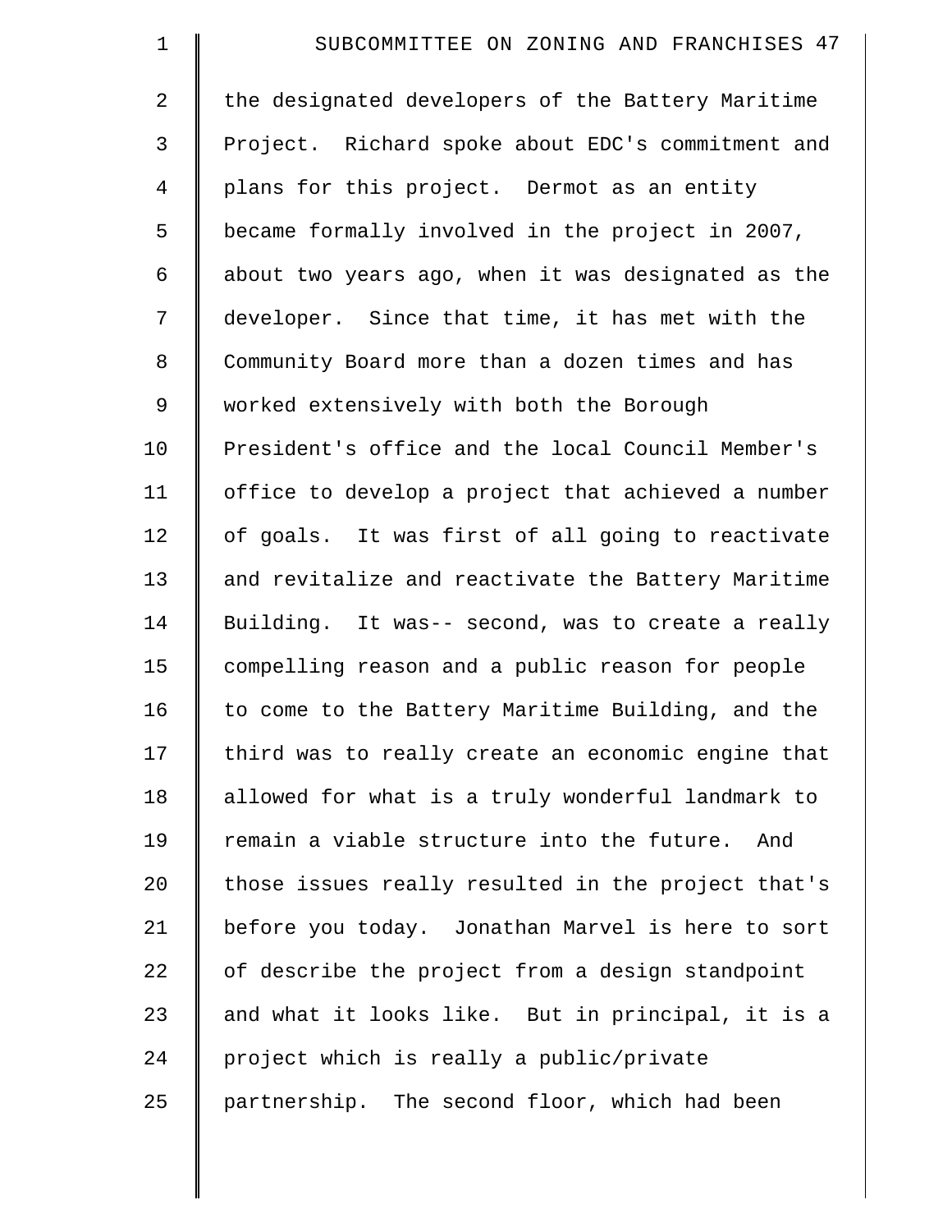the designated developers of the Battery Maritime Project. Richard spoke about EDC's commitment and plans for this project. Dermot as an entity became formally involved in the project in 2007, about two years ago, when it was designated as the developer. Since that time, it has met with the Community Board more than a dozen times and has worked extensively with both the Borough President's office and the local Council Member's office to develop a project that achieved a number of goals. It was first of all going to reactivate and revitalize and reactivate the Battery Maritime Building. It was-- second, was to create a really compelling reason and a public reason for people to come to the Battery Maritime Building, and the third was to really create an economic engine that allowed for what is a truly wonderful landmark to remain a viable structure into the future. And those issues really resulted in the project that's before you today. Jonathan Marvel is here to sort of describe the project from a design standpoint and what it looks like. But in principal, it is a project which is really a public/private partnership. The second floor, which had been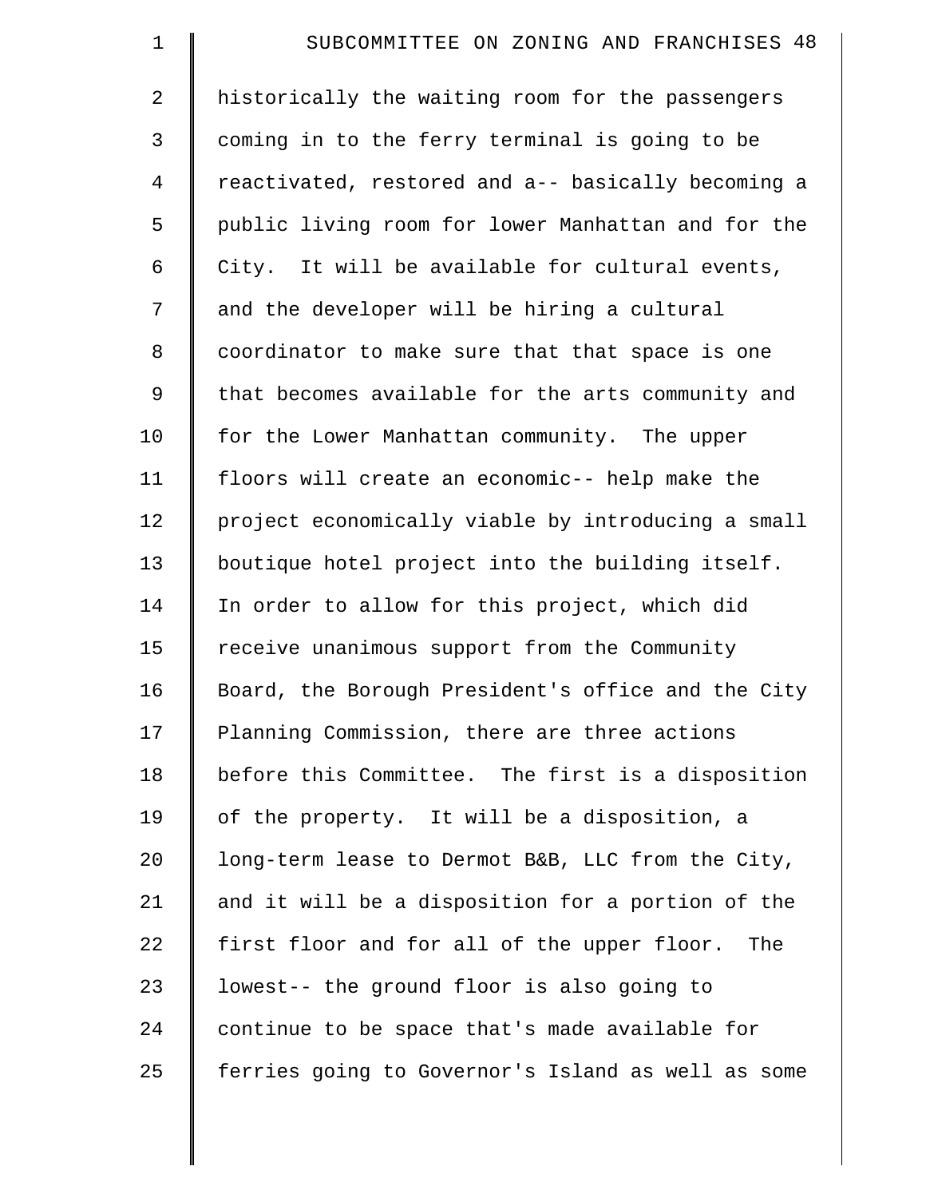historically the waiting room for the passengers coming in to the ferry terminal is going to be reactivated, restored and a-- basically becoming a public living room for lower Manhattan and for the City. It will be available for cultural events, and the developer will be hiring a cultural coordinator to make sure that that space is one that becomes available for the arts community and for the Lower Manhattan community. The upper floors will create an economic-- help make the project economically viable by introducing a small boutique hotel project into the building itself. In order to allow for this project, which did receive unanimous support from the Community Board, the Borough President's office and the City Planning Commission, there are three actions before this Committee. The first is a disposition of the property. It will be a disposition, a long-term lease to Dermot B&B, LLC from the City, and it will be a disposition for a portion of the first floor and for all of the upper floor. The lowest-- the ground floor is also going to continue to be space that's made available for ferries going to Governor's Island as well as some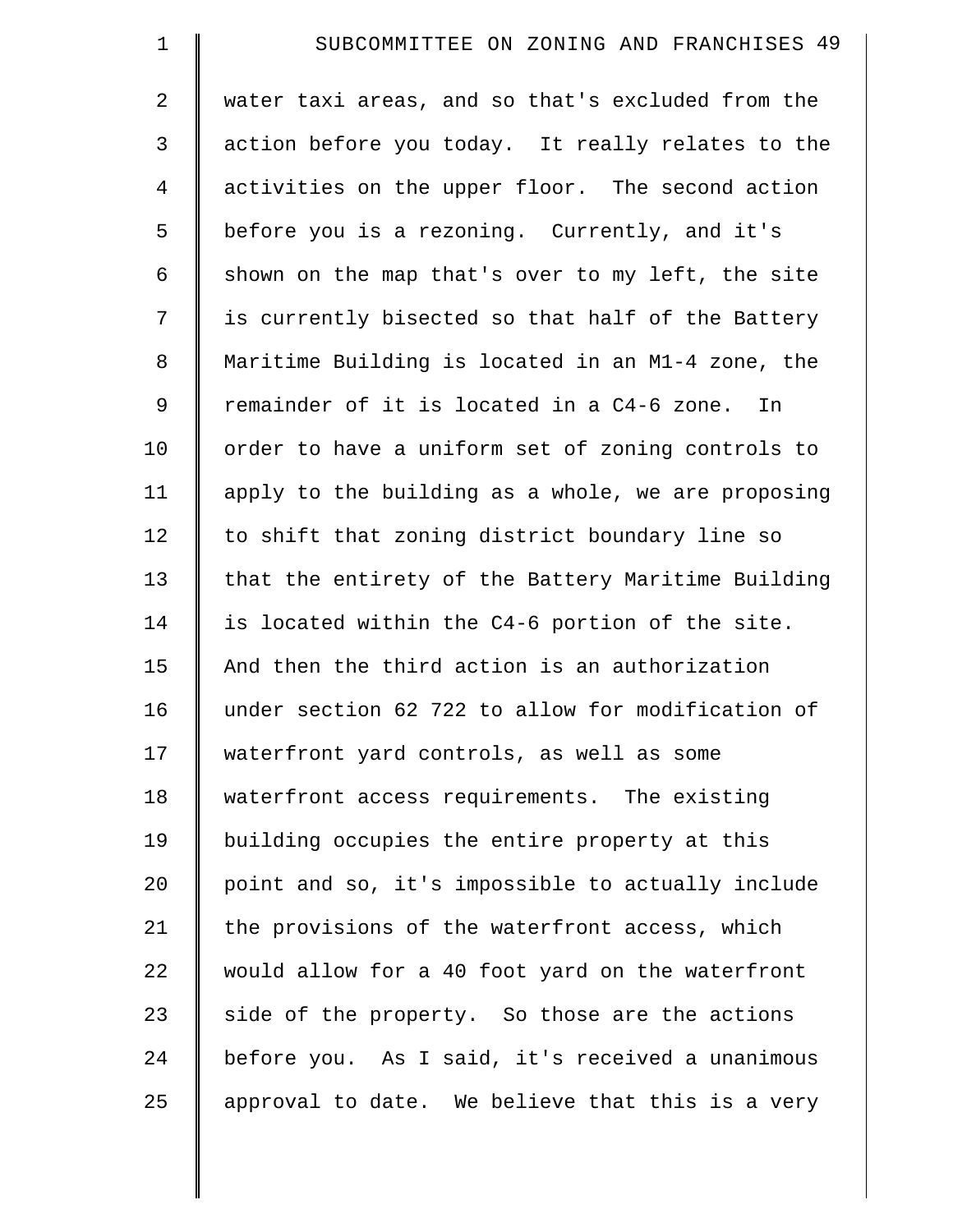water taxi areas, and so that's excluded from the action before you today. It really relates to the activities on the upper floor. The second action before you is a rezoning. Currently, and it's shown on the map that's over to my left, the site is currently bisected so that half of the Battery Maritime Building is located in an M1-4 zone, the remainder of it is located in a C4-6 zone. In order to have a uniform set of zoning controls to apply to the building as a whole, we are proposing to shift that zoning district boundary line so that the entirety of the Battery Maritime Building is located within the C4-6 portion of the site. And then the third action is an authorization under section 62 722 to allow for modification of waterfront yard controls, as well as some waterfront access requirements. The existing building occupies the entire property at this point and so, it's impossible to actually include the provisions of the waterfront access, which would allow for a 40 foot yard on the waterfront side of the property. So those are the actions before you. As I said, it's received a unanimous approval to date. We believe that this is a very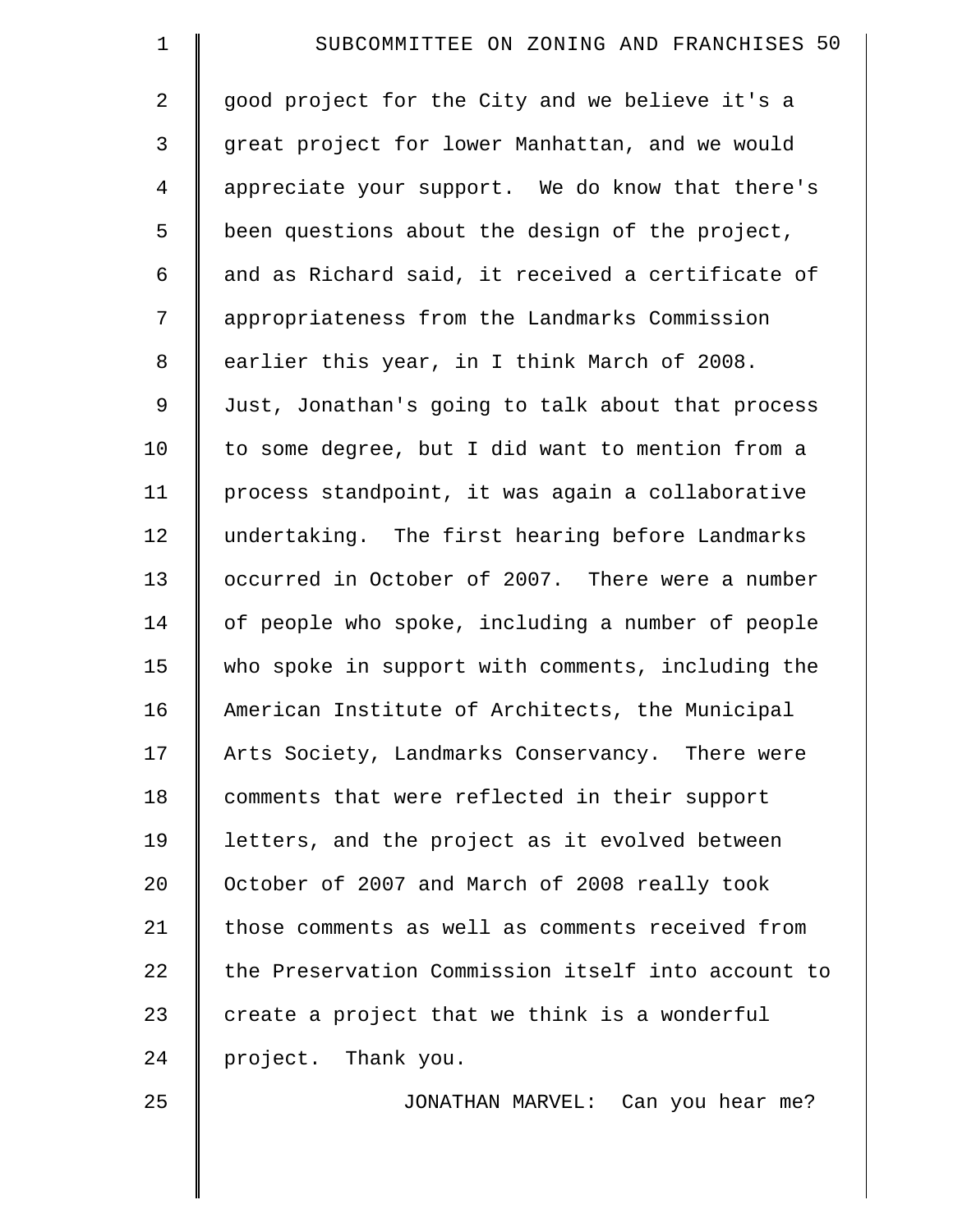good project for the City and we believe it's a great project for lower Manhattan, and we would appreciate your support. We do know that there's been questions about the design of the project, and as Richard said, it received a certificate of appropriateness from the Landmarks Commission earlier this year, in I think March of 2008. Just, Jonathan's going to talk about that process to some degree, but I did want to mention from a process standpoint, it was again a collaborative undertaking. The first hearing before Landmarks occurred in October of 2007. There were a number of people who spoke, including a number of people who spoke in support with comments, including the American Institute of Architects, the Municipal Arts Society, Landmarks Conservancy. There were comments that were reflected in their support letters, and the project as it evolved between October of 2007 and March of 2008 really took those comments as well as comments received from the Preservation Commission itself into account to create a project that we think is a wonderful project. Thank you.

JONATHAN MARVEL: Can you hear me?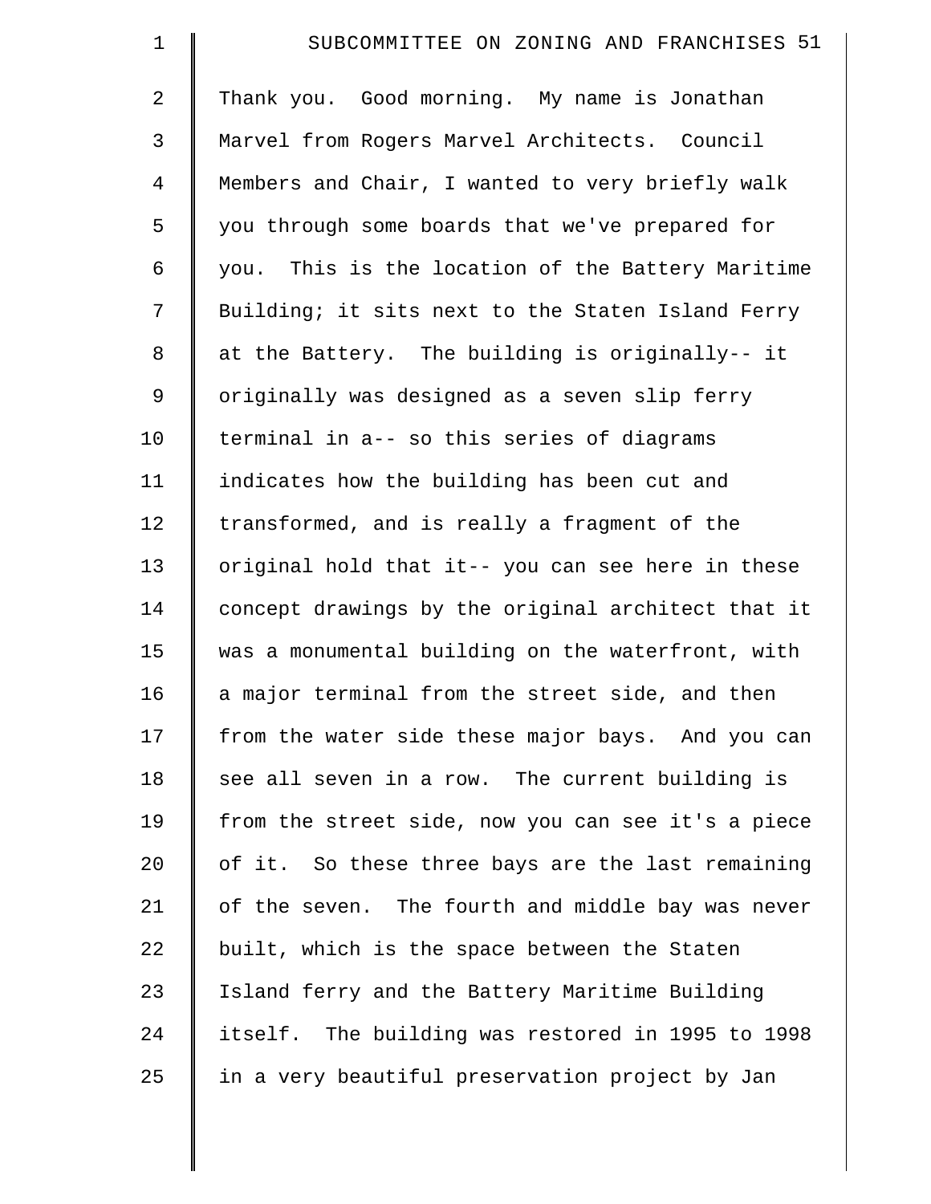Thank you. Good morning. My name is Jonathan Marvel from Rogers Marvel Architects. Council Members and Chair, I wanted to very briefly walk you through some boards that we've prepared for you. This is the location of the Battery Maritime Building; it sits next to the Staten Island Ferry at the Battery. The building is originally-- it originally was designed as a seven slip ferry terminal in a-- so this series of diagrams indicates how the building has been cut and transformed, and is really a fragment of the original hold that it-- you can see here in these concept drawings by the original architect that it was a monumental building on the waterfront, with a major terminal from the street side, and then from the water side these major bays. And you can see all seven in a row. The current building is from the street side, now you can see it's a piece of it. So these three bays are the last remaining of the seven. The fourth and middle bay was never built, which is the space between the Staten Island ferry and the Battery Maritime Building itself. The building was restored in 1995 to 1998 in a very beautiful preservation project by Jan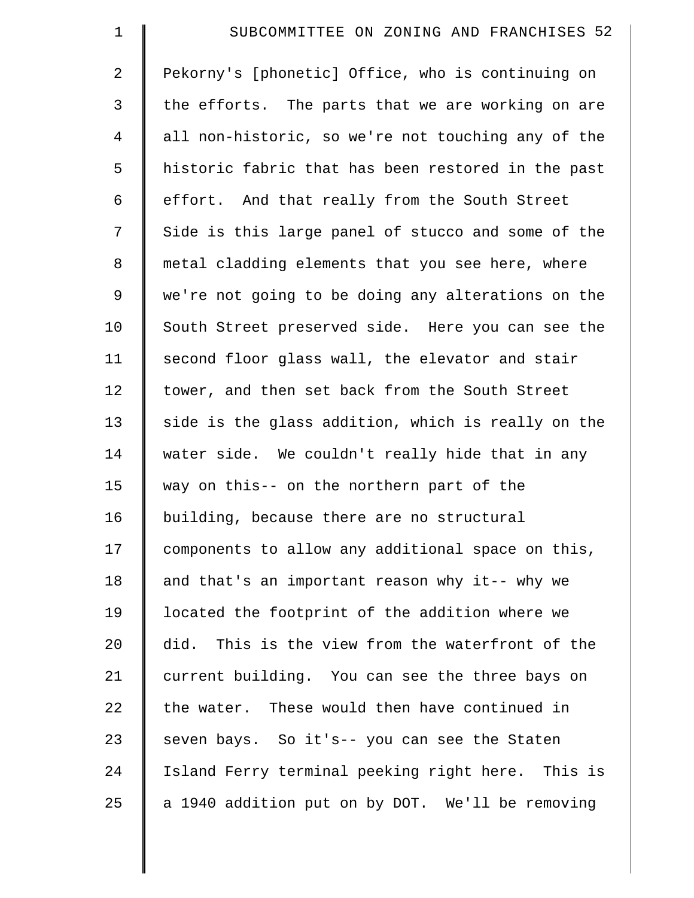Pekorny's [phonetic] Office, who is continuing on the efforts. The parts that we are working on are all non-historic, so we're not touching any of the historic fabric that has been restored in the past effort. And that really from the South Street Side is this large panel of stucco and some of the metal cladding elements that you see here, where we're not going to be doing any alterations on the South Street preserved side. Here you can see the second floor glass wall, the elevator and stair tower, and then set back from the South Street side is the glass addition, which is really on the water side. We couldn't really hide that in any way on this-- on the northern part of the building, because there are no structural components to allow any additional space on this, and that's an important reason why it-- why we located the footprint of the addition where we did. This is the view from the waterfront of the current building. You can see the three bays on the water. These would then have continued in seven bays. So it's-- you can see the Staten Island Ferry terminal peeking right here. This is a 1940 addition put on by DOT. We'll be removing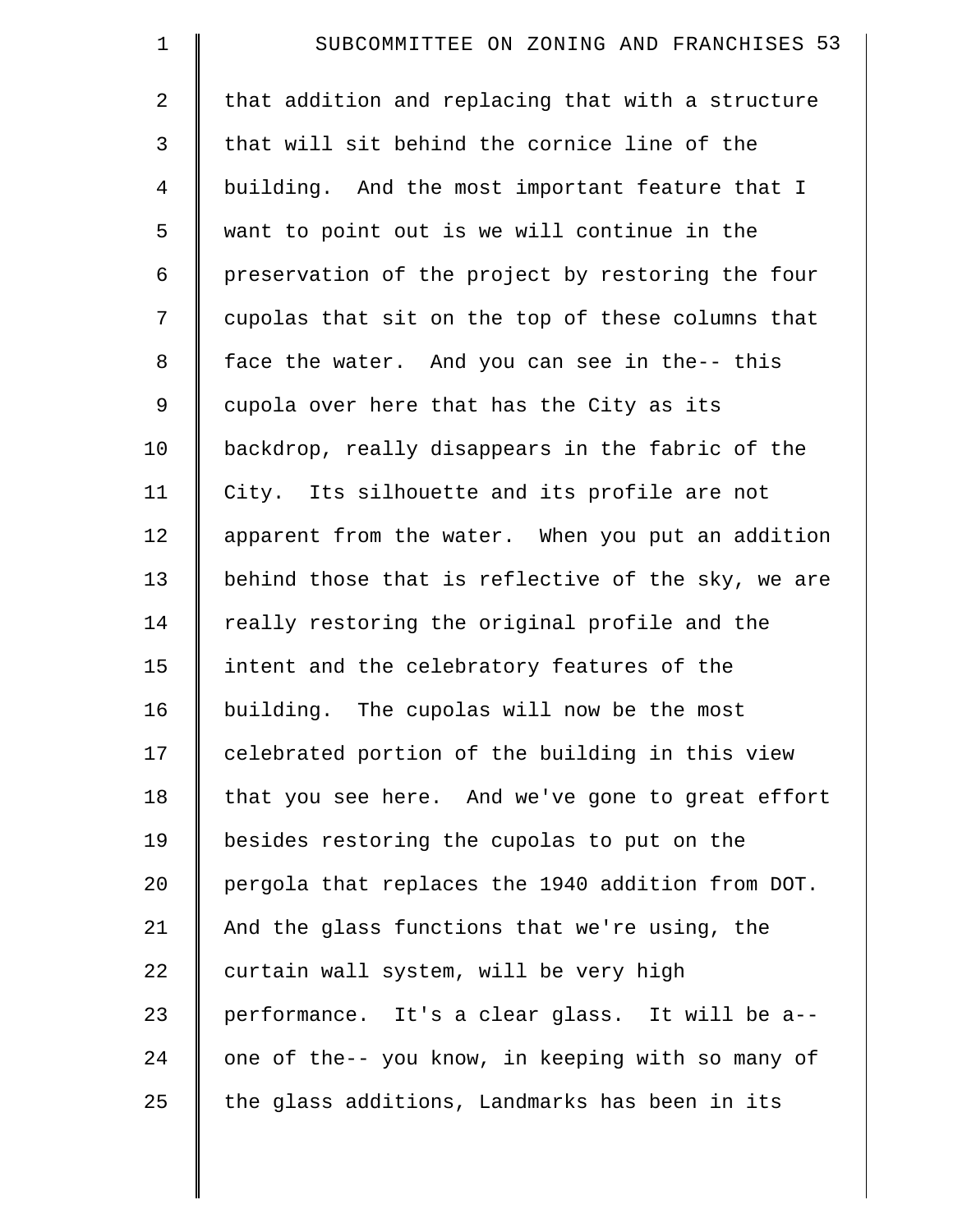that addition and replacing that with a structure that will sit behind the cornice line of the building. And the most important feature that I want to point out is we will continue in the preservation of the project by restoring the four cupolas that sit on the top of these columns that face the water. And you can see in the-- this cupola over here that has the City as its backdrop, really disappears in the fabric of the City. Its silhouette and its profile are not apparent from the water. When you put an addition behind those that is reflective of the sky, we are really restoring the original profile and the intent and the celebratory features of the building. The cupolas will now be the most celebrated portion of the building in this view that you see here. And we've gone to great effort besides restoring the cupolas to put on the pergola that replaces the 1940 addition from DOT. And the glass functions that we're using, the curtain wall system, will be very high performance. It's a clear glass. It will be a-- one of the-- you know, in keeping with so many of the glass additions, Landmarks has been in its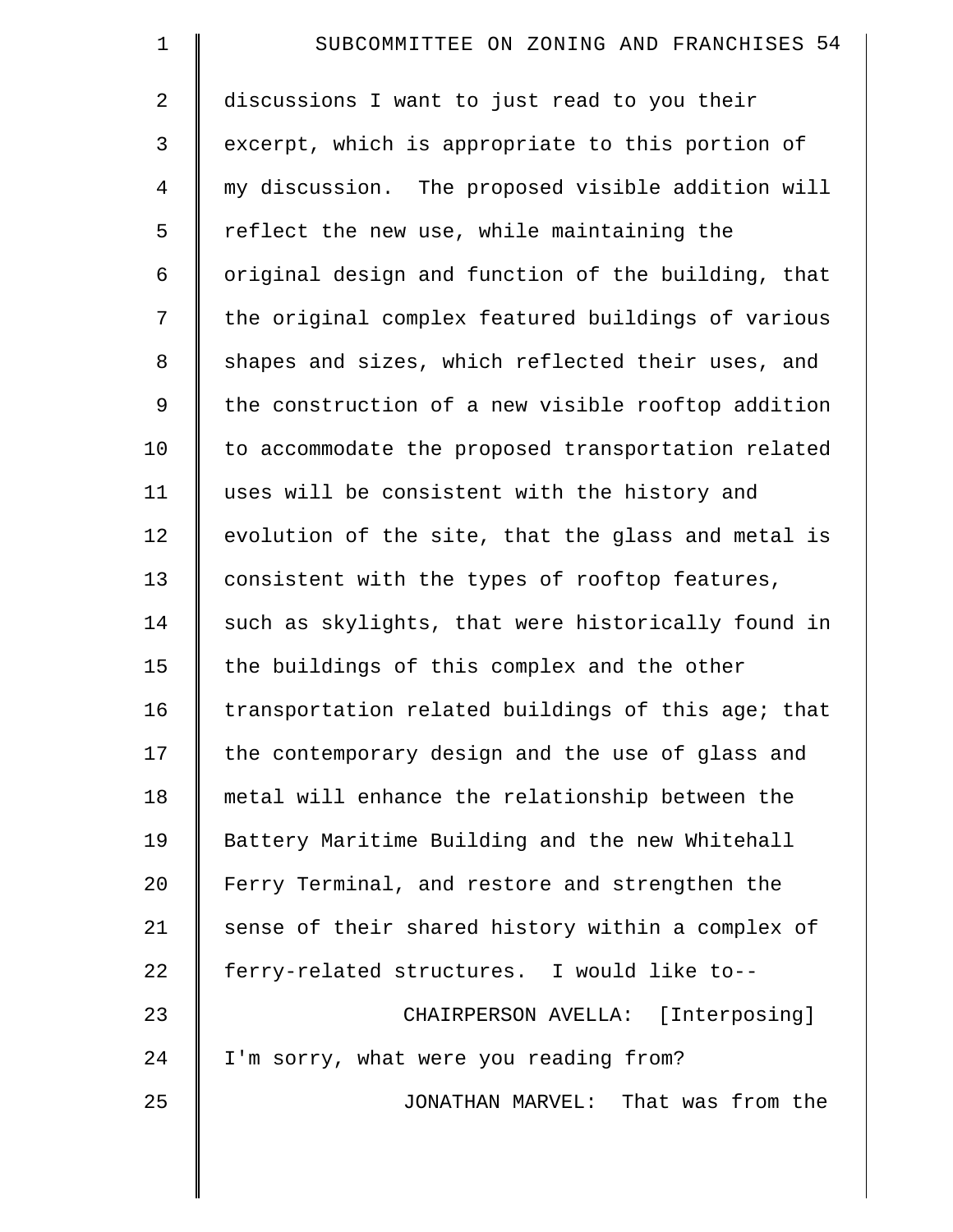discussions I want to just read to you their excerpt, which is appropriate to this portion of my discussion. The proposed visible addition will reflect the new use, while maintaining the original design and function of the building, that the original complex featured buildings of various shapes and sizes, which reflected their uses, and the construction of a new visible rooftop addition to accommodate the proposed transportation related uses will be consistent with the history and evolution of the site, that the glass and metal is consistent with the types of rooftop features, such as skylights, that were historically found in the buildings of this complex and the other transportation related buildings of this age; that the contemporary design and the use of glass and metal will enhance the relationship between the Battery Maritime Building and the new Whitehall Ferry Terminal, and restore and strengthen the sense of their shared history within a complex of ferry-related structures. I would like to--

CHAIRPERSON AVELLA: [Interposing] I'm sorry, what were you reading from?

JONATHAN MARVEL: That was from the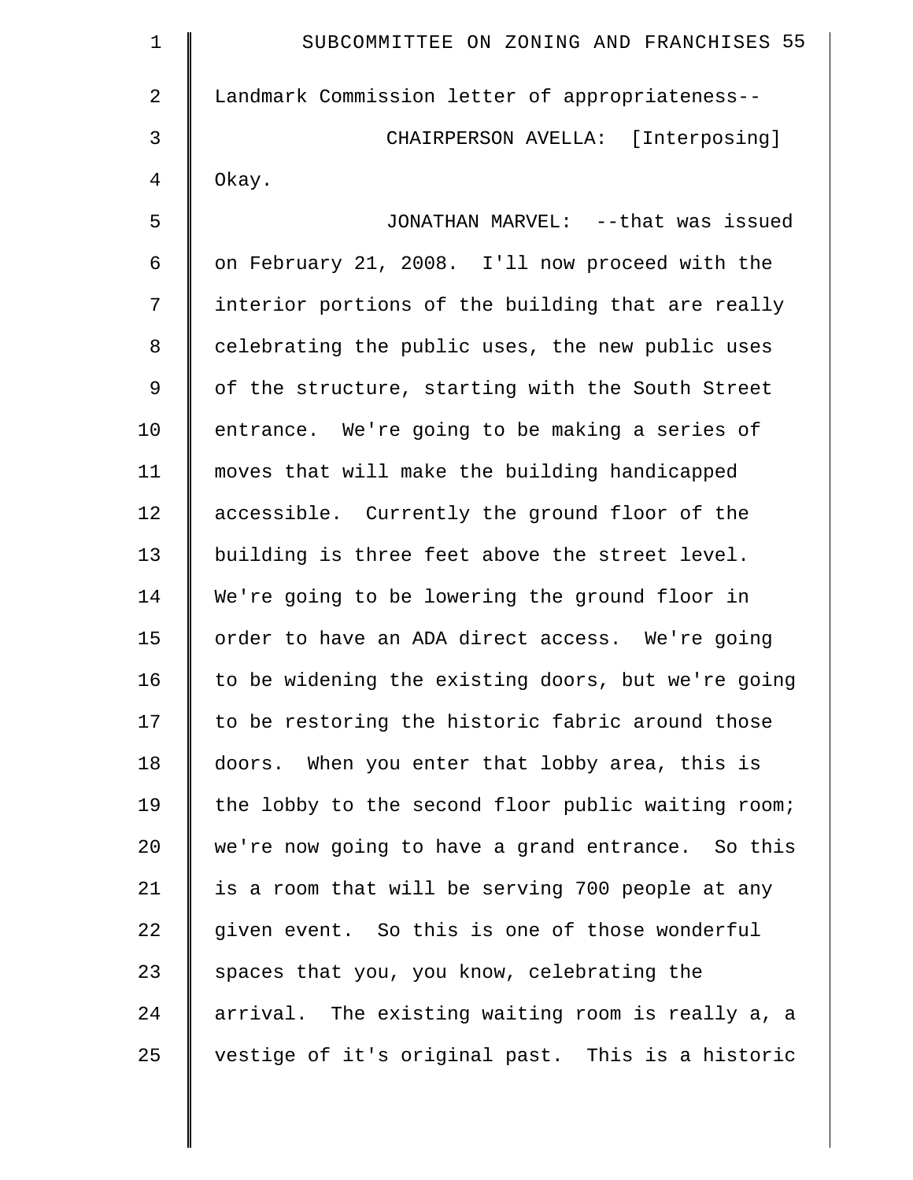Landmark Commission letter of appropriateness--

CHAIRPERSON AVELLA: [Interposing] Okay.

JONATHAN MARVEL: --that was issued on February 21, 2008. I'll now proceed with the interior portions of the building that are really celebrating the public uses, the new public uses of the structure, starting with the South Street entrance. We're going to be making a series of moves that will make the building handicapped accessible. Currently the ground floor of the building is three feet above the street level. We're going to be lowering the ground floor in order to have an ADA direct access. We're going to be widening the existing doors, but we're going to be restoring the historic fabric around those doors. When you enter that lobby area, this is the lobby to the second floor public waiting room; we're now going to have a grand entrance. So this is a room that will be serving 700 people at any given event. So this is one of those wonderful spaces that you, you know, celebrating the arrival. The existing waiting room is really a, a vestige of it's original past. This is a historic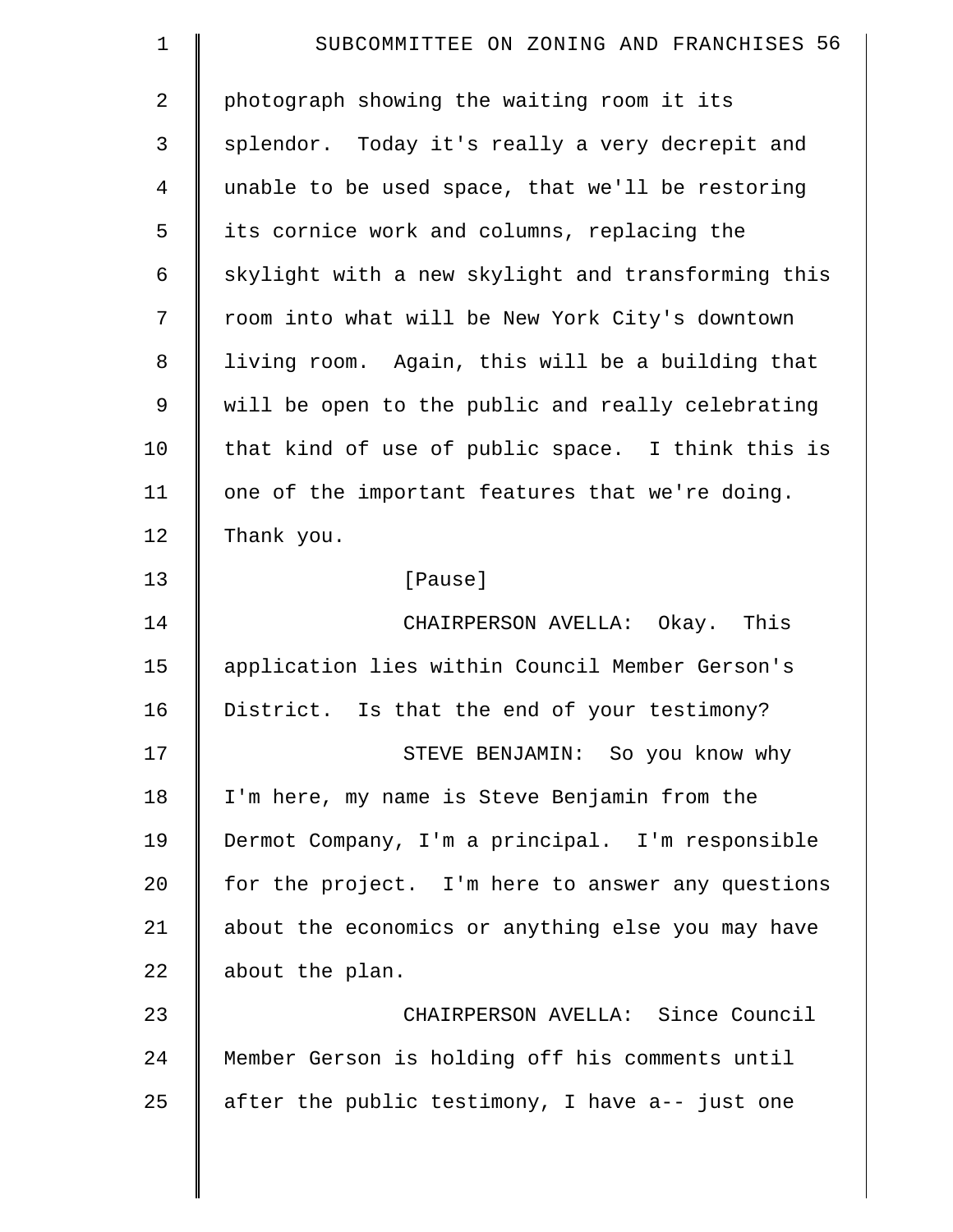photograph showing the waiting room it its splendor. Today it's really a very decrepit and unable to be used space, that we'll be restoring its cornice work and columns, replacing the skylight with a new skylight and transforming this room into what will be New York City's downtown living room. Again, this will be a building that will be open to the public and really celebrating that kind of use of public space. I think this is one of the important features that we're doing. Thank you.

[Pause]

CHAIRPERSON AVELLA: Okay. This application lies within Council Member Gerson's District. Is that the end of your testimony?

STEVE BENJAMIN: So you know why I'm here, my name is Steve Benjamin from the Dermot Company, I'm a principal. I'm responsible for the project. I'm here to answer any questions about the economics or anything else you may have about the plan.

CHAIRPERSON AVELLA: Since Council Member Gerson is holding off his comments until after the public testimony, I have a-- just one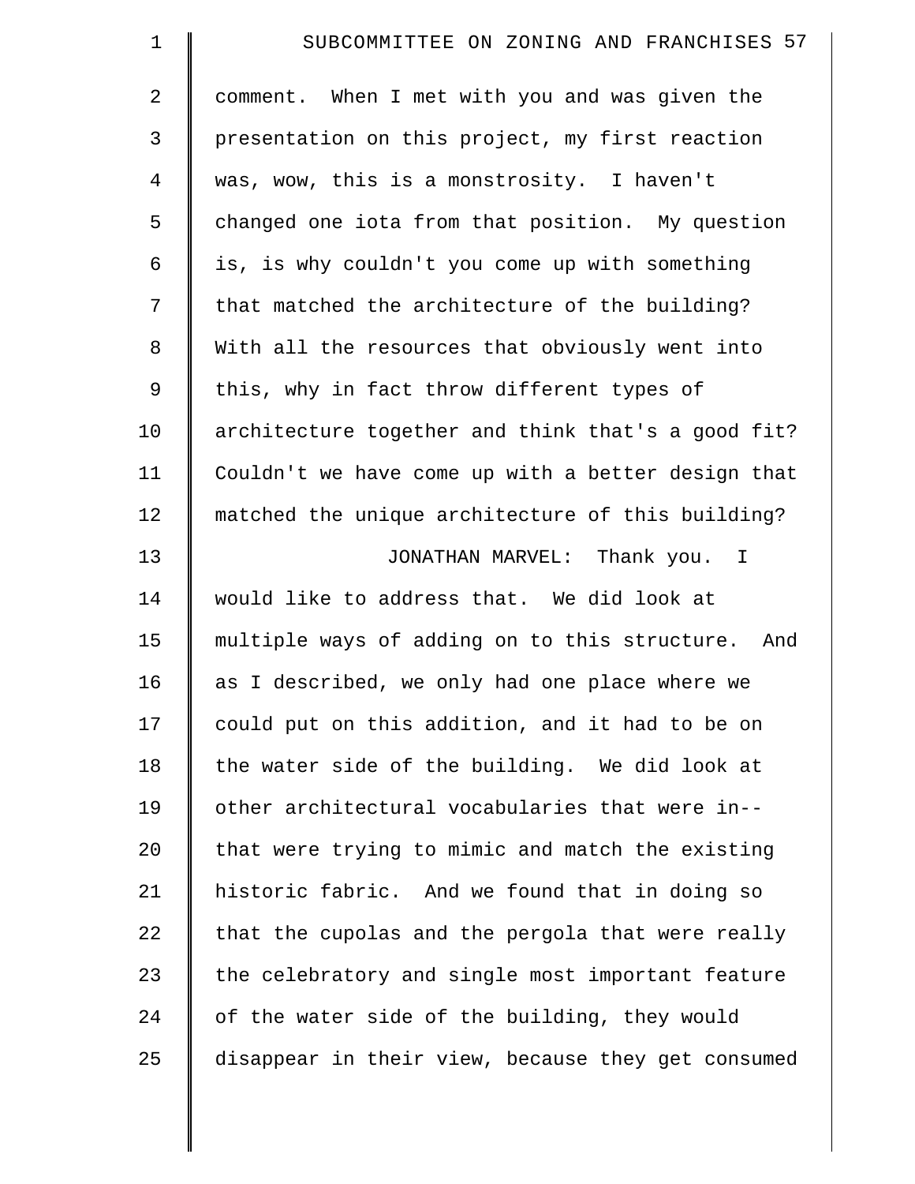comment. When I met with you and was given the presentation on this project, my first reaction was, wow, this is a monstrosity. I haven't changed one iota from that position. My question is, is why couldn't you come up with something that matched the architecture of the building? With all the resources that obviously went into this, why in fact throw different types of architecture together and think that's a good fit? Couldn't we have come up with a better design that matched the unique architecture of this building?

JONATHAN MARVEL: Thank you. I would like to address that. We did look at multiple ways of adding on to this structure. And as I described, we only had one place where we could put on this addition, and it had to be on the water side of the building. We did look at other architectural vocabularies that were in-- that were trying to mimic and match the existing historic fabric. And we found that in doing so that the cupolas and the pergola that were really the celebratory and single most important feature of the water side of the building, they would disappear in their view, because they get consumed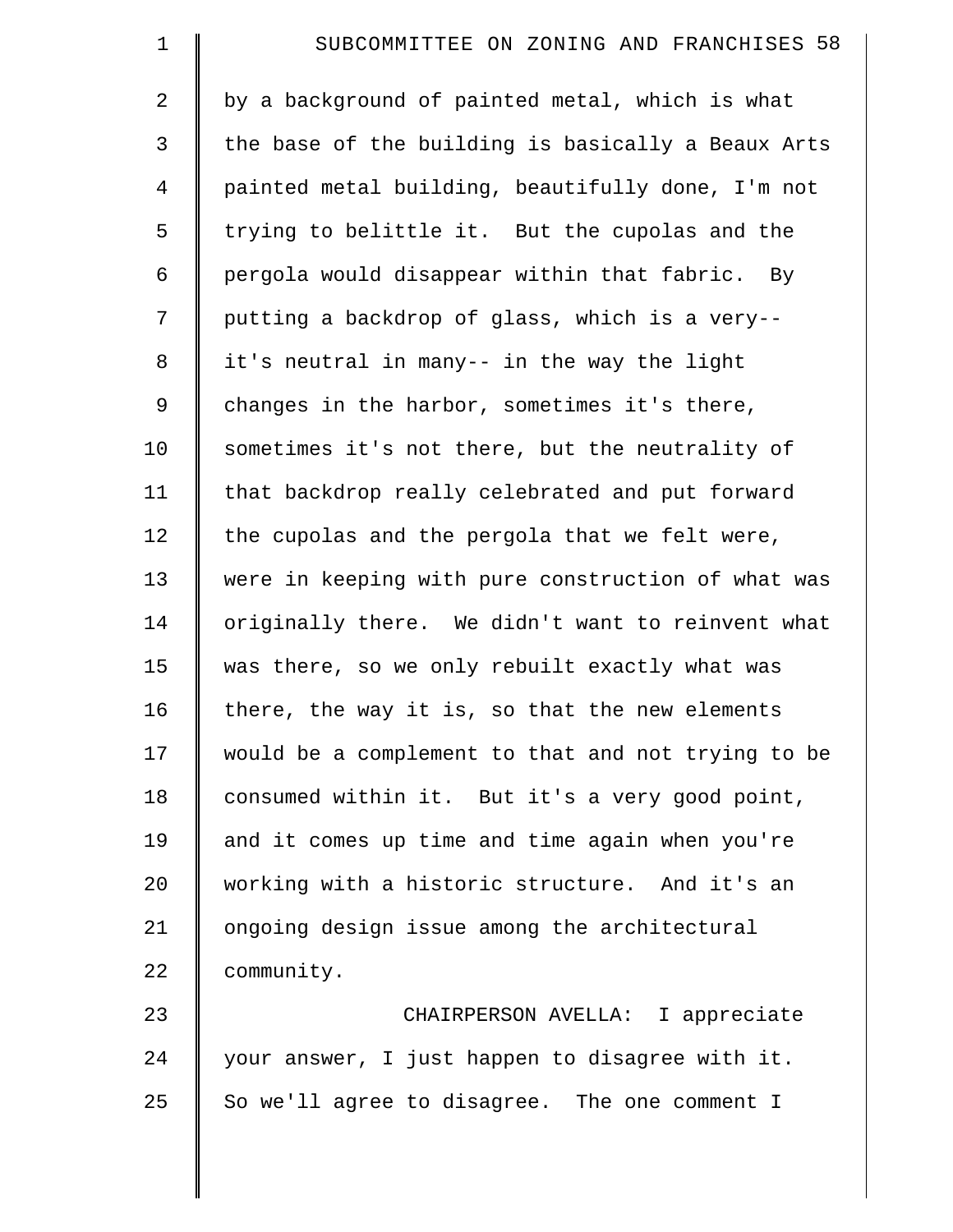by a background of painted metal, which is what the base of the building is basically a Beaux Arts painted metal building, beautifully done, I'm not trying to belittle it. But the cupolas and the pergola would disappear within that fabric. By putting a backdrop of glass, which is a very-- it's neutral in many-- in the way the light changes in the harbor, sometimes it's there, sometimes it's not there, but the neutrality of that backdrop really celebrated and put forward the cupolas and the pergola that we felt were, were in keeping with pure construction of what was originally there. We didn't want to reinvent what was there, so we only rebuilt exactly what was there, the way it is, so that the new elements would be a complement to that and not trying to be consumed within it. But it's a very good point, and it comes up time and time again when you're working with a historic structure. And it's an ongoing design issue among the architectural community.

CHAIRPERSON AVELLA: I appreciate your answer, I just happen to disagree with it. So we'll agree to disagree. The one comment I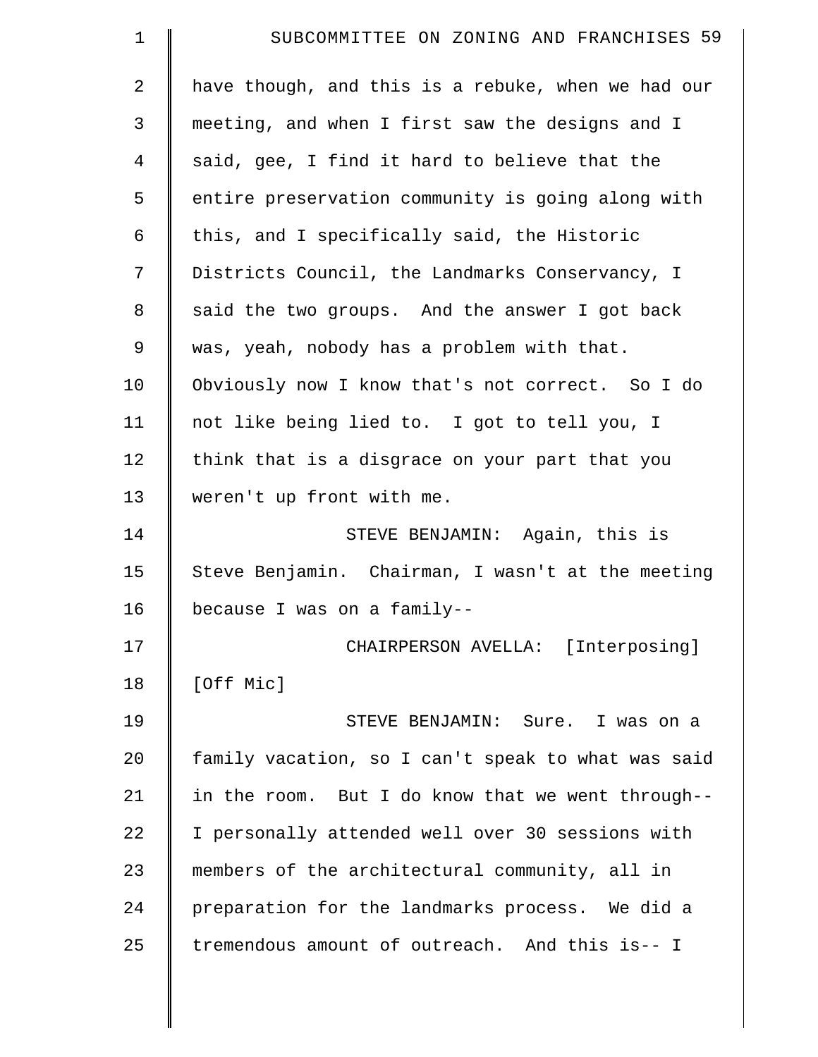have though, and this is a rebuke, when we had our meeting, and when I first saw the designs and I said, gee, I find it hard to believe that the entire preservation community is going along with this, and I specifically said, the Historic Districts Council, the Landmarks Conservancy, I said the two groups. And the answer I got back was, yeah, nobody has a problem with that. Obviously now I know that's not correct. So I do not like being lied to. I got to tell you, I think that is a disgrace on your part that you weren't up front with me.

STEVE BENJAMIN: Again, this is Steve Benjamin. Chairman, I wasn't at the meeting because I was on a family--

CHAIRPERSON AVELLA: [Interposing] [Off Mic]

STEVE BENJAMIN: Sure. I was on a family vacation, so I can't speak to what was said in the room. But I do know that we went through-- I personally attended well over 30 sessions with members of the architectural community, all in preparation for the landmarks process. We did a tremendous amount of outreach. And this is-- I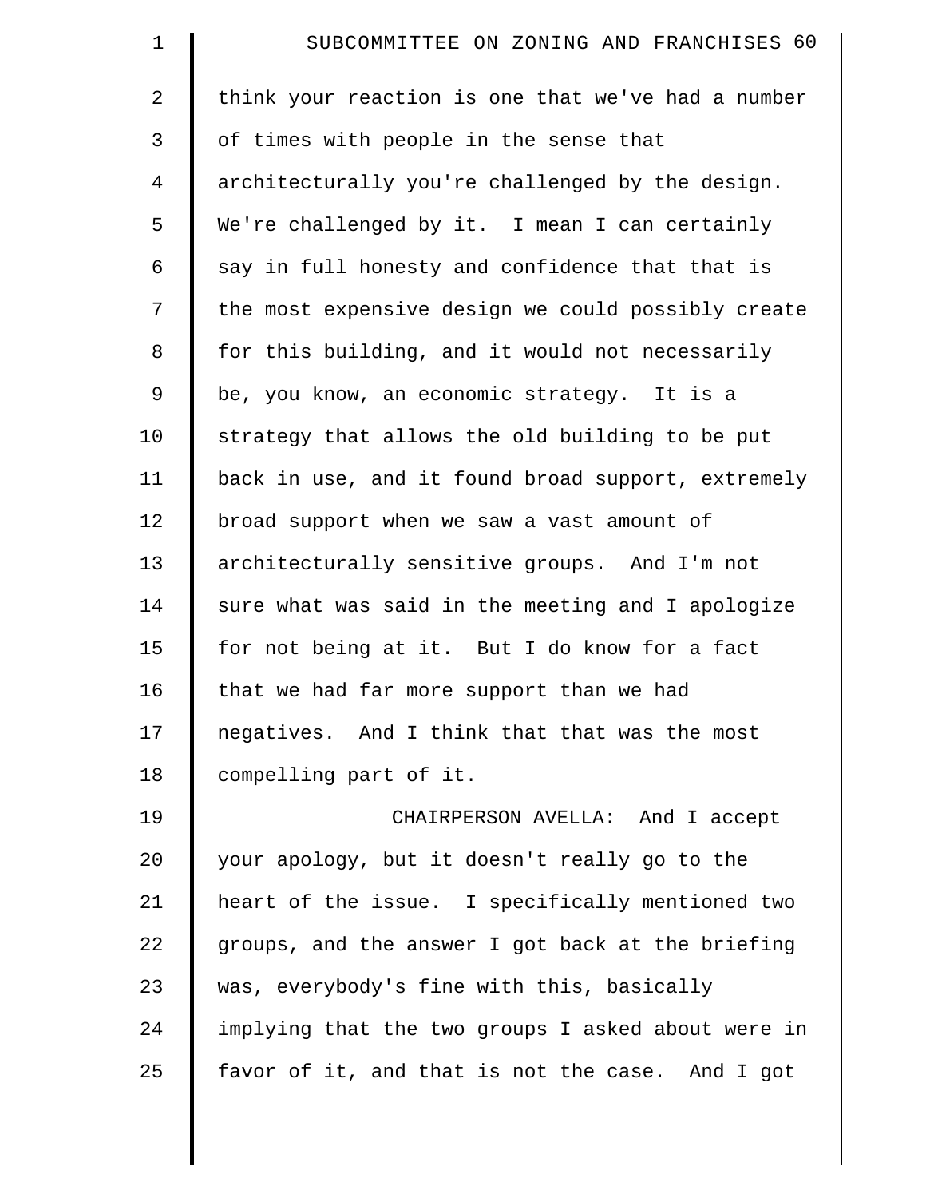think your reaction is one that we've had a number of times with people in the sense that architecturally you're challenged by the design. We're challenged by it. I mean I can certainly say in full honesty and confidence that that is the most expensive design we could possibly create for this building, and it would not necessarily be, you know, an economic strategy. It is a strategy that allows the old building to be put back in use, and it found broad support, extremely broad support when we saw a vast amount of architecturally sensitive groups. And I'm not sure what was said in the meeting and I apologize for not being at it. But I do know for a fact that we had far more support than we had negatives. And I think that that was the most compelling part of it.

CHAIRPERSON AVELLA: And I accept your apology, but it doesn't really go to the heart of the issue. I specifically mentioned two groups, and the answer I got back at the briefing was, everybody's fine with this, basically implying that the two groups I asked about were in favor of it, and that is not the case. And I got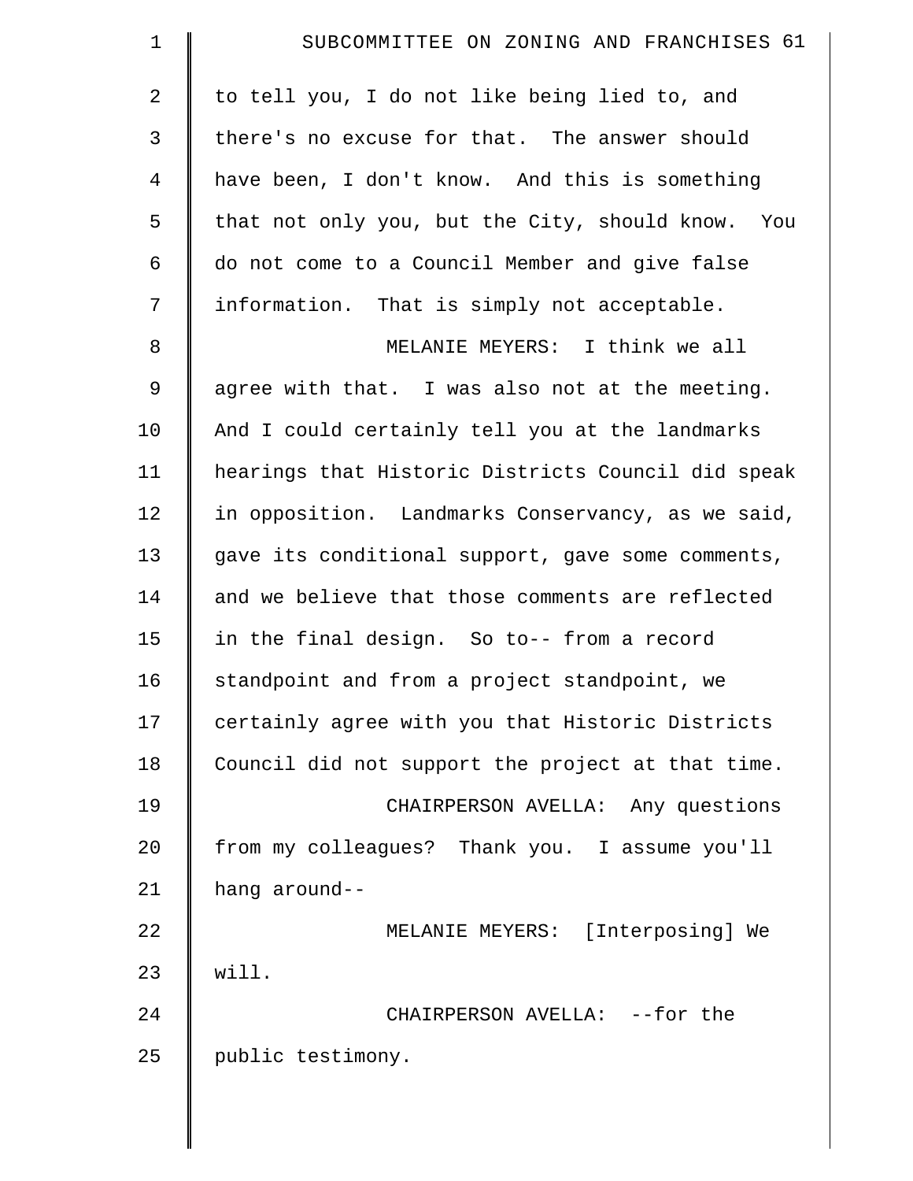to tell you, I do not like being lied to, and there's no excuse for that. The answer should have been, I don't know. And this is something that not only you, but the City, should know. You do not come to a Council Member and give false information. That is simply not acceptable.

MELANIE MEYERS: I think we all agree with that. I was also not at the meeting. And I could certainly tell you at the landmarks hearings that Historic Districts Council did speak in opposition. Landmarks Conservancy, as we said, gave its conditional support, gave some comments, and we believe that those comments are reflected in the final design. So to-- from a record standpoint and from a project standpoint, we certainly agree with you that Historic Districts Council did not support the project at that time.

CHAIRPERSON AVELLA: Any questions from my colleagues? Thank you. I assume you'll hang around--

MELANIE MEYERS: [Interposing] We will.

CHAIRPERSON AVELLA: --for the public testimony.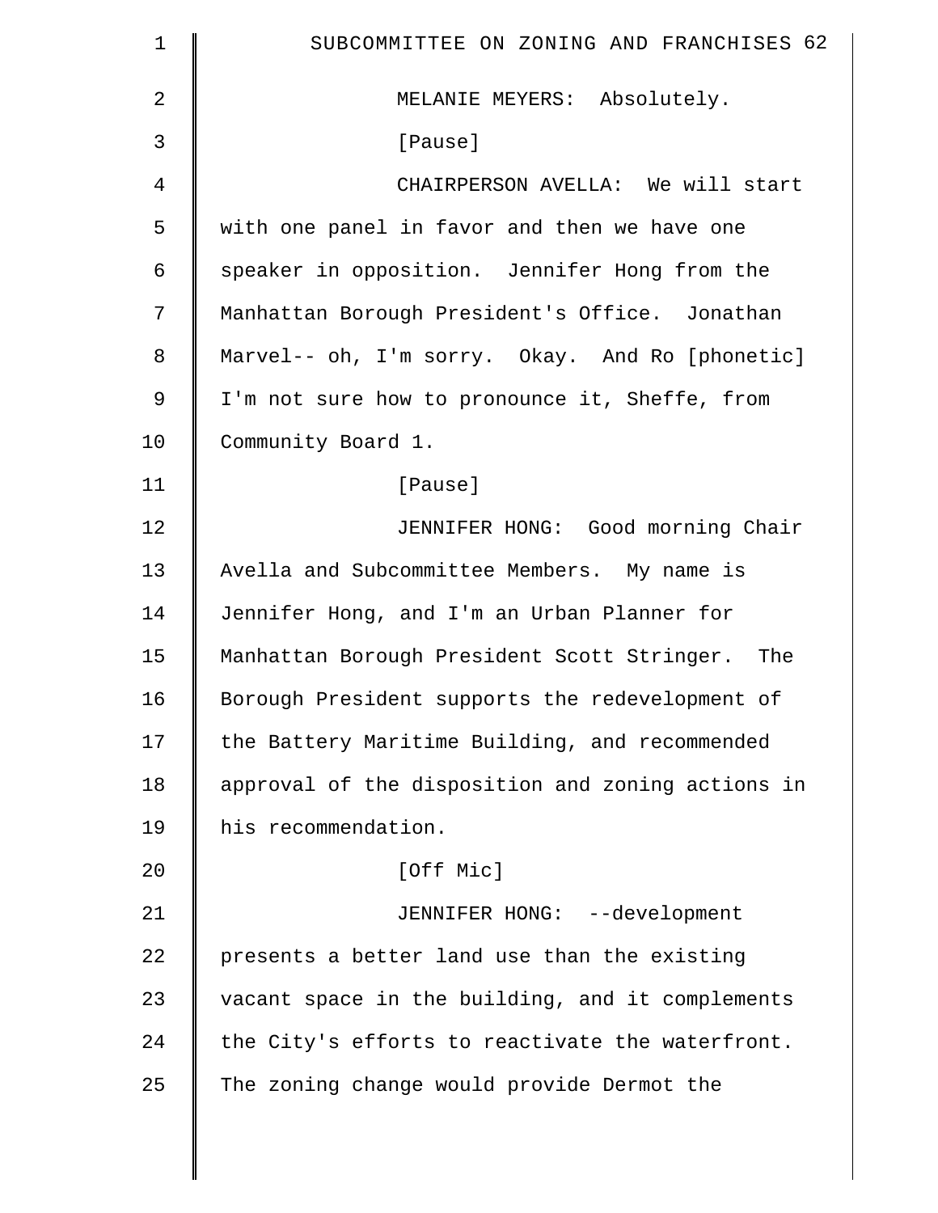MELANIE MEYERS: Absolutely.

[Pause]

CHAIRPERSON AVELLA: We will start with one panel in favor and then we have one speaker in opposition. Jennifer Hong from the Manhattan Borough President's Office. Jonathan Marvel-- oh, I'm sorry. Okay. And Ro [phonetic] I'm not sure how to pronounce it, Sheffe, from Community Board 1.

[Pause]

JENNIFER HONG: Good morning Chair Avella and Subcommittee Members. My name is Jennifer Hong, and I'm an Urban Planner for Manhattan Borough President Scott Stringer. The Borough President supports the redevelopment of the Battery Maritime Building, and recommended approval of the disposition and zoning actions in his recommendation.

[Off Mic]

JENNIFER HONG: --development presents a better land use than the existing vacant space in the building, and it complements the City's efforts to reactivate the waterfront. The zoning change would provide Dermot the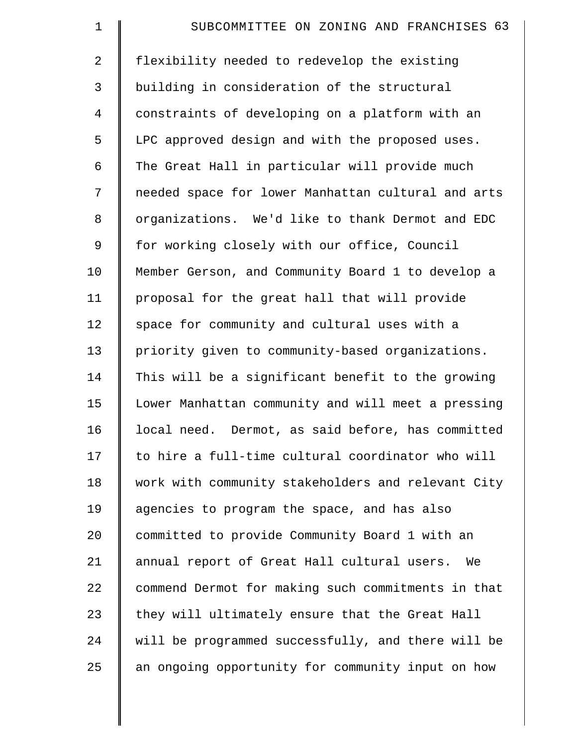flexibility needed to redevelop the existing building in consideration of the structural constraints of developing on a platform with an LPC approved design and with the proposed uses. The Great Hall in particular will provide much needed space for lower Manhattan cultural and arts organizations. We'd like to thank Dermot and EDC for working closely with our office, Council Member Gerson, and Community Board 1 to develop a proposal for the great hall that will provide space for community and cultural uses with a priority given to community-based organizations. This will be a significant benefit to the growing Lower Manhattan community and will meet a pressing local need. Dermot, as said before, has committed to hire a full-time cultural coordinator who will work with community stakeholders and relevant City agencies to program the space, and has also committed to provide Community Board 1 with an annual report of Great Hall cultural users. We commend Dermot for making such commitments in that they will ultimately ensure that the Great Hall will be programmed successfully, and there will be an ongoing opportunity for community input on how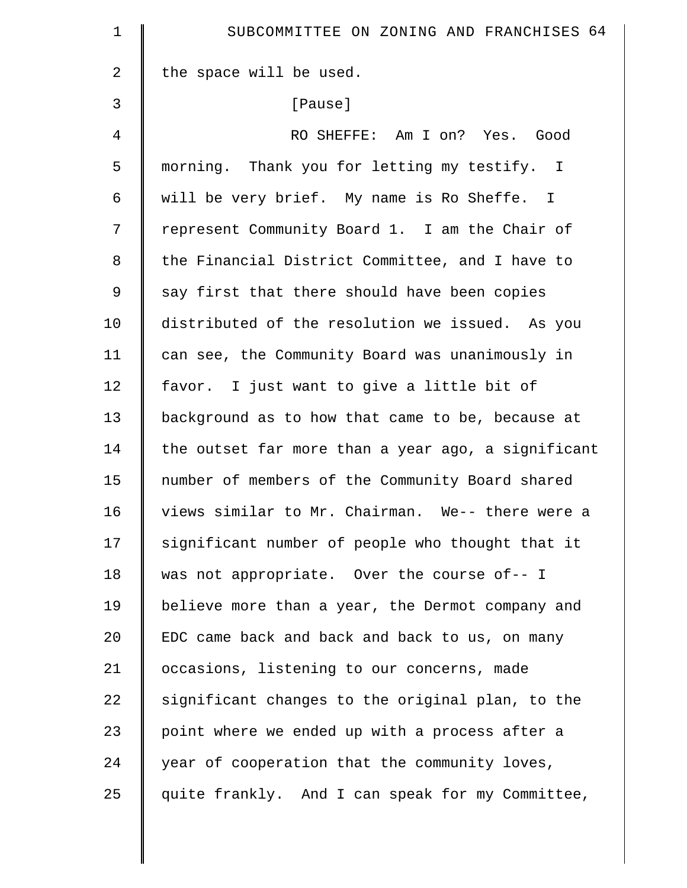the space will be used.

[Pause]

RO SHEFFE: Am I on? Yes. Good morning. Thank you for letting my testify. I will be very brief. My name is Ro Sheffe. I represent Community Board 1. I am the Chair of the Financial District Committee, and I have to say first that there should have been copies distributed of the resolution we issued. As you can see, the Community Board was unanimously in favor. I just want to give a little bit of background as to how that came to be, because at the outset far more than a year ago, a significant number of members of the Community Board shared views similar to Mr. Chairman. We-- there were a significant number of people who thought that it was not appropriate. Over the course of-- I believe more than a year, the Dermot company and EDC came back and back and back to us, on many occasions, listening to our concerns, made significant changes to the original plan, to the point where we ended up with a process after a year of cooperation that the community loves, quite frankly. And I can speak for my Committee,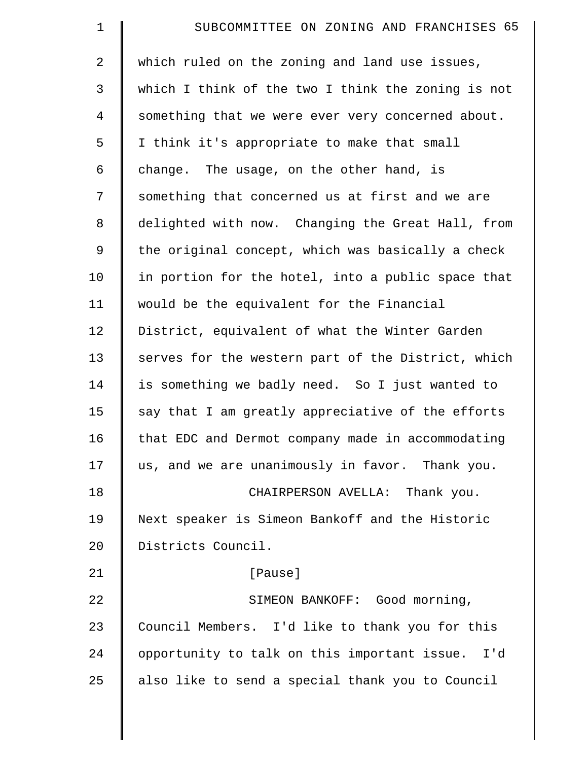which ruled on the zoning and land use issues, which I think of the two I think the zoning is not something that we were ever very concerned about. I think it's appropriate to make that small change. The usage, on the other hand, is something that concerned us at first and we are delighted with now. Changing the Great Hall, from the original concept, which was basically a check in portion for the hotel, into a public space that would be the equivalent for the Financial District, equivalent of what the Winter Garden serves for the western part of the District, which is something we badly need. So I just wanted to say that I am greatly appreciative of the efforts that EDC and Dermot company made in accommodating us, and we are unanimously in favor. Thank you.

CHAIRPERSON AVELLA: Thank you. Next speaker is Simeon Bankoff and the Historic Districts Council.

[Pause]

SIMEON BANKOFF: Good morning, Council Members. I'd like to thank you for this opportunity to talk on this important issue. I'd also like to send a special thank you to Council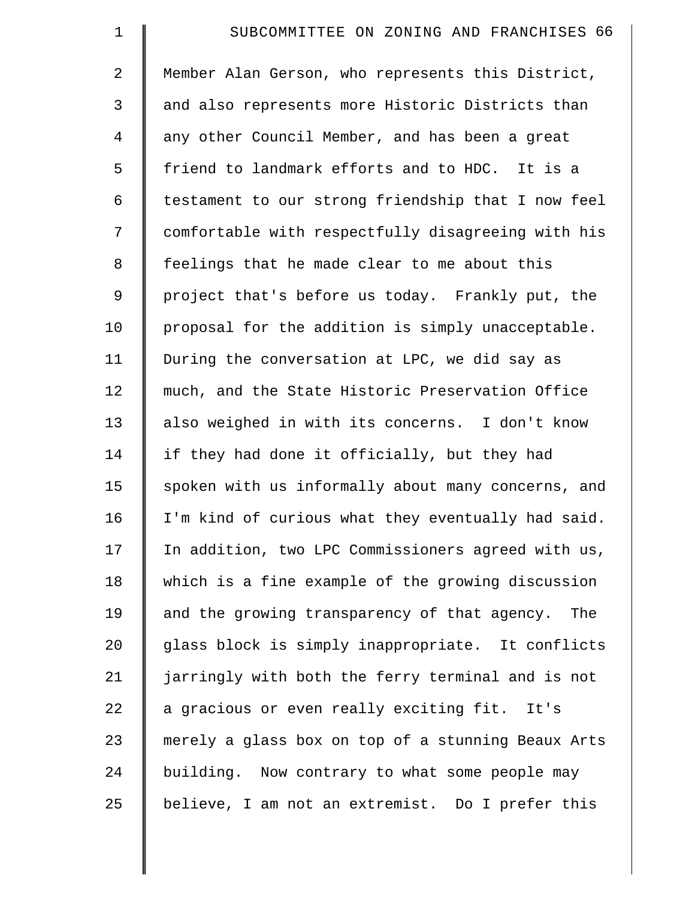Member Alan Gerson, who represents this District, and also represents more Historic Districts than any other Council Member, and has been a great friend to landmark efforts and to HDC. It is a testament to our strong friendship that I now feel comfortable with respectfully disagreeing with his feelings that he made clear to me about this project that's before us today. Frankly put, the proposal for the addition is simply unacceptable. During the conversation at LPC, we did say as much, and the State Historic Preservation Office also weighed in with its concerns. I don't know if they had done it officially, but they had spoken with us informally about many concerns, and I'm kind of curious what they eventually had said. In addition, two LPC Commissioners agreed with us, which is a fine example of the growing discussion and the growing transparency of that agency. The glass block is simply inappropriate. It conflicts jarringly with both the ferry terminal and is not a gracious or even really exciting fit. It's merely a glass box on top of a stunning Beaux Arts building. Now contrary to what some people may believe, I am not an extremist. Do I prefer this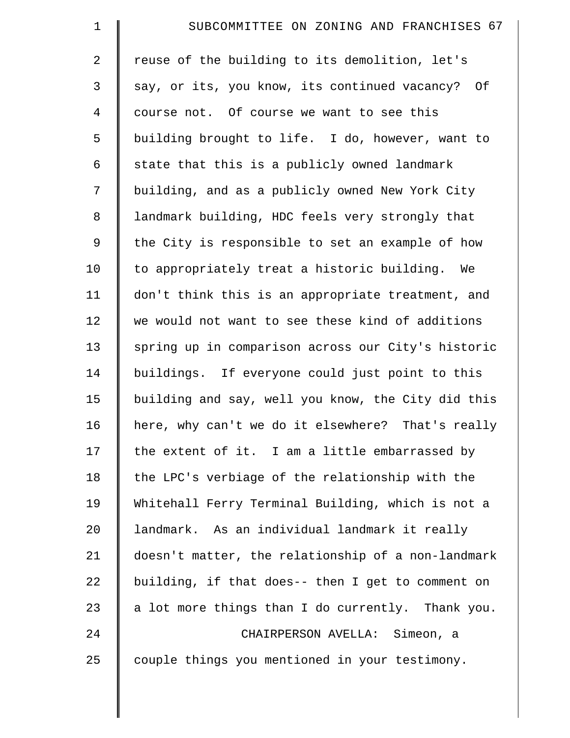reuse of the building to its demolition, let's say, or its, you know, its continued vacancy? Of course not. Of course we want to see this building brought to life. I do, however, want to state that this is a publicly owned landmark building, and as a publicly owned New York City landmark building, HDC feels very strongly that the City is responsible to set an example of how to appropriately treat a historic building. We don't think this is an appropriate treatment, and we would not want to see these kind of additions spring up in comparison across our City's historic buildings. If everyone could just point to this building and say, well you know, the City did this here, why can't we do it elsewhere? That's really the extent of it. I am a little embarrassed by the LPC's verbiage of the relationship with the Whitehall Ferry Terminal Building, which is not a landmark. As an individual landmark it really doesn't matter, the relationship of a non-landmark building, if that does-- then I get to comment on a lot more things than I do currently. Thank you.

CHAIRPERSON AVELLA: Simeon, a couple things you mentioned in your testimony.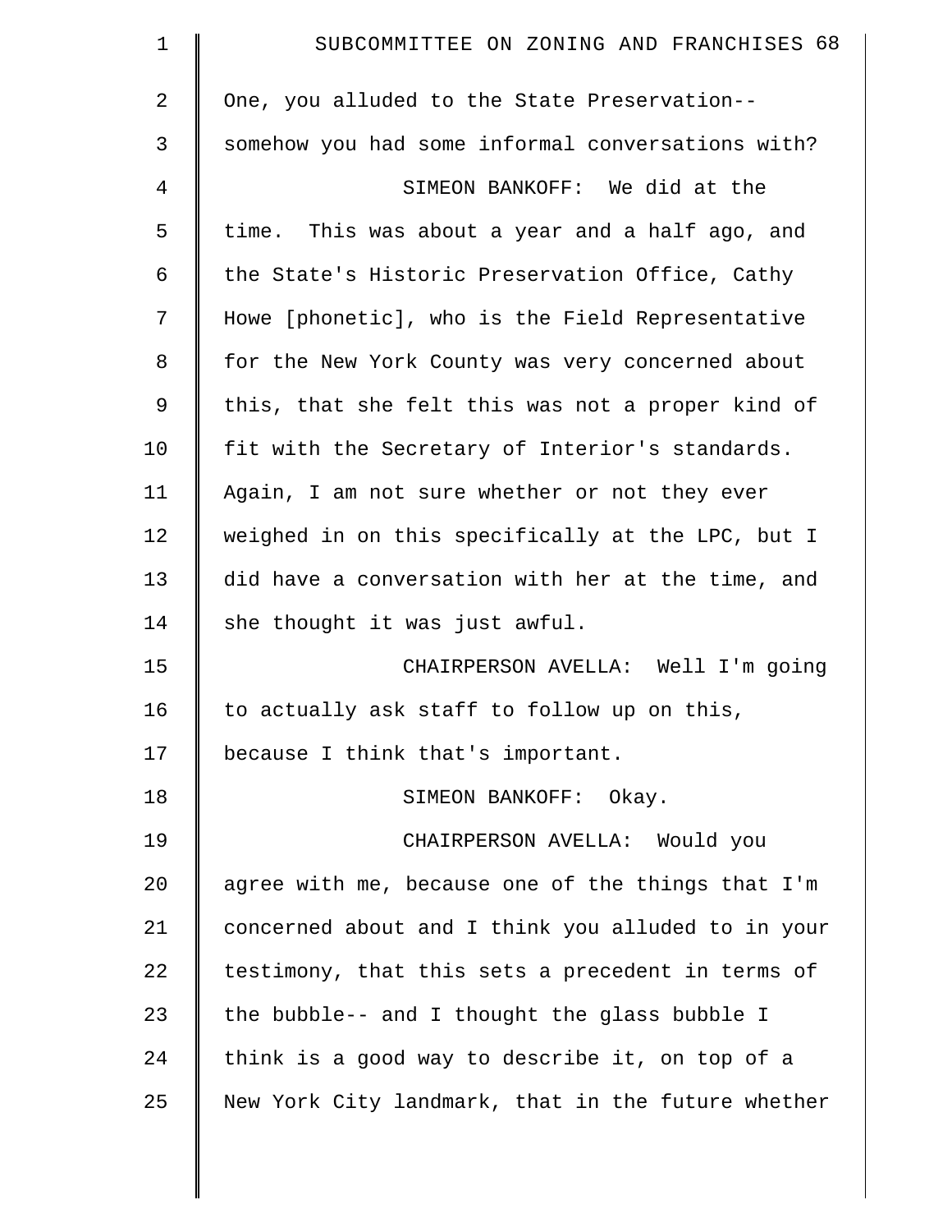One, you alluded to the State Preservation-- somehow you had some informal conversations with?

SIMEON BANKOFF: We did at the time. This was about a year and a half ago, and the State's Historic Preservation Office, Cathy Howe [phonetic], who is the Field Representative for the New York County was very concerned about this, that she felt this was not a proper kind of fit with the Secretary of Interior's standards. Again, I am not sure whether or not they ever weighed in on this specifically at the LPC, but I did have a conversation with her at the time, and she thought it was just awful.

CHAIRPERSON AVELLA: Well I'm going to actually ask staff to follow up on this, because I think that's important.

SIMEON BANKOFF: Okay.

CHAIRPERSON AVELLA: Would you agree with me, because one of the things that I'm concerned about and I think you alluded to in your testimony, that this sets a precedent in terms of the bubble-- and I thought the glass bubble I think is a good way to describe it, on top of a New York City landmark, that in the future whether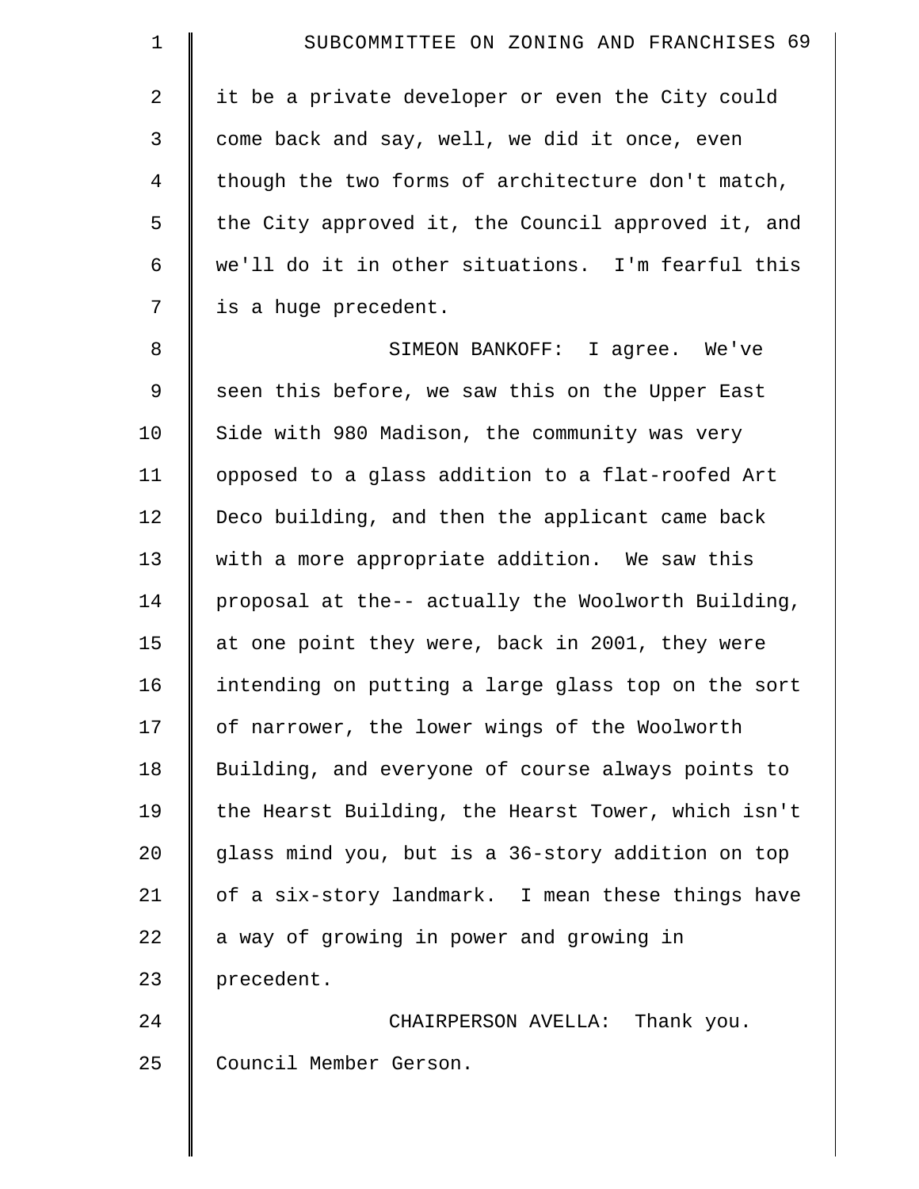it be a private developer or even the City could come back and say, well, we did it once, even though the two forms of architecture don't match, the City approved it, the Council approved it, and we'll do it in other situations. I'm fearful this is a huge precedent.

SIMEON BANKOFF: I agree. We've seen this before, we saw this on the Upper East Side with 980 Madison, the community was very opposed to a glass addition to a flat-roofed Art Deco building, and then the applicant came back with a more appropriate addition. We saw this proposal at the-- actually the Woolworth Building, at one point they were, back in 2001, they were intending on putting a large glass top on the sort of narrower, the lower wings of the Woolworth Building, and everyone of course always points to the Hearst Building, the Hearst Tower, which isn't glass mind you, but is a 36-story addition on top of a six-story landmark. I mean these things have a way of growing in power and growing in precedent.

CHAIRPERSON AVELLA: Thank you. Council Member Gerson.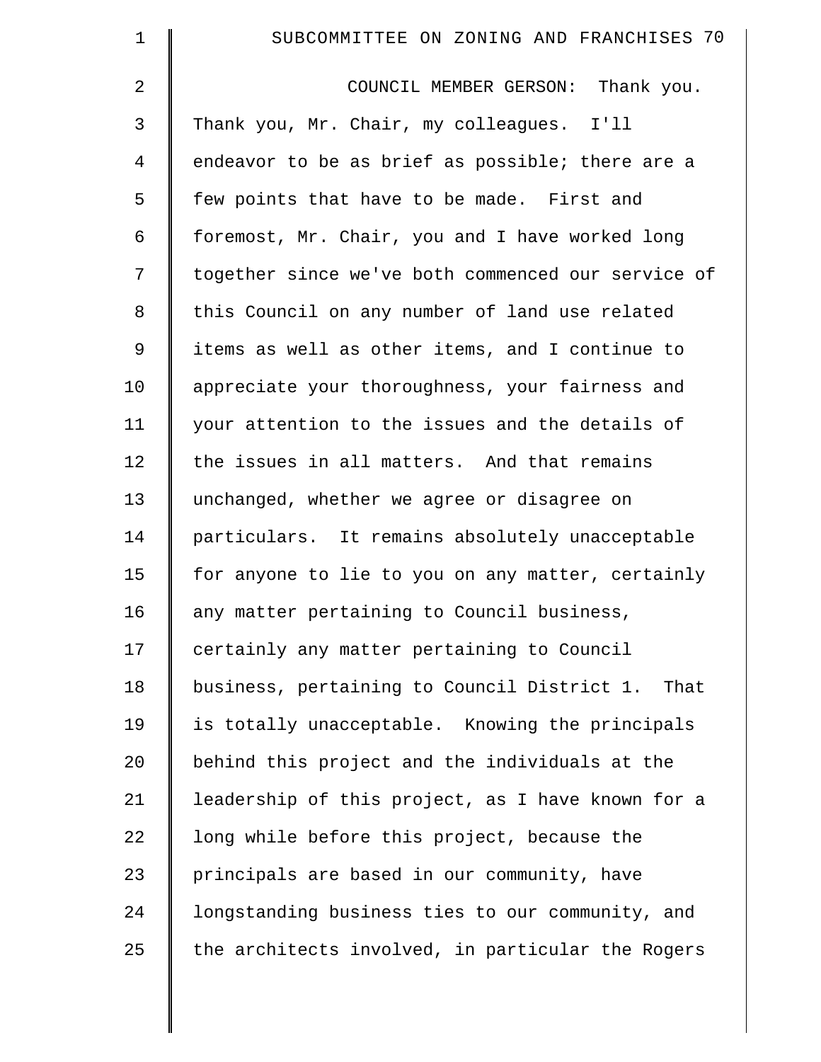COUNCIL MEMBER GERSON: Thank you. Thank you, Mr. Chair, my colleagues. I'll endeavor to be as brief as possible; there are a few points that have to be made. First and foremost, Mr. Chair, you and I have worked long together since we've both commenced our service of this Council on any number of land use related items as well as other items, and I continue to appreciate your thoroughness, your fairness and your attention to the issues and the details of the issues in all matters. And that remains unchanged, whether we agree or disagree on particulars. It remains absolutely unacceptable for anyone to lie to you on any matter, certainly any matter pertaining to Council business, certainly any matter pertaining to Council business, pertaining to Council District 1. That is totally unacceptable. Knowing the principals behind this project and the individuals at the leadership of this project, as I have known for a long while before this project, because the principals are based in our community, have longstanding business ties to our community, and the architects involved, in particular the Rogers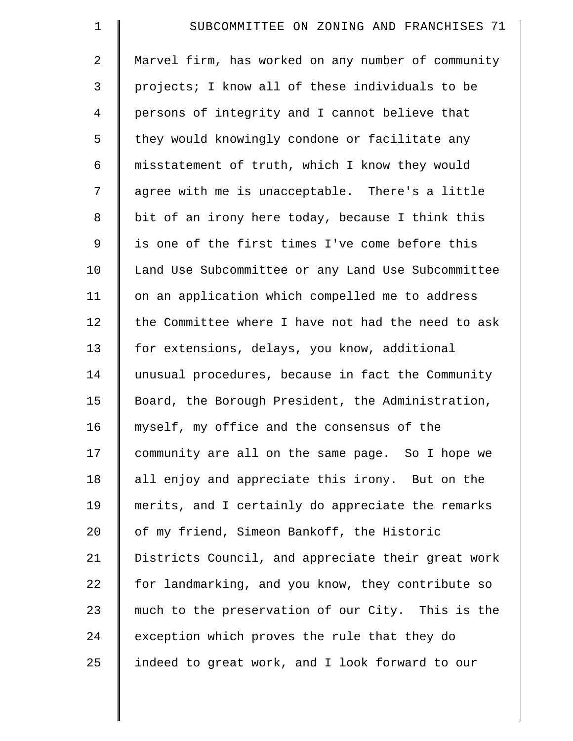Marvel firm, has worked on any number of community projects; I know all of these individuals to be persons of integrity and I cannot believe that they would knowingly condone or facilitate any misstatement of truth, which I know they would agree with me is unacceptable. There's a little bit of an irony here today, because I think this is one of the first times I've come before this Land Use Subcommittee or any Land Use Subcommittee on an application which compelled me to address the Committee where I have not had the need to ask for extensions, delays, you know, additional unusual procedures, because in fact the Community Board, the Borough President, the Administration, myself, my office and the consensus of the community are all on the same page. So I hope we all enjoy and appreciate this irony. But on the merits, and I certainly do appreciate the remarks of my friend, Simeon Bankoff, the Historic Districts Council, and appreciate their great work for landmarking, and you know, they contribute so much to the preservation of our City. This is the exception which proves the rule that they do indeed to great work, and I look forward to our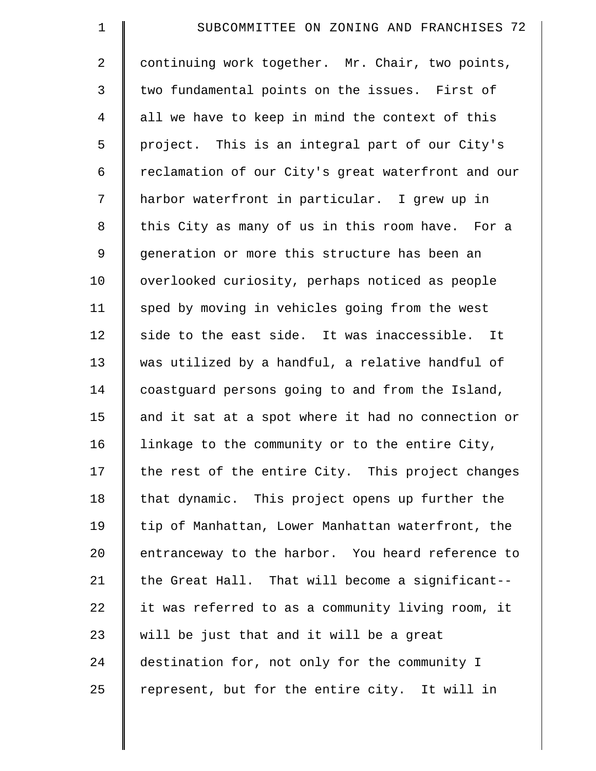continuing work together. Mr. Chair, two points, two fundamental points on the issues. First of all we have to keep in mind the context of this project. This is an integral part of our City's reclamation of our City's great waterfront and our harbor waterfront in particular. I grew up in this City as many of us in this room have. For a generation or more this structure has been an overlooked curiosity, perhaps noticed as people sped by moving in vehicles going from the west side to the east side. It was inaccessible. It was utilized by a handful, a relative handful of coastguard persons going to and from the Island, and it sat at a spot where it had no connection or linkage to the community or to the entire City, the rest of the entire City. This project changes that dynamic. This project opens up further the tip of Manhattan, Lower Manhattan waterfront, the entranceway to the harbor. You heard reference to the Great Hall. That will become a significant-- it was referred to as a community living room, it will be just that and it will be a great destination for, not only for the community I represent, but for the entire city. It will in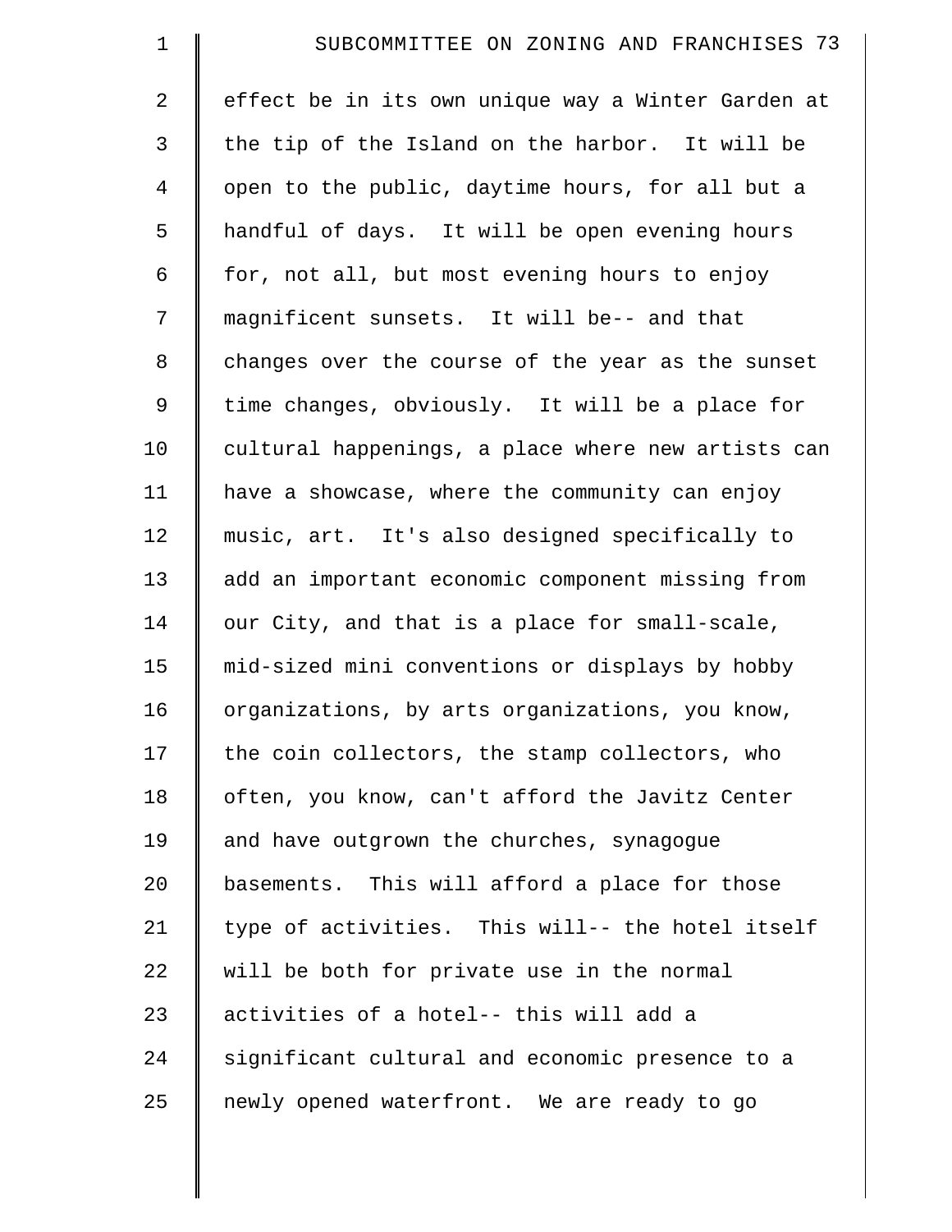effect be in its own unique way a Winter Garden at the tip of the Island on the harbor. It will be open to the public, daytime hours, for all but a handful of days. It will be open evening hours for, not all, but most evening hours to enjoy magnificent sunsets. It will be-- and that changes over the course of the year as the sunset time changes, obviously. It will be a place for cultural happenings, a place where new artists can have a showcase, where the community can enjoy music, art. It's also designed specifically to add an important economic component missing from our City, and that is a place for small-scale, mid-sized mini conventions or displays by hobby organizations, by arts organizations, you know, the coin collectors, the stamp collectors, who often, you know, can't afford the Javitz Center and have outgrown the churches, synagogue basements. This will afford a place for those type of activities. This will-- the hotel itself will be both for private use in the normal activities of a hotel-- this will add a significant cultural and economic presence to a newly opened waterfront. We are ready to go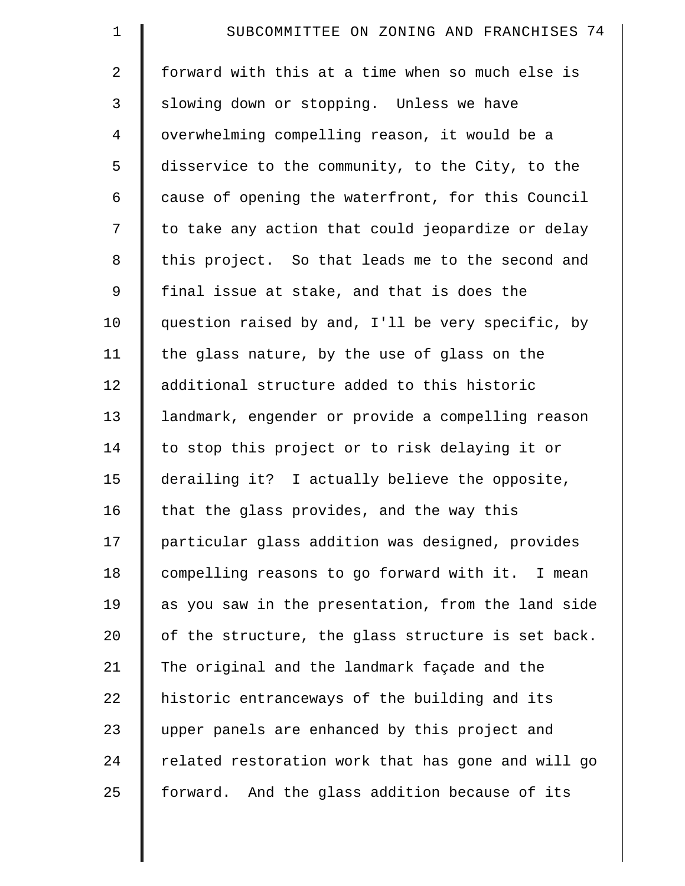forward with this at a time when so much else is slowing down or stopping. Unless we have overwhelming compelling reason, it would be a disservice to the community, to the City, to the cause of opening the waterfront, for this Council to take any action that could jeopardize or delay this project. So that leads me to the second and final issue at stake, and that is does the question raised by and, I'll be very specific, by the glass nature, by the use of glass on the additional structure added to this historic landmark, engender or provide a compelling reason to stop this project or to risk delaying it or derailing it? I actually believe the opposite, that the glass provides, and the way this particular glass addition was designed, provides compelling reasons to go forward with it. I mean as you saw in the presentation, from the land side of the structure, the glass structure is set back. The original and the landmark façade and the historic entranceways of the building and its upper panels are enhanced by this project and related restoration work that has gone and will go forward. And the glass addition because of its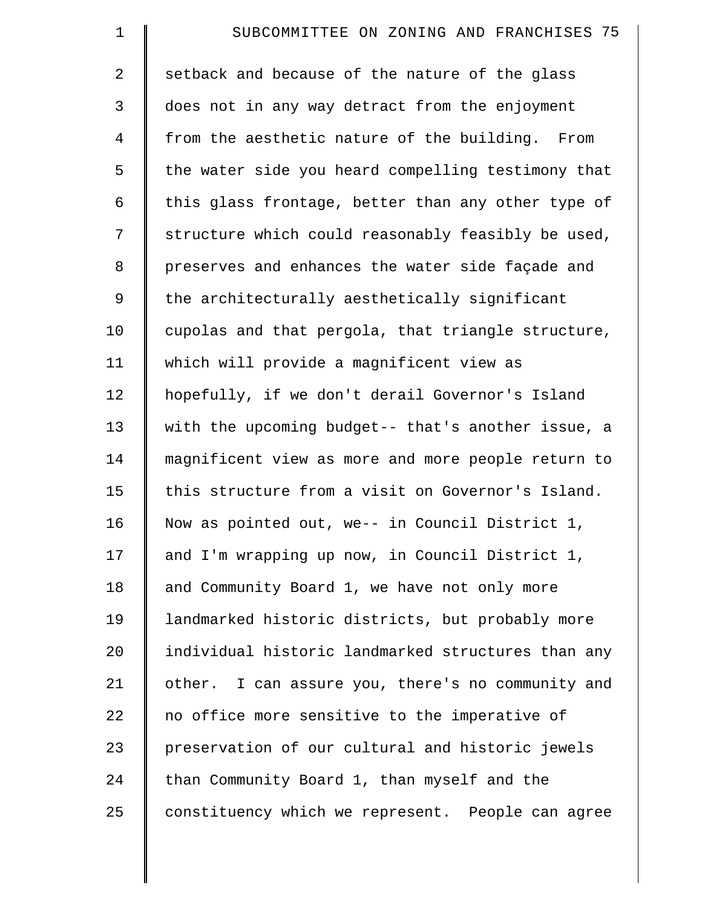setback and because of the nature of the glass does not in any way detract from the enjoyment from the aesthetic nature of the building. From the water side you heard compelling testimony that this glass frontage, better than any other type of structure which could reasonably feasibly be used, preserves and enhances the water side façade and the architecturally aesthetically significant cupolas and that pergola, that triangle structure, which will provide a magnificent view as hopefully, if we don't derail Governor's Island with the upcoming budget-- that's another issue, a magnificent view as more and more people return to this structure from a visit on Governor's Island. Now as pointed out, we-- in Council District 1, and I'm wrapping up now, in Council District 1, and Community Board 1, we have not only more landmarked historic districts, but probably more individual historic landmarked structures than any other. I can assure you, there's no community and no office more sensitive to the imperative of preservation of our cultural and historic jewels than Community Board 1, than myself and the constituency which we represent. People can agree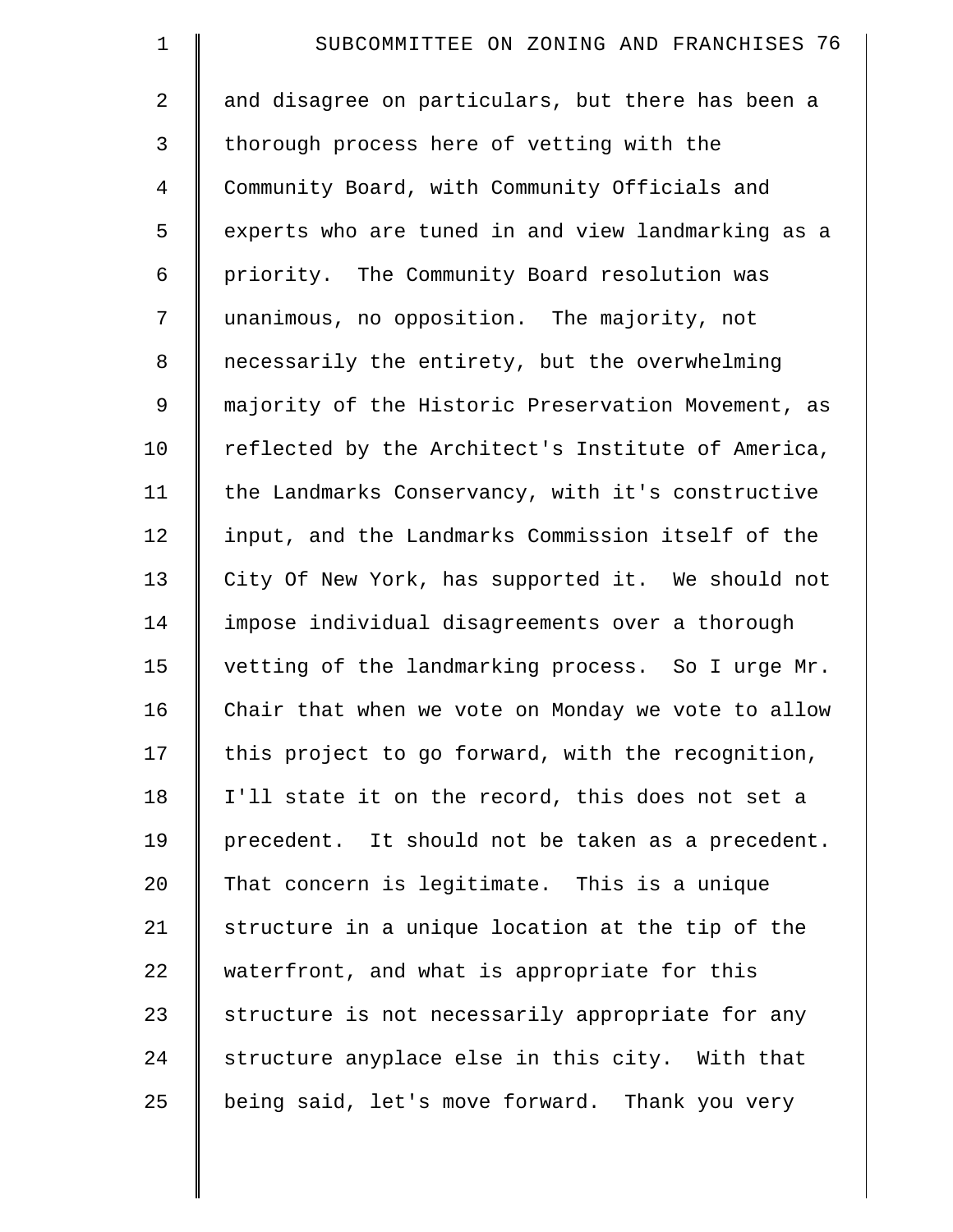and disagree on particulars, but there has been a thorough process here of vetting with the Community Board, with Community Officials and experts who are tuned in and view landmarking as a priority. The Community Board resolution was unanimous, no opposition. The majority, not necessarily the entirety, but the overwhelming majority of the Historic Preservation Movement, as reflected by the Architect's Institute of America, the Landmarks Conservancy, with it's constructive input, and the Landmarks Commission itself of the City Of New York, has supported it. We should not impose individual disagreements over a thorough vetting of the landmarking process. So I urge Mr. Chair that when we vote on Monday we vote to allow this project to go forward, with the recognition, I'll state it on the record, this does not set a precedent. It should not be taken as a precedent. That concern is legitimate. This is a unique structure in a unique location at the tip of the waterfront, and what is appropriate for this structure is not necessarily appropriate for any structure anyplace else in this city. With that being said, let's move forward. Thank you very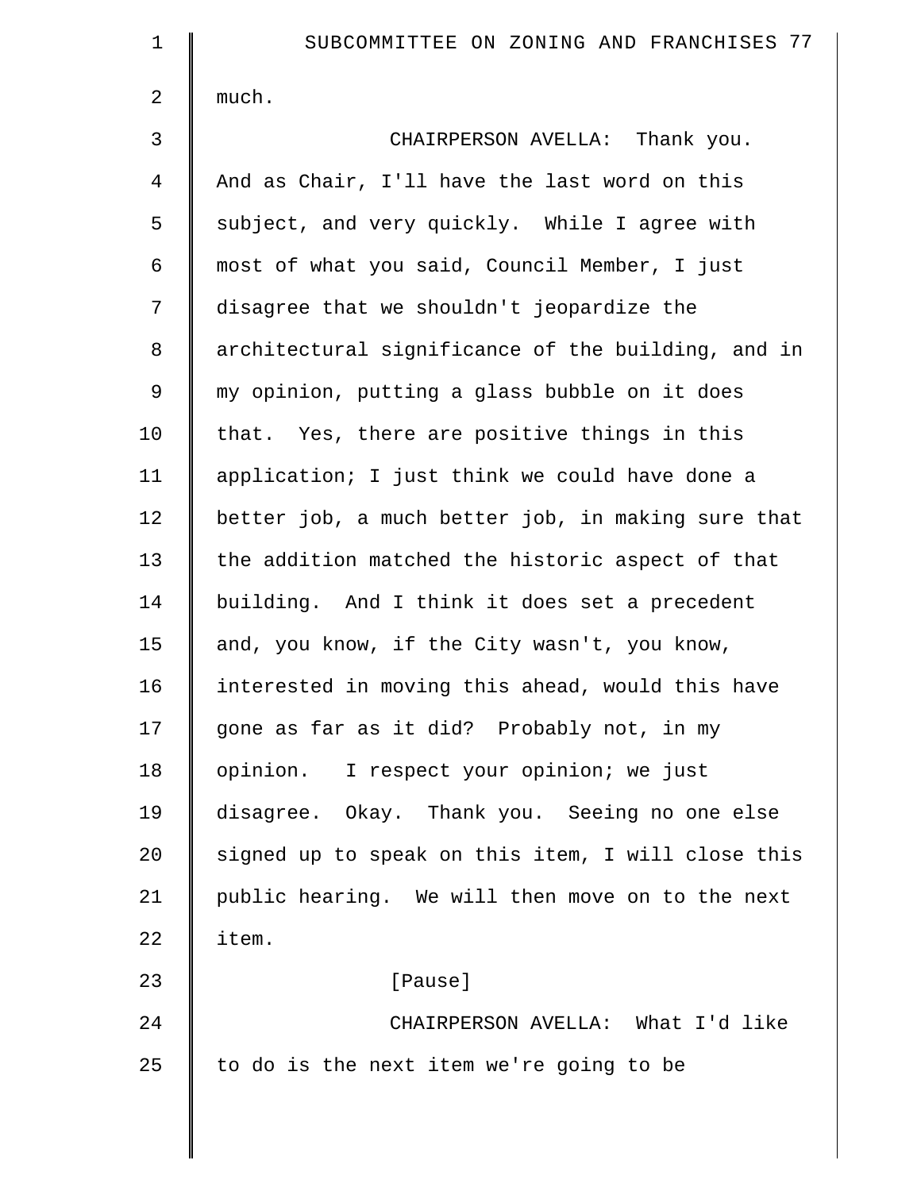much.

CHAIRPERSON AVELLA: Thank you. And as Chair, I'll have the last word on this subject, and very quickly. While I agree with most of what you said, Council Member, I just disagree that we shouldn't jeopardize the architectural significance of the building, and in my opinion, putting a glass bubble on it does that. Yes, there are positive things in this application; I just think we could have done a better job, a much better job, in making sure that the addition matched the historic aspect of that building. And I think it does set a precedent and, you know, if the City wasn't, you know, interested in moving this ahead, would this have gone as far as it did? Probably not, in my opinion. I respect your opinion; we just disagree. Okay. Thank you. Seeing no one else signed up to speak on this item, I will close this public hearing. We will then move on to the next item.

[Pause]

CHAIRPERSON AVELLA: What I'd like to do is the next item we're going to be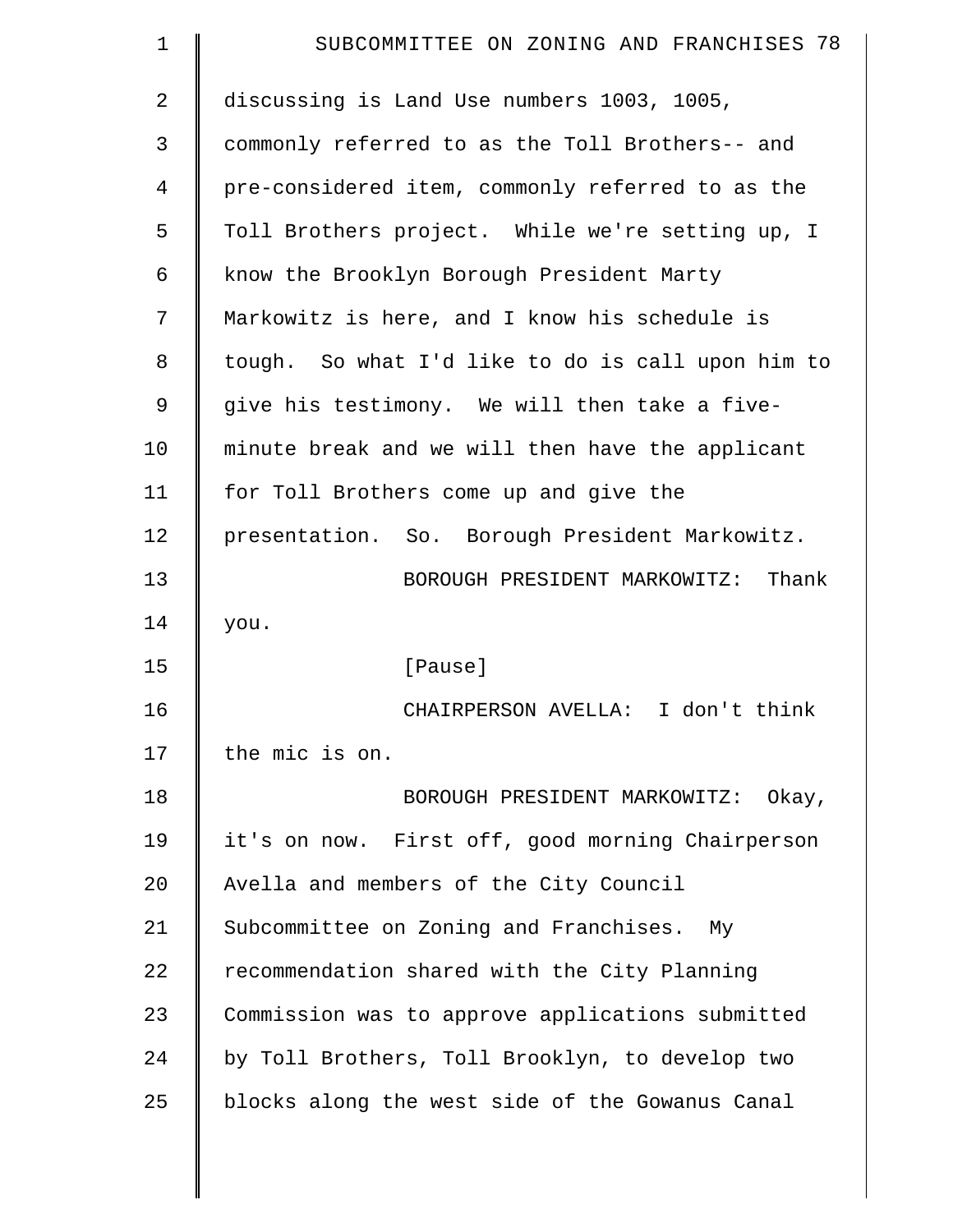discussing is Land Use numbers 1003, 1005, commonly referred to as the Toll Brothers-- and pre-considered item, commonly referred to as the Toll Brothers project. While we're setting up, I know the Brooklyn Borough President Marty Markowitz is here, and I know his schedule is tough. So what I'd like to do is call upon him to give his testimony. We will then take a five-minute break and we will then have the applicant for Toll Brothers come up and give the presentation. So. Borough President Markowitz.

BOROUGH PRESIDENT MARKOWITZ: Thank you.

[Pause]

CHAIRPERSON AVELLA: I don't think the mic is on.

BOROUGH PRESIDENT MARKOWITZ: Okay, it's on now. First off, good morning Chairperson Avella and members of the City Council Subcommittee on Zoning and Franchises. My recommendation shared with the City Planning Commission was to approve applications submitted by Toll Brothers, Toll Brooklyn, to develop two blocks along the west side of the Gowanus Canal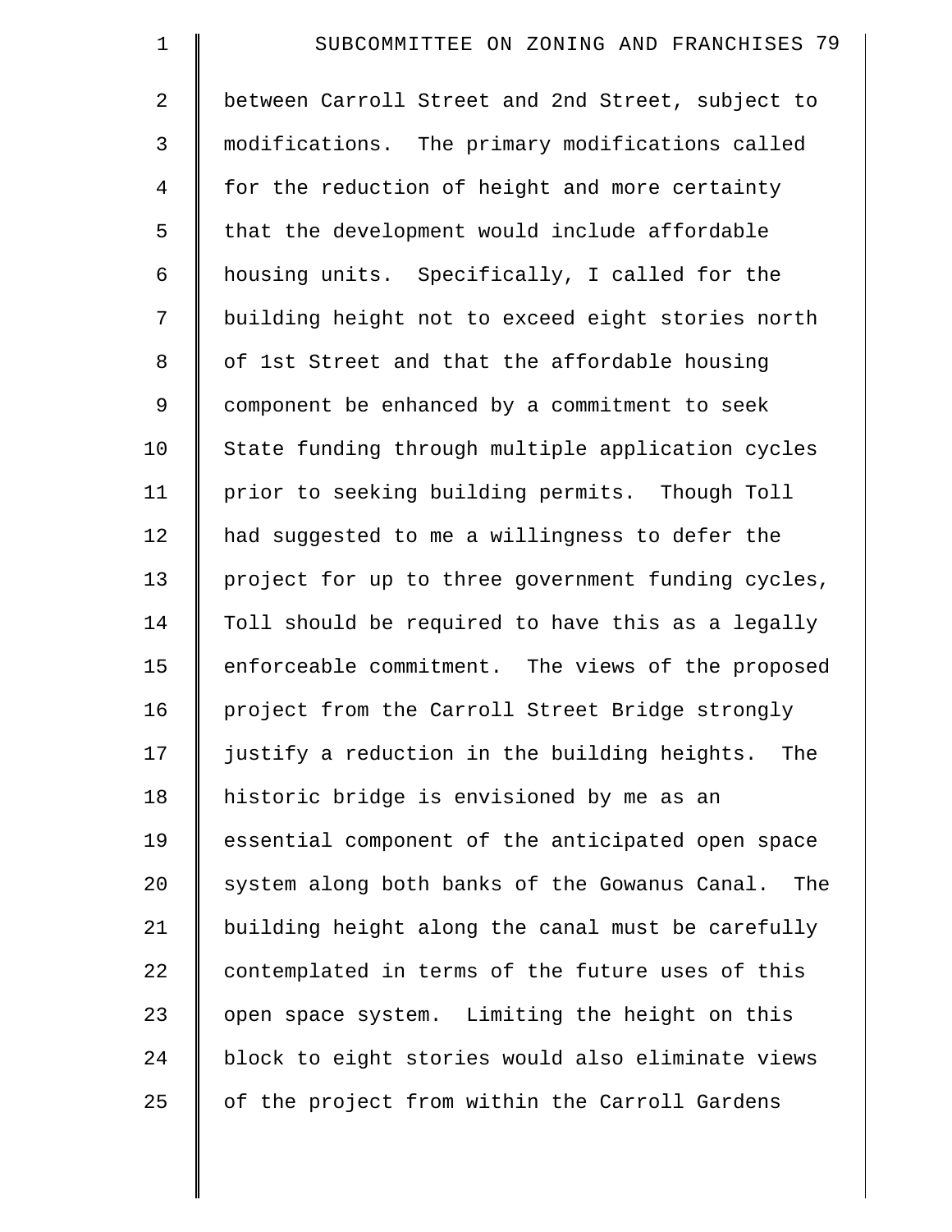between Carroll Street and 2nd Street, subject to modifications. The primary modifications called for the reduction of height and more certainty that the development would include affordable housing units. Specifically, I called for the building height not to exceed eight stories north of 1st Street and that the affordable housing component be enhanced by a commitment to seek State funding through multiple application cycles prior to seeking building permits. Though Toll had suggested to me a willingness to defer the project for up to three government funding cycles, Toll should be required to have this as a legally enforceable commitment. The views of the proposed project from the Carroll Street Bridge strongly justify a reduction in the building heights. The historic bridge is envisioned by me as an essential component of the anticipated open space system along both banks of the Gowanus Canal. The building height along the canal must be carefully contemplated in terms of the future uses of this open space system. Limiting the height on this block to eight stories would also eliminate views of the project from within the Carroll Gardens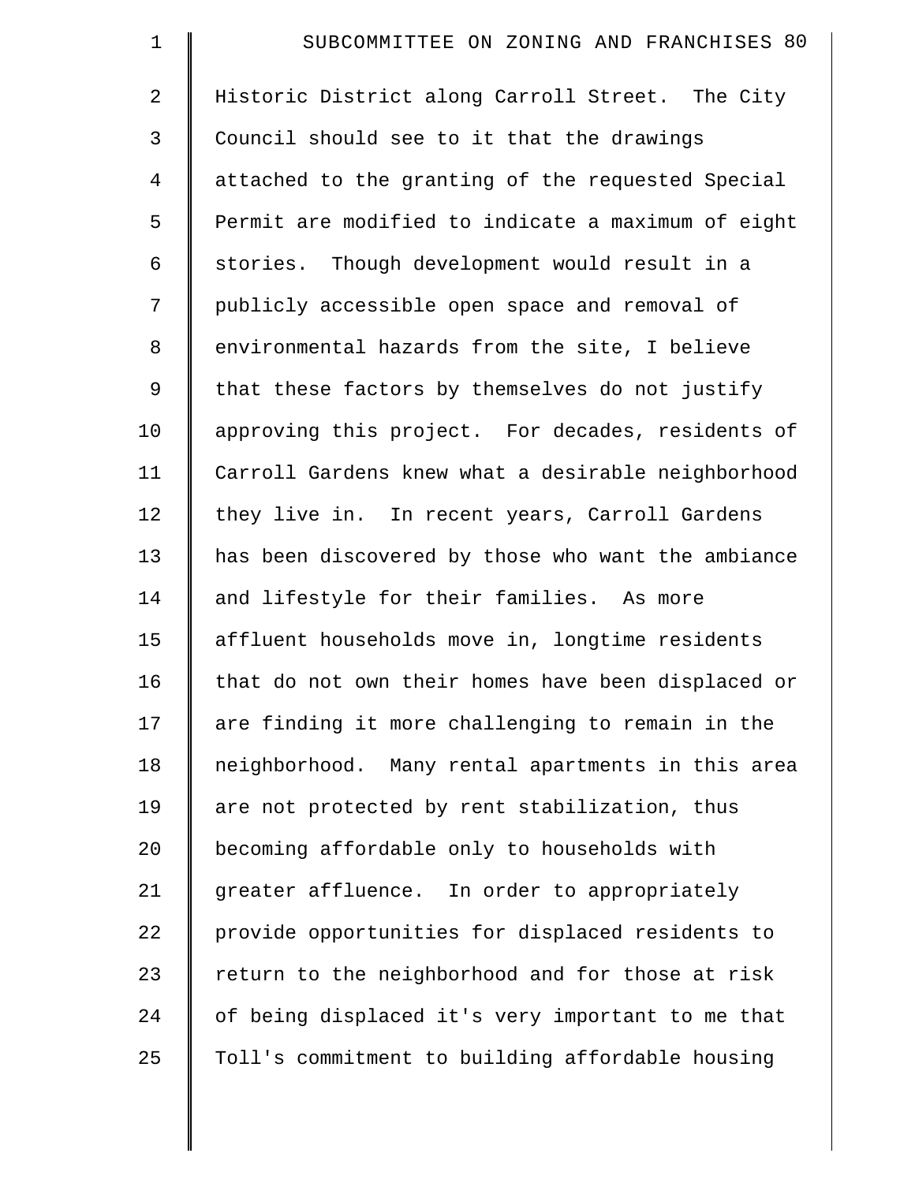Historic District along Carroll Street. The City Council should see to it that the drawings attached to the granting of the requested Special Permit are modified to indicate a maximum of eight stories. Though development would result in a publicly accessible open space and removal of environmental hazards from the site, I believe that these factors by themselves do not justify approving this project. For decades, residents of Carroll Gardens knew what a desirable neighborhood they live in. In recent years, Carroll Gardens has been discovered by those who want the ambiance and lifestyle for their families. As more affluent households move in, longtime residents that do not own their homes have been displaced or are finding it more challenging to remain in the neighborhood. Many rental apartments in this area are not protected by rent stabilization, thus becoming affordable only to households with greater affluence. In order to appropriately provide opportunities for displaced residents to return to the neighborhood and for those at risk of being displaced it's very important to me that Toll's commitment to building affordable housing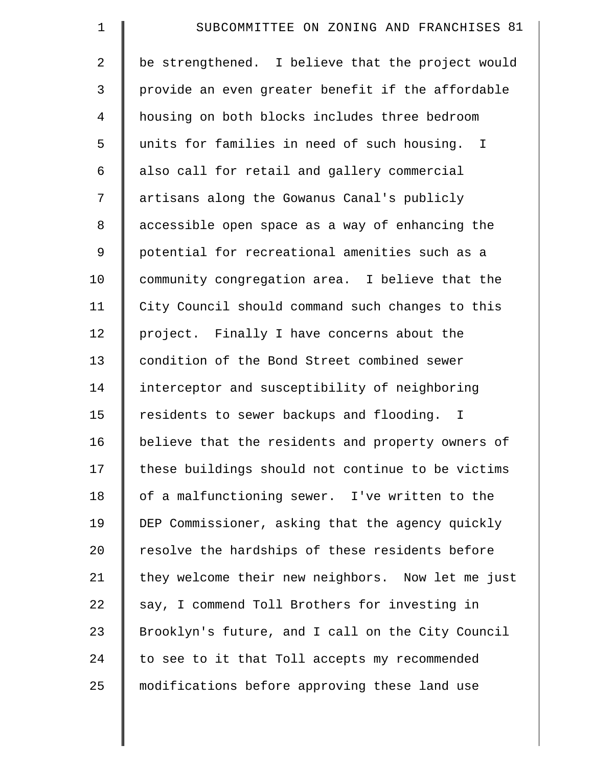be strengthened. I believe that the project would provide an even greater benefit if the affordable housing on both blocks includes three bedroom units for families in need of such housing. I also call for retail and gallery commercial artisans along the Gowanus Canal's publicly accessible open space as a way of enhancing the potential for recreational amenities such as a community congregation area. I believe that the City Council should command such changes to this project. Finally I have concerns about the condition of the Bond Street combined sewer interceptor and susceptibility of neighboring residents to sewer backups and flooding. I believe that the residents and property owners of these buildings should not continue to be victims of a malfunctioning sewer. I've written to the DEP Commissioner, asking that the agency quickly resolve the hardships of these residents before they welcome their new neighbors. Now let me just say, I commend Toll Brothers for investing in Brooklyn's future, and I call on the City Council to see to it that Toll accepts my recommended modifications before approving these land use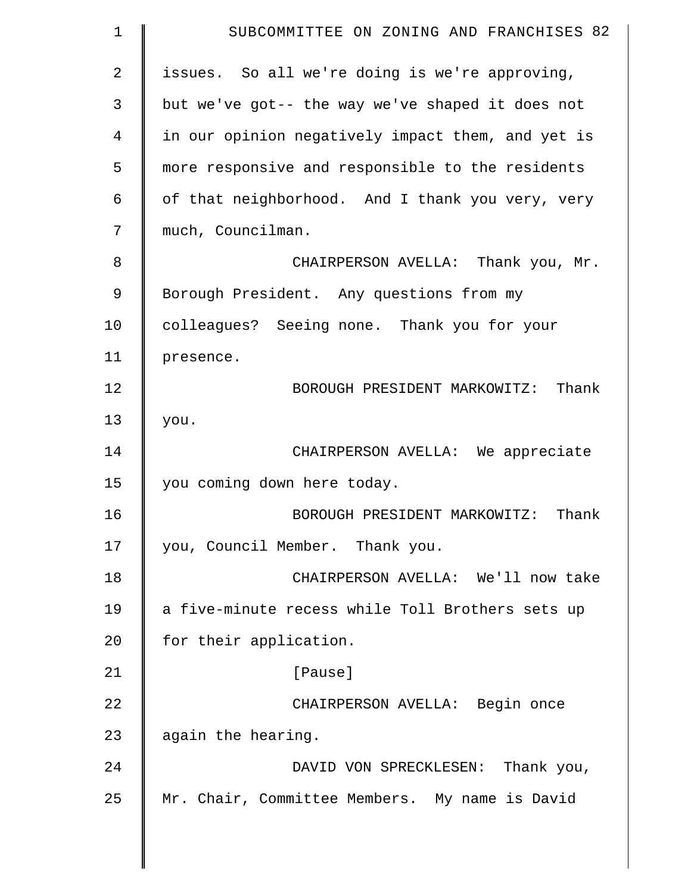issues. So all we're doing is we're approving, but we've got-- the way we've shaped it does not in our opinion negatively impact them, and yet is more responsive and responsible to the residents of that neighborhood. And I thank you very, very much, Councilman.

CHAIRPERSON AVELLA: Thank you, Mr. Borough President. Any questions from my colleagues? Seeing none. Thank you for your presence.

BOROUGH PRESIDENT MARKOWITZ: Thank you.

CHAIRPERSON AVELLA: We appreciate you coming down here today.

BOROUGH PRESIDENT MARKOWITZ: Thank you, Council Member. Thank you.

CHAIRPERSON AVELLA: We'll now take a five-minute recess while Toll Brothers sets up for their application.

[Pause]

CHAIRPERSON AVELLA: Begin once again the hearing.

DAVID VON SPRECKLESEN: Thank you, Mr. Chair, Committee Members. My name is David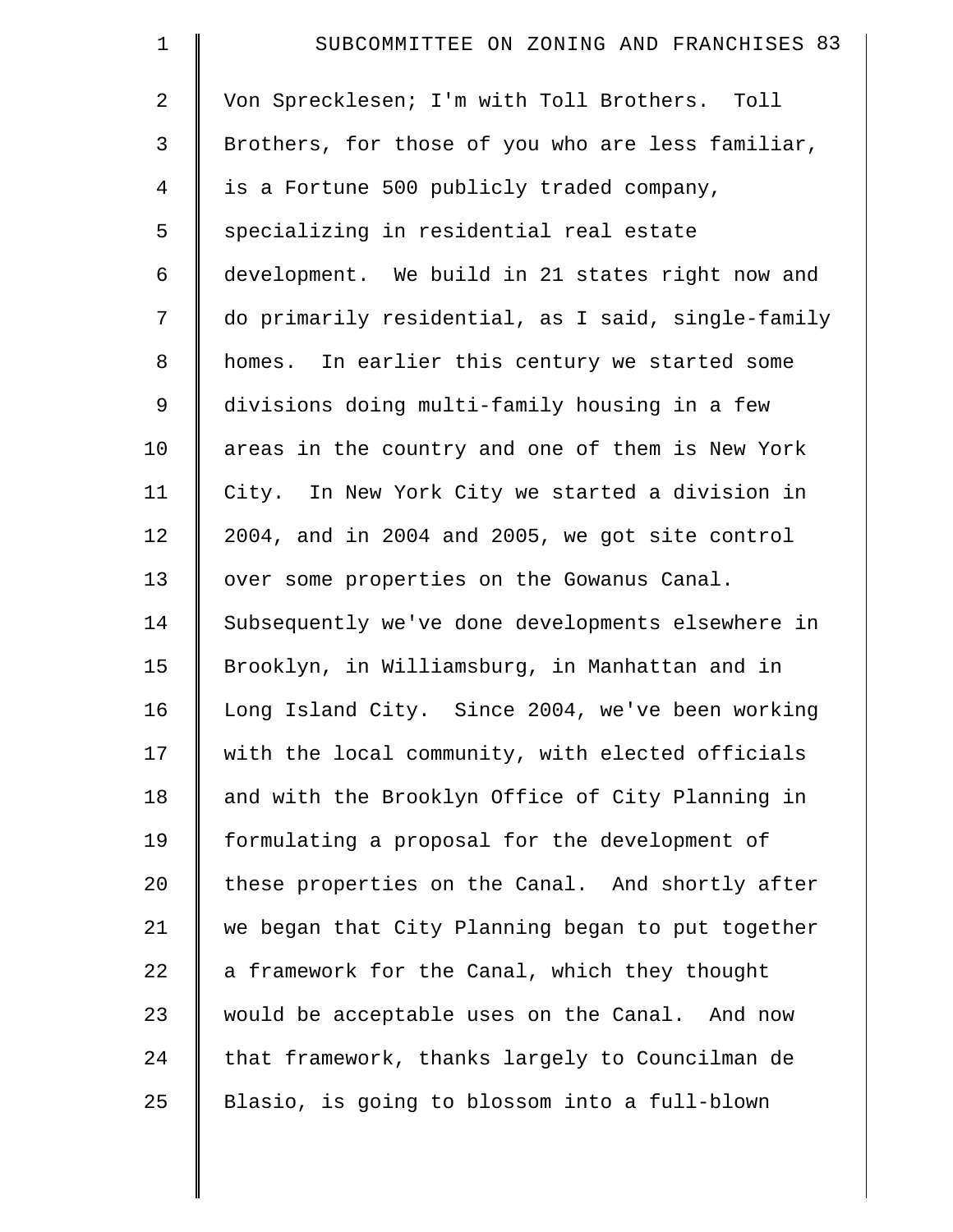Von Sprecklesen; I'm with Toll Brothers. Toll Brothers, for those of you who are less familiar, is a Fortune 500 publicly traded company, specializing in residential real estate development. We build in 21 states right now and do primarily residential, as I said, single-family homes. In earlier this century we started some divisions doing multi-family housing in a few areas in the country and one of them is New York City. In New York City we started a division in 2004, and in 2004 and 2005, we got site control over some properties on the Gowanus Canal. Subsequently we've done developments elsewhere in Brooklyn, in Williamsburg, in Manhattan and in Long Island City. Since 2004, we've been working with the local community, with elected officials and with the Brooklyn Office of City Planning in formulating a proposal for the development of these properties on the Canal. And shortly after we began that City Planning began to put together a framework for the Canal, which they thought would be acceptable uses on the Canal. And now that framework, thanks largely to Councilman de Blasio, is going to blossom into a full-blown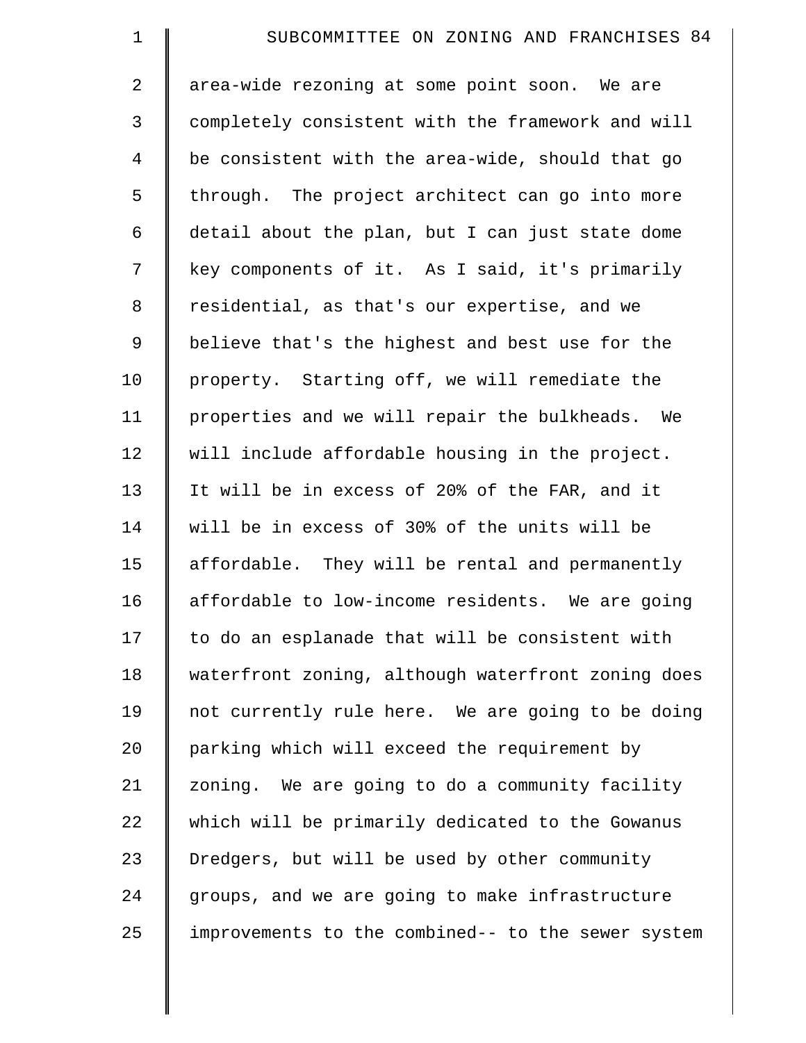area-wide rezoning at some point soon. We are completely consistent with the framework and will be consistent with the area-wide, should that go through. The project architect can go into more detail about the plan, but I can just state dome key components of it. As I said, it's primarily residential, as that's our expertise, and we believe that's the highest and best use for the property. Starting off, we will remediate the properties and we will repair the bulkheads. We will include affordable housing in the project. It will be in excess of 20% of the FAR, and it will be in excess of 30% of the units will be affordable. They will be rental and permanently affordable to low-income residents. We are going to do an esplanade that will be consistent with waterfront zoning, although waterfront zoning does not currently rule here. We are going to be doing parking which will exceed the requirement by zoning. We are going to do a community facility which will be primarily dedicated to the Gowanus Dredgers, but will be used by other community groups, and we are going to make infrastructure improvements to the combined-- to the sewer system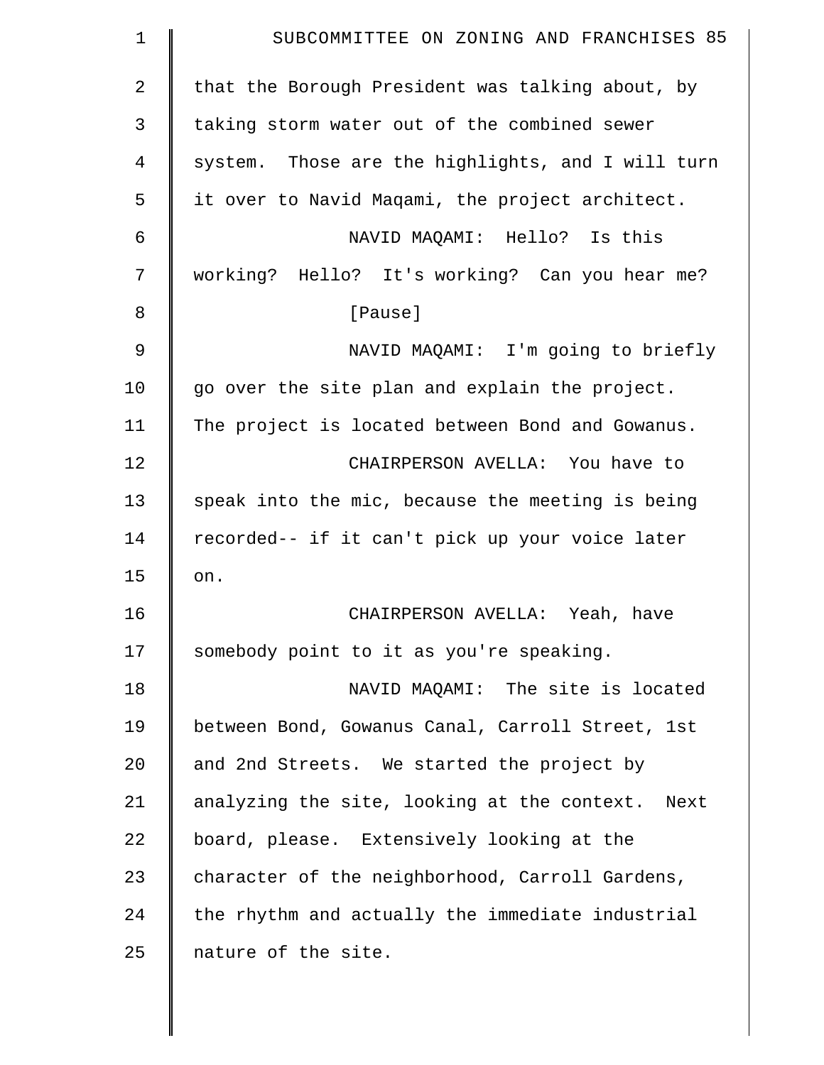that the Borough President was talking about, by taking storm water out of the combined sewer system. Those are the highlights, and I will turn it over to Navid Maqami, the project architect.

NAVID MAQAMI: Hello? Is this working? Hello? It's working? Can you hear me?

[Pause]

NAVID MAQAMI: I'm going to briefly go over the site plan and explain the project. The project is located between Bond and Gowanus.

CHAIRPERSON AVELLA: You have to speak into the mic, because the meeting is being recorded-- if it can't pick up your voice later on.

CHAIRPERSON AVELLA: Yeah, have somebody point to it as you're speaking.

NAVID MAQAMI: The site is located between Bond, Gowanus Canal, Carroll Street, 1st and 2nd Streets. We started the project by analyzing the site, looking at the context. Next board, please. Extensively looking at the character of the neighborhood, Carroll Gardens, the rhythm and actually the immediate industrial nature of the site.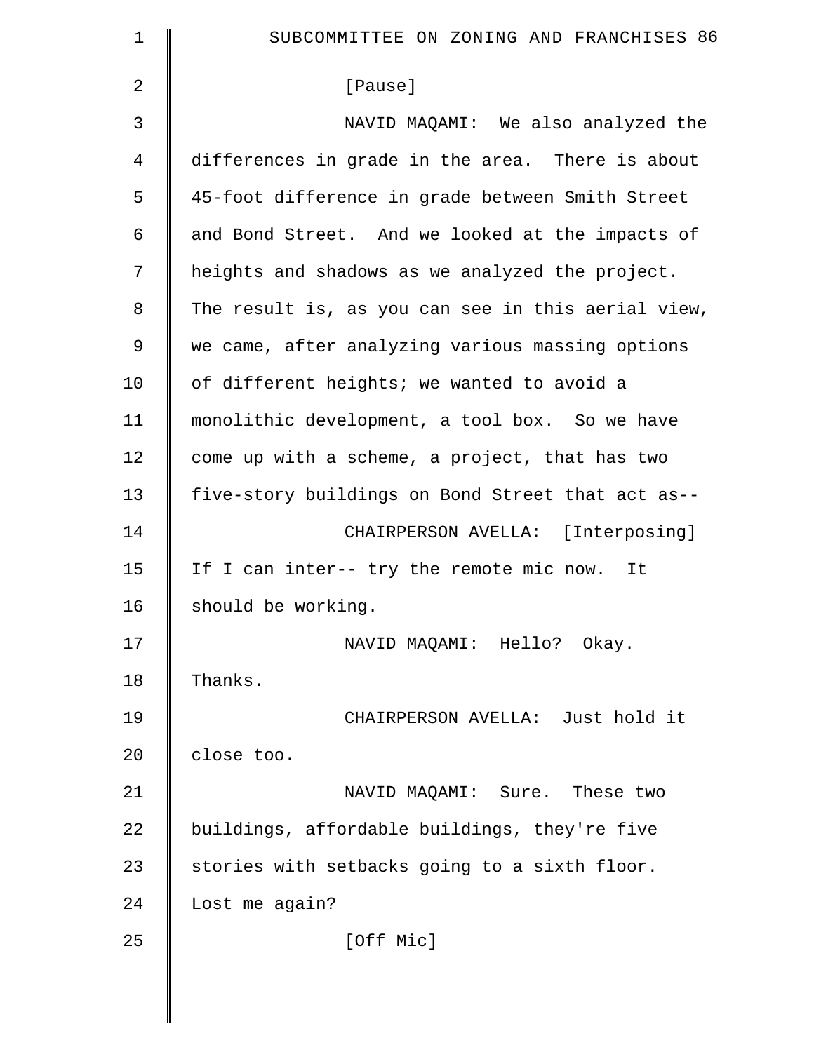[Pause]

NAVID MAQAMI: We also analyzed the differences in grade in the area. There is about 45-foot difference in grade between Smith Street and Bond Street. And we looked at the impacts of heights and shadows as we analyzed the project. The result is, as you can see in this aerial view, we came, after analyzing various massing options of different heights; we wanted to avoid a monolithic development, a tool box. So we have come up with a scheme, a project, that has two five-story buildings on Bond Street that act as--

CHAIRPERSON AVELLA: [Interposing] If I can inter-- try the remote mic now. It should be working.

NAVID MAQAMI: Hello? Okay. Thanks.

CHAIRPERSON AVELLA: Just hold it close too.

NAVID MAQAMI: Sure. These two buildings, affordable buildings, they're five stories with setbacks going to a sixth floor. Lost me again?

[Off Mic]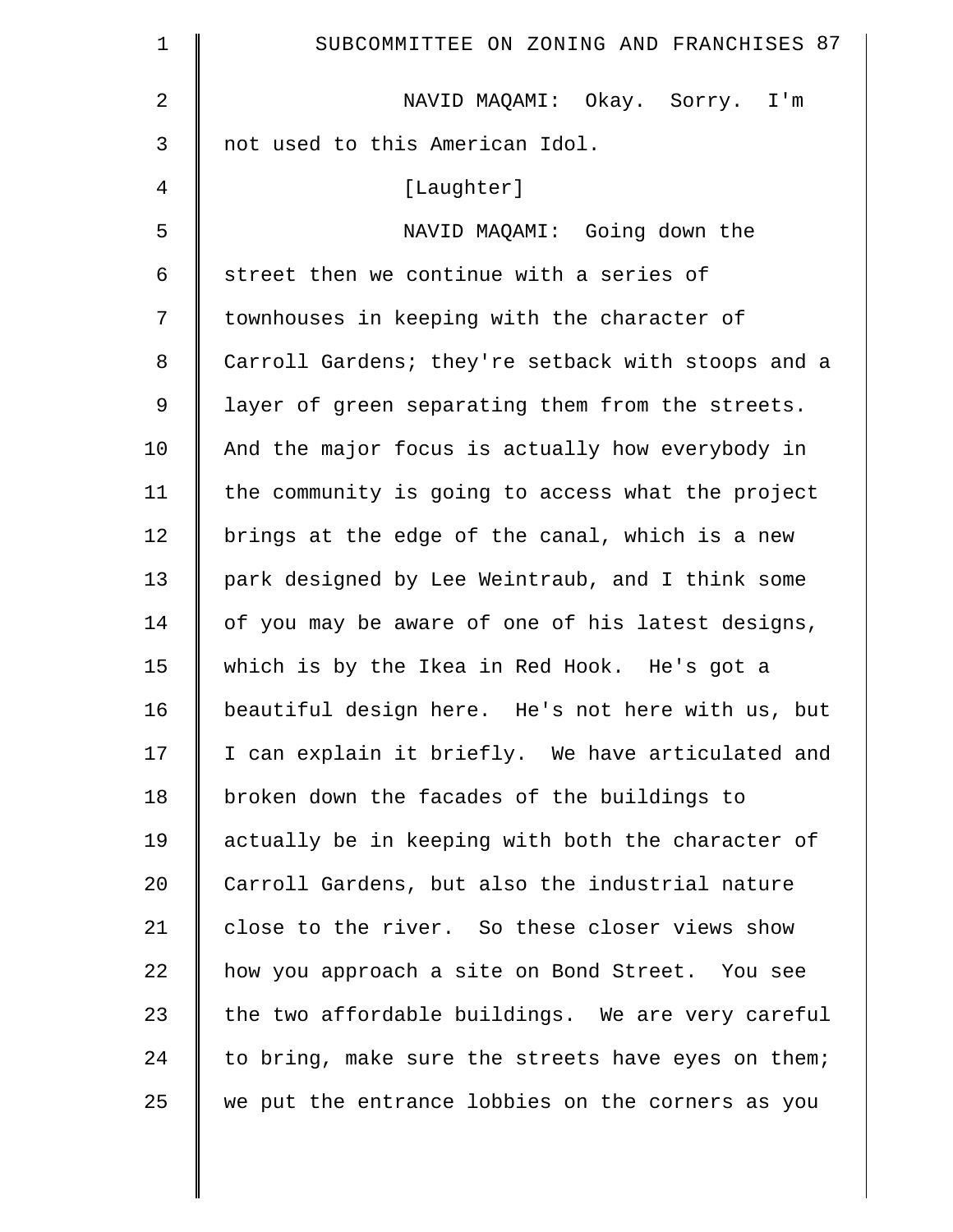NAVID MAQAMI: Okay. Sorry. I'm not used to this American Idol.

[Laughter]

NAVID MAQAMI: Going down the street then we continue with a series of townhouses in keeping with the character of Carroll Gardens; they're setback with stoops and a layer of green separating them from the streets. And the major focus is actually how everybody in the community is going to access what the project brings at the edge of the canal, which is a new park designed by Lee Weintraub, and I think some of you may be aware of one of his latest designs, which is by the Ikea in Red Hook. He's got a beautiful design here. He's not here with us, but I can explain it briefly. We have articulated and broken down the facades of the buildings to actually be in keeping with both the character of Carroll Gardens, but also the industrial nature close to the river. So these closer views show how you approach a site on Bond Street. You see the two affordable buildings. We are very careful to bring, make sure the streets have eyes on them; we put the entrance lobbies on the corners as you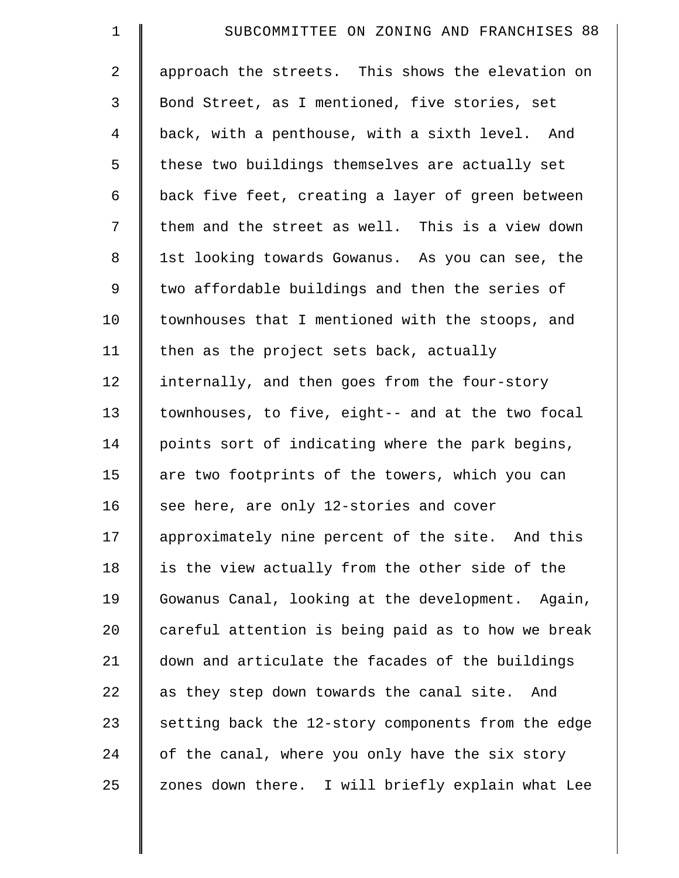approach the streets. This shows the elevation on Bond Street, as I mentioned, five stories, set back, with a penthouse, with a sixth level. And these two buildings themselves are actually set back five feet, creating a layer of green between them and the street as well. This is a view down 1st looking towards Gowanus. As you can see, the two affordable buildings and then the series of townhouses that I mentioned with the stoops, and then as the project sets back, actually internally, and then goes from the four-story townhouses, to five, eight-- and at the two focal points sort of indicating where the park begins, are two footprints of the towers, which you can see here, are only 12-stories and cover approximately nine percent of the site. And this is the view actually from the other side of the Gowanus Canal, looking at the development. Again, careful attention is being paid as to how we break down and articulate the facades of the buildings as they step down towards the canal site. And setting back the 12-story components from the edge of the canal, where you only have the six story zones down there. I will briefly explain what Lee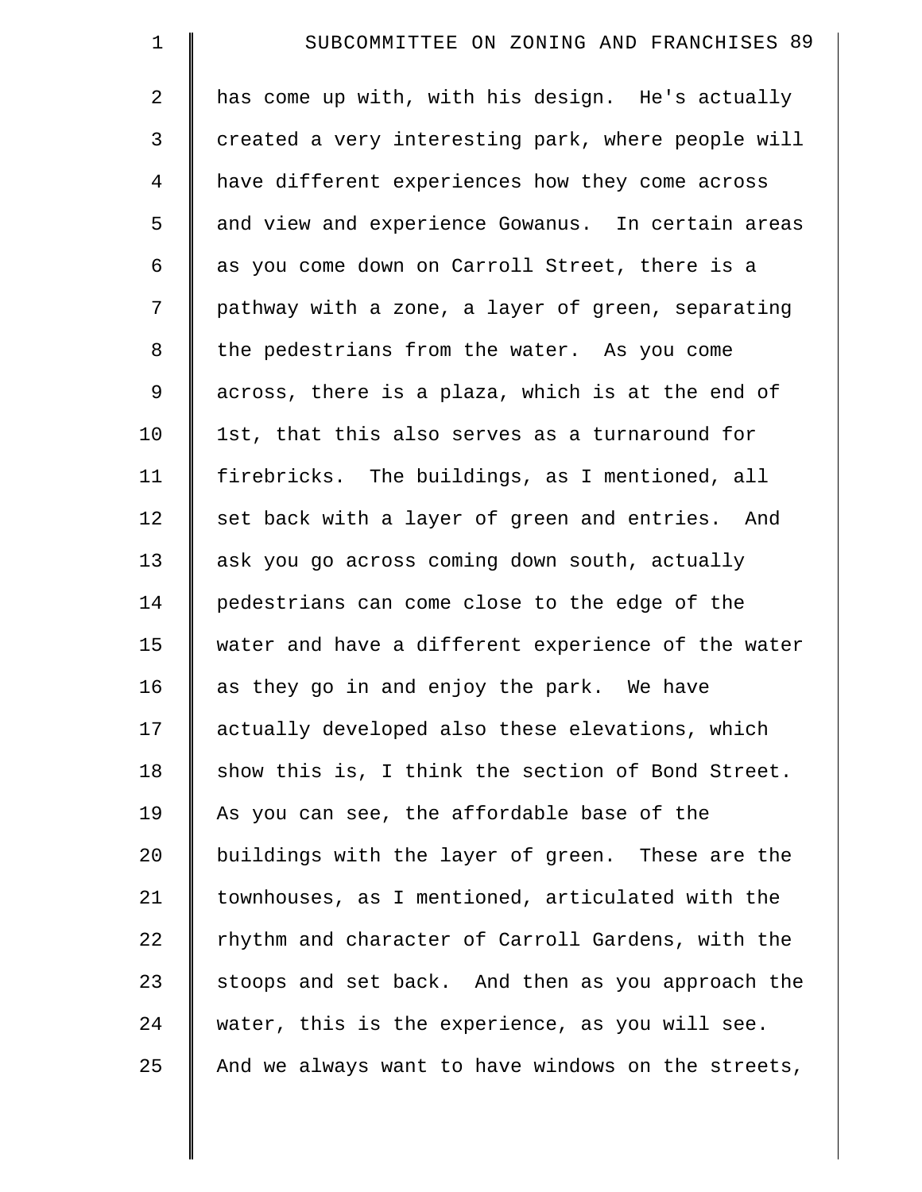has come up with, with his design. He's actually created a very interesting park, where people will have different experiences how they come across and view and experience Gowanus. In certain areas as you come down on Carroll Street, there is a pathway with a zone, a layer of green, separating the pedestrians from the water. As you come across, there is a plaza, which is at the end of 1st, that this also serves as a turnaround for firebricks. The buildings, as I mentioned, all set back with a layer of green and entries. And ask you go across coming down south, actually pedestrians can come close to the edge of the water and have a different experience of the water as they go in and enjoy the park. We have actually developed also these elevations, which show this is, I think the section of Bond Street. As you can see, the affordable base of the buildings with the layer of green. These are the townhouses, as I mentioned, articulated with the rhythm and character of Carroll Gardens, with the stoops and set back. And then as you approach the water, this is the experience, as you will see. And we always want to have windows on the streets,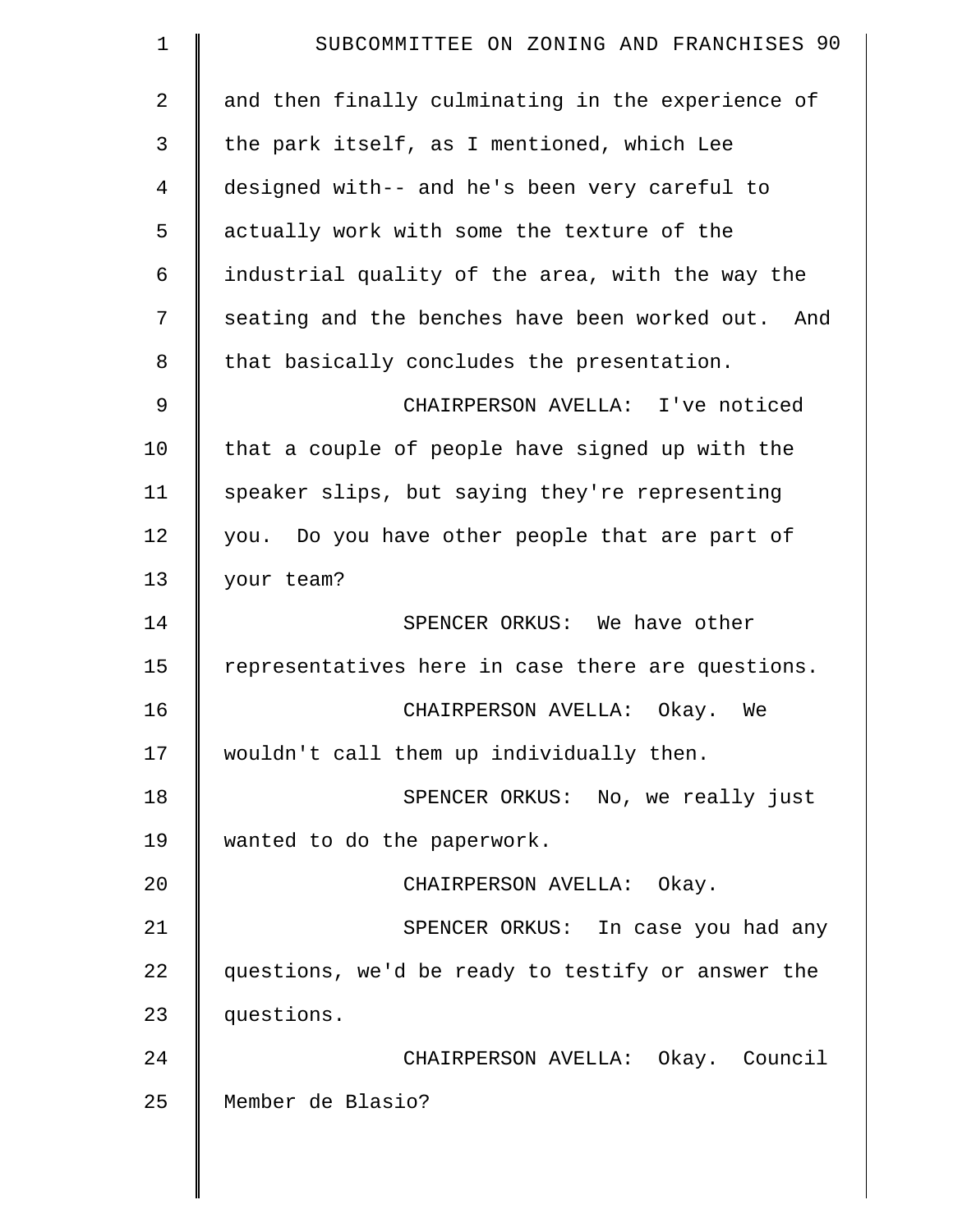and then finally culminating in the experience of the park itself, as I mentioned, which Lee designed with-- and he's been very careful to actually work with some the texture of the industrial quality of the area, with the way the seating and the benches have been worked out. And that basically concludes the presentation.

CHAIRPERSON AVELLA: I've noticed that a couple of people have signed up with the speaker slips, but saying they're representing you. Do you have other people that are part of your team?

SPENCER ORKUS: We have other representatives here in case there are questions.

CHAIRPERSON AVELLA: Okay. We wouldn't call them up individually then.

SPENCER ORKUS: No, we really just wanted to do the paperwork.

CHAIRPERSON AVELLA: Okay.

SPENCER ORKUS: In case you had any questions, we'd be ready to testify or answer the questions.

CHAIRPERSON AVELLA: Okay. Council Member de Blasio?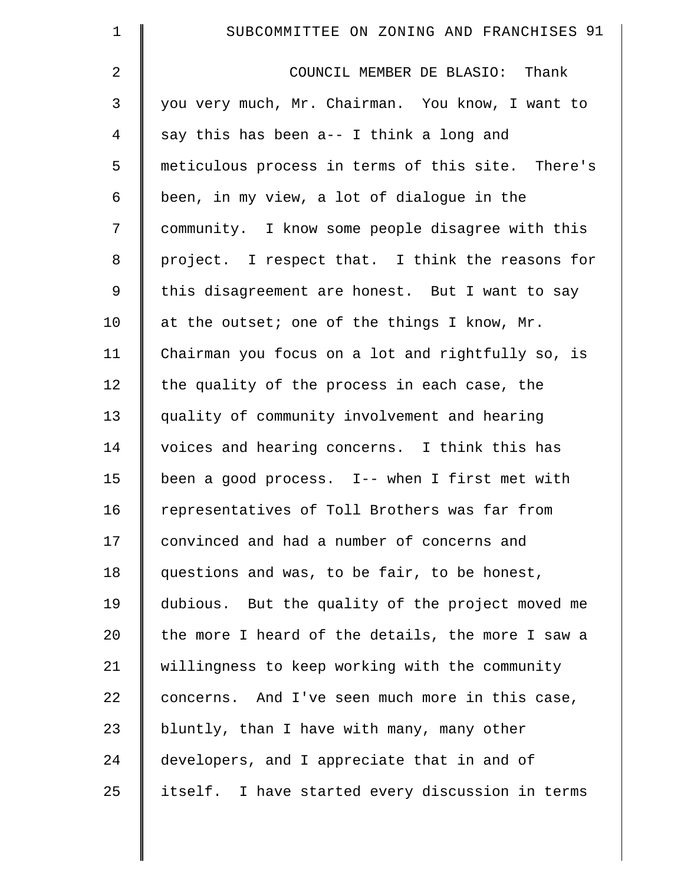COUNCIL MEMBER DE BLASIO: Thank you very much, Mr. Chairman. You know, I want to say this has been a-- I think a long and meticulous process in terms of this site. There's been, in my view, a lot of dialogue in the community. I know some people disagree with this project. I respect that. I think the reasons for this disagreement are honest. But I want to say at the outset; one of the things I know, Mr. Chairman you focus on a lot and rightfully so, is the quality of the process in each case, the quality of community involvement and hearing voices and hearing concerns. I think this has been a good process. I-- when I first met with representatives of Toll Brothers was far from convinced and had a number of concerns and questions and was, to be fair, to be honest, dubious. But the quality of the project moved me the more I heard of the details, the more I saw a willingness to keep working with the community concerns. And I've seen much more in this case, bluntly, than I have with many, many other developers, and I appreciate that in and of itself. I have started every discussion in terms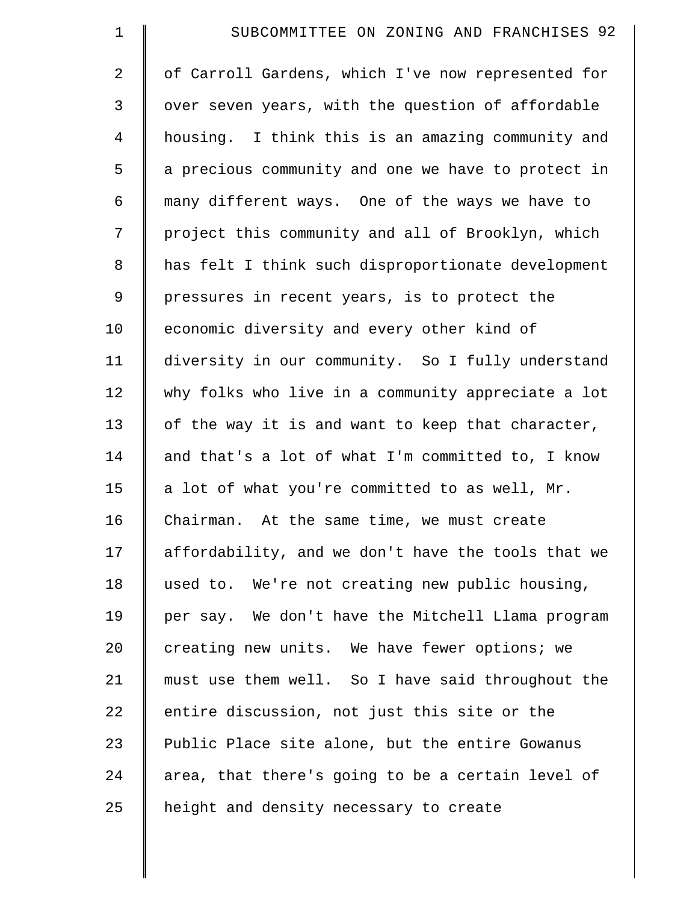of Carroll Gardens, which I've now represented for over seven years, with the question of affordable housing. I think this is an amazing community and a precious community and one we have to protect in many different ways. One of the ways we have to project this community and all of Brooklyn, which has felt I think such disproportionate development pressures in recent years, is to protect the economic diversity and every other kind of diversity in our community. So I fully understand why folks who live in a community appreciate a lot of the way it is and want to keep that character, and that's a lot of what I'm committed to, I know a lot of what you're committed to as well, Mr. Chairman. At the same time, we must create affordability, and we don't have the tools that we used to. We're not creating new public housing, per say. We don't have the Mitchell Llama program creating new units. We have fewer options; we must use them well. So I have said throughout the entire discussion, not just this site or the Public Place site alone, but the entire Gowanus area, that there's going to be a certain level of height and density necessary to create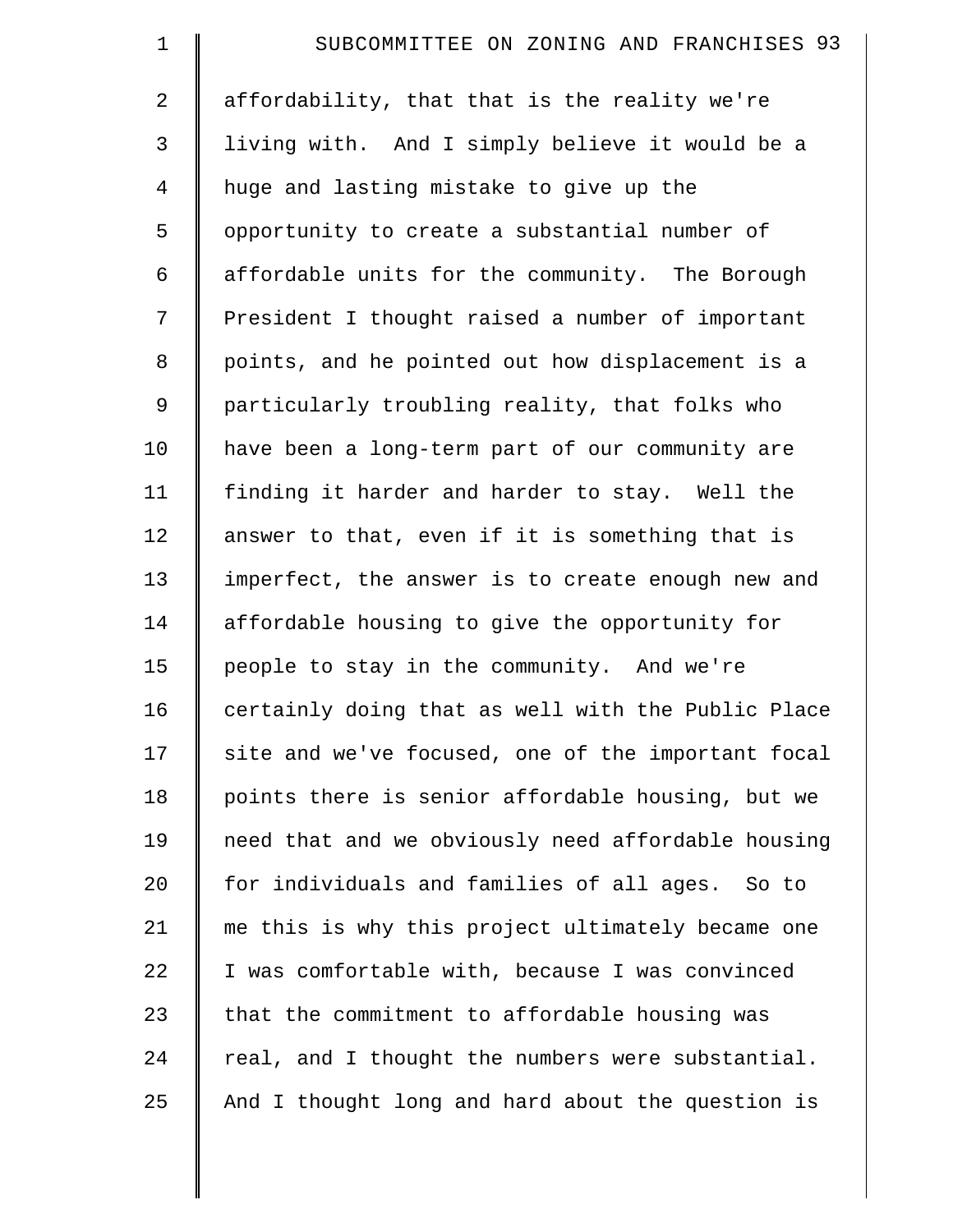affordability, that that is the reality we're living with. And I simply believe it would be a huge and lasting mistake to give up the opportunity to create a substantial number of affordable units for the community. The Borough President I thought raised a number of important points, and he pointed out how displacement is a particularly troubling reality, that folks who have been a long-term part of our community are finding it harder and harder to stay. Well the answer to that, even if it is something that is imperfect, the answer is to create enough new and affordable housing to give the opportunity for people to stay in the community. And we're certainly doing that as well with the Public Place site and we've focused, one of the important focal points there is senior affordable housing, but we need that and we obviously need affordable housing for individuals and families of all ages. So to me this is why this project ultimately became one I was comfortable with, because I was convinced that the commitment to affordable housing was real, and I thought the numbers were substantial. And I thought long and hard about the question is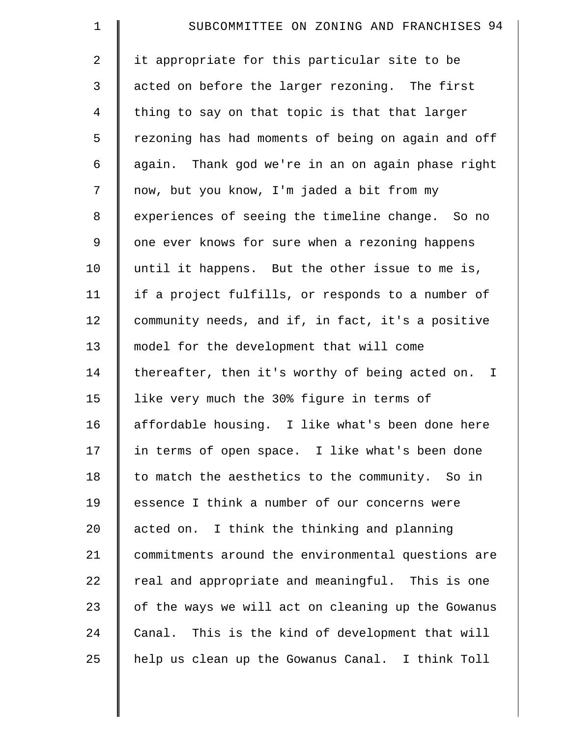it appropriate for this particular site to be acted on before the larger rezoning. The first thing to say on that topic is that that larger rezoning has had moments of being on again and off again. Thank god we're in an on again phase right now, but you know, I'm jaded a bit from my experiences of seeing the timeline change. So no one ever knows for sure when a rezoning happens until it happens. But the other issue to me is, if a project fulfills, or responds to a number of community needs, and if, in fact, it's a positive model for the development that will come thereafter, then it's worthy of being acted on. I like very much the 30% figure in terms of affordable housing. I like what's been done here in terms of open space. I like what's been done to match the aesthetics to the community. So in essence I think a number of our concerns were acted on. I think the thinking and planning commitments around the environmental questions are real and appropriate and meaningful. This is one of the ways we will act on cleaning up the Gowanus Canal. This is the kind of development that will help us clean up the Gowanus Canal. I think Toll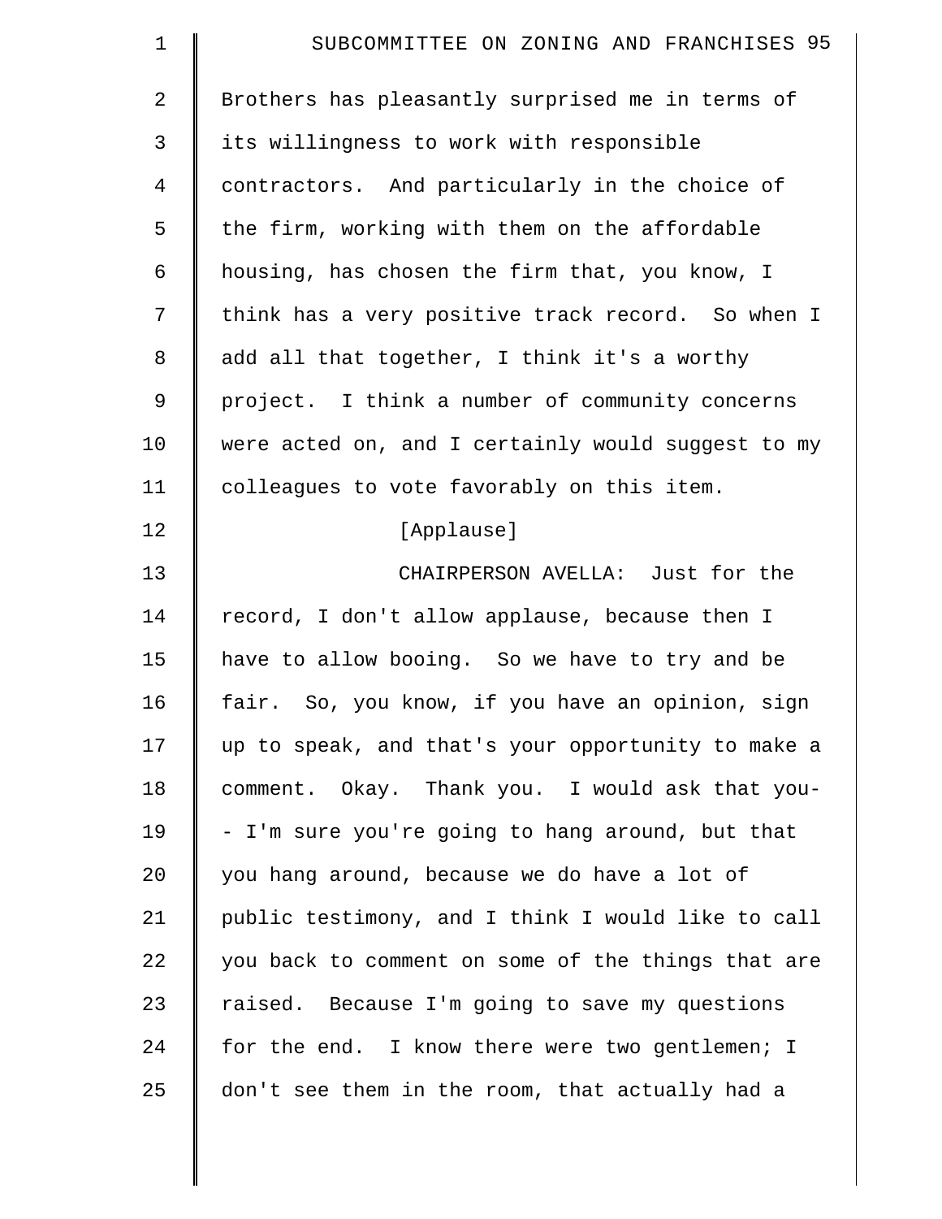Brothers has pleasantly surprised me in terms of its willingness to work with responsible contractors. And particularly in the choice of the firm, working with them on the affordable housing, has chosen the firm that, you know, I think has a very positive track record. So when I add all that together, I think it's a worthy project. I think a number of community concerns were acted on, and I certainly would suggest to my colleagues to vote favorably on this item.

[Applause]

CHAIRPERSON AVELLA: Just for the record, I don't allow applause, because then I have to allow booing. So we have to try and be fair. So, you know, if you have an opinion, sign up to speak, and that's your opportunity to make a comment. Okay. Thank you. I would ask that you-- I'm sure you're going to hang around, but that you hang around, because we do have a lot of public testimony, and I think I would like to call you back to comment on some of the things that are raised. Because I'm going to save my questions for the end. I know there were two gentlemen; I don't see them in the room, that actually had a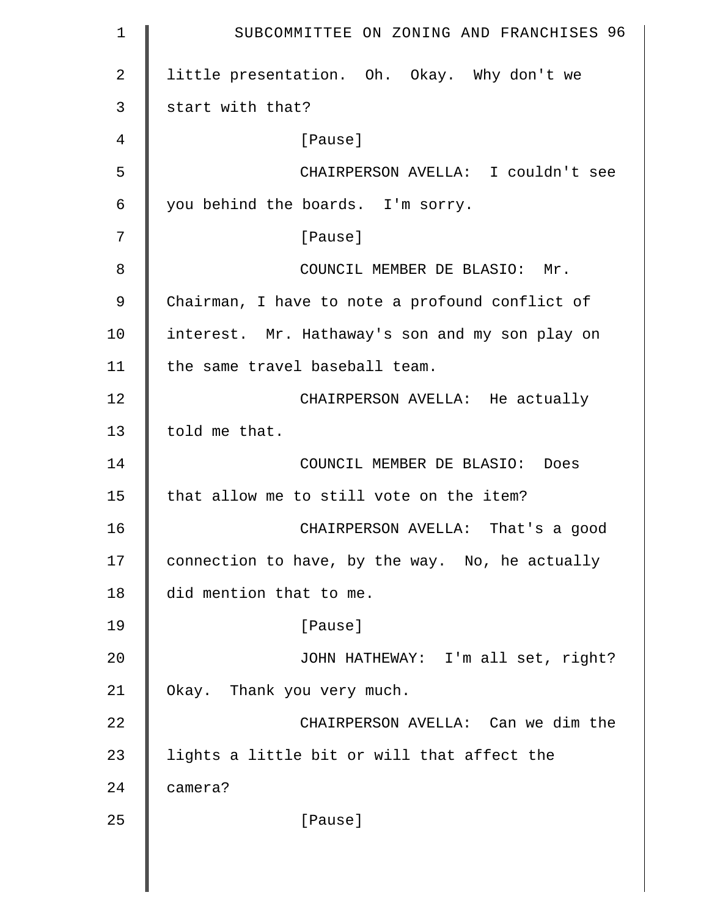little presentation. Oh. Okay. Why don't we start with that?

[Pause]

CHAIRPERSON AVELLA: I couldn't see you behind the boards. I'm sorry.

[Pause]

COUNCIL MEMBER DE BLASIO: Mr. Chairman, I have to note a profound conflict of interest. Mr. Hathaway's son and my son play on the same travel baseball team.

CHAIRPERSON AVELLA: He actually told me that.

COUNCIL MEMBER DE BLASIO: Does that allow me to still vote on the item?

CHAIRPERSON AVELLA: That's a good connection to have, by the way. No, he actually did mention that to me.

[Pause]

JOHN HATHEWAY: I'm all set, right? Okay. Thank you very much.

CHAIRPERSON AVELLA: Can we dim the lights a little bit or will that affect the camera?

[Pause]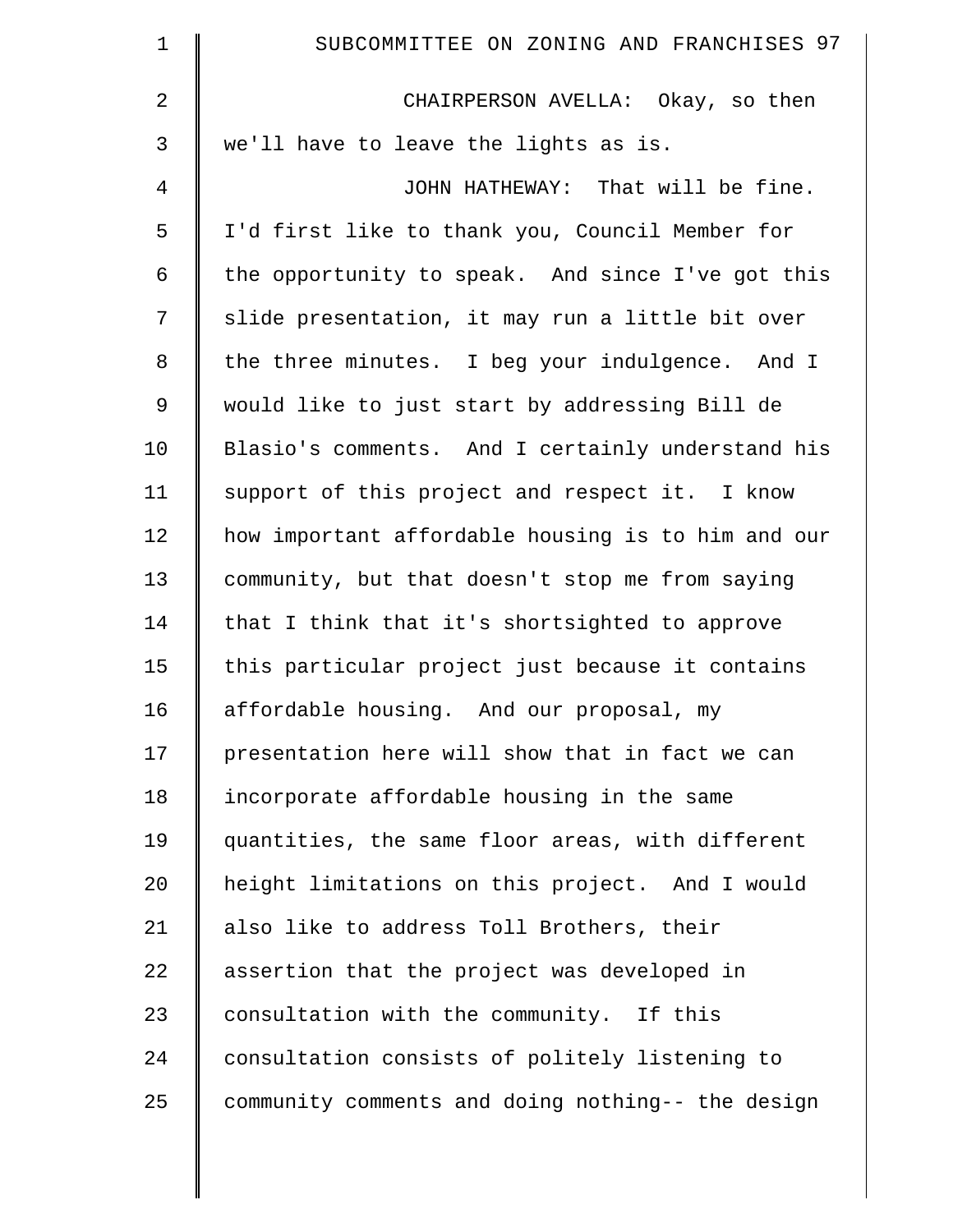CHAIRPERSON AVELLA: Okay, so then we'll have to leave the lights as is.

JOHN HATHEWAY: That will be fine. I'd first like to thank you, Council Member for the opportunity to speak. And since I've got this slide presentation, it may run a little bit over the three minutes. I beg your indulgence. And I would like to just start by addressing Bill de Blasio's comments. And I certainly understand his support of this project and respect it. I know how important affordable housing is to him and our community, but that doesn't stop me from saying that I think that it's shortsighted to approve this particular project just because it contains affordable housing. And our proposal, my presentation here will show that in fact we can incorporate affordable housing in the same quantities, the same floor areas, with different height limitations on this project. And I would also like to address Toll Brothers, their assertion that the project was developed in consultation with the community. If this consultation consists of politely listening to community comments and doing nothing-- the design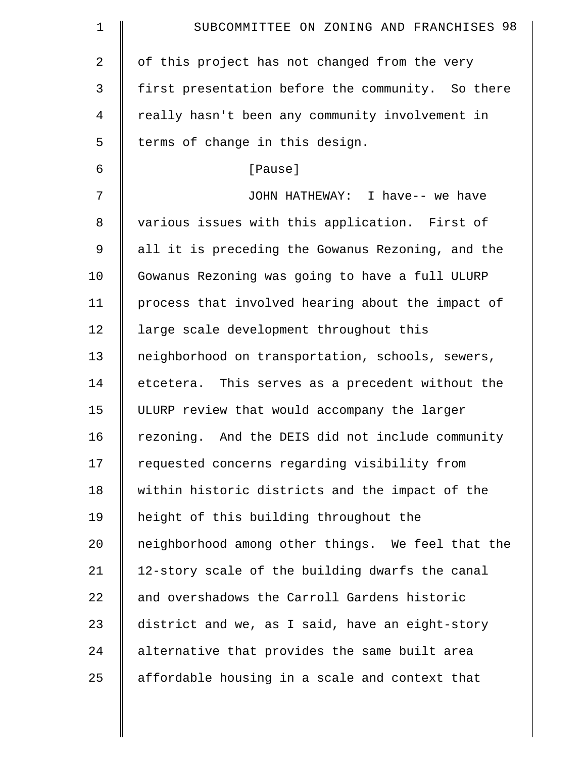of this project has not changed from the very first presentation before the community. So there really hasn't been any community involvement in terms of change in this design.

[Pause]

JOHN HATHEWAY: I have-- we have various issues with this application. First of all it is preceding the Gowanus Rezoning, and the Gowanus Rezoning was going to have a full ULURP process that involved hearing about the impact of large scale development throughout this neighborhood on transportation, schools, sewers, etcetera. This serves as a precedent without the ULURP review that would accompany the larger rezoning. And the DEIS did not include community requested concerns regarding visibility from within historic districts and the impact of the height of this building throughout the neighborhood among other things. We feel that the 12-story scale of the building dwarfs the canal and overshadows the Carroll Gardens historic district and we, as I said, have an eight-story alternative that provides the same built area affordable housing in a scale and context that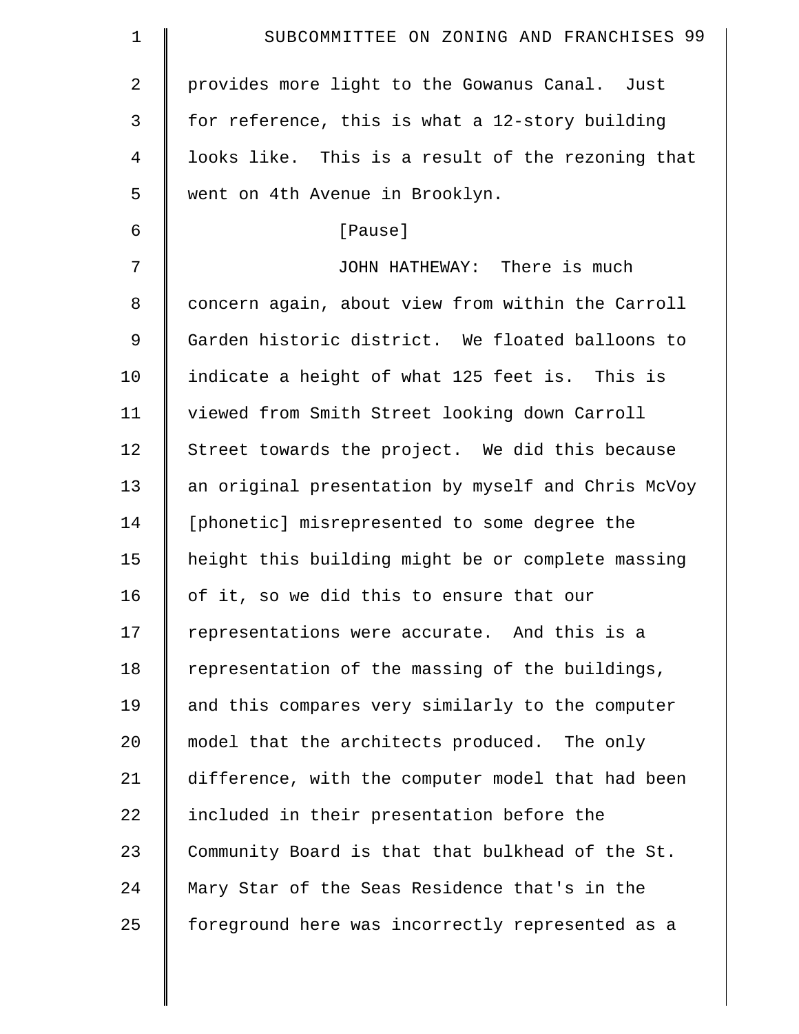provides more light to the Gowanus Canal. Just for reference, this is what a 12-story building looks like. This is a result of the rezoning that went on 4th Avenue in Brooklyn.

[Pause]

JOHN HATHEWAY: There is much concern again, about view from within the Carroll Garden historic district. We floated balloons to indicate a height of what 125 feet is. This is viewed from Smith Street looking down Carroll Street towards the project. We did this because an original presentation by myself and Chris McVoy [phonetic] misrepresented to some degree the height this building might be or complete massing of it, so we did this to ensure that our representations were accurate. And this is a representation of the massing of the buildings, and this compares very similarly to the computer model that the architects produced. The only difference, with the computer model that had been included in their presentation before the Community Board is that that bulkhead of the St. Mary Star of the Seas Residence that's in the foreground here was incorrectly represented as a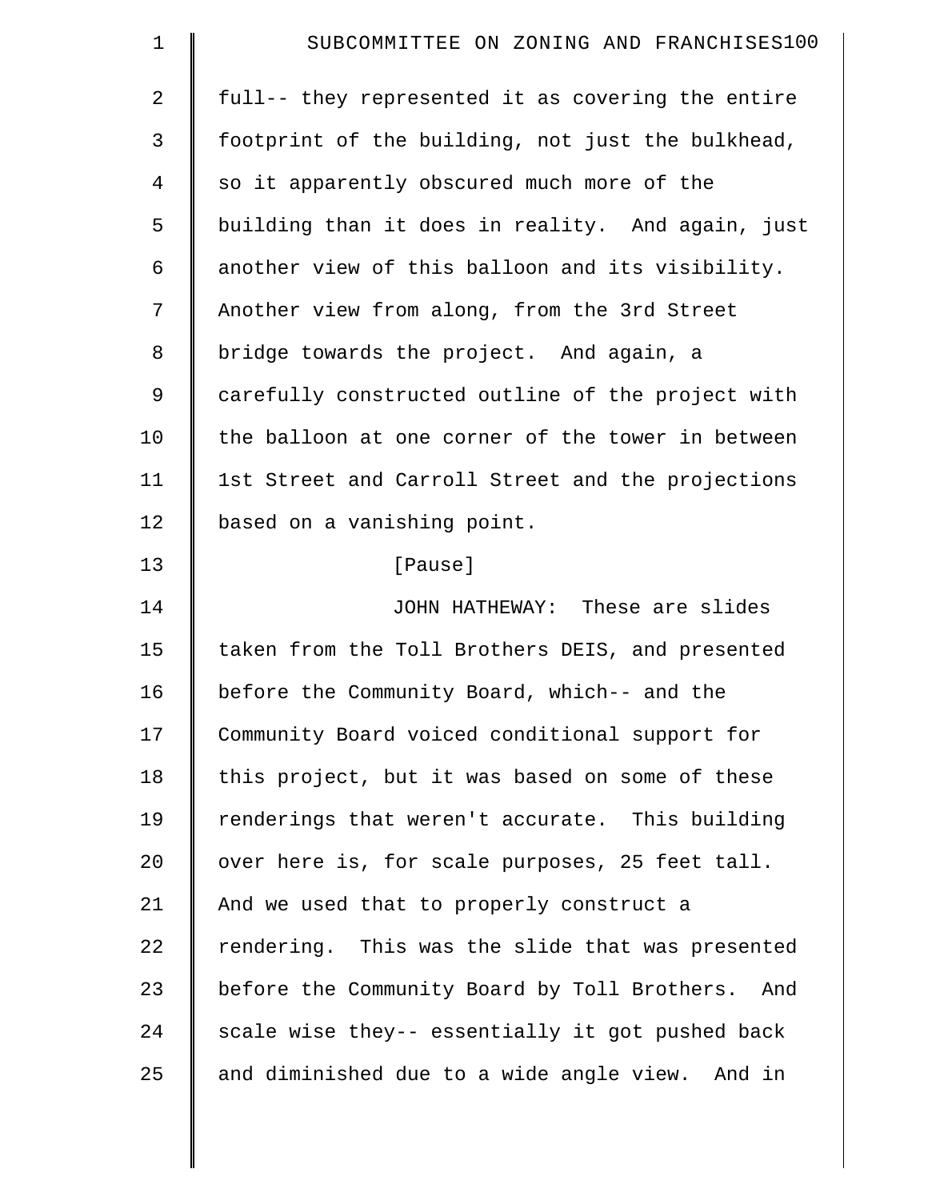full-- they represented it as covering the entire footprint of the building, not just the bulkhead, so it apparently obscured much more of the building than it does in reality. And again, just another view of this balloon and its visibility. Another view from along, from the 3rd Street bridge towards the project. And again, a carefully constructed outline of the project with the balloon at one corner of the tower in between 1st Street and Carroll Street and the projections based on a vanishing point.

[Pause]

JOHN HATHEWAY: These are slides taken from the Toll Brothers DEIS, and presented before the Community Board, which-- and the Community Board voiced conditional support for this project, but it was based on some of these renderings that weren't accurate. This building over here is, for scale purposes, 25 feet tall. And we used that to properly construct a rendering. This was the slide that was presented before the Community Board by Toll Brothers. And scale wise they-- essentially it got pushed back and diminished due to a wide angle view. And in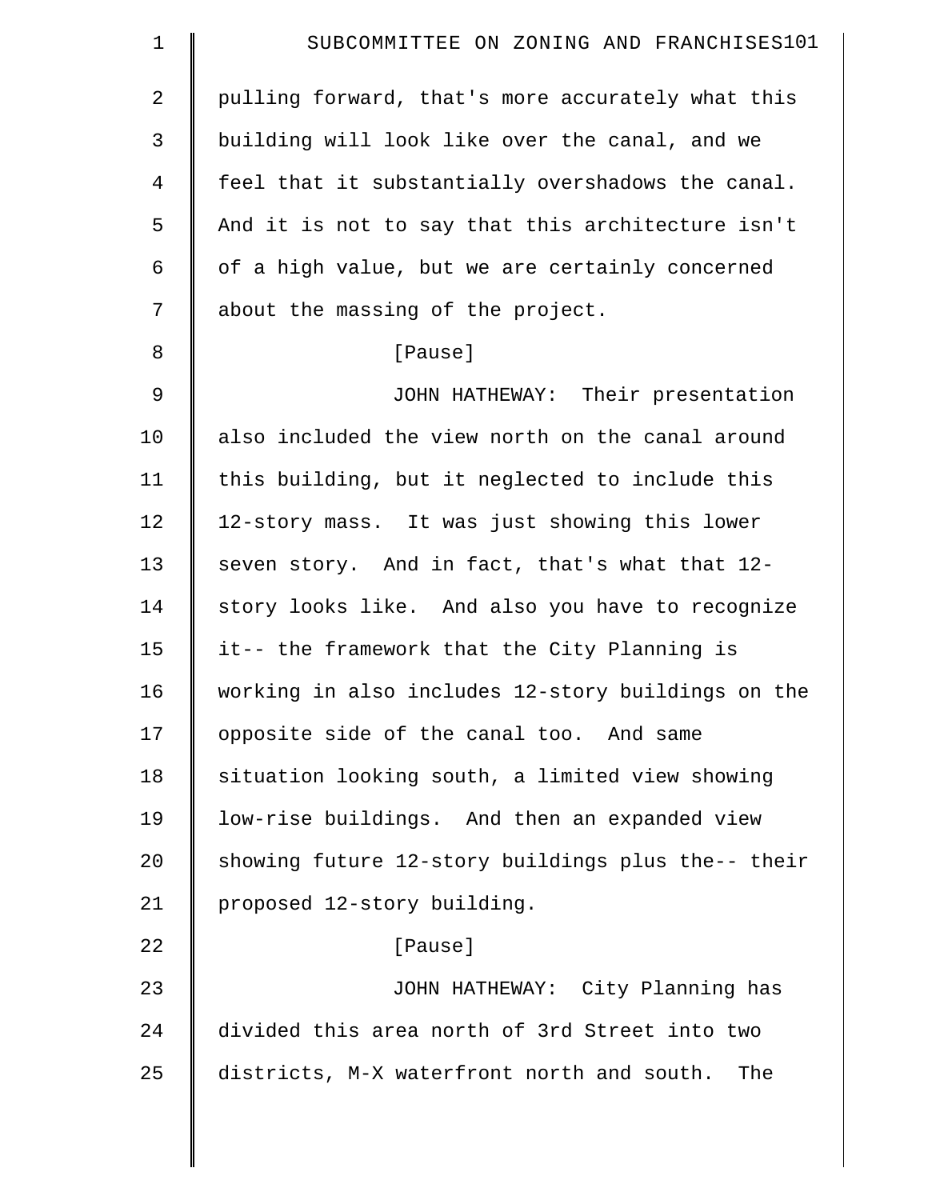pulling forward, that's more accurately what this building will look like over the canal, and we feel that it substantially overshadows the canal. And it is not to say that this architecture isn't of a high value, but we are certainly concerned about the massing of the project.

[Pause]

JOHN HATHEWAY: Their presentation also included the view north on the canal around this building, but it neglected to include this 12-story mass. It was just showing this lower seven story. And in fact, that's what that 12-story looks like. And also you have to recognize it-- the framework that the City Planning is working in also includes 12-story buildings on the opposite side of the canal too. And same situation looking south, a limited view showing low-rise buildings. And then an expanded view showing future 12-story buildings plus the-- their proposed 12-story building.

[Pause]

JOHN HATHEWAY: City Planning has divided this area north of 3rd Street into two districts, M-X waterfront north and south. The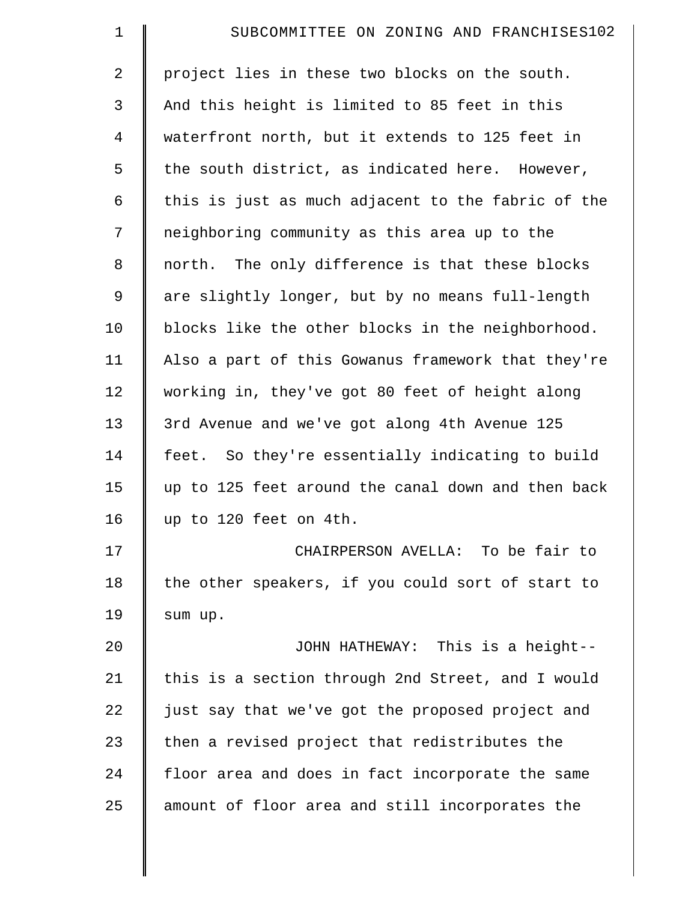project lies in these two blocks on the south. And this height is limited to 85 feet in this waterfront north, but it extends to 125 feet in the south district, as indicated here. However, this is just as much adjacent to the fabric of the neighboring community as this area up to the north. The only difference is that these blocks are slightly longer, but by no means full-length blocks like the other blocks in the neighborhood. Also a part of this Gowanus framework that they're working in, they've got 80 feet of height along 3rd Avenue and we've got along 4th Avenue 125 feet. So they're essentially indicating to build up to 125 feet around the canal down and then back up to 120 feet on 4th.

CHAIRPERSON AVELLA: To be fair to the other speakers, if you could sort of start to sum up.

JOHN HATHEWAY: This is a height-- this is a section through 2nd Street, and I would just say that we've got the proposed project and then a revised project that redistributes the floor area and does in fact incorporate the same amount of floor area and still incorporates the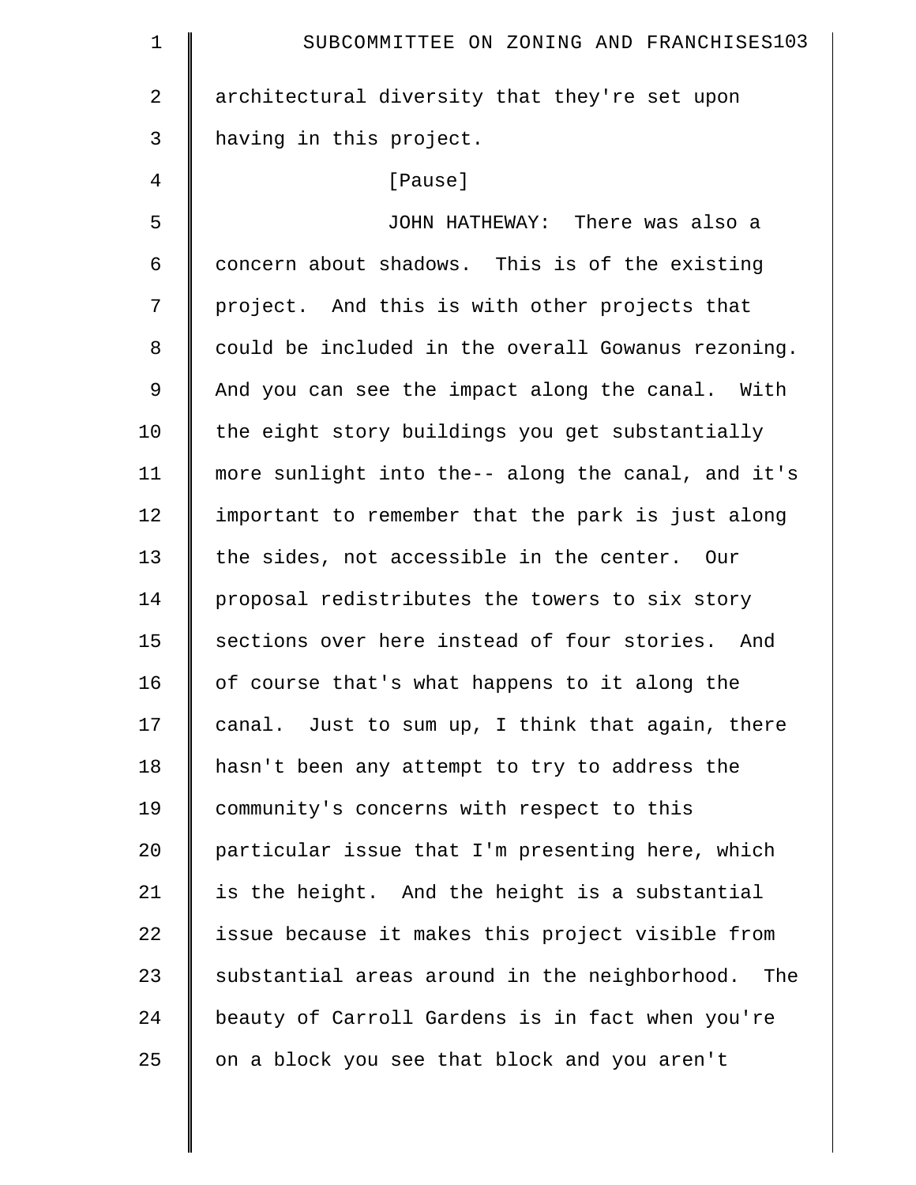architectural diversity that they're set upon having in this project.

[Pause]

JOHN HATHEWAY: There was also a concern about shadows. This is of the existing project. And this is with other projects that could be included in the overall Gowanus rezoning. And you can see the impact along the canal. With the eight story buildings you get substantially more sunlight into the-- along the canal, and it's important to remember that the park is just along the sides, not accessible in the center. Our proposal redistributes the towers to six story sections over here instead of four stories. And of course that's what happens to it along the canal. Just to sum up, I think that again, there hasn't been any attempt to try to address the community's concerns with respect to this particular issue that I'm presenting here, which is the height. And the height is a substantial issue because it makes this project visible from substantial areas around in the neighborhood. The beauty of Carroll Gardens is in fact when you're on a block you see that block and you aren't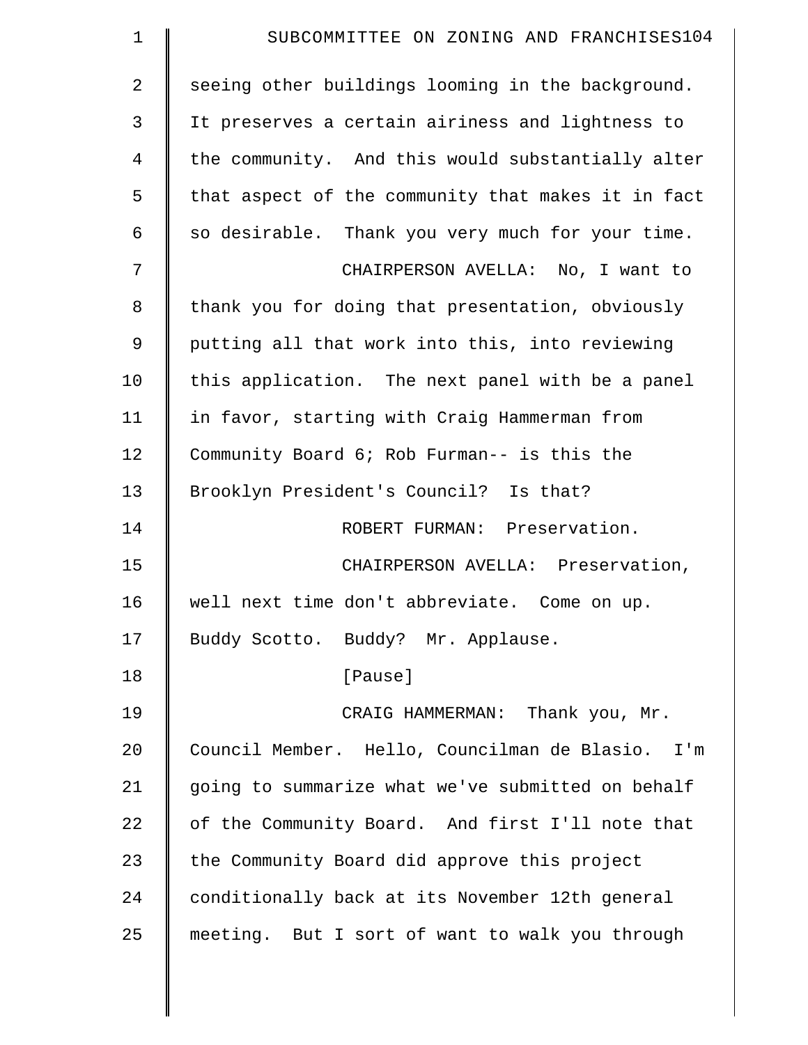seeing other buildings looming in the background. It preserves a certain airiness and lightness to the community. And this would substantially alter that aspect of the community that makes it in fact so desirable. Thank you very much for your time.

CHAIRPERSON AVELLA: No, I want to thank you for doing that presentation, obviously putting all that work into this, into reviewing this application. The next panel with be a panel in favor, starting with Craig Hammerman from Community Board 6; Rob Furman-- is this the Brooklyn President's Council? Is that?

ROBERT FURMAN: Preservation.

CHAIRPERSON AVELLA: Preservation, well next time don't abbreviate. Come on up. Buddy Scotto. Buddy? Mr. Applause.

[Pause]

CRAIG HAMMERMAN: Thank you, Mr. Council Member. Hello, Councilman de Blasio. I'm going to summarize what we've submitted on behalf of the Community Board. And first I'll note that the Community Board did approve this project conditionally back at its November 12th general meeting. But I sort of want to walk you through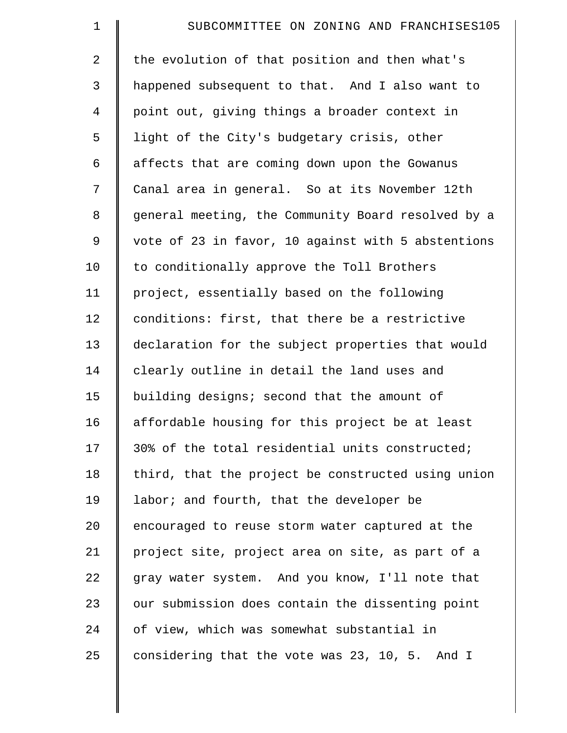the evolution of that position and then what's happened subsequent to that. And I also want to point out, giving things a broader context in light of the City's budgetary crisis, other affects that are coming down upon the Gowanus Canal area in general. So at its November 12th general meeting, the Community Board resolved by a vote of 23 in favor, 10 against with 5 abstentions to conditionally approve the Toll Brothers project, essentially based on the following conditions: first, that there be a restrictive declaration for the subject properties that would clearly outline in detail the land uses and building designs; second that the amount of affordable housing for this project be at least 30% of the total residential units constructed; third, that the project be constructed using union labor; and fourth, that the developer be encouraged to reuse storm water captured at the project site, project area on site, as part of a gray water system. And you know, I'll note that our submission does contain the dissenting point of view, which was somewhat substantial in considering that the vote was 23, 10, 5. And I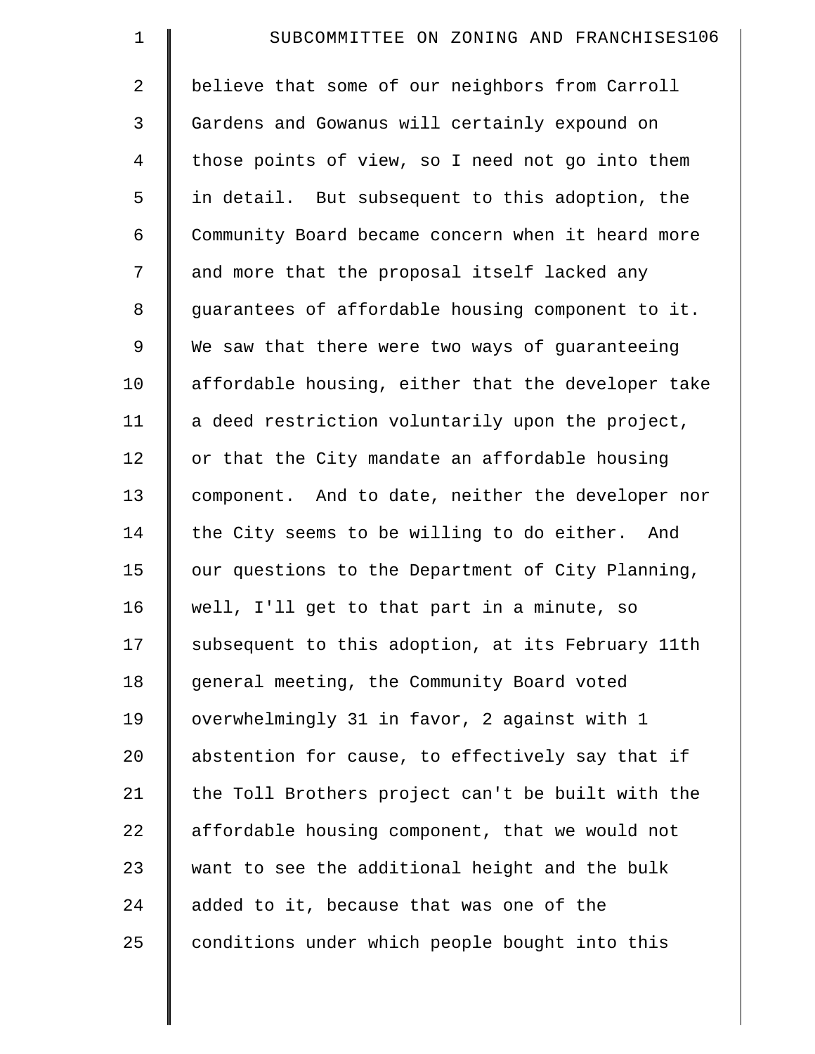believe that some of our neighbors from Carroll Gardens and Gowanus will certainly expound on those points of view, so I need not go into them in detail. But subsequent to this adoption, the Community Board became concern when it heard more and more that the proposal itself lacked any guarantees of affordable housing component to it. We saw that there were two ways of guaranteeing affordable housing, either that the developer take a deed restriction voluntarily upon the project, or that the City mandate an affordable housing component. And to date, neither the developer nor the City seems to be willing to do either. And our questions to the Department of City Planning, well, I'll get to that part in a minute, so subsequent to this adoption, at its February 11th general meeting, the Community Board voted overwhelmingly 31 in favor, 2 against with 1 abstention for cause, to effectively say that if the Toll Brothers project can't be built with the affordable housing component, that we would not want to see the additional height and the bulk added to it, because that was one of the conditions under which people bought into this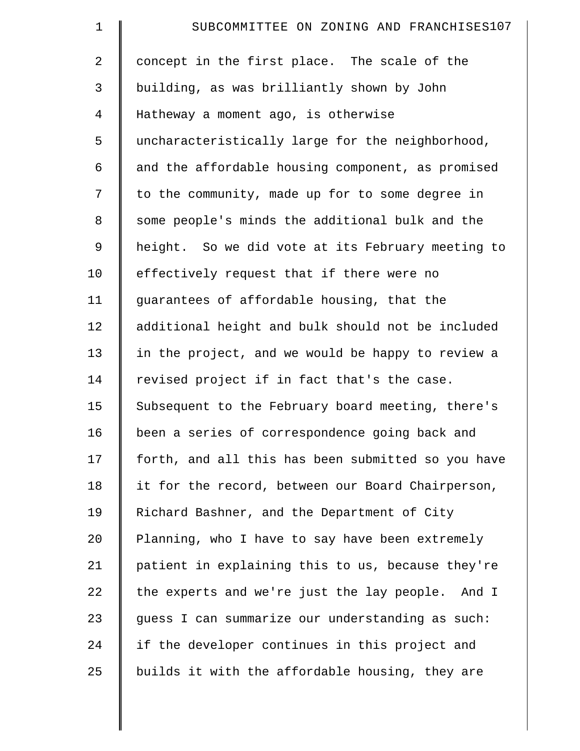concept in the first place. The scale of the building, as was brilliantly shown by John Hatheway a moment ago, is otherwise uncharacteristically large for the neighborhood, and the affordable housing component, as promised to the community, made up for to some degree in some people's minds the additional bulk and the height. So we did vote at its February meeting to effectively request that if there were no guarantees of affordable housing, that the additional height and bulk should not be included in the project, and we would be happy to review a revised project if in fact that's the case. Subsequent to the February board meeting, there's been a series of correspondence going back and forth, and all this has been submitted so you have it for the record, between our Board Chairperson, Richard Bashner, and the Department of City Planning, who I have to say have been extremely patient in explaining this to us, because they're the experts and we're just the lay people. And I guess I can summarize our understanding as such: if the developer continues in this project and builds it with the affordable housing, they are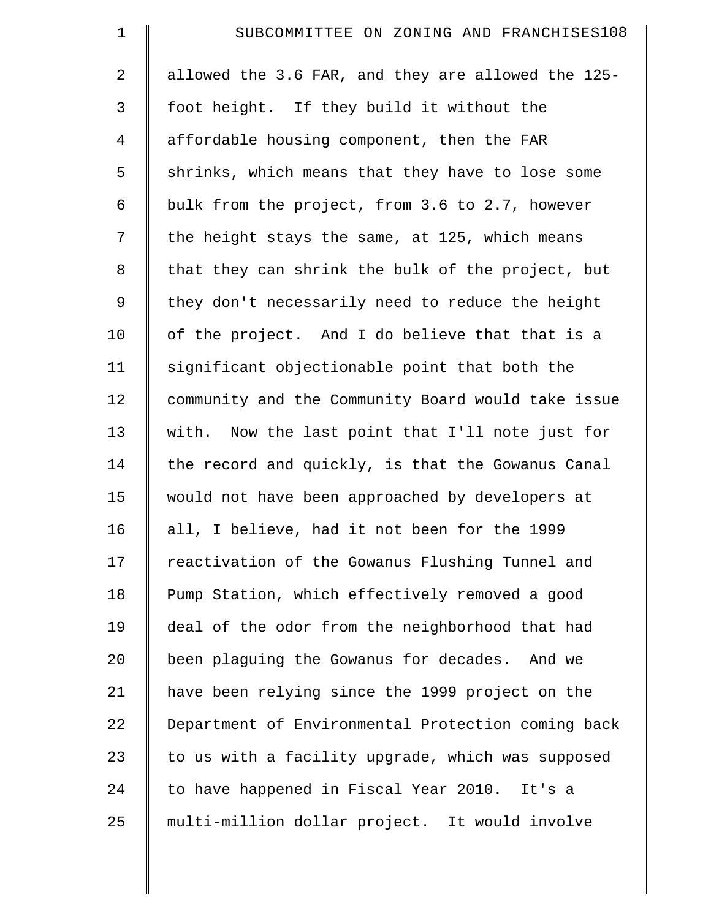allowed the 3.6 FAR, and they are allowed the 125-foot height. If they build it without the affordable housing component, then the FAR shrinks, which means that they have to lose some bulk from the project, from 3.6 to 2.7, however the height stays the same, at 125, which means that they can shrink the bulk of the project, but they don't necessarily need to reduce the height of the project. And I do believe that that is a significant objectionable point that both the community and the Community Board would take issue with. Now the last point that I'll note just for the record and quickly, is that the Gowanus Canal would not have been approached by developers at all, I believe, had it not been for the 1999 reactivation of the Gowanus Flushing Tunnel and Pump Station, which effectively removed a good deal of the odor from the neighborhood that had been plaguing the Gowanus for decades. And we have been relying since the 1999 project on the Department of Environmental Protection coming back to us with a facility upgrade, which was supposed to have happened in Fiscal Year 2010. It's a multi-million dollar project. It would involve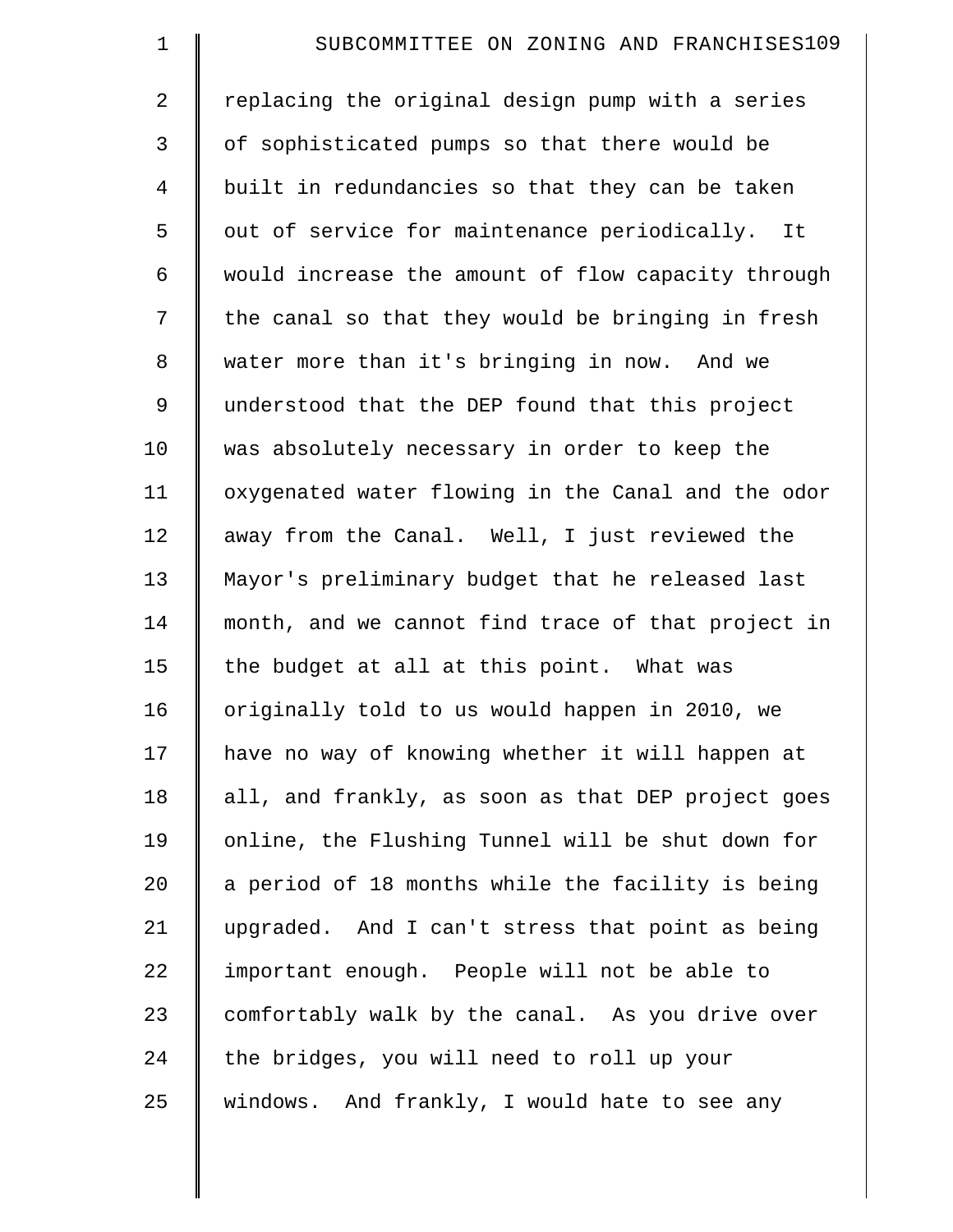replacing the original design pump with a series of sophisticated pumps so that there would be built in redundancies so that they can be taken out of service for maintenance periodically. It would increase the amount of flow capacity through the canal so that they would be bringing in fresh water more than it's bringing in now. And we understood that the DEP found that this project was absolutely necessary in order to keep the oxygenated water flowing in the Canal and the odor away from the Canal. Well, I just reviewed the Mayor's preliminary budget that he released last month, and we cannot find trace of that project in the budget at all at this point. What was originally told to us would happen in 2010, we have no way of knowing whether it will happen at all, and frankly, as soon as that DEP project goes online, the Flushing Tunnel will be shut down for a period of 18 months while the facility is being upgraded. And I can't stress that point as being important enough. People will not be able to comfortably walk by the canal. As you drive over the bridges, you will need to roll up your windows. And frankly, I would hate to see any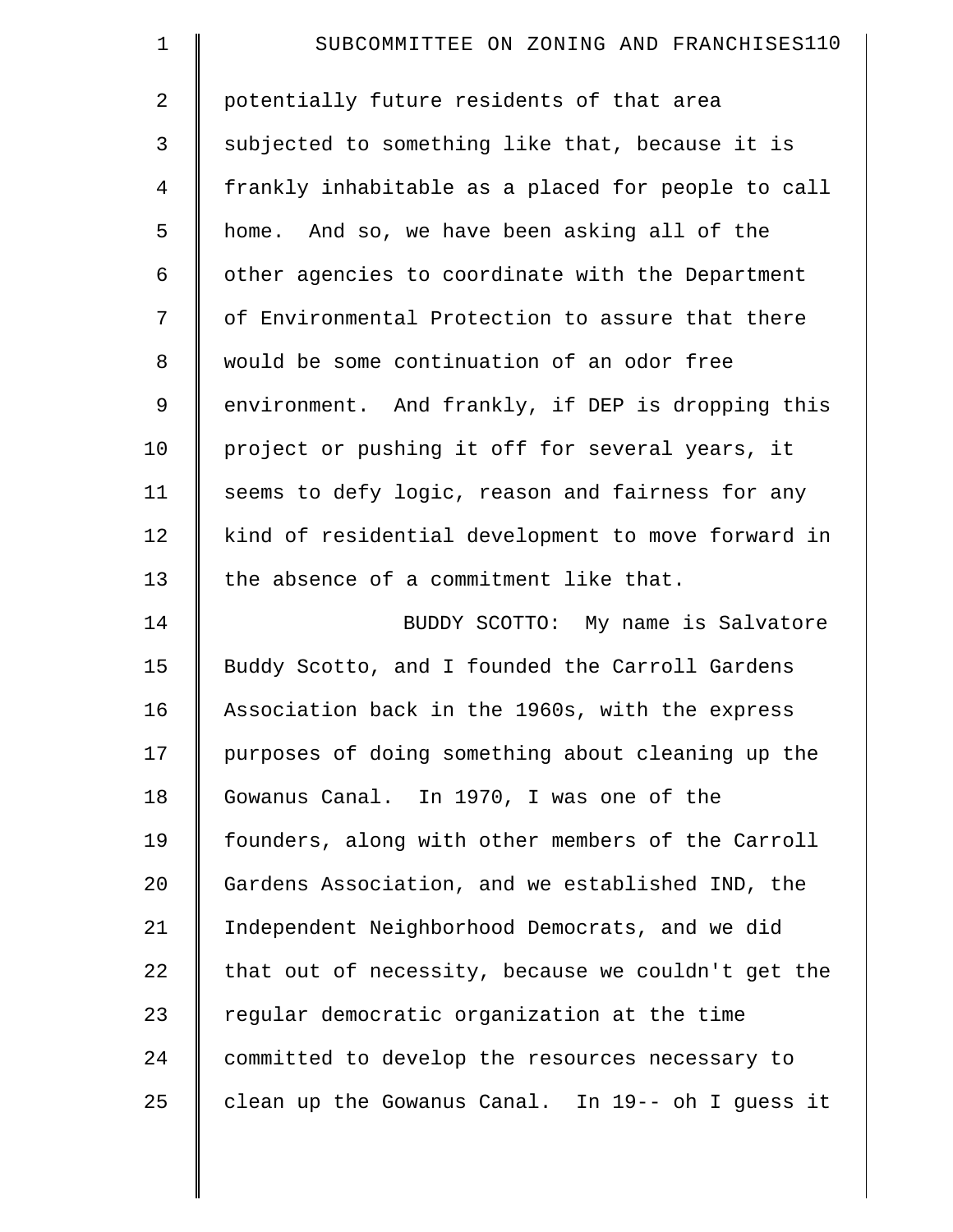potentially future residents of that area subjected to something like that, because it is frankly inhabitable as a placed for people to call home. And so, we have been asking all of the other agencies to coordinate with the Department of Environmental Protection to assure that there would be some continuation of an odor free environment. And frankly, if DEP is dropping this project or pushing it off for several years, it seems to defy logic, reason and fairness for any kind of residential development to move forward in the absence of a commitment like that.

BUDDY SCOTTO: My name is Salvatore Buddy Scotto, and I founded the Carroll Gardens Association back in the 1960s, with the express purposes of doing something about cleaning up the Gowanus Canal. In 1970, I was one of the founders, along with other members of the Carroll Gardens Association, and we established IND, the Independent Neighborhood Democrats, and we did that out of necessity, because we couldn't get the regular democratic organization at the time committed to develop the resources necessary to clean up the Gowanus Canal. In 19-- oh I guess it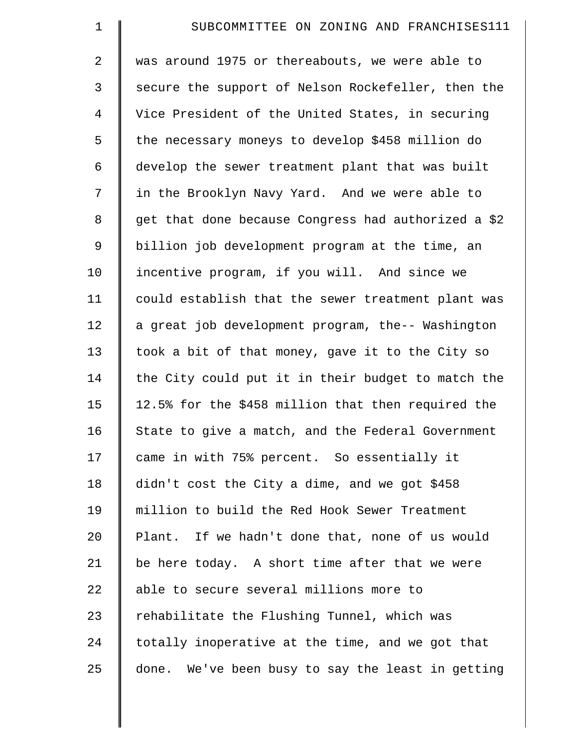was around 1975 or thereabouts, we were able to secure the support of Nelson Rockefeller, then the Vice President of the United States, in securing the necessary moneys to develop $458 million do develop the sewer treatment plant that was built in the Brooklyn Navy Yard. And we were able to get that done because Congress had authorized a $2 billion job development program at the time, an incentive program, if you will. And since we could establish that the sewer treatment plant was a great job development program, the-- Washington took a bit of that money, gave it to the City so the City could put it in their budget to match the 12.5% for the $458 million that then required the State to give a match, and the Federal Government came in with 75% percent. So essentially it didn't cost the City a dime, and we got $458 million to build the Red Hook Sewer Treatment Plant. If we hadn't done that, none of us would be here today. A short time after that we were able to secure several millions more to rehabilitate the Flushing Tunnel, which was totally inoperative at the time, and we got that done. We've been busy to say the least in getting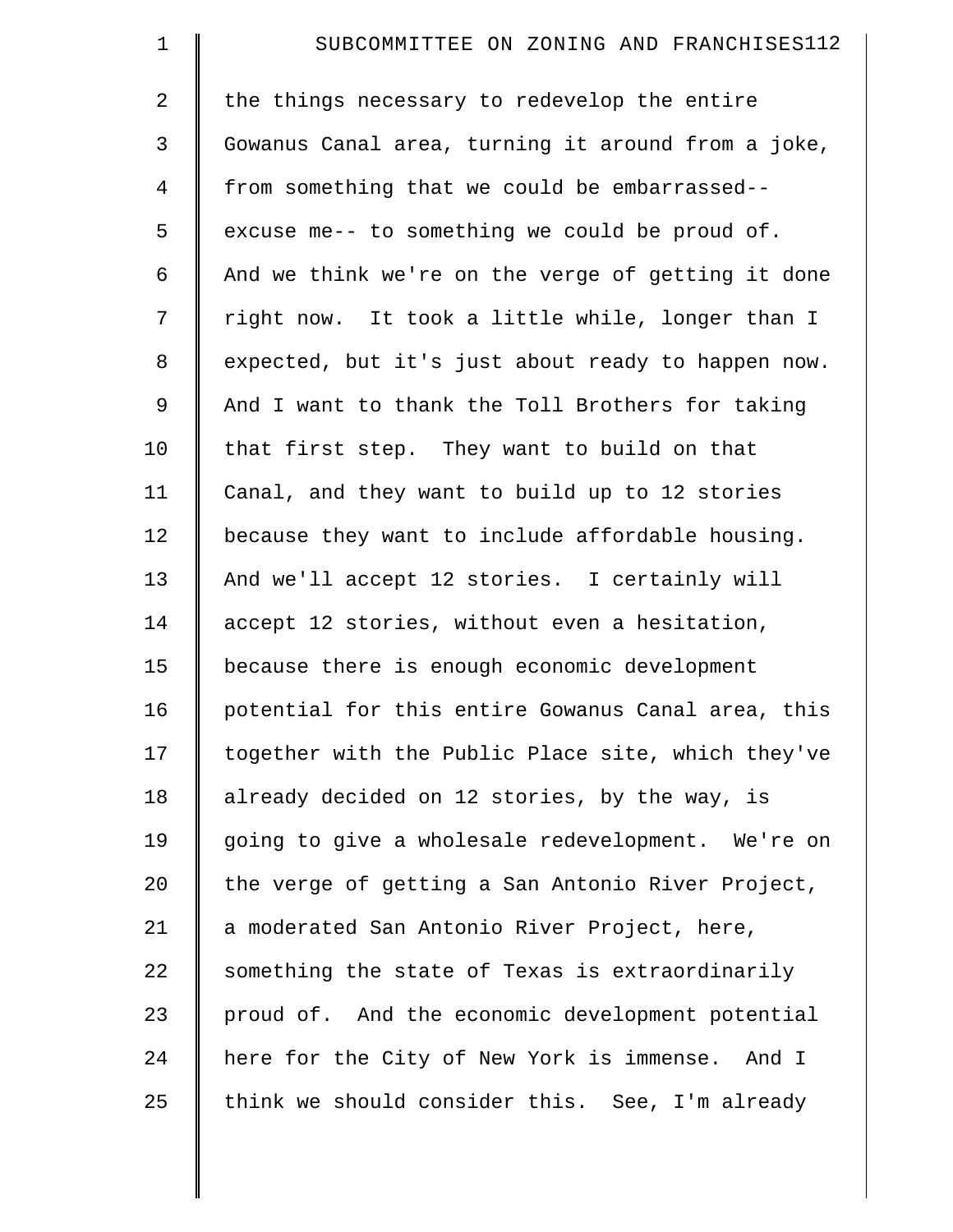the things necessary to redevelop the entire Gowanus Canal area, turning it around from a joke, from something that we could be embarrassed-- excuse me-- to something we could be proud of. And we think we're on the verge of getting it done right now. It took a little while, longer than I expected, but it's just about ready to happen now. And I want to thank the Toll Brothers for taking that first step. They want to build on that Canal, and they want to build up to 12 stories because they want to include affordable housing. And we'll accept 12 stories. I certainly will accept 12 stories, without even a hesitation, because there is enough economic development potential for this entire Gowanus Canal area, this together with the Public Place site, which they've already decided on 12 stories, by the way, is going to give a wholesale redevelopment. We're on the verge of getting a San Antonio River Project, a moderated San Antonio River Project, here, something the state of Texas is extraordinarily proud of. And the economic development potential here for the City of New York is immense. And I think we should consider this. See, I'm already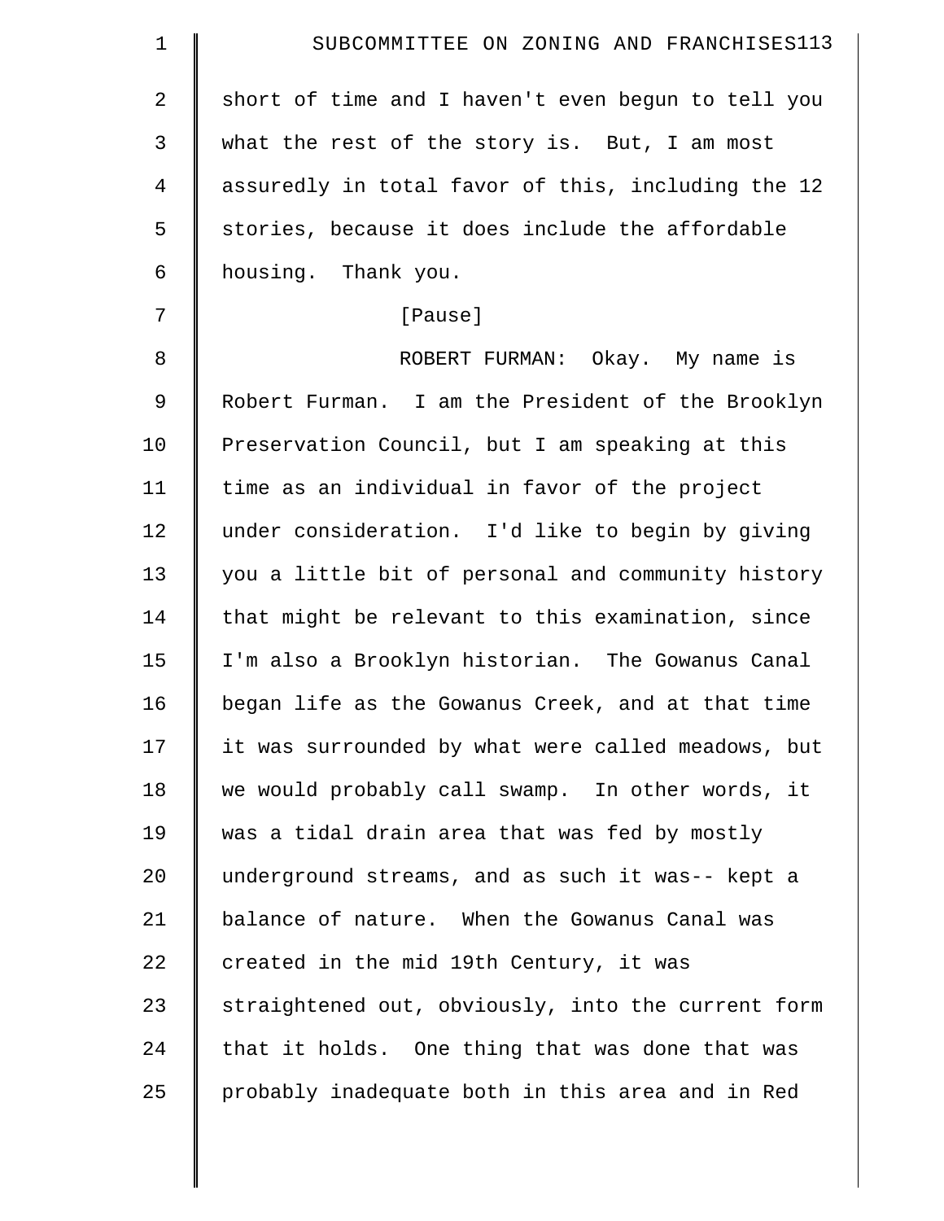short of time and I haven't even begun to tell you what the rest of the story is. But, I am most assuredly in total favor of this, including the 12 stories, because it does include the affordable housing. Thank you.

[Pause]

ROBERT FURMAN: Okay. My name is Robert Furman. I am the President of the Brooklyn Preservation Council, but I am speaking at this time as an individual in favor of the project under consideration. I'd like to begin by giving you a little bit of personal and community history that might be relevant to this examination, since I'm also a Brooklyn historian. The Gowanus Canal began life as the Gowanus Creek, and at that time it was surrounded by what were called meadows, but we would probably call swamp. In other words, it was a tidal drain area that was fed by mostly underground streams, and as such it was-- kept a balance of nature. When the Gowanus Canal was created in the mid 19th Century, it was straightened out, obviously, into the current form that it holds. One thing that was done that was probably inadequate both in this area and in Red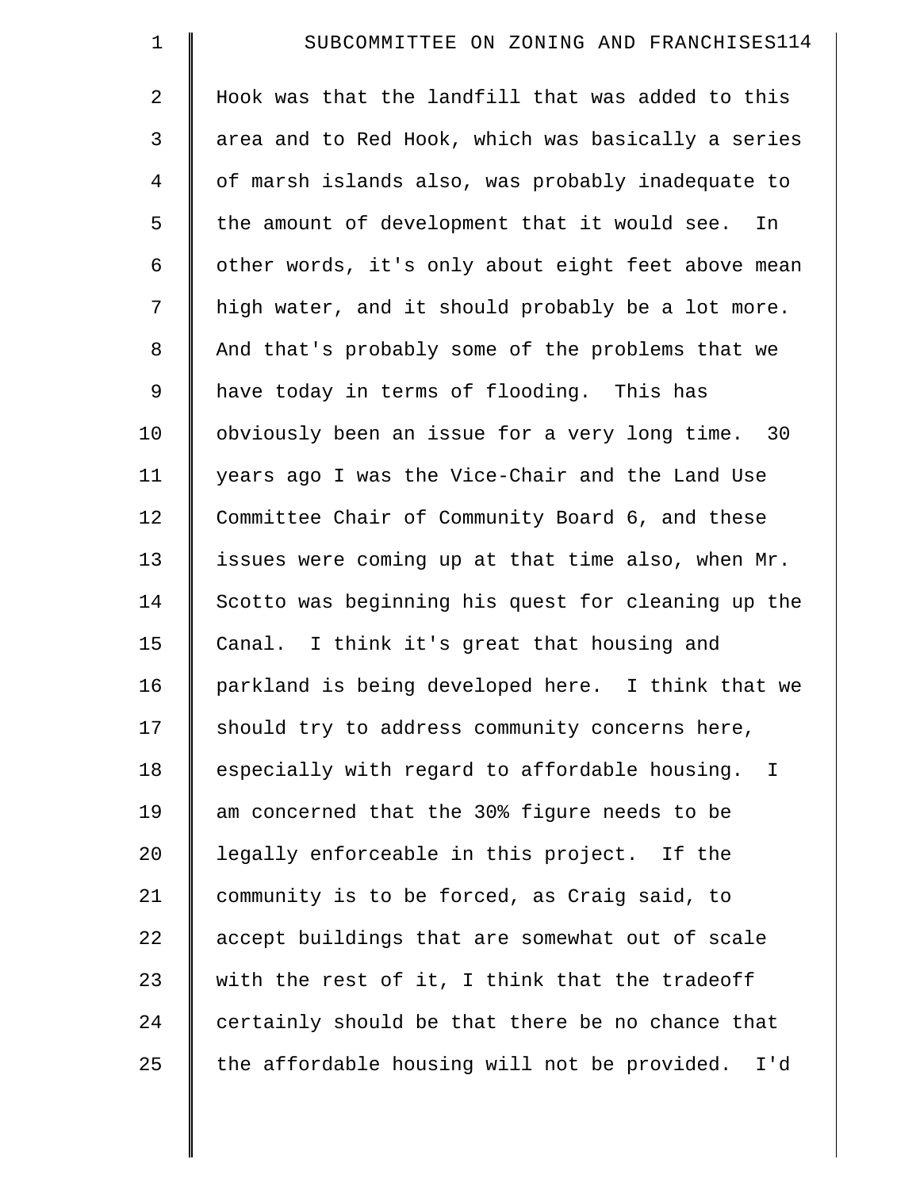Hook was that the landfill that was added to this area and to Red Hook, which was basically a series of marsh islands also, was probably inadequate to the amount of development that it would see. In other words, it's only about eight feet above mean high water, and it should probably be a lot more. And that's probably some of the problems that we have today in terms of flooding. This has obviously been an issue for a very long time. 30 years ago I was the Vice-Chair and the Land Use Committee Chair of Community Board 6, and these issues were coming up at that time also, when Mr. Scotto was beginning his quest for cleaning up the Canal. I think it's great that housing and parkland is being developed here. I think that we should try to address community concerns here, especially with regard to affordable housing. I am concerned that the 30% figure needs to be legally enforceable in this project. If the community is to be forced, as Craig said, to accept buildings that are somewhat out of scale with the rest of it, I think that the tradeoff certainly should be that there be no chance that the affordable housing will not be provided. I'd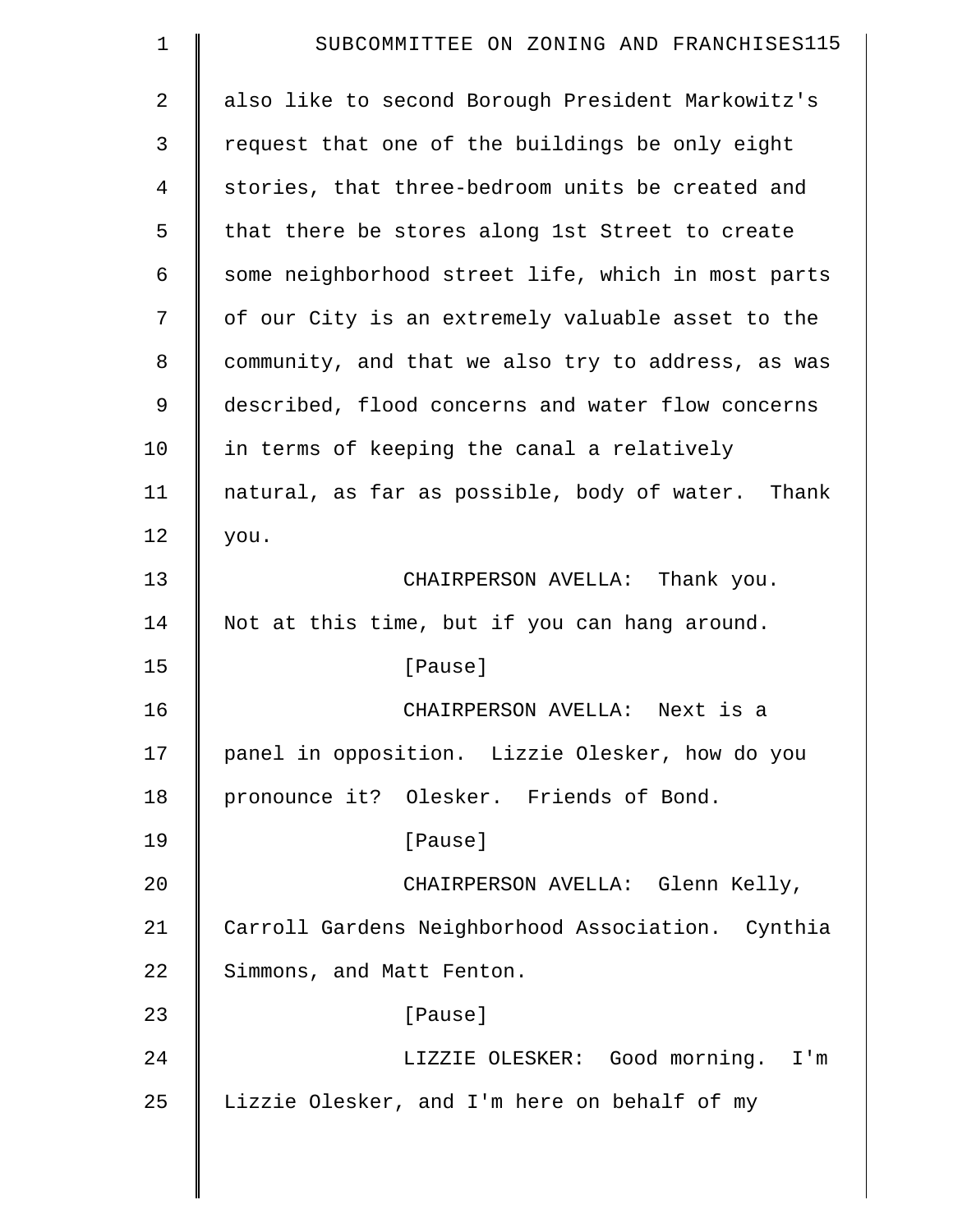also like to second Borough President Markowitz's request that one of the buildings be only eight stories, that three-bedroom units be created and that there be stores along 1st Street to create some neighborhood street life, which in most parts of our City is an extremely valuable asset to the community, and that we also try to address, as was described, flood concerns and water flow concerns in terms of keeping the canal a relatively natural, as far as possible, body of water. Thank you.

CHAIRPERSON AVELLA: Thank you. Not at this time, but if you can hang around.

[Pause]

CHAIRPERSON AVELLA: Next is a panel in opposition. Lizzie Olesker, how do you pronounce it? Olesker. Friends of Bond.

[Pause]

CHAIRPERSON AVELLA: Glenn Kelly, Carroll Gardens Neighborhood Association. Cynthia Simmons, and Matt Fenton.

[Pause]

LIZZIE OLESKER: Good morning. I'm Lizzie Olesker, and I'm here on behalf of my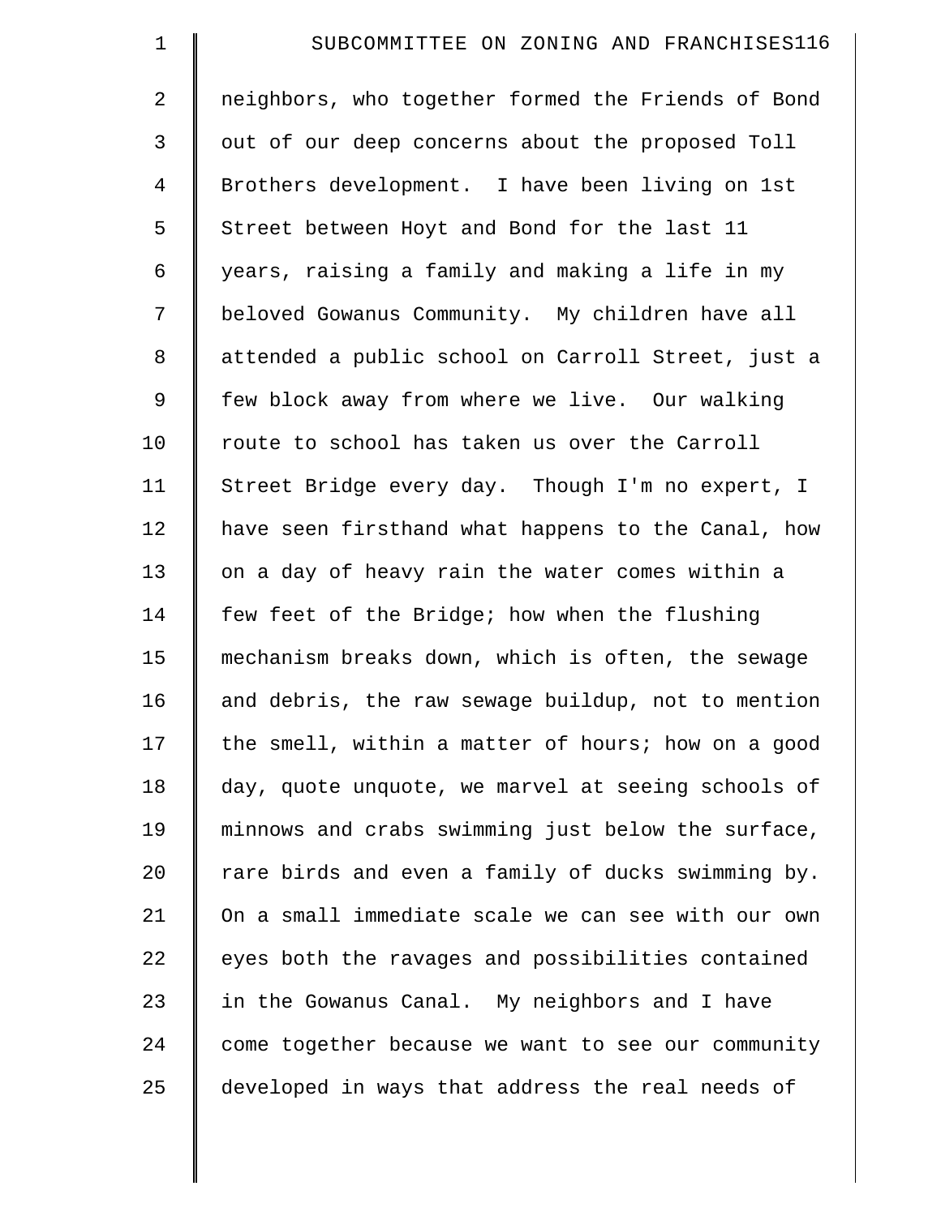neighbors, who together formed the Friends of Bond out of our deep concerns about the proposed Toll Brothers development. I have been living on 1st Street between Hoyt and Bond for the last 11 years, raising a family and making a life in my beloved Gowanus Community. My children have all attended a public school on Carroll Street, just a few block away from where we live. Our walking route to school has taken us over the Carroll Street Bridge every day. Though I'm no expert, I have seen firsthand what happens to the Canal, how on a day of heavy rain the water comes within a few feet of the Bridge; how when the flushing mechanism breaks down, which is often, the sewage and debris, the raw sewage buildup, not to mention the smell, within a matter of hours; how on a good day, quote unquote, we marvel at seeing schools of minnows and crabs swimming just below the surface, rare birds and even a family of ducks swimming by. On a small immediate scale we can see with our own eyes both the ravages and possibilities contained in the Gowanus Canal. My neighbors and I have come together because we want to see our community developed in ways that address the real needs of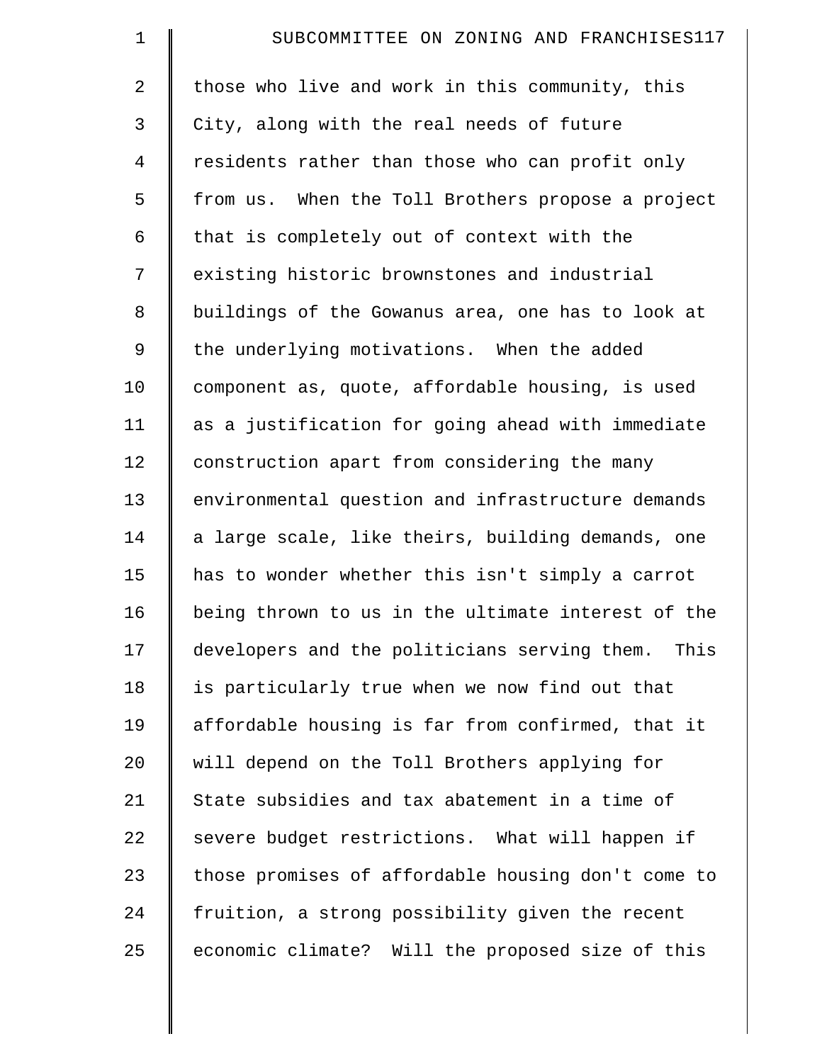those who live and work in this community, this City, along with the real needs of future residents rather than those who can profit only from us. When the Toll Brothers propose a project that is completely out of context with the existing historic brownstones and industrial buildings of the Gowanus area, one has to look at the underlying motivations. When the added component as, quote, affordable housing, is used as a justification for going ahead with immediate construction apart from considering the many environmental question and infrastructure demands a large scale, like theirs, building demands, one has to wonder whether this isn't simply a carrot being thrown to us in the ultimate interest of the developers and the politicians serving them. This is particularly true when we now find out that affordable housing is far from confirmed, that it will depend on the Toll Brothers applying for State subsidies and tax abatement in a time of severe budget restrictions. What will happen if those promises of affordable housing don't come to fruition, a strong possibility given the recent economic climate? Will the proposed size of this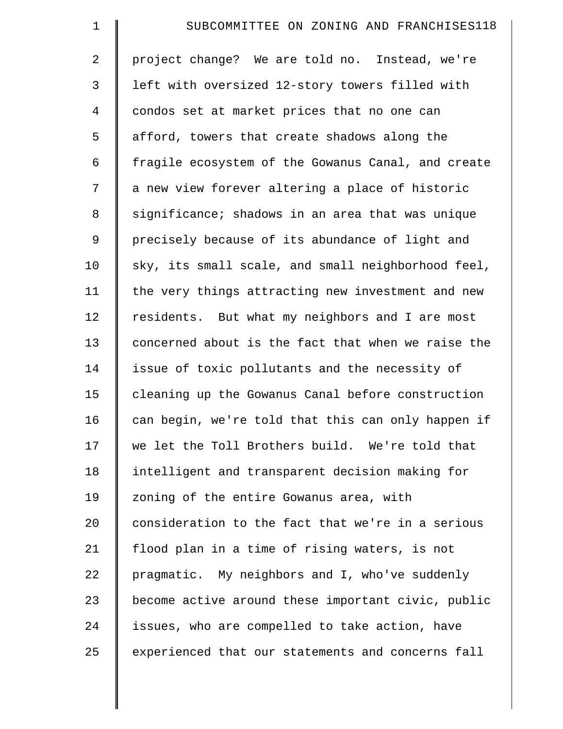project change? We are told no. Instead, we're left with oversized 12-story towers filled with condos set at market prices that no one can afford, towers that create shadows along the fragile ecosystem of the Gowanus Canal, and create a new view forever altering a place of historic significance; shadows in an area that was unique precisely because of its abundance of light and sky, its small scale, and small neighborhood feel, the very things attracting new investment and new residents. But what my neighbors and I are most concerned about is the fact that when we raise the issue of toxic pollutants and the necessity of cleaning up the Gowanus Canal before construction can begin, we're told that this can only happen if we let the Toll Brothers build. We're told that intelligent and transparent decision making for zoning of the entire Gowanus area, with consideration to the fact that we're in a serious flood plan in a time of rising waters, is not pragmatic. My neighbors and I, who've suddenly become active around these important civic, public issues, who are compelled to take action, have experienced that our statements and concerns fall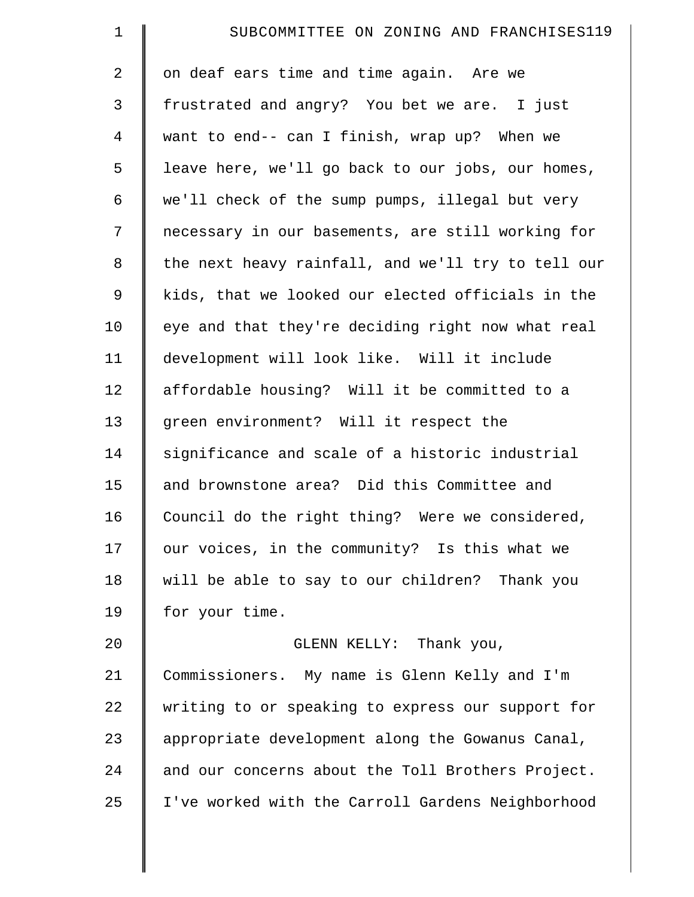on deaf ears time and time again. Are we frustrated and angry? You bet we are. I just want to end-- can I finish, wrap up? When we leave here, we'll go back to our jobs, our homes, we'll check of the sump pumps, illegal but very necessary in our basements, are still working for the next heavy rainfall, and we'll try to tell our kids, that we looked our elected officials in the eye and that they're deciding right now what real development will look like. Will it include affordable housing? Will it be committed to a green environment? Will it respect the significance and scale of a historic industrial and brownstone area? Did this Committee and Council do the right thing? Were we considered, our voices, in the community? Is this what we will be able to say to our children? Thank you for your time.

GLENN KELLY: Thank you, Commissioners. My name is Glenn Kelly and I'm writing to or speaking to express our support for appropriate development along the Gowanus Canal, and our concerns about the Toll Brothers Project. I've worked with the Carroll Gardens Neighborhood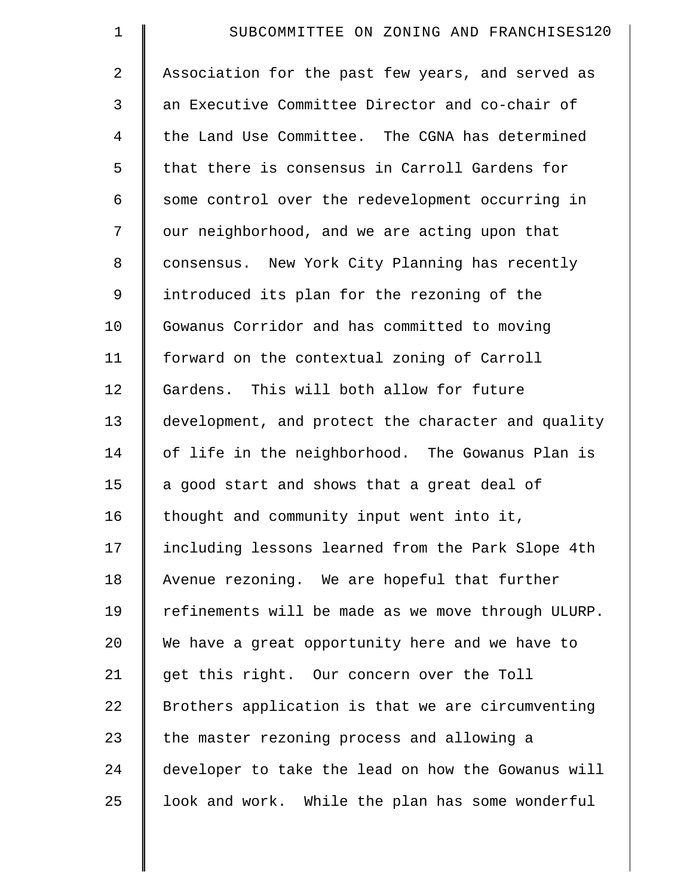Association for the past few years, and served as an Executive Committee Director and co-chair of the Land Use Committee. The CGNA has determined that there is consensus in Carroll Gardens for some control over the redevelopment occurring in our neighborhood, and we are acting upon that consensus. New York City Planning has recently introduced its plan for the rezoning of the Gowanus Corridor and has committed to moving forward on the contextual zoning of Carroll Gardens. This will both allow for future development, and protect the character and quality of life in the neighborhood. The Gowanus Plan is a good start and shows that a great deal of thought and community input went into it, including lessons learned from the Park Slope 4th Avenue rezoning. We are hopeful that further refinements will be made as we move through ULURP. We have a great opportunity here and we have to get this right. Our concern over the Toll Brothers application is that we are circumventing the master rezoning process and allowing a developer to take the lead on how the Gowanus will look and work. While the plan has some wonderful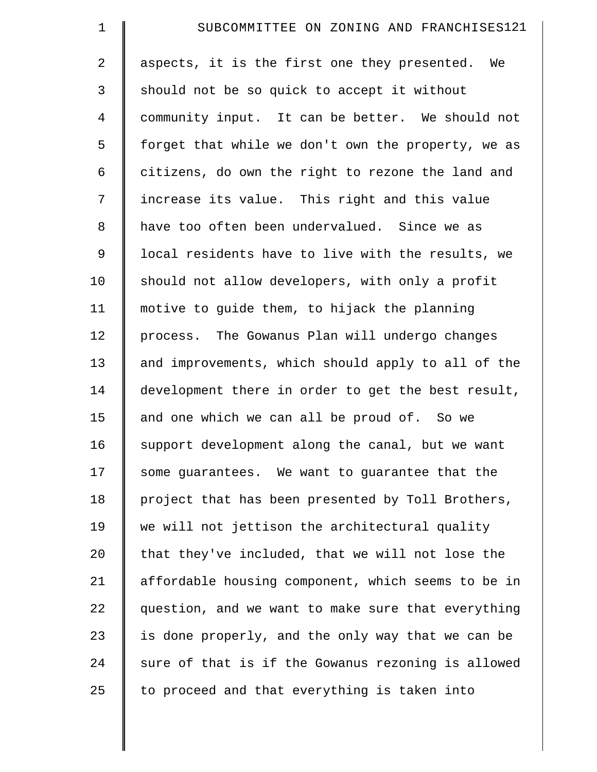aspects, it is the first one they presented. We should not be so quick to accept it without community input. It can be better. We should not forget that while we don't own the property, we as citizens, do own the right to rezone the land and increase its value. This right and this value have too often been undervalued. Since we as local residents have to live with the results, we should not allow developers, with only a profit motive to guide them, to hijack the planning process. The Gowanus Plan will undergo changes and improvements, which should apply to all of the development there in order to get the best result, and one which we can all be proud of. So we support development along the canal, but we want some guarantees. We want to guarantee that the project that has been presented by Toll Brothers, we will not jettison the architectural quality that they've included, that we will not lose the affordable housing component, which seems to be in question, and we want to make sure that everything is done properly, and the only way that we can be sure of that is if the Gowanus rezoning is allowed to proceed and that everything is taken into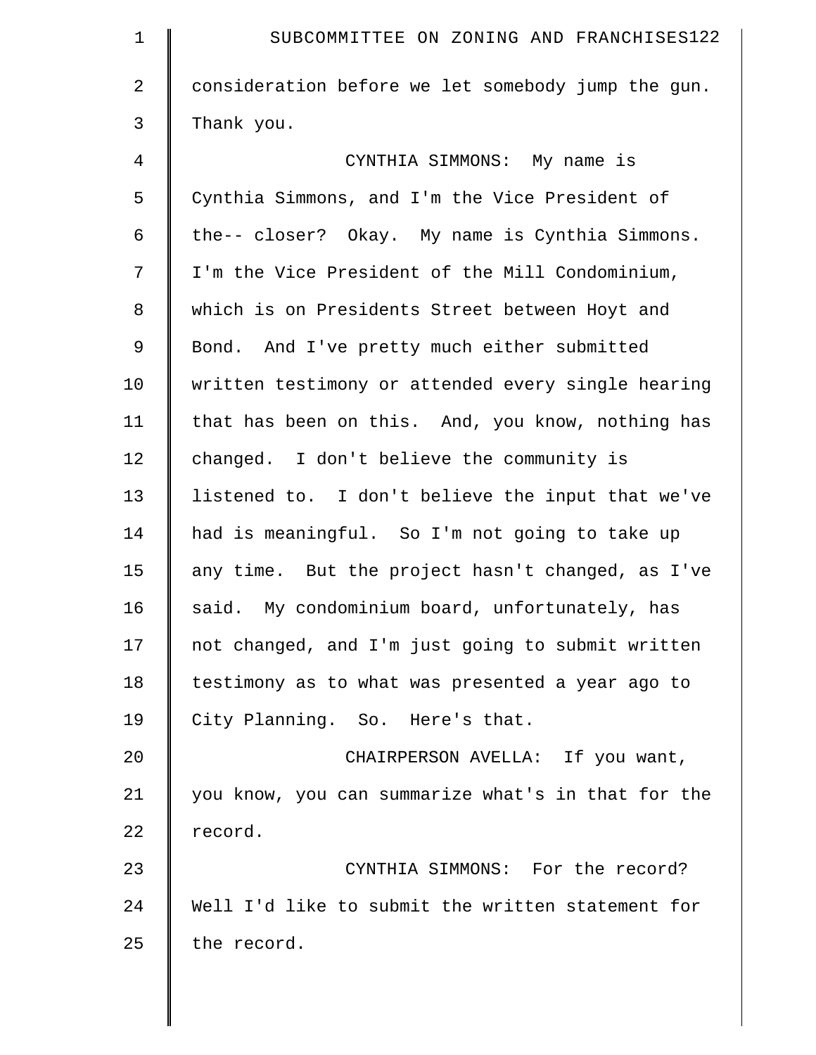consideration before we let somebody jump the gun. Thank you.

CYNTHIA SIMMONS: My name is Cynthia Simmons, and I'm the Vice President of the-- closer? Okay. My name is Cynthia Simmons. I'm the Vice President of the Mill Condominium, which is on Presidents Street between Hoyt and Bond. And I've pretty much either submitted written testimony or attended every single hearing that has been on this. And, you know, nothing has changed. I don't believe the community is listened to. I don't believe the input that we've had is meaningful. So I'm not going to take up any time. But the project hasn't changed, as I've said. My condominium board, unfortunately, has not changed, and I'm just going to submit written testimony as to what was presented a year ago to City Planning. So. Here's that.

CHAIRPERSON AVELLA: If you want, you know, you can summarize what's in that for the record.

CYNTHIA SIMMONS: For the record? Well I'd like to submit the written statement for the record.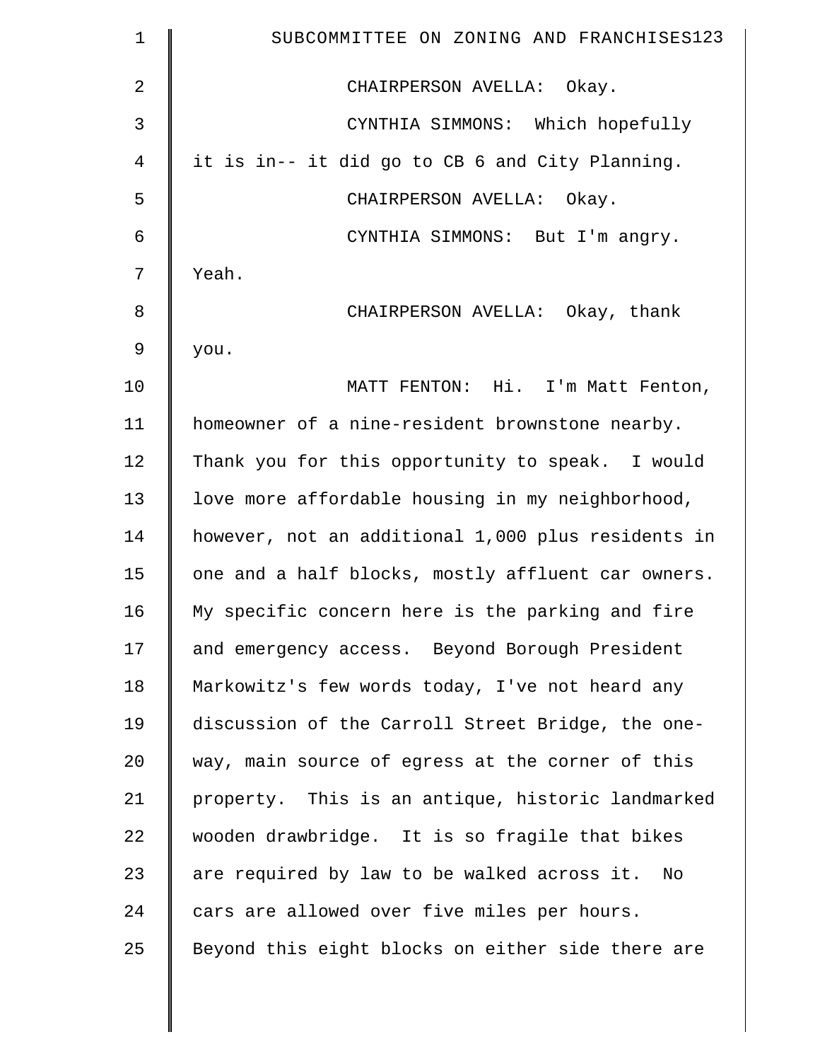CHAIRPERSON AVELLA: Okay.

CYNTHIA SIMMONS: Which hopefully it is in-- it did go to CB 6 and City Planning.

CHAIRPERSON AVELLA: Okay.

CYNTHIA SIMMONS: But I'm angry. Yeah.

CHAIRPERSON AVELLA: Okay, thank you.

MATT FENTON: Hi. I'm Matt Fenton, homeowner of a nine-resident brownstone nearby. Thank you for this opportunity to speak. I would love more affordable housing in my neighborhood, however, not an additional 1,000 plus residents in one and a half blocks, mostly affluent car owners. My specific concern here is the parking and fire and emergency access. Beyond Borough President Markowitz's few words today, I've not heard any discussion of the Carroll Street Bridge, the one-way, main source of egress at the corner of this property. This is an antique, historic landmarked wooden drawbridge. It is so fragile that bikes are required by law to be walked across it. No cars are allowed over five miles per hours. Beyond this eight blocks on either side there are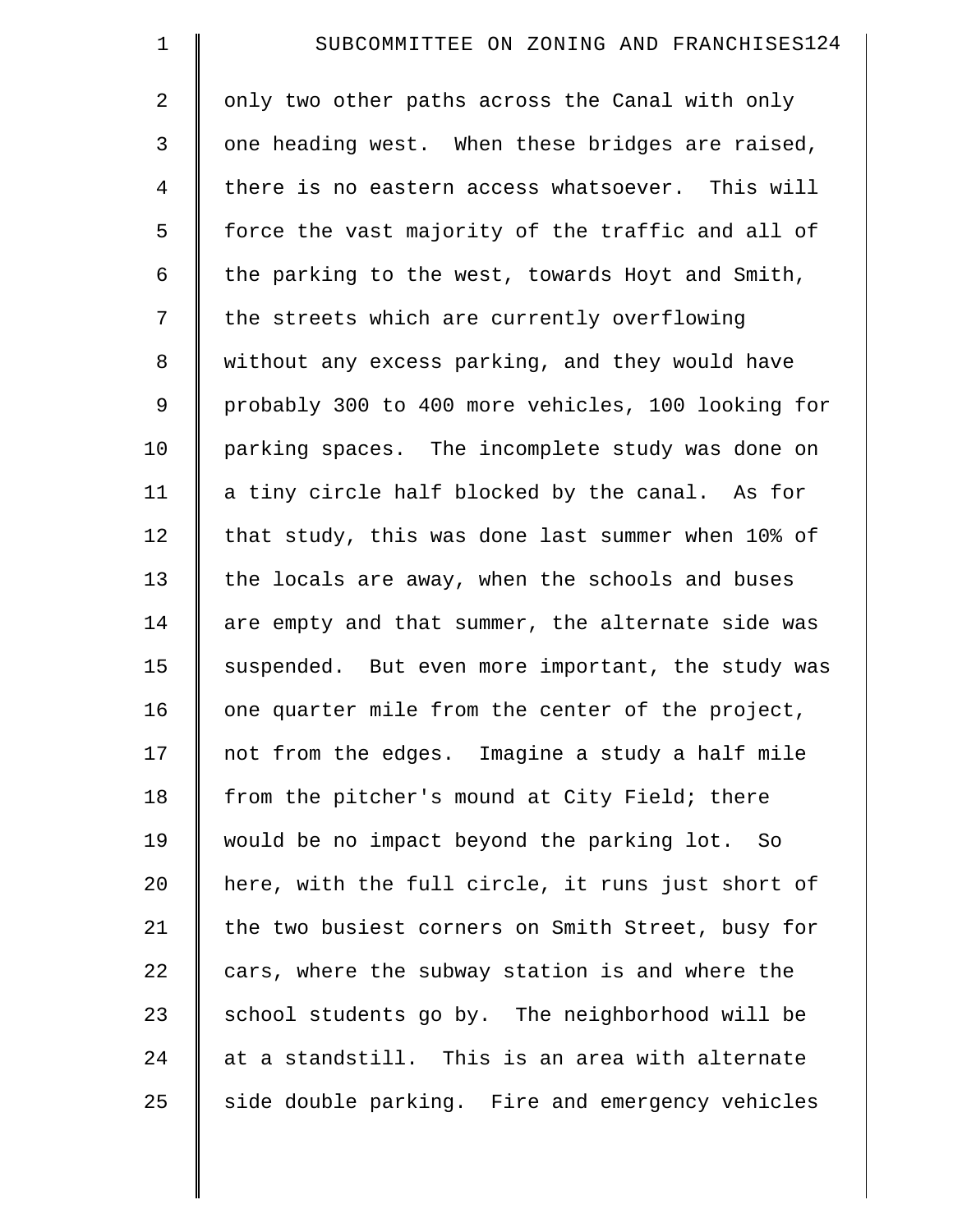only two other paths across the Canal with only one heading west. When these bridges are raised, there is no eastern access whatsoever. This will force the vast majority of the traffic and all of the parking to the west, towards Hoyt and Smith, the streets which are currently overflowing without any excess parking, and they would have probably 300 to 400 more vehicles, 100 looking for parking spaces. The incomplete study was done on a tiny circle half blocked by the canal. As for that study, this was done last summer when 10% of the locals are away, when the schools and buses are empty and that summer, the alternate side was suspended. But even more important, the study was one quarter mile from the center of the project, not from the edges. Imagine a study a half mile from the pitcher's mound at City Field; there would be no impact beyond the parking lot. So here, with the full circle, it runs just short of the two busiest corners on Smith Street, busy for cars, where the subway station is and where the school students go by. The neighborhood will be at a standstill. This is an area with alternate side double parking. Fire and emergency vehicles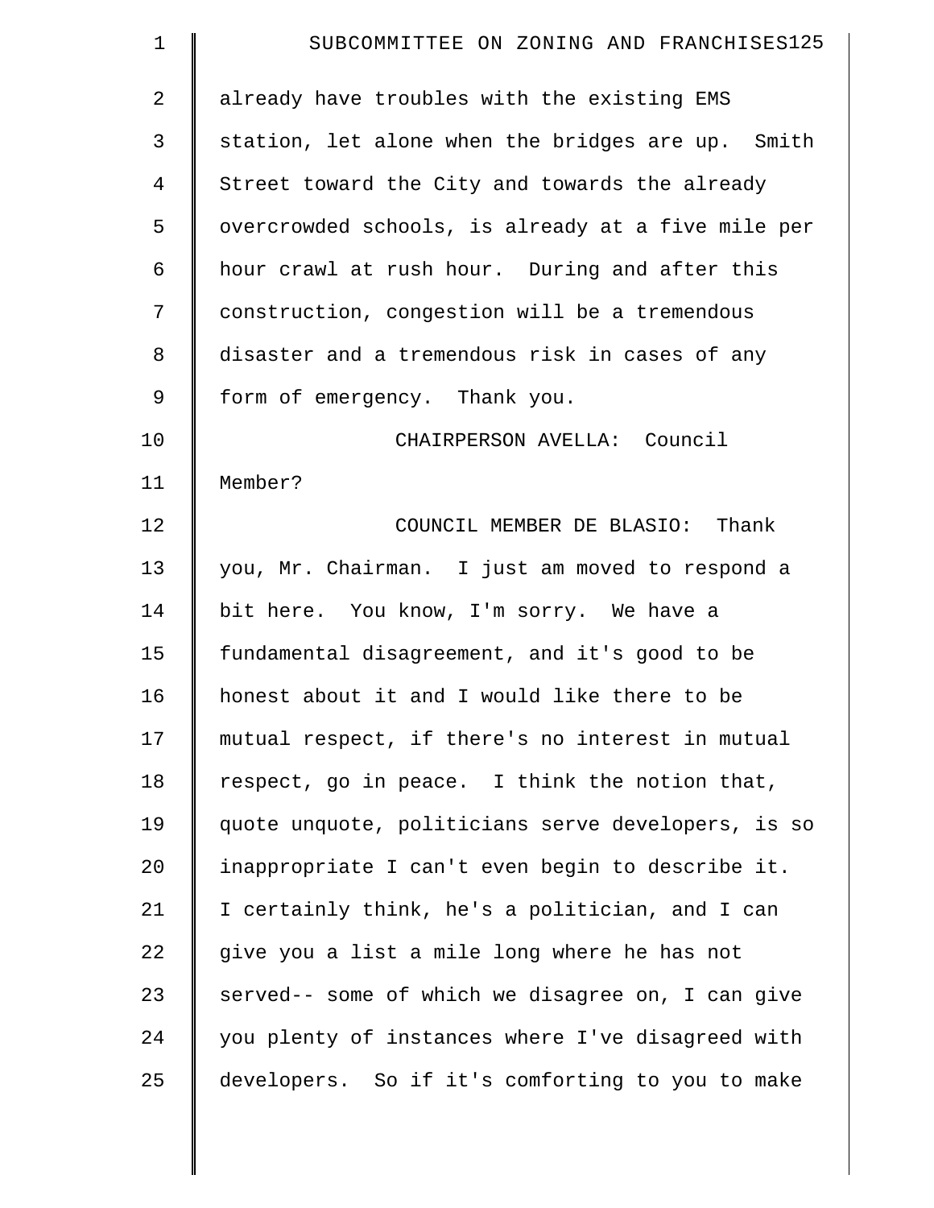already have troubles with the existing EMS station, let alone when the bridges are up. Smith Street toward the City and towards the already overcrowded schools, is already at a five mile per hour crawl at rush hour. During and after this construction, congestion will be a tremendous disaster and a tremendous risk in cases of any form of emergency. Thank you.

CHAIRPERSON AVELLA: Council Member?

COUNCIL MEMBER DE BLASIO: Thank you, Mr. Chairman. I just am moved to respond a bit here. You know, I'm sorry. We have a fundamental disagreement, and it's good to be honest about it and I would like there to be mutual respect, if there's no interest in mutual respect, go in peace. I think the notion that, quote unquote, politicians serve developers, is so inappropriate I can't even begin to describe it. I certainly think, he's a politician, and I can give you a list a mile long where he has not served-- some of which we disagree on, I can give you plenty of instances where I've disagreed with developers. So if it's comforting to you to make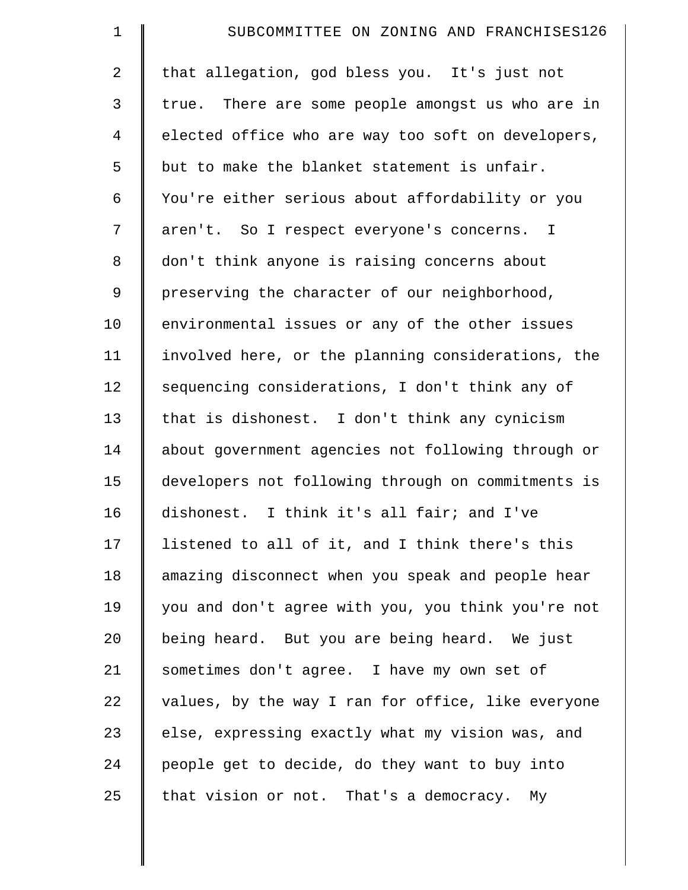that allegation, god bless you. It's just not true. There are some people amongst us who are in elected office who are way too soft on developers, but to make the blanket statement is unfair. You're either serious about affordability or you aren't. So I respect everyone's concerns. I don't think anyone is raising concerns about preserving the character of our neighborhood, environmental issues or any of the other issues involved here, or the planning considerations, the sequencing considerations, I don't think any of that is dishonest. I don't think any cynicism about government agencies not following through or developers not following through on commitments is dishonest. I think it's all fair; and I've listened to all of it, and I think there's this amazing disconnect when you speak and people hear you and don't agree with you, you think you're not being heard. But you are being heard. We just sometimes don't agree. I have my own set of values, by the way I ran for office, like everyone else, expressing exactly what my vision was, and people get to decide, do they want to buy into that vision or not. That's a democracy. My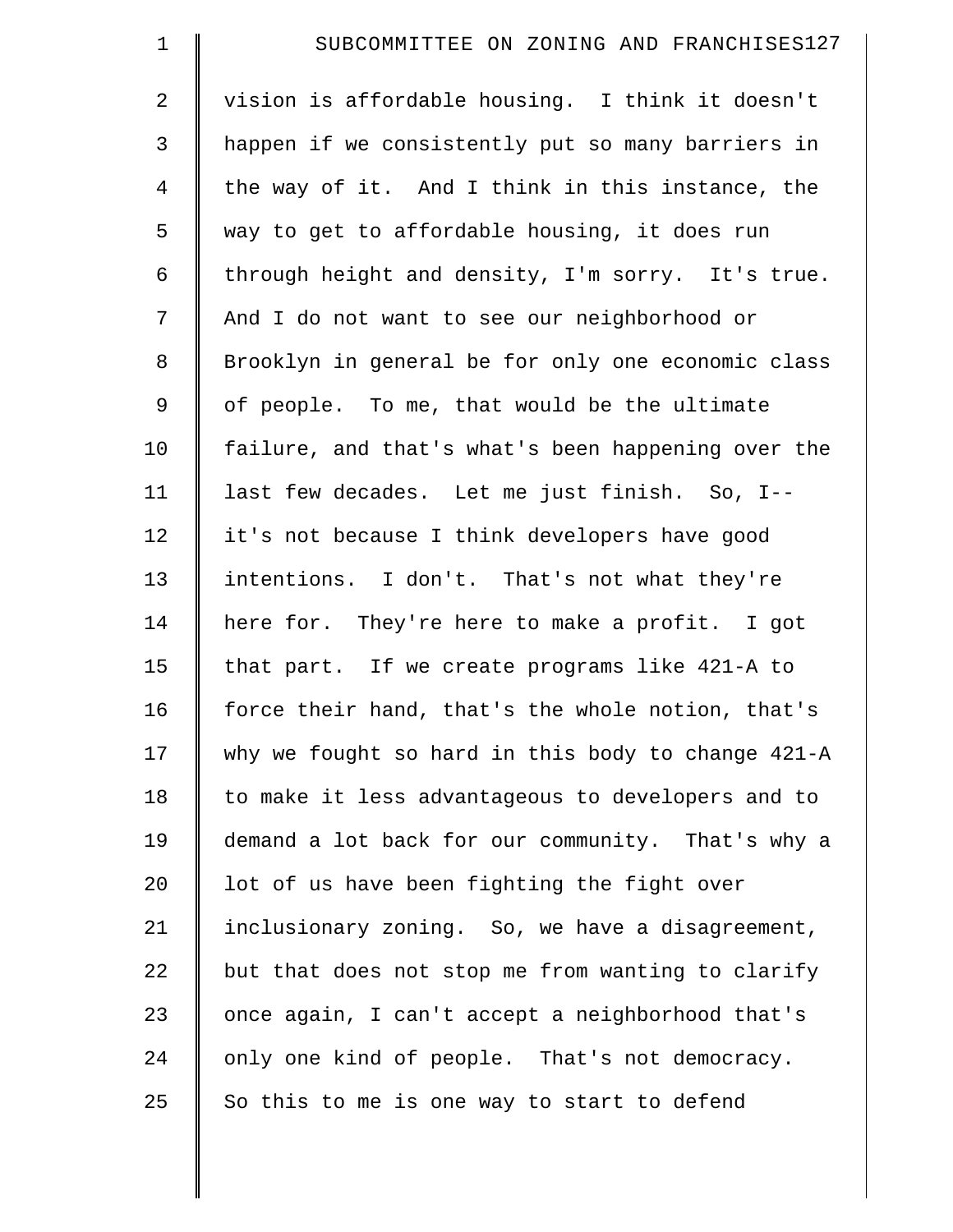vision is affordable housing. I think it doesn't happen if we consistently put so many barriers in the way of it. And I think in this instance, the way to get to affordable housing, it does run through height and density, I'm sorry. It's true. And I do not want to see our neighborhood or Brooklyn in general be for only one economic class of people. To me, that would be the ultimate failure, and that's what's been happening over the last few decades. Let me just finish. So, I-- it's not because I think developers have good intentions. I don't. That's not what they're here for. They're here to make a profit. I got that part. If we create programs like 421-A to force their hand, that's the whole notion, that's why we fought so hard in this body to change 421-A to make it less advantageous to developers and to demand a lot back for our community. That's why a lot of us have been fighting the fight over inclusionary zoning. So, we have a disagreement, but that does not stop me from wanting to clarify once again, I can't accept a neighborhood that's only one kind of people. That's not democracy. So this to me is one way to start to defend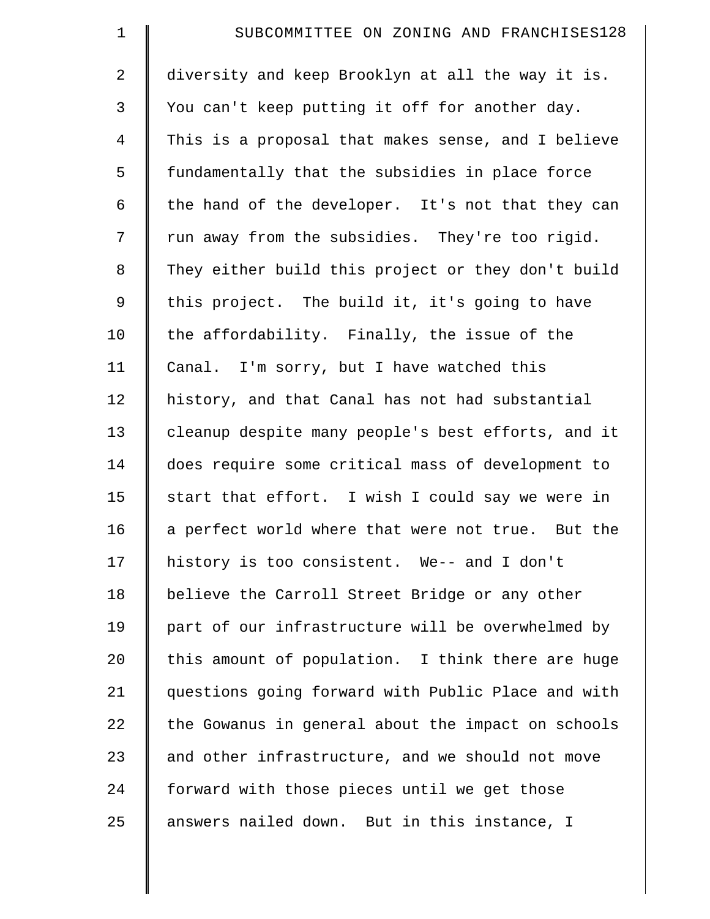diversity and keep Brooklyn at all the way it is. You can't keep putting it off for another day. This is a proposal that makes sense, and I believe fundamentally that the subsidies in place force the hand of the developer. It's not that they can run away from the subsidies. They're too rigid. They either build this project or they don't build this project. The build it, it's going to have the affordability. Finally, the issue of the Canal. I'm sorry, but I have watched this history, and that Canal has not had substantial cleanup despite many people's best efforts, and it does require some critical mass of development to start that effort. I wish I could say we were in a perfect world where that were not true. But the history is too consistent. We-- and I don't believe the Carroll Street Bridge or any other part of our infrastructure will be overwhelmed by this amount of population. I think there are huge questions going forward with Public Place and with the Gowanus in general about the impact on schools and other infrastructure, and we should not move forward with those pieces until we get those answers nailed down. But in this instance, I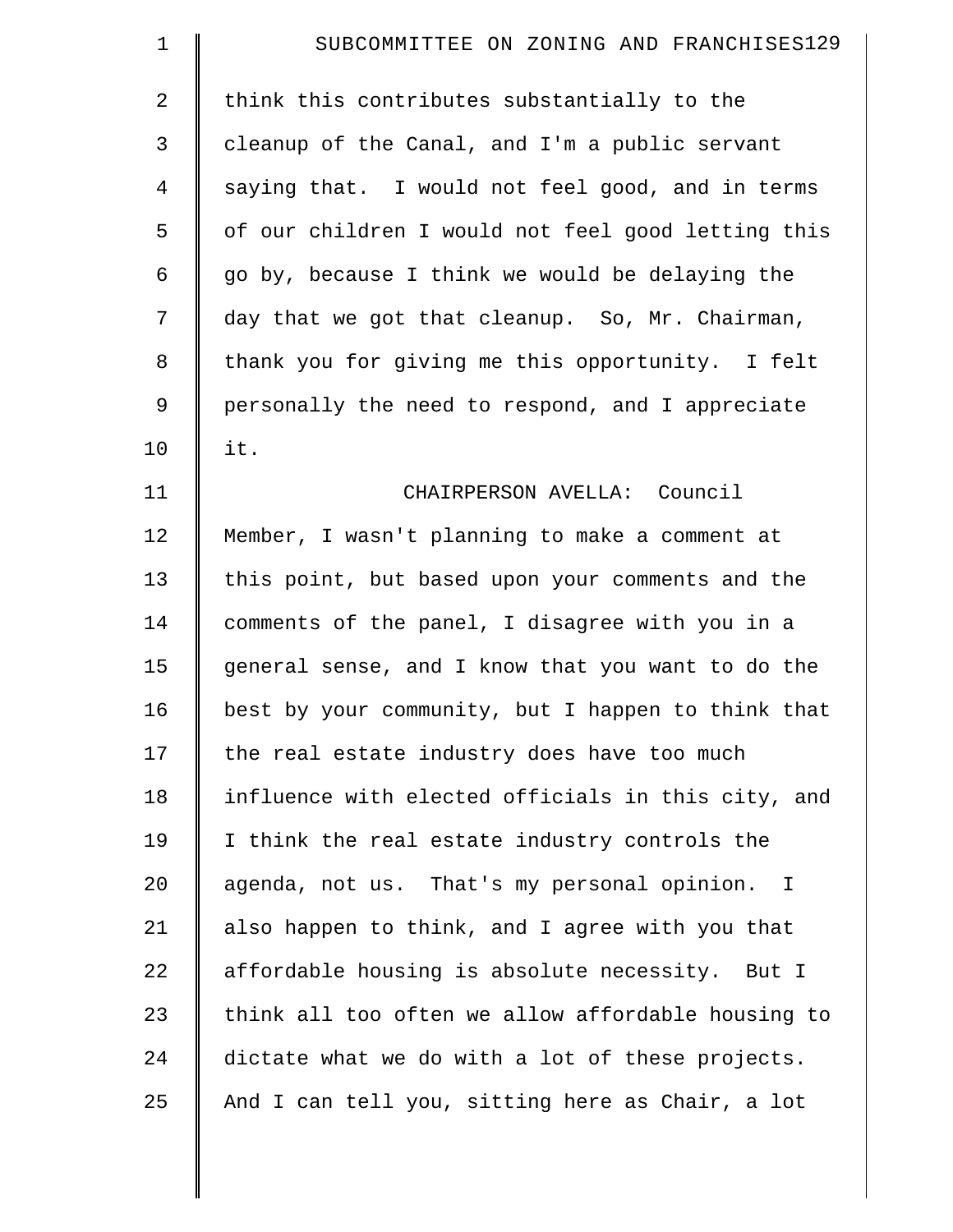think this contributes substantially to the cleanup of the Canal, and I'm a public servant saying that. I would not feel good, and in terms of our children I would not feel good letting this go by, because I think we would be delaying the day that we got that cleanup. So, Mr. Chairman, thank you for giving me this opportunity. I felt personally the need to respond, and I appreciate it.

CHAIRPERSON AVELLA: Council Member, I wasn't planning to make a comment at this point, but based upon your comments and the comments of the panel, I disagree with you in a general sense, and I know that you want to do the best by your community, but I happen to think that the real estate industry does have too much influence with elected officials in this city, and I think the real estate industry controls the agenda, not us. That's my personal opinion. I also happen to think, and I agree with you that affordable housing is absolute necessity. But I think all too often we allow affordable housing to dictate what we do with a lot of these projects. And I can tell you, sitting here as Chair, a lot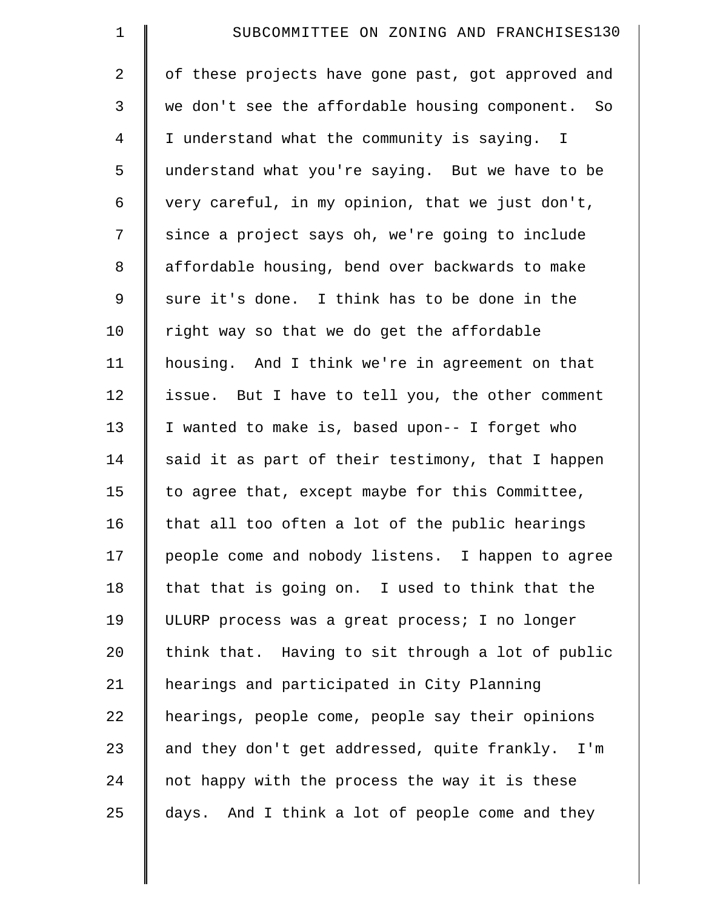of these projects have gone past, got approved and we don't see the affordable housing component. So I understand what the community is saying. I understand what you're saying. But we have to be very careful, in my opinion, that we just don't, since a project says oh, we're going to include affordable housing, bend over backwards to make sure it's done. I think has to be done in the right way so that we do get the affordable housing. And I think we're in agreement on that issue. But I have to tell you, the other comment I wanted to make is, based upon-- I forget who said it as part of their testimony, that I happen to agree that, except maybe for this Committee, that all too often a lot of the public hearings people come and nobody listens. I happen to agree that that is going on. I used to think that the ULURP process was a great process; I no longer think that. Having to sit through a lot of public hearings and participated in City Planning hearings, people come, people say their opinions and they don't get addressed, quite frankly. I'm not happy with the process the way it is these days. And I think a lot of people come and they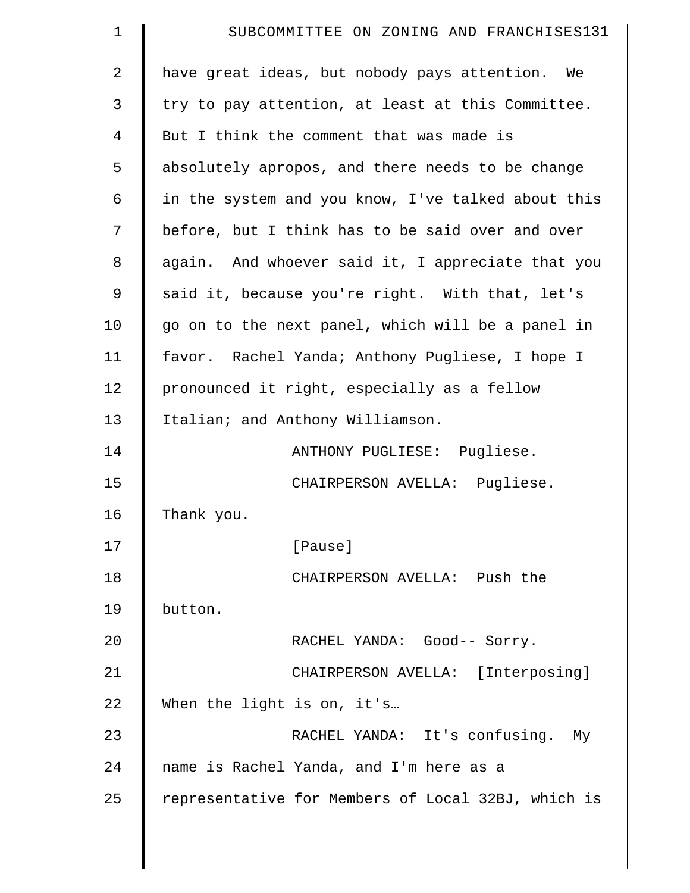have great ideas, but nobody pays attention. We try to pay attention, at least at this Committee. But I think the comment that was made is absolutely apropos, and there needs to be change in the system and you know, I've talked about this before, but I think has to be said over and over again. And whoever said it, I appreciate that you said it, because you're right. With that, let's go on to the next panel, which will be a panel in favor. Rachel Yanda; Anthony Pugliese, I hope I pronounced it right, especially as a fellow Italian; and Anthony Williamson.

ANTHONY PUGLIESE: Pugliese.

CHAIRPERSON AVELLA: Pugliese. Thank you.

[Pause]

CHAIRPERSON AVELLA: Push the button.

RACHEL YANDA: Good-- Sorry.

CHAIRPERSON AVELLA: [Interposing] When the light is on, it's…

RACHEL YANDA: It's confusing. My name is Rachel Yanda, and I'm here as a representative for Members of Local 32BJ, which is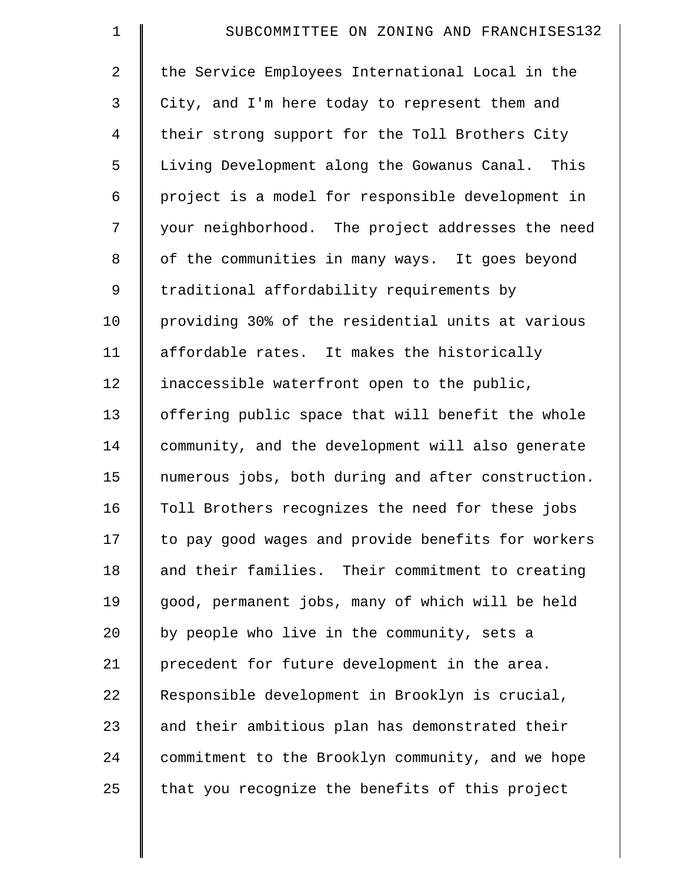the Service Employees International Local in the City, and I'm here today to represent them and their strong support for the Toll Brothers City Living Development along the Gowanus Canal. This project is a model for responsible development in your neighborhood. The project addresses the need of the communities in many ways. It goes beyond traditional affordability requirements by providing 30% of the residential units at various affordable rates. It makes the historically inaccessible waterfront open to the public, offering public space that will benefit the whole community, and the development will also generate numerous jobs, both during and after construction. Toll Brothers recognizes the need for these jobs to pay good wages and provide benefits for workers and their families. Their commitment to creating good, permanent jobs, many of which will be held by people who live in the community, sets a precedent for future development in the area. Responsible development in Brooklyn is crucial, and their ambitious plan has demonstrated their commitment to the Brooklyn community, and we hope that you recognize the benefits of this project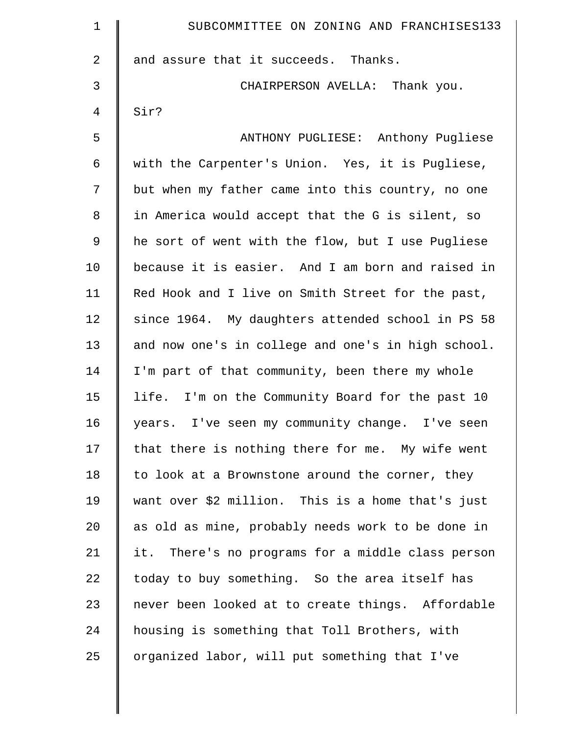and assure that it succeeds. Thanks.

CHAIRPERSON AVELLA: Thank you. Sir?

ANTHONY PUGLIESE: Anthony Pugliese with the Carpenter's Union. Yes, it is Pugliese, but when my father came into this country, no one in America would accept that the G is silent, so he sort of went with the flow, but I use Pugliese because it is easier. And I am born and raised in Red Hook and I live on Smith Street for the past, since 1964. My daughters attended school in PS 58 and now one's in college and one's in high school. I'm part of that community, been there my whole life. I'm on the Community Board for the past 10 years. I've seen my community change. I've seen that there is nothing there for me. My wife went to look at a Brownstone around the corner, they want over $2 million. This is a home that's just as old as mine, probably needs work to be done in it. There's no programs for a middle class person today to buy something. So the area itself has never been looked at to create things. Affordable housing is something that Toll Brothers, with organized labor, will put something that I've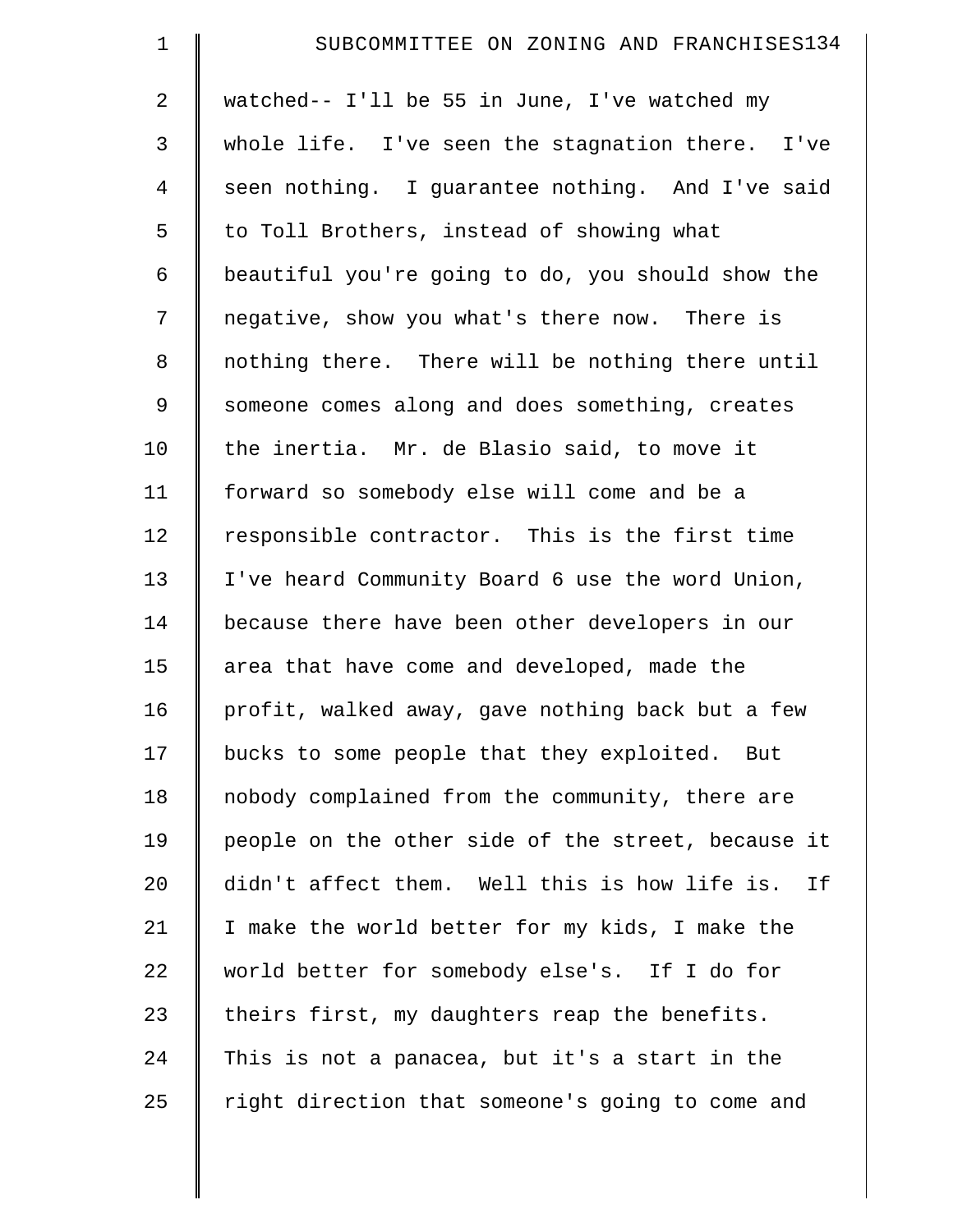watched-- I'll be 55 in June, I've watched my whole life. I've seen the stagnation there. I've seen nothing. I guarantee nothing. And I've said to Toll Brothers, instead of showing what beautiful you're going to do, you should show the negative, show you what's there now. There is nothing there. There will be nothing there until someone comes along and does something, creates the inertia. Mr. de Blasio said, to move it forward so somebody else will come and be a responsible contractor. This is the first time I've heard Community Board 6 use the word Union, because there have been other developers in our area that have come and developed, made the profit, walked away, gave nothing back but a few bucks to some people that they exploited. But nobody complained from the community, there are people on the other side of the street, because it didn't affect them. Well this is how life is. If I make the world better for my kids, I make the world better for somebody else's. If I do for theirs first, my daughters reap the benefits. This is not a panacea, but it's a start in the right direction that someone's going to come and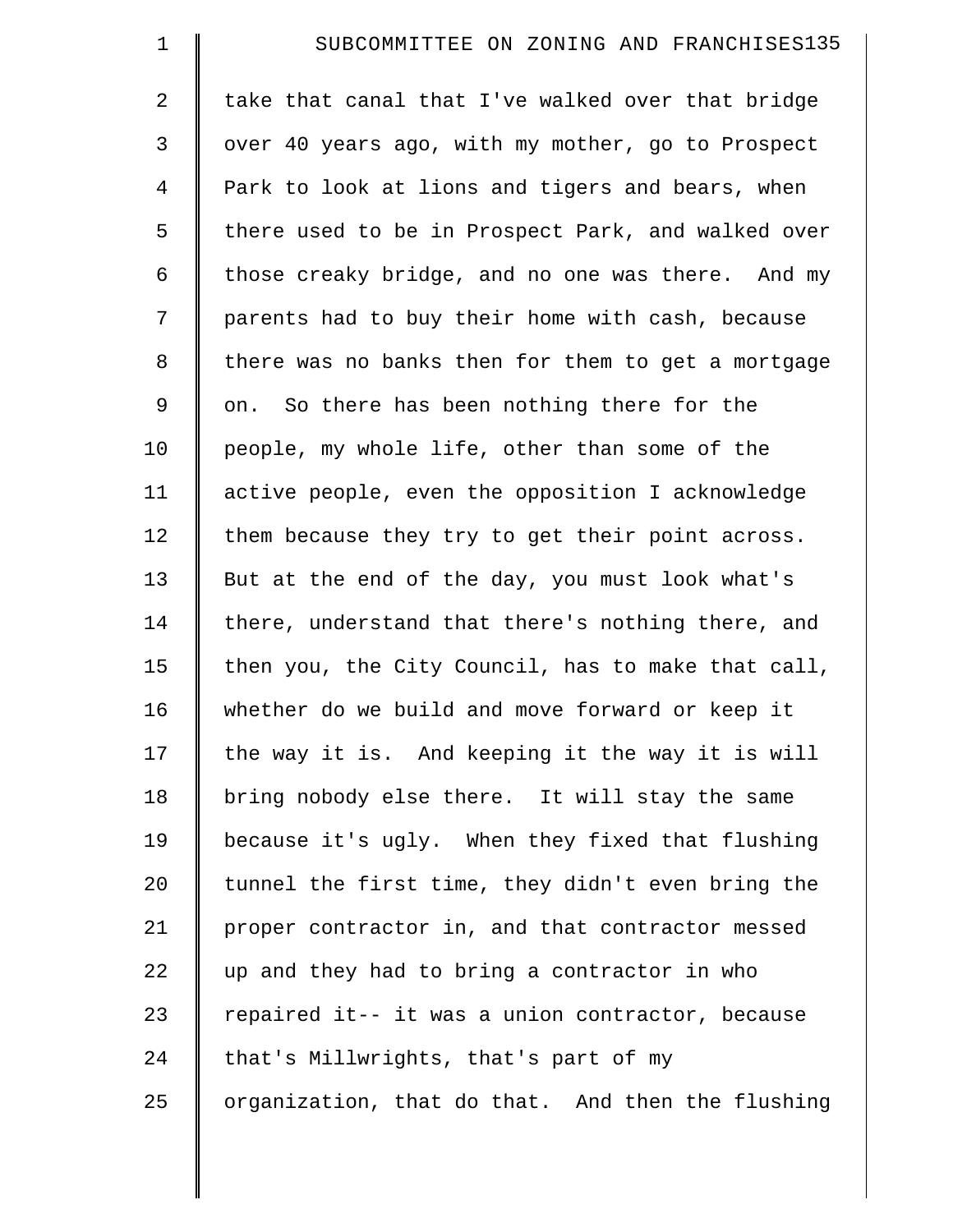take that canal that I've walked over that bridge over 40 years ago, with my mother, go to Prospect Park to look at lions and tigers and bears, when there used to be in Prospect Park, and walked over those creaky bridge, and no one was there. And my parents had to buy their home with cash, because there was no banks then for them to get a mortgage on. So there has been nothing there for the people, my whole life, other than some of the active people, even the opposition I acknowledge them because they try to get their point across. But at the end of the day, you must look what's there, understand that there's nothing there, and then you, the City Council, has to make that call, whether do we build and move forward or keep it the way it is. And keeping it the way it is will bring nobody else there. It will stay the same because it's ugly. When they fixed that flushing tunnel the first time, they didn't even bring the proper contractor in, and that contractor messed up and they had to bring a contractor in who repaired it-- it was a union contractor, because that's Millwrights, that's part of my organization, that do that. And then the flushing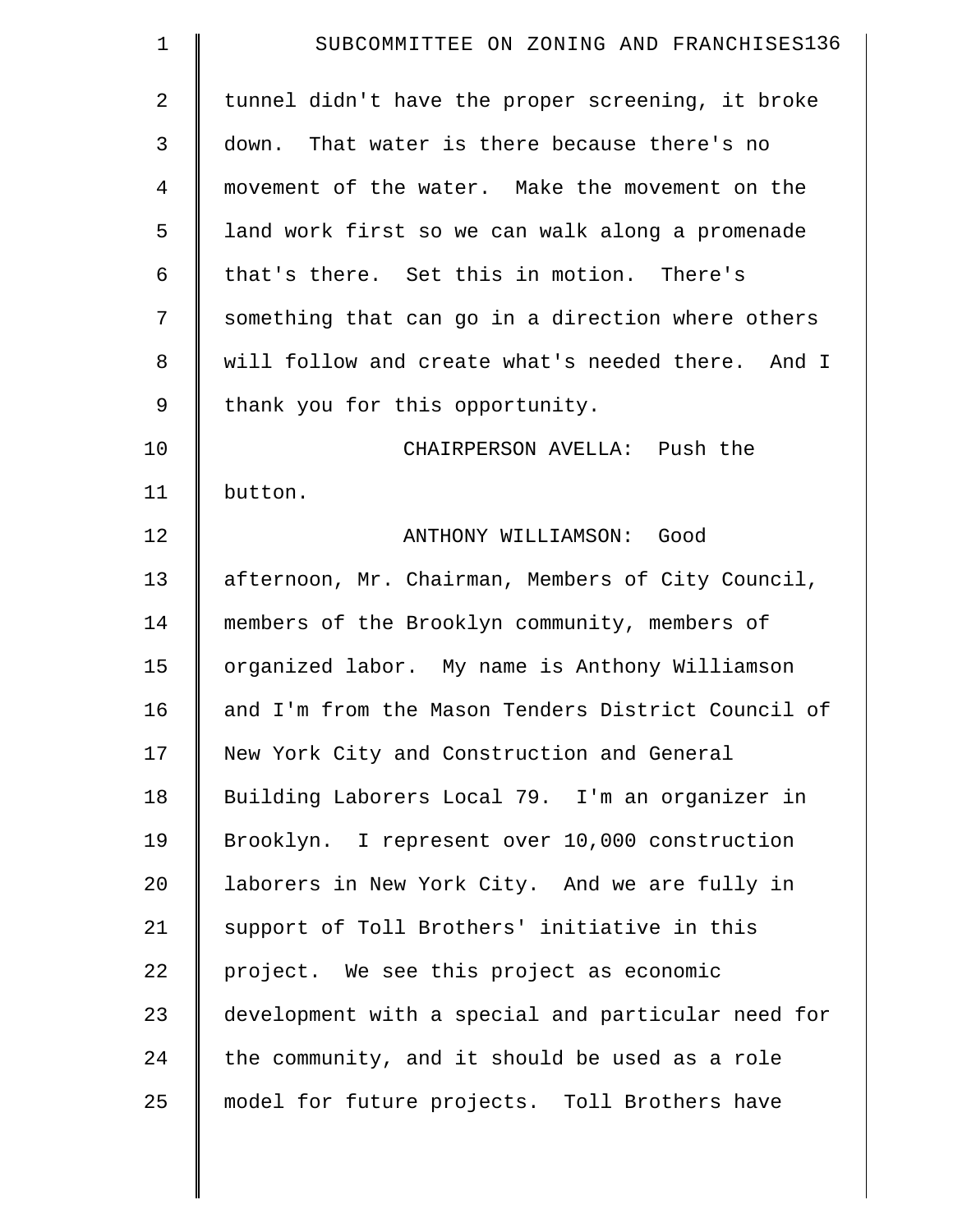tunnel didn't have the proper screening, it broke down. That water is there because there's no movement of the water. Make the movement on the land work first so we can walk along a promenade that's there. Set this in motion. There's something that can go in a direction where others will follow and create what's needed there. And I thank you for this opportunity.

CHAIRPERSON AVELLA: Push the button.

ANTHONY WILLIAMSON: Good afternoon, Mr. Chairman, Members of City Council, members of the Brooklyn community, members of organized labor. My name is Anthony Williamson and I'm from the Mason Tenders District Council of New York City and Construction and General Building Laborers Local 79. I'm an organizer in Brooklyn. I represent over 10,000 construction laborers in New York City. And we are fully in support of Toll Brothers' initiative in this project. We see this project as economic development with a special and particular need for the community, and it should be used as a role model for future projects. Toll Brothers have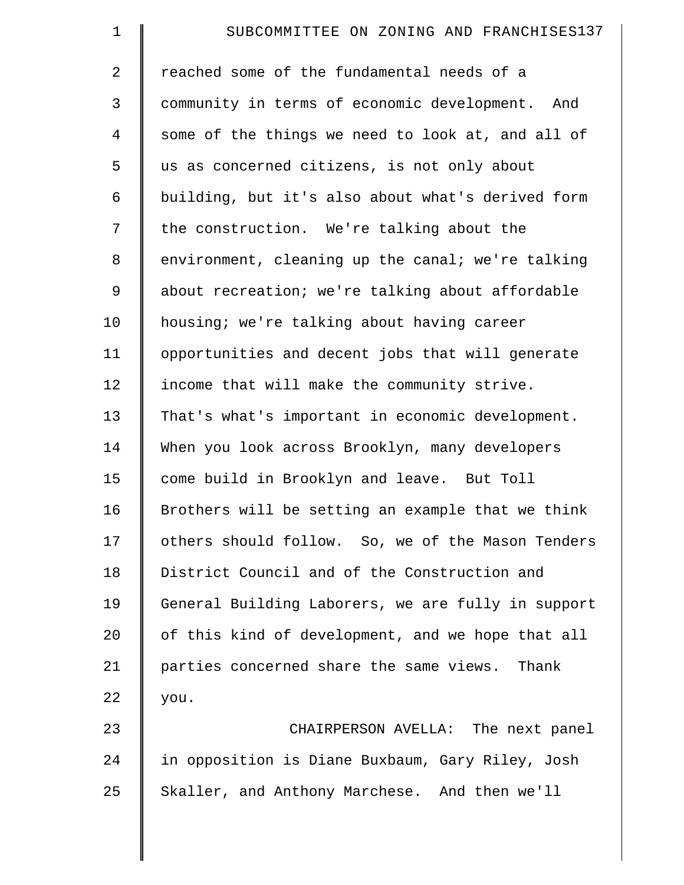reached some of the fundamental needs of a community in terms of economic development. And some of the things we need to look at, and all of us as concerned citizens, is not only about building, but it's also about what's derived form the construction. We're talking about the environment, cleaning up the canal; we're talking about recreation; we're talking about affordable housing; we're talking about having career opportunities and decent jobs that will generate income that will make the community strive. That's what's important in economic development. When you look across Brooklyn, many developers come build in Brooklyn and leave. But Toll Brothers will be setting an example that we think others should follow. So, we of the Mason Tenders District Council and of the Construction and General Building Laborers, we are fully in support of this kind of development, and we hope that all parties concerned share the same views. Thank you.

CHAIRPERSON AVELLA: The next panel in opposition is Diane Buxbaum, Gary Riley, Josh Skaller, and Anthony Marchese. And then we'll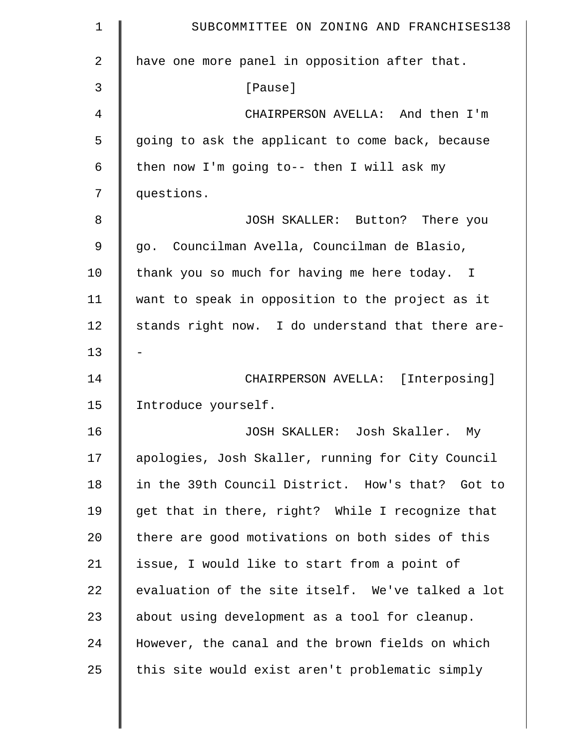have one more panel in opposition after that.

[Pause]

CHAIRPERSON AVELLA: And then I'm going to ask the applicant to come back, because then now I'm going to-- then I will ask my questions.

JOSH SKALLER: Button? There you go. Councilman Avella, Councilman de Blasio, thank you so much for having me here today. I want to speak in opposition to the project as it stands right now. I do understand that there are--

CHAIRPERSON AVELLA: [Interposing] Introduce yourself.

JOSH SKALLER: Josh Skaller. My apologies, Josh Skaller, running for City Council in the 39th Council District. How's that? Got to get that in there, right? While I recognize that there are good motivations on both sides of this issue, I would like to start from a point of evaluation of the site itself. We've talked a lot about using development as a tool for cleanup. However, the canal and the brown fields on which this site would exist aren't problematic simply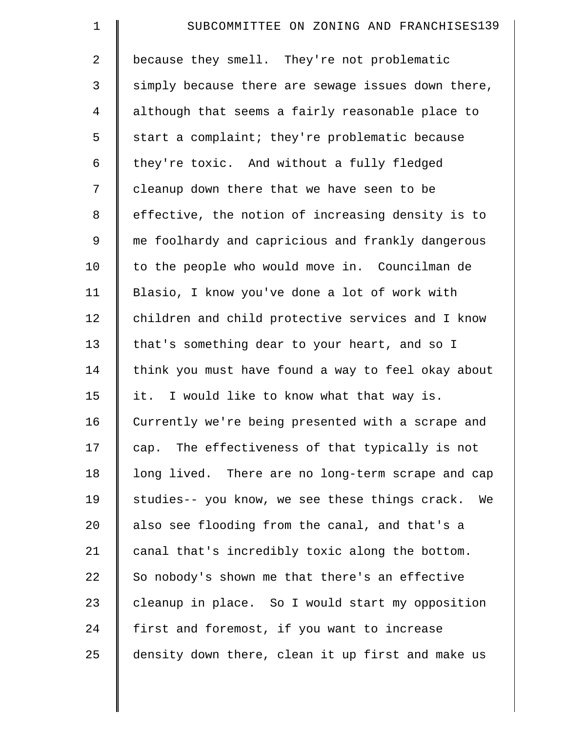because they smell. They're not problematic simply because there are sewage issues down there, although that seems a fairly reasonable place to start a complaint; they're problematic because they're toxic. And without a fully fledged cleanup down there that we have seen to be effective, the notion of increasing density is to me foolhardy and capricious and frankly dangerous to the people who would move in. Councilman de Blasio, I know you've done a lot of work with children and child protective services and I know that's something dear to your heart, and so I think you must have found a way to feel okay about it. I would like to know what that way is. Currently we're being presented with a scrape and cap. The effectiveness of that typically is not long lived. There are no long-term scrape and cap studies-- you know, we see these things crack. We also see flooding from the canal, and that's a canal that's incredibly toxic along the bottom. So nobody's shown me that there's an effective cleanup in place. So I would start my opposition first and foremost, if you want to increase density down there, clean it up first and make us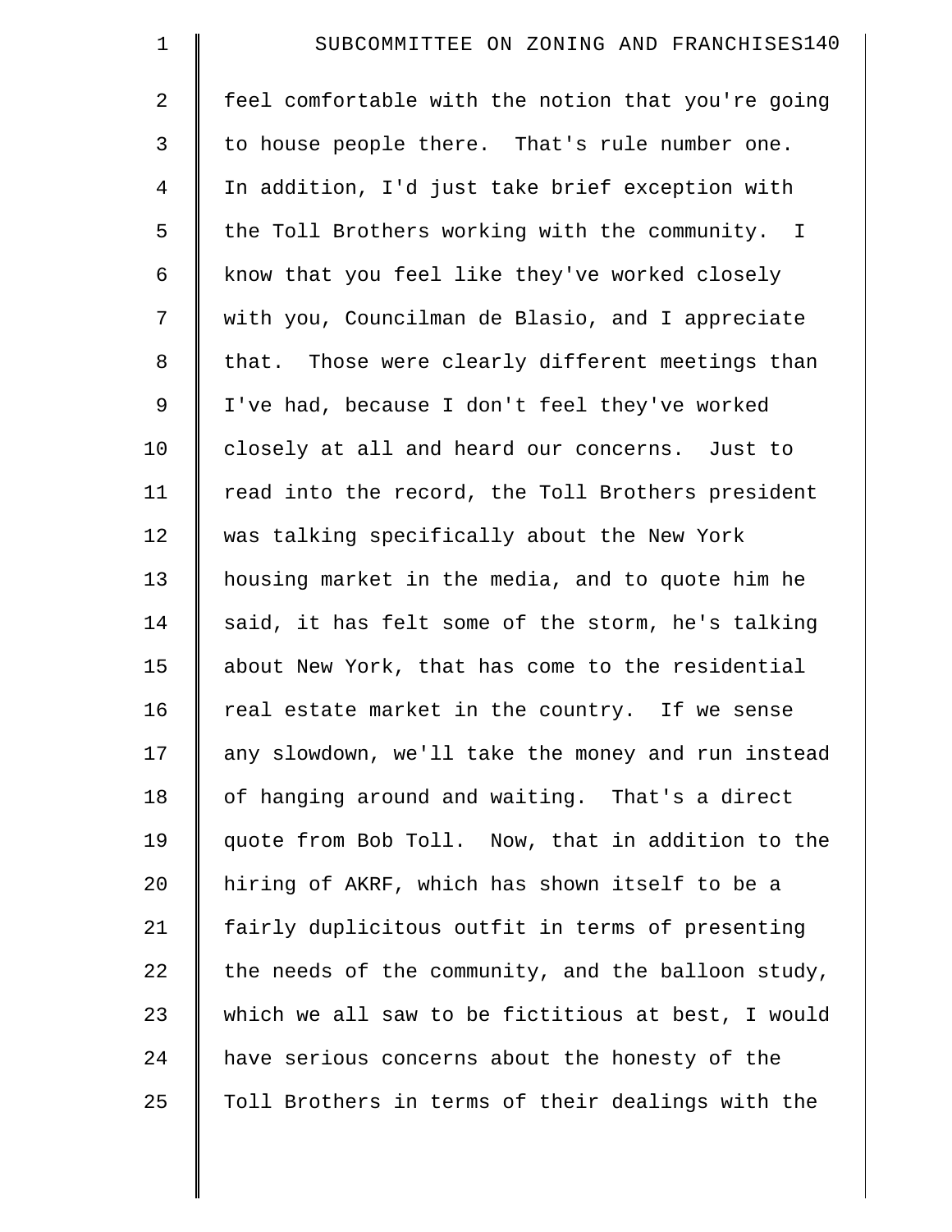feel comfortable with the notion that you're going to house people there. That's rule number one. In addition, I'd just take brief exception with the Toll Brothers working with the community. I know that you feel like they've worked closely with you, Councilman de Blasio, and I appreciate that. Those were clearly different meetings than I've had, because I don't feel they've worked closely at all and heard our concerns. Just to read into the record, the Toll Brothers president was talking specifically about the New York housing market in the media, and to quote him he said, it has felt some of the storm, he's talking about New York, that has come to the residential real estate market in the country. If we sense any slowdown, we'll take the money and run instead of hanging around and waiting. That's a direct quote from Bob Toll. Now, that in addition to the hiring of AKRF, which has shown itself to be a fairly duplicitous outfit in terms of presenting the needs of the community, and the balloon study, which we all saw to be fictitious at best, I would have serious concerns about the honesty of the Toll Brothers in terms of their dealings with the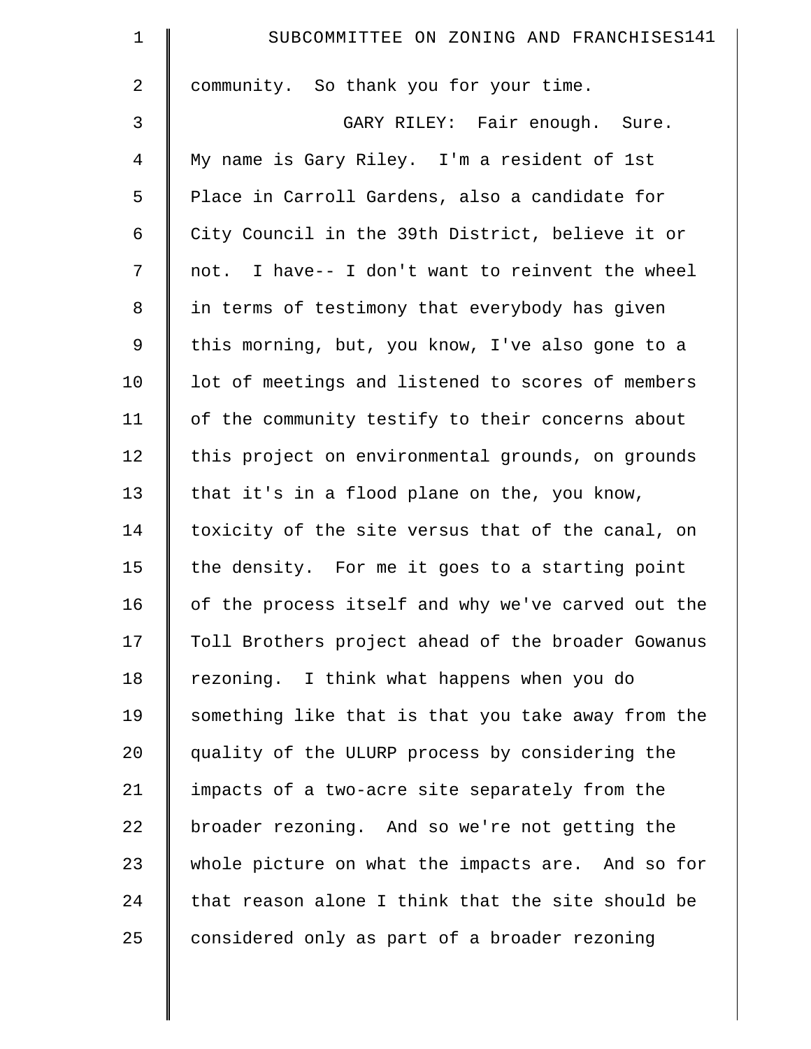community. So thank you for your time.

GARY RILEY: Fair enough. Sure. My name is Gary Riley. I'm a resident of 1st Place in Carroll Gardens, also a candidate for City Council in the 39th District, believe it or not. I have-- I don't want to reinvent the wheel in terms of testimony that everybody has given this morning, but, you know, I've also gone to a lot of meetings and listened to scores of members of the community testify to their concerns about this project on environmental grounds, on grounds that it's in a flood plane on the, you know, toxicity of the site versus that of the canal, on the density. For me it goes to a starting point of the process itself and why we've carved out the Toll Brothers project ahead of the broader Gowanus rezoning. I think what happens when you do something like that is that you take away from the quality of the ULURP process by considering the impacts of a two-acre site separately from the broader rezoning. And so we're not getting the whole picture on what the impacts are. And so for that reason alone I think that the site should be considered only as part of a broader rezoning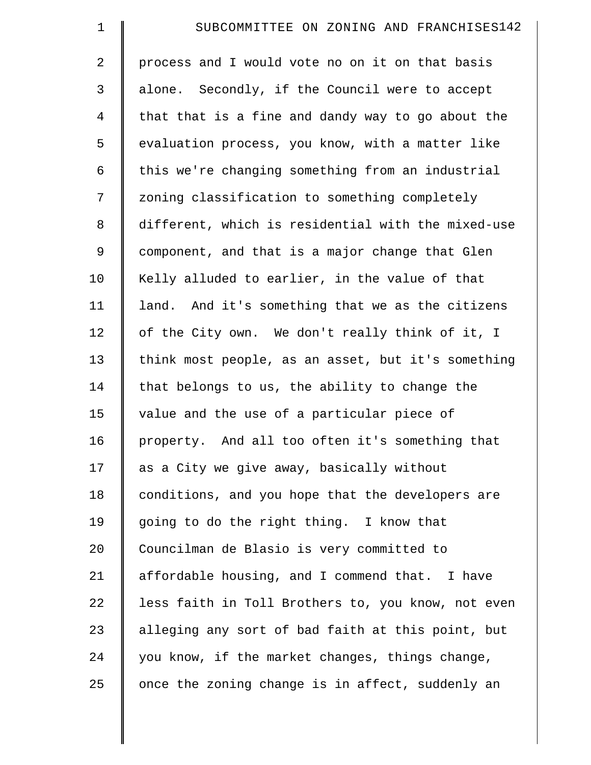process and I would vote no on it on that basis alone. Secondly, if the Council were to accept that that is a fine and dandy way to go about the evaluation process, you know, with a matter like this we're changing something from an industrial zoning classification to something completely different, which is residential with the mixed-use component, and that is a major change that Glen Kelly alluded to earlier, in the value of that land. And it's something that we as the citizens of the City own. We don't really think of it, I think most people, as an asset, but it's something that belongs to us, the ability to change the value and the use of a particular piece of property. And all too often it's something that as a City we give away, basically without conditions, and you hope that the developers are going to do the right thing. I know that Councilman de Blasio is very committed to affordable housing, and I commend that. I have less faith in Toll Brothers to, you know, not even alleging any sort of bad faith at this point, but you know, if the market changes, things change, once the zoning change is in affect, suddenly an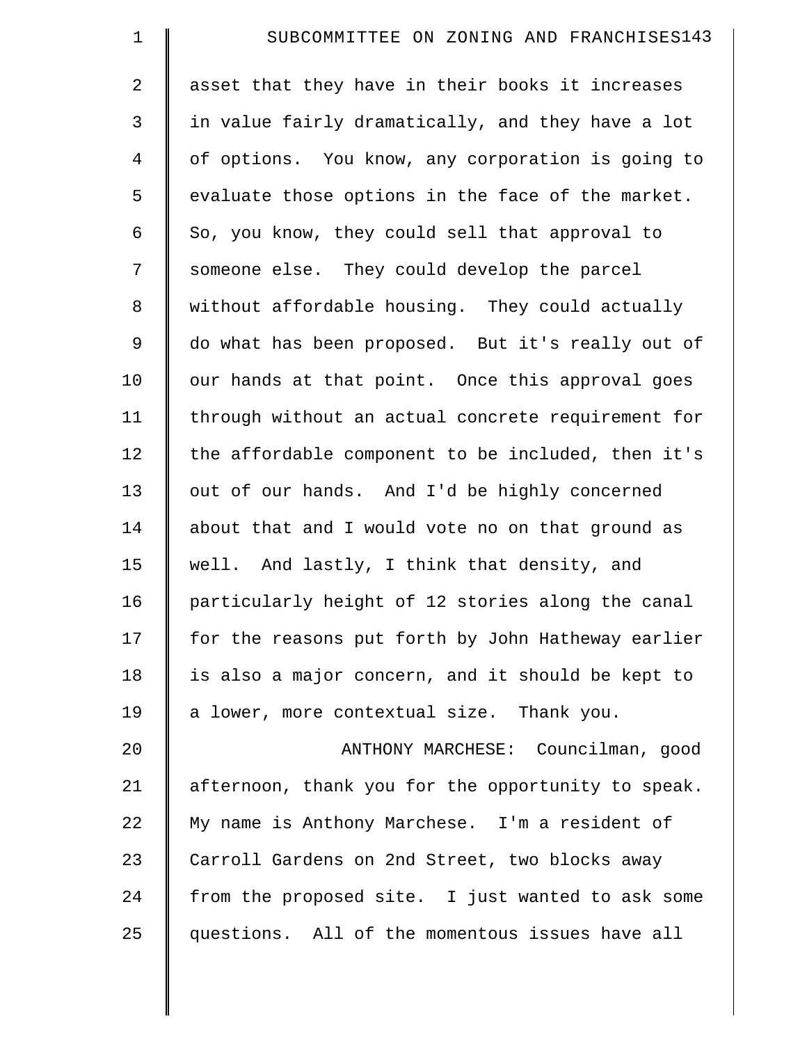asset that they have in their books it increases in value fairly dramatically, and they have a lot of options. You know, any corporation is going to evaluate those options in the face of the market. So, you know, they could sell that approval to someone else. They could develop the parcel without affordable housing. They could actually do what has been proposed. But it's really out of our hands at that point. Once this approval goes through without an actual concrete requirement for the affordable component to be included, then it's out of our hands. And I'd be highly concerned about that and I would vote no on that ground as well. And lastly, I think that density, and particularly height of 12 stories along the canal for the reasons put forth by John Hatheway earlier is also a major concern, and it should be kept to a lower, more contextual size. Thank you.

ANTHONY MARCHESE: Councilman, good afternoon, thank you for the opportunity to speak. My name is Anthony Marchese. I'm a resident of Carroll Gardens on 2nd Street, two blocks away from the proposed site. I just wanted to ask some questions. All of the momentous issues have all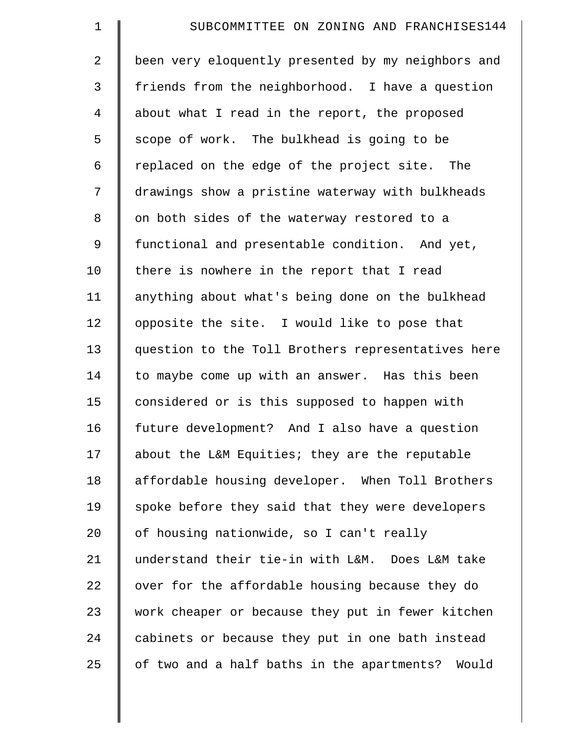been very eloquently presented by my neighbors and friends from the neighborhood. I have a question about what I read in the report, the proposed scope of work. The bulkhead is going to be replaced on the edge of the project site. The drawings show a pristine waterway with bulkheads on both sides of the waterway restored to a functional and presentable condition. And yet, there is nowhere in the report that I read anything about what's being done on the bulkhead opposite the site. I would like to pose that question to the Toll Brothers representatives here to maybe come up with an answer. Has this been considered or is this supposed to happen with future development? And I also have a question about the L&M Equities; they are the reputable affordable housing developer. When Toll Brothers spoke before they said that they were developers of housing nationwide, so I can't really understand their tie-in with L&M. Does L&M take over for the affordable housing because they do work cheaper or because they put in fewer kitchen cabinets or because they put in one bath instead of two and a half baths in the apartments? Would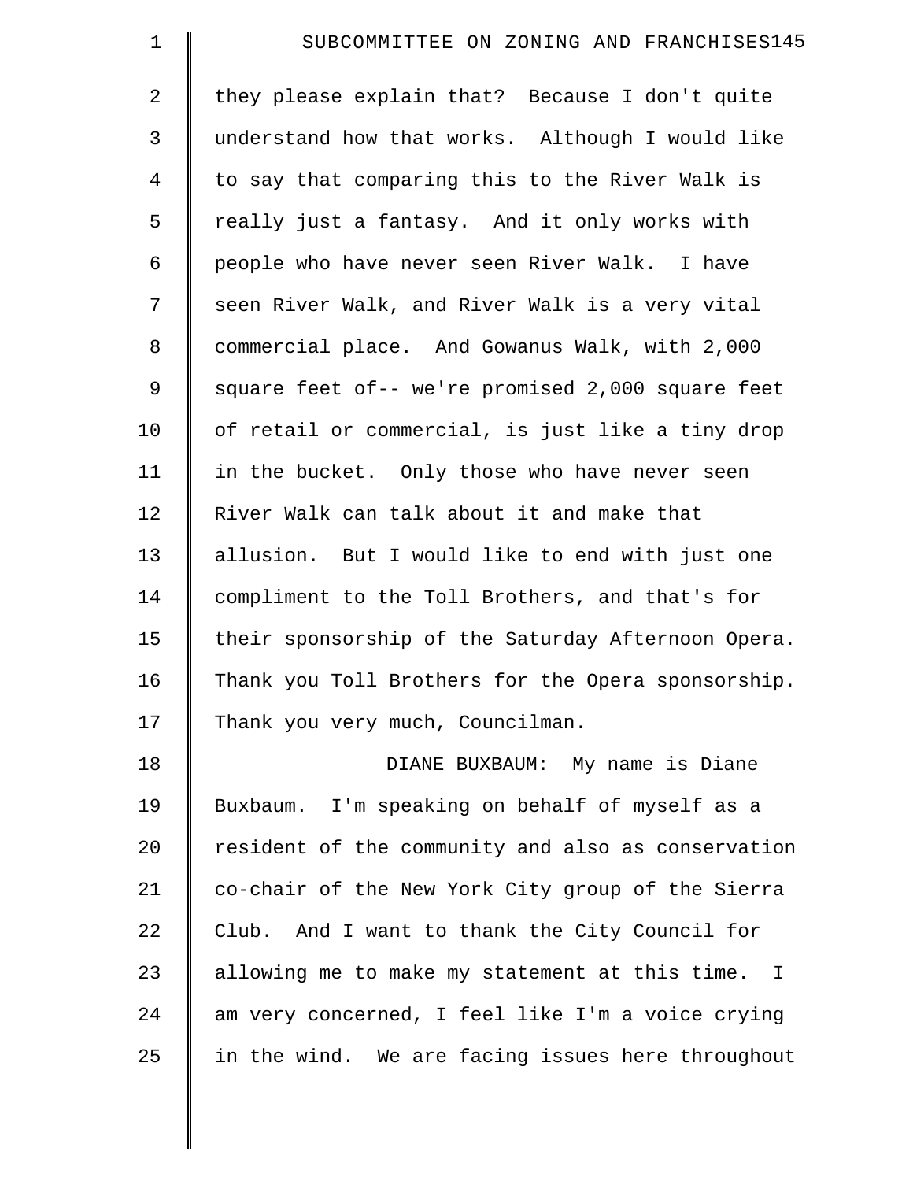they please explain that? Because I don't quite understand how that works. Although I would like to say that comparing this to the River Walk is really just a fantasy. And it only works with people who have never seen River Walk. I have seen River Walk, and River Walk is a very vital commercial place. And Gowanus Walk, with 2,000 square feet of-- we're promised 2,000 square feet of retail or commercial, is just like a tiny drop in the bucket. Only those who have never seen River Walk can talk about it and make that allusion. But I would like to end with just one compliment to the Toll Brothers, and that's for their sponsorship of the Saturday Afternoon Opera. Thank you Toll Brothers for the Opera sponsorship. Thank you very much, Councilman.

DIANE BUXBAUM: My name is Diane Buxbaum. I'm speaking on behalf of myself as a resident of the community and also as conservation co-chair of the New York City group of the Sierra Club. And I want to thank the City Council for allowing me to make my statement at this time. I am very concerned, I feel like I'm a voice crying in the wind. We are facing issues here throughout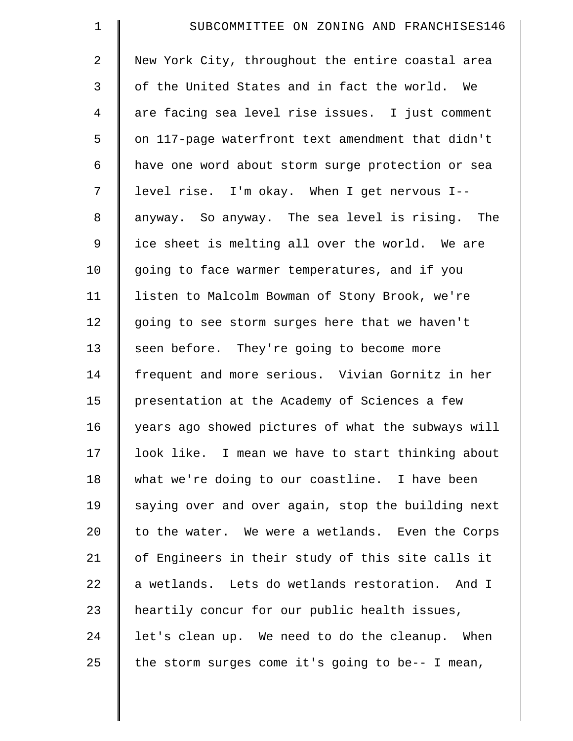New York City, throughout the entire coastal area of the United States and in fact the world. We are facing sea level rise issues. I just comment on 117-page waterfront text amendment that didn't have one word about storm surge protection or sea level rise. I'm okay. When I get nervous I-- anyway. So anyway. The sea level is rising. The ice sheet is melting all over the world. We are going to face warmer temperatures, and if you listen to Malcolm Bowman of Stony Brook, we're going to see storm surges here that we haven't seen before. They're going to become more frequent and more serious. Vivian Gornitz in her presentation at the Academy of Sciences a few years ago showed pictures of what the subways will look like. I mean we have to start thinking about what we're doing to our coastline. I have been saying over and over again, stop the building next to the water. We were a wetlands. Even the Corps of Engineers in their study of this site calls it a wetlands. Lets do wetlands restoration. And I heartily concur for our public health issues, let's clean up. We need to do the cleanup. When the storm surges come it's going to be-- I mean,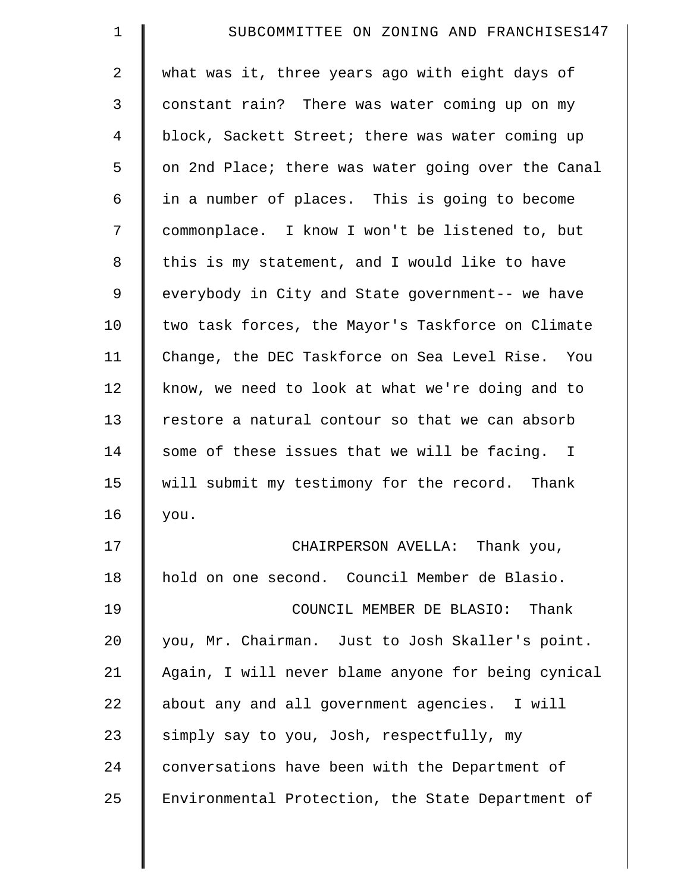what was it, three years ago with eight days of constant rain? There was water coming up on my block, Sackett Street; there was water coming up on 2nd Place; there was water going over the Canal in a number of places. This is going to become commonplace. I know I won't be listened to, but this is my statement, and I would like to have everybody in City and State government-- we have two task forces, the Mayor's Taskforce on Climate Change, the DEC Taskforce on Sea Level Rise. You know, we need to look at what we're doing and to restore a natural contour so that we can absorb some of these issues that we will be facing. I will submit my testimony for the record. Thank you.

CHAIRPERSON AVELLA: Thank you, hold on one second. Council Member de Blasio.

COUNCIL MEMBER DE BLASIO: Thank you, Mr. Chairman. Just to Josh Skaller's point. Again, I will never blame anyone for being cynical about any and all government agencies. I will simply say to you, Josh, respectfully, my conversations have been with the Department of Environmental Protection, the State Department of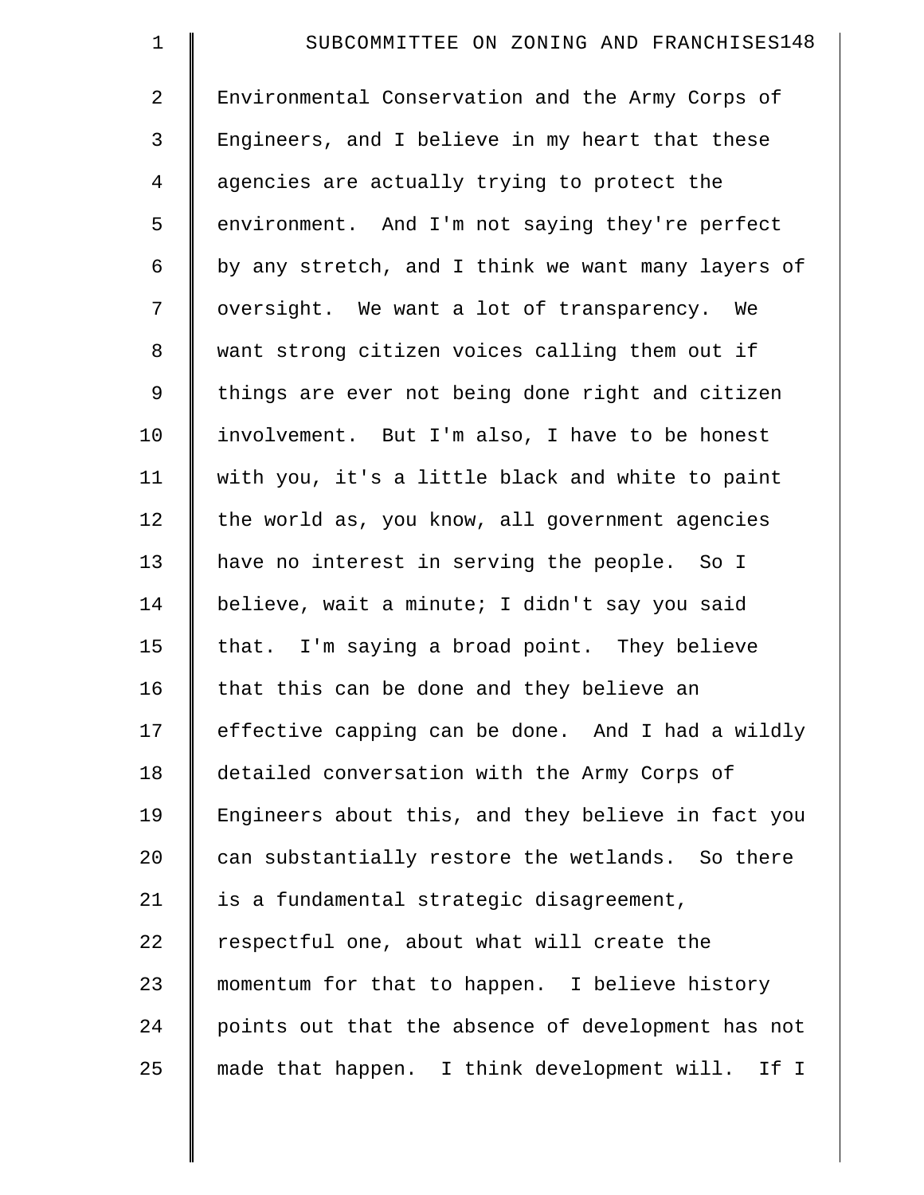Environmental Conservation and the Army Corps of Engineers, and I believe in my heart that these agencies are actually trying to protect the environment. And I'm not saying they're perfect by any stretch, and I think we want many layers of oversight. We want a lot of transparency. We want strong citizen voices calling them out if things are ever not being done right and citizen involvement. But I'm also, I have to be honest with you, it's a little black and white to paint the world as, you know, all government agencies have no interest in serving the people. So I believe, wait a minute; I didn't say you said that. I'm saying a broad point. They believe that this can be done and they believe an effective capping can be done. And I had a wildly detailed conversation with the Army Corps of Engineers about this, and they believe in fact you can substantially restore the wetlands. So there is a fundamental strategic disagreement, respectful one, about what will create the momentum for that to happen. I believe history points out that the absence of development has not made that happen. I think development will. If I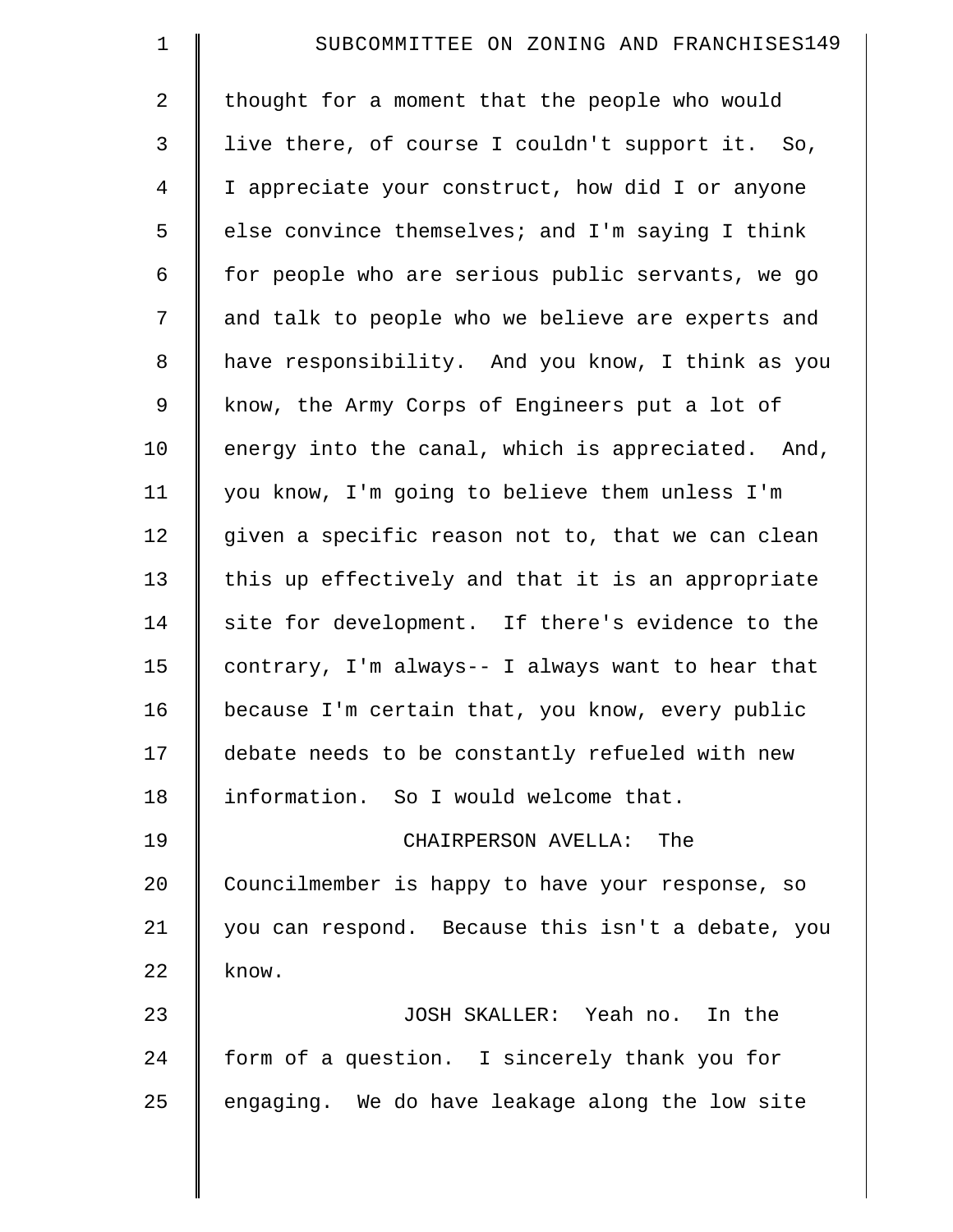thought for a moment that the people who would live there, of course I couldn't support it. So, I appreciate your construct, how did I or anyone else convince themselves; and I'm saying I think for people who are serious public servants, we go and talk to people who we believe are experts and have responsibility. And you know, I think as you know, the Army Corps of Engineers put a lot of energy into the canal, which is appreciated. And, you know, I'm going to believe them unless I'm given a specific reason not to, that we can clean this up effectively and that it is an appropriate site for development. If there's evidence to the contrary, I'm always-- I always want to hear that because I'm certain that, you know, every public debate needs to be constantly refueled with new information. So I would welcome that.

CHAIRPERSON AVELLA: The Councilmember is happy to have your response, so you can respond. Because this isn't a debate, you know.

JOSH SKALLER: Yeah no. In the form of a question. I sincerely thank you for engaging. We do have leakage along the low site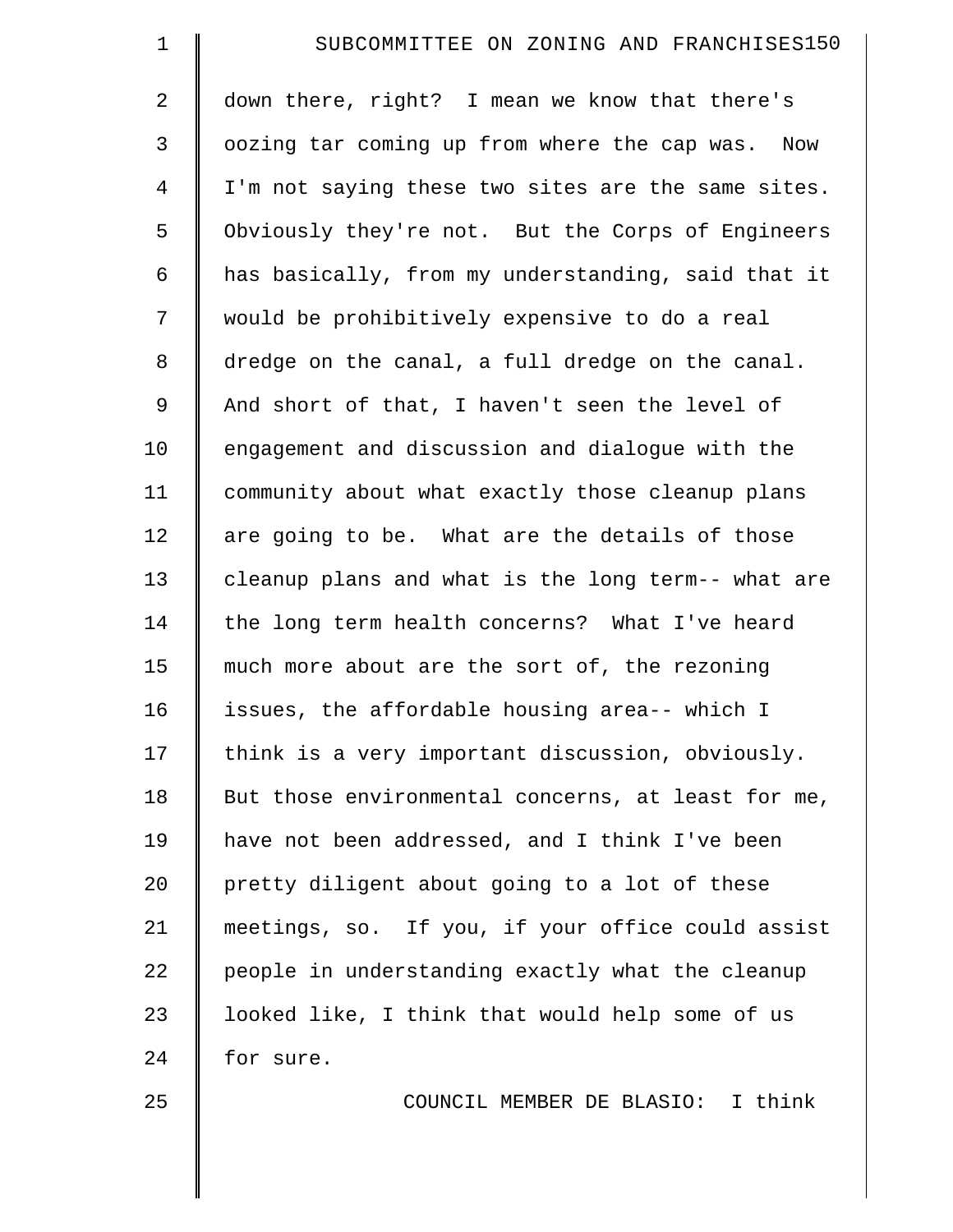down there, right? I mean we know that there's oozing tar coming up from where the cap was. Now I'm not saying these two sites are the same sites. Obviously they're not. But the Corps of Engineers has basically, from my understanding, said that it would be prohibitively expensive to do a real dredge on the canal, a full dredge on the canal. And short of that, I haven't seen the level of engagement and discussion and dialogue with the community about what exactly those cleanup plans are going to be. What are the details of those cleanup plans and what is the long term-- what are the long term health concerns? What I've heard much more about are the sort of, the rezoning issues, the affordable housing area-- which I think is a very important discussion, obviously. But those environmental concerns, at least for me, have not been addressed, and I think I've been pretty diligent about going to a lot of these meetings, so. If you, if your office could assist people in understanding exactly what the cleanup looked like, I think that would help some of us for sure.

COUNCIL MEMBER DE BLASIO: I think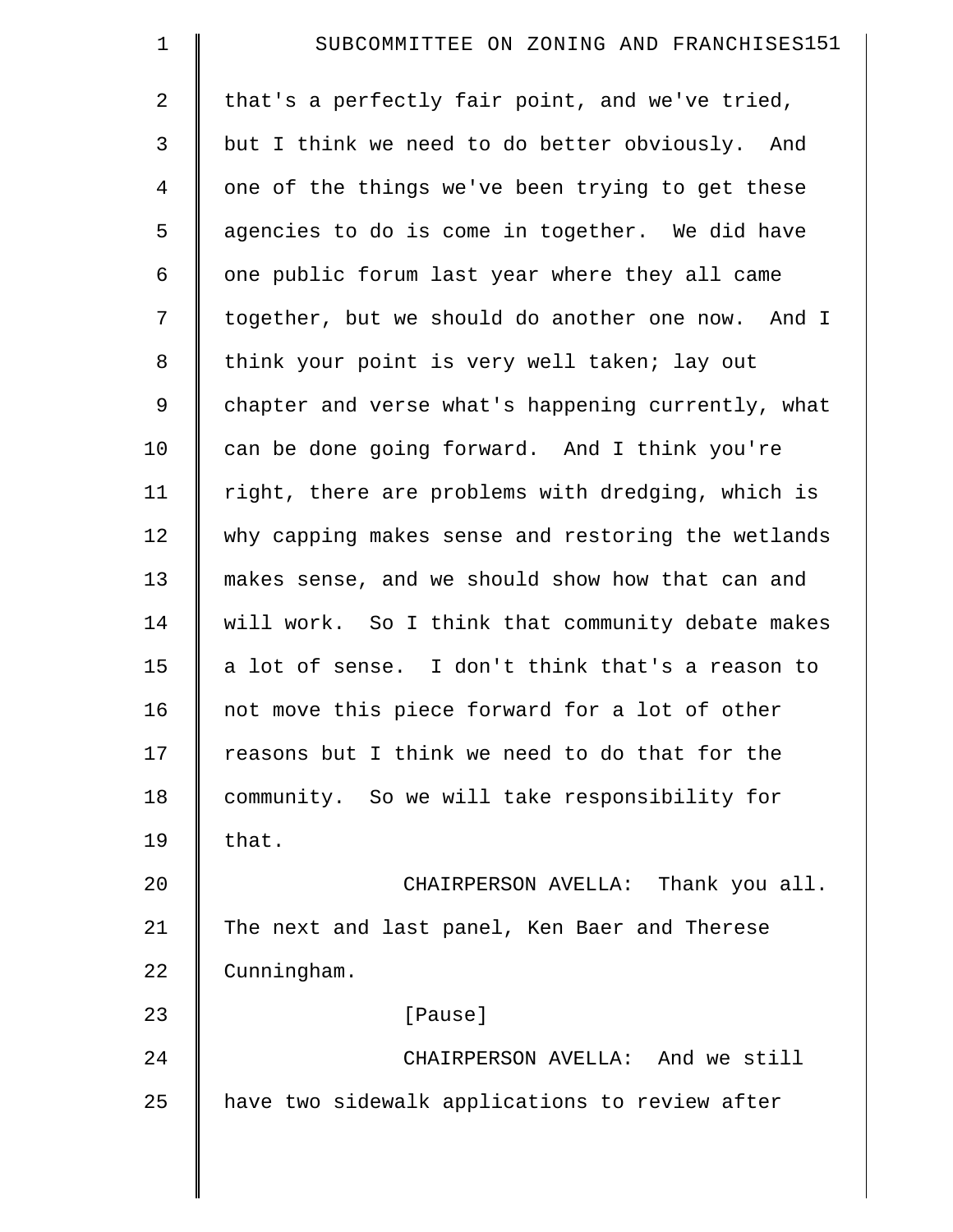that's a perfectly fair point, and we've tried, but I think we need to do better obviously. And one of the things we've been trying to get these agencies to do is come in together. We did have one public forum last year where they all came together, but we should do another one now. And I think your point is very well taken; lay out chapter and verse what's happening currently, what can be done going forward. And I think you're right, there are problems with dredging, which is why capping makes sense and restoring the wetlands makes sense, and we should show how that can and will work. So I think that community debate makes a lot of sense. I don't think that's a reason to not move this piece forward for a lot of other reasons but I think we need to do that for the community. So we will take responsibility for that.

CHAIRPERSON AVELLA: Thank you all. The next and last panel, Ken Baer and Therese Cunningham.

[Pause]

CHAIRPERSON AVELLA: And we still have two sidewalk applications to review after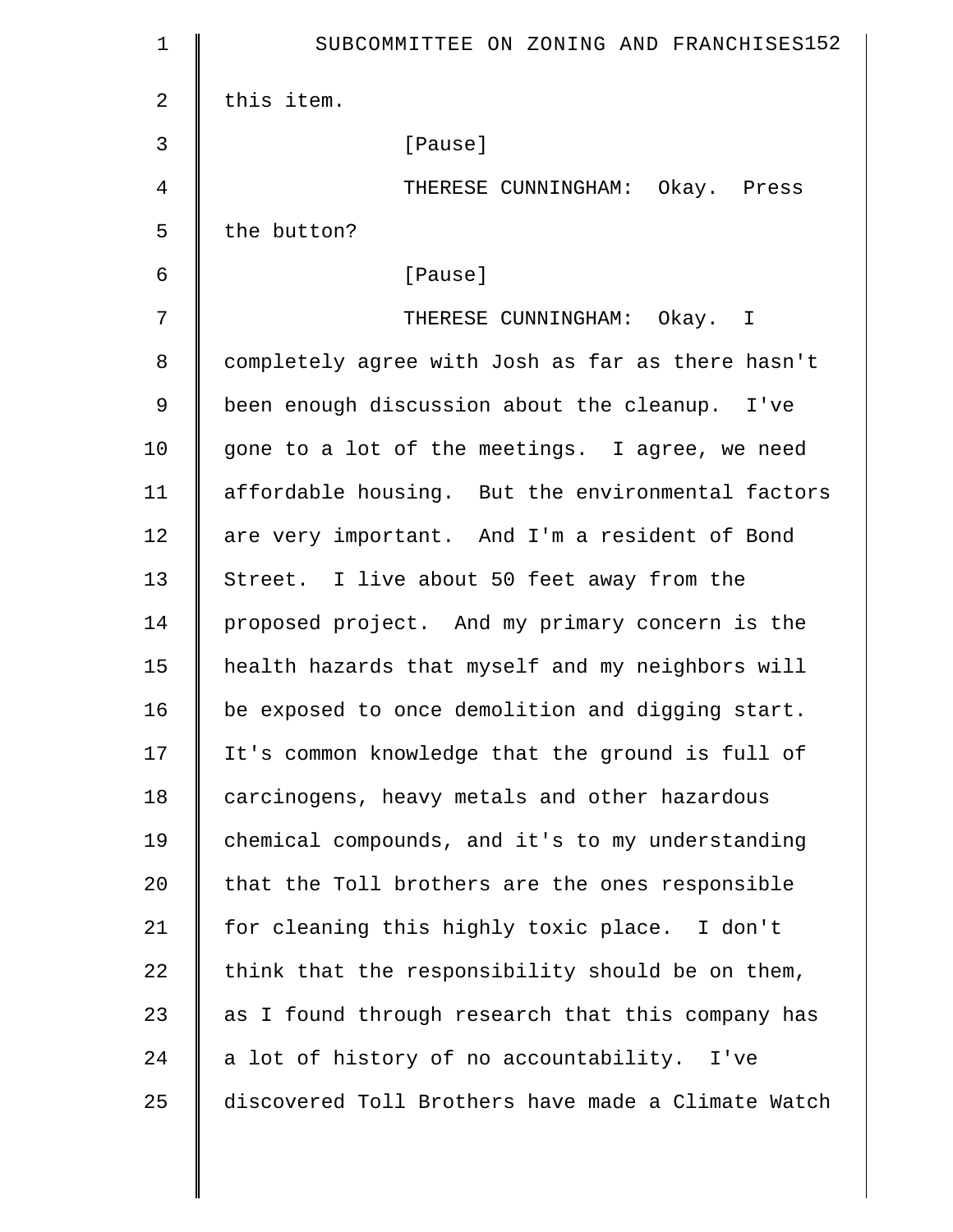this item.

[Pause]

THERESE CUNNINGHAM: Okay. Press the button?

[Pause]

THERESE CUNNINGHAM: Okay. I completely agree with Josh as far as there hasn't been enough discussion about the cleanup. I've gone to a lot of the meetings. I agree, we need affordable housing. But the environmental factors are very important. And I'm a resident of Bond Street. I live about 50 feet away from the proposed project. And my primary concern is the health hazards that myself and my neighbors will be exposed to once demolition and digging start. It's common knowledge that the ground is full of carcinogens, heavy metals and other hazardous chemical compounds, and it's to my understanding that the Toll brothers are the ones responsible for cleaning this highly toxic place. I don't think that the responsibility should be on them, as I found through research that this company has a lot of history of no accountability. I've discovered Toll Brothers have made a Climate Watch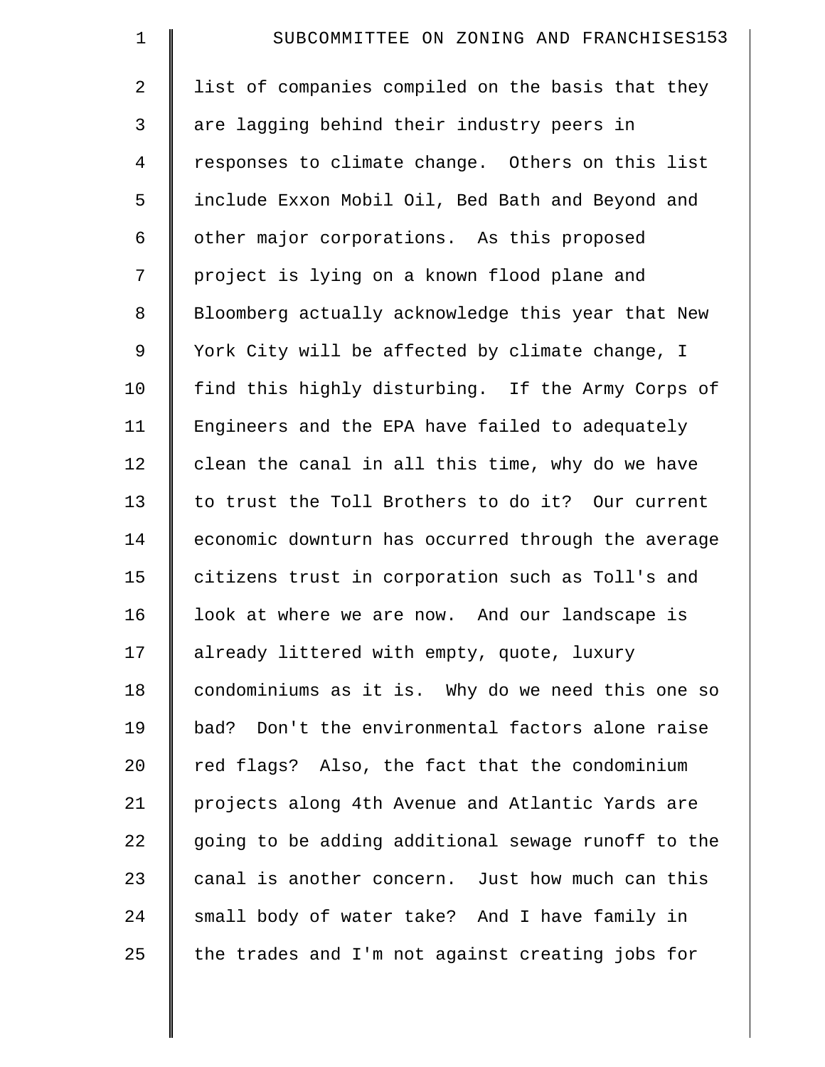list of companies compiled on the basis that they are lagging behind their industry peers in responses to climate change. Others on this list include Exxon Mobil Oil, Bed Bath and Beyond and other major corporations. As this proposed project is lying on a known flood plane and Bloomberg actually acknowledge this year that New York City will be affected by climate change, I find this highly disturbing. If the Army Corps of Engineers and the EPA have failed to adequately clean the canal in all this time, why do we have to trust the Toll Brothers to do it? Our current economic downturn has occurred through the average citizens trust in corporation such as Toll's and look at where we are now. And our landscape is already littered with empty, quote, luxury condominiums as it is. Why do we need this one so bad? Don't the environmental factors alone raise red flags? Also, the fact that the condominium projects along 4th Avenue and Atlantic Yards are going to be adding additional sewage runoff to the canal is another concern. Just how much can this small body of water take? And I have family in the trades and I'm not against creating jobs for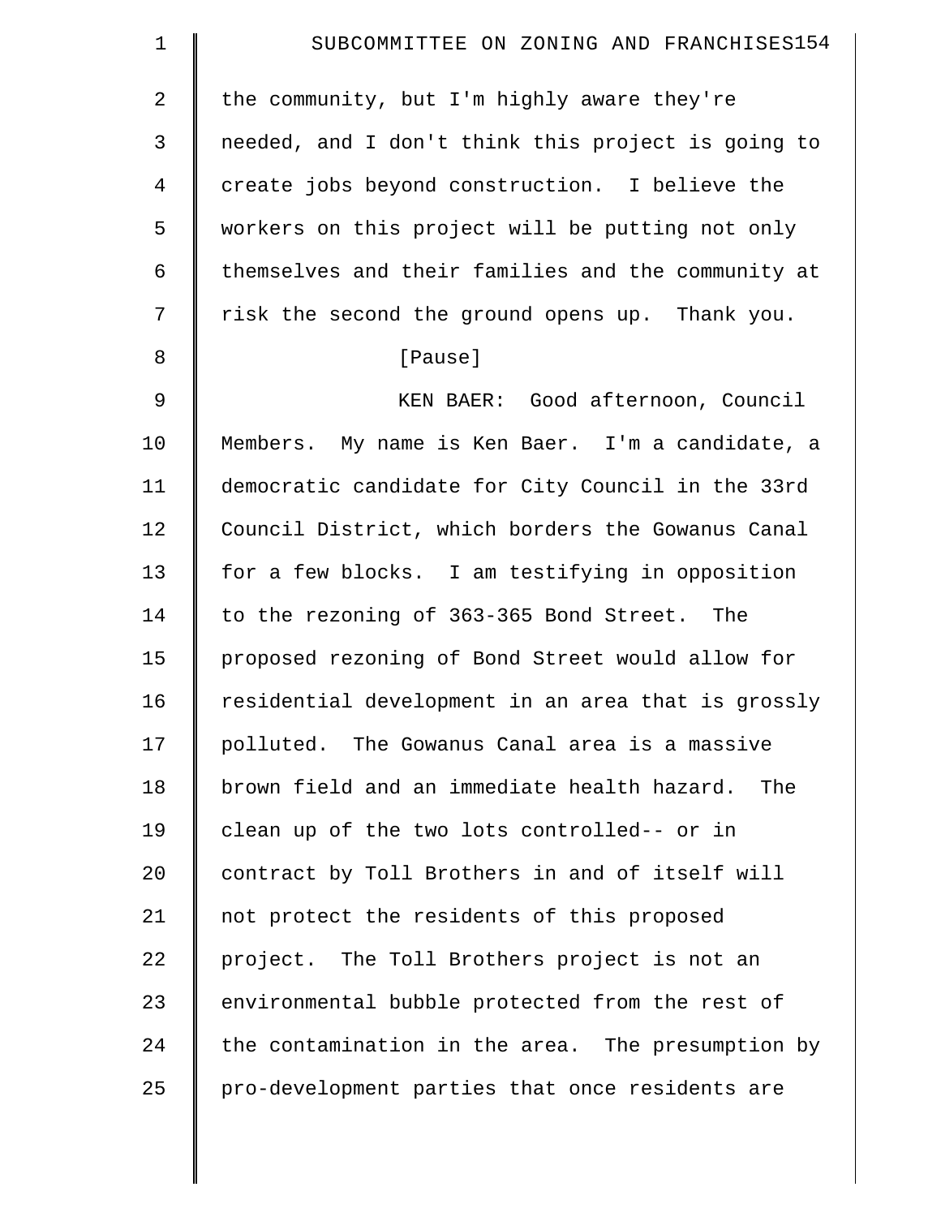the community, but I'm highly aware they're needed, and I don't think this project is going to create jobs beyond construction. I believe the workers on this project will be putting not only themselves and their families and the community at risk the second the ground opens up. Thank you.

[Pause]

KEN BAER: Good afternoon, Council Members. My name is Ken Baer. I'm a candidate, a democratic candidate for City Council in the 33rd Council District, which borders the Gowanus Canal for a few blocks. I am testifying in opposition to the rezoning of 363-365 Bond Street. The proposed rezoning of Bond Street would allow for residential development in an area that is grossly polluted. The Gowanus Canal area is a massive brown field and an immediate health hazard. The clean up of the two lots controlled-- or in contract by Toll Brothers in and of itself will not protect the residents of this proposed project. The Toll Brothers project is not an environmental bubble protected from the rest of the contamination in the area. The presumption by pro-development parties that once residents are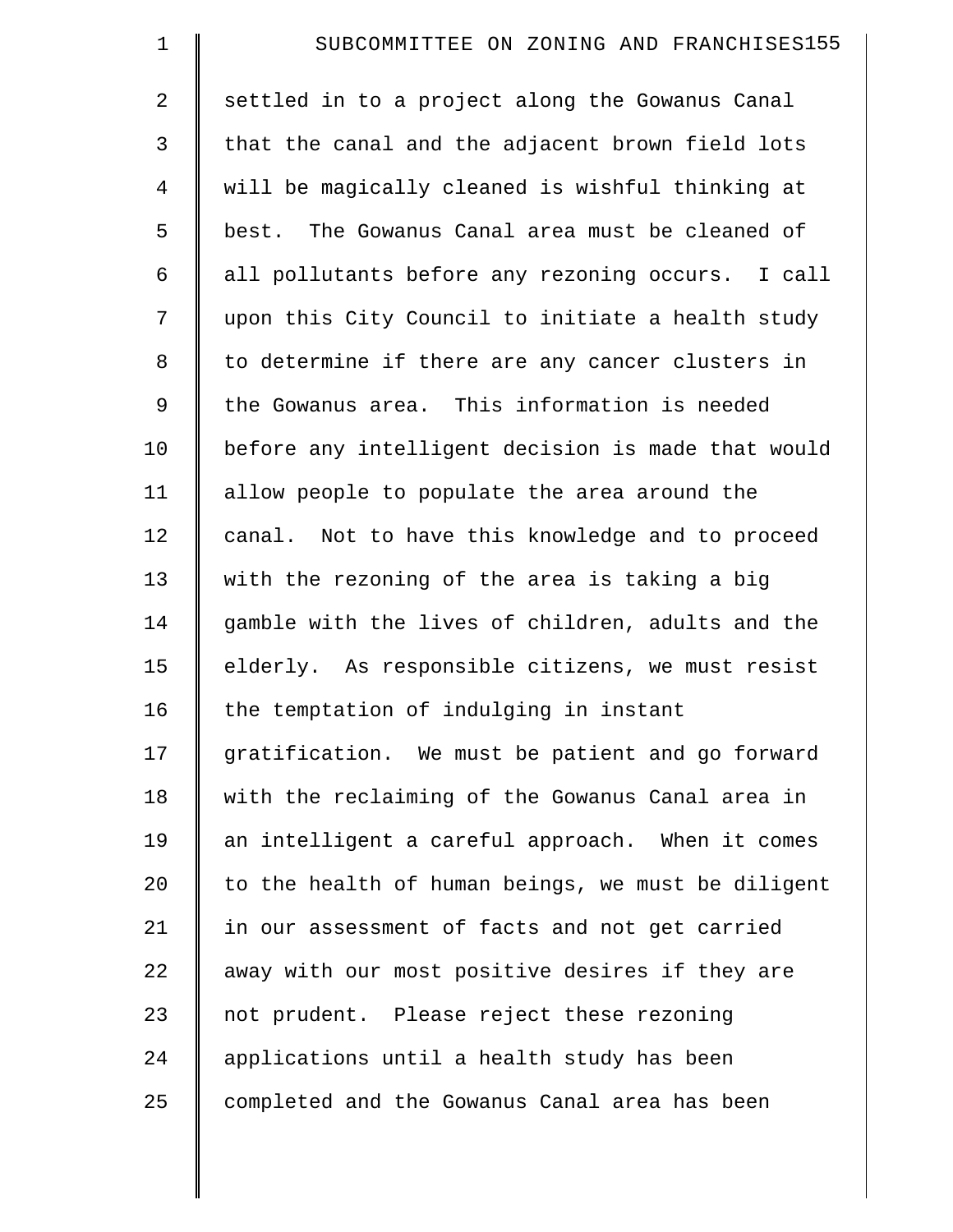settled in to a project along the Gowanus Canal that the canal and the adjacent brown field lots will be magically cleaned is wishful thinking at best. The Gowanus Canal area must be cleaned of all pollutants before any rezoning occurs. I call upon this City Council to initiate a health study to determine if there are any cancer clusters in the Gowanus area. This information is needed before any intelligent decision is made that would allow people to populate the area around the canal. Not to have this knowledge and to proceed with the rezoning of the area is taking a big gamble with the lives of children, adults and the elderly. As responsible citizens, we must resist the temptation of indulging in instant gratification. We must be patient and go forward with the reclaiming of the Gowanus Canal area in an intelligent a careful approach. When it comes to the health of human beings, we must be diligent in our assessment of facts and not get carried away with our most positive desires if they are not prudent. Please reject these rezoning applications until a health study has been completed and the Gowanus Canal area has been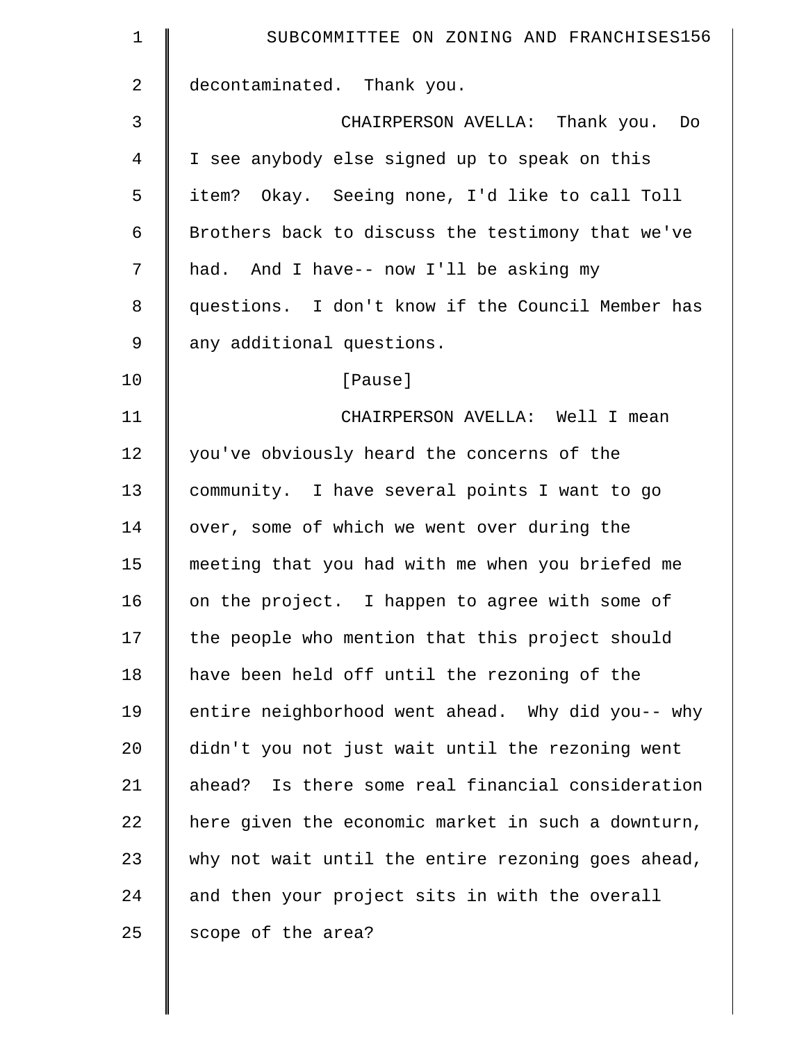decontaminated. Thank you.

CHAIRPERSON AVELLA: Thank you. Do I see anybody else signed up to speak on this item? Okay. Seeing none, I'd like to call Toll Brothers back to discuss the testimony that we've had. And I have-- now I'll be asking my questions. I don't know if the Council Member has any additional questions.

[Pause]

CHAIRPERSON AVELLA: Well I mean you've obviously heard the concerns of the community. I have several points I want to go over, some of which we went over during the meeting that you had with me when you briefed me on the project. I happen to agree with some of the people who mention that this project should have been held off until the rezoning of the entire neighborhood went ahead. Why did you-- why didn't you not just wait until the rezoning went ahead? Is there some real financial consideration here given the economic market in such a downturn, why not wait until the entire rezoning goes ahead, and then your project sits in with the overall scope of the area?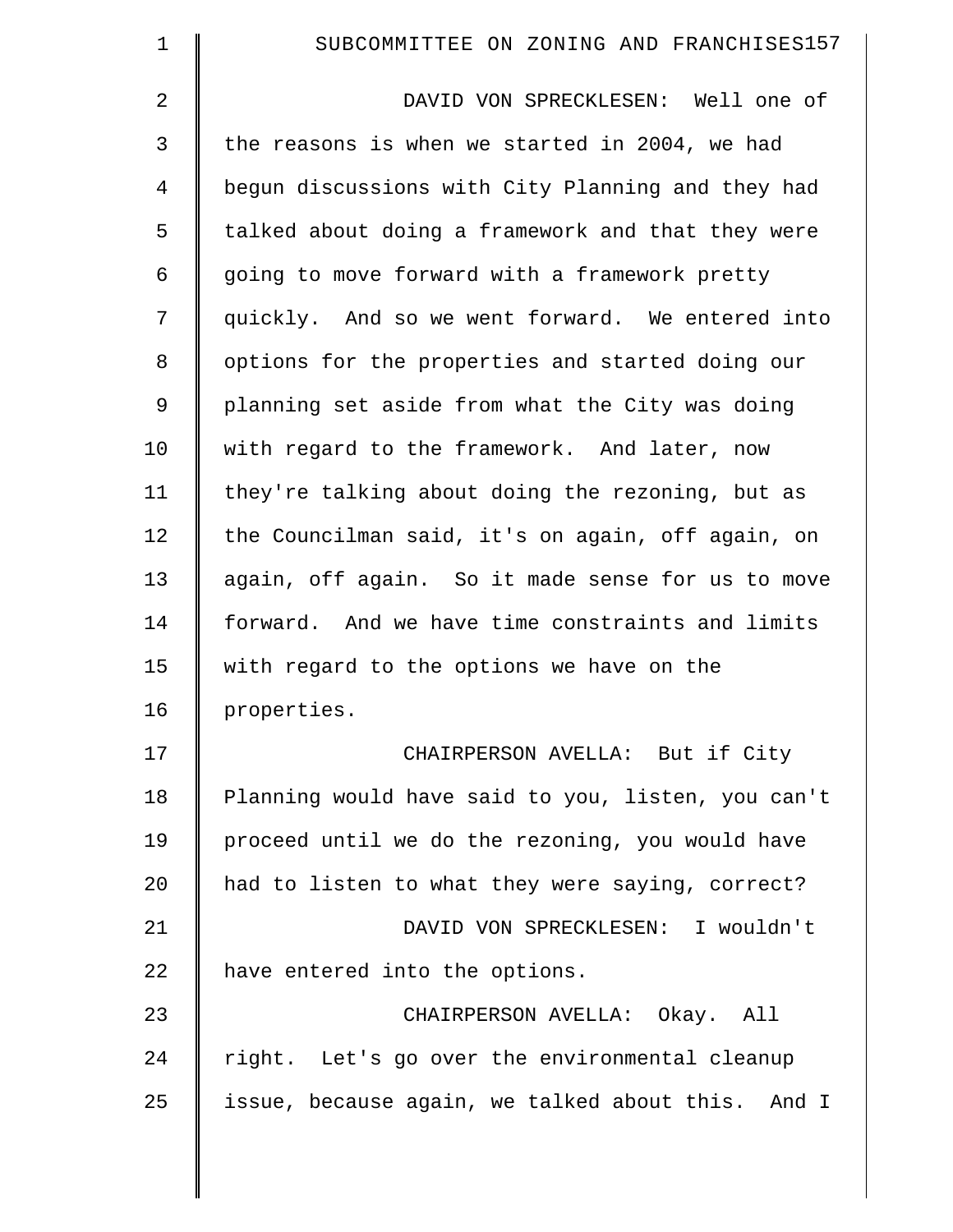DAVID VON SPRECKLESEN: Well one of the reasons is when we started in 2004, we had begun discussions with City Planning and they had talked about doing a framework and that they were going to move forward with a framework pretty quickly. And so we went forward. We entered into options for the properties and started doing our planning set aside from what the City was doing with regard to the framework. And later, now they're talking about doing the rezoning, but as the Councilman said, it's on again, off again, on again, off again. So it made sense for us to move forward. And we have time constraints and limits with regard to the options we have on the properties.

CHAIRPERSON AVELLA: But if City Planning would have said to you, listen, you can't proceed until we do the rezoning, you would have had to listen to what they were saying, correct?

DAVID VON SPRECKLESEN: I wouldn't have entered into the options.

CHAIRPERSON AVELLA: Okay. All right. Let's go over the environmental cleanup issue, because again, we talked about this. And I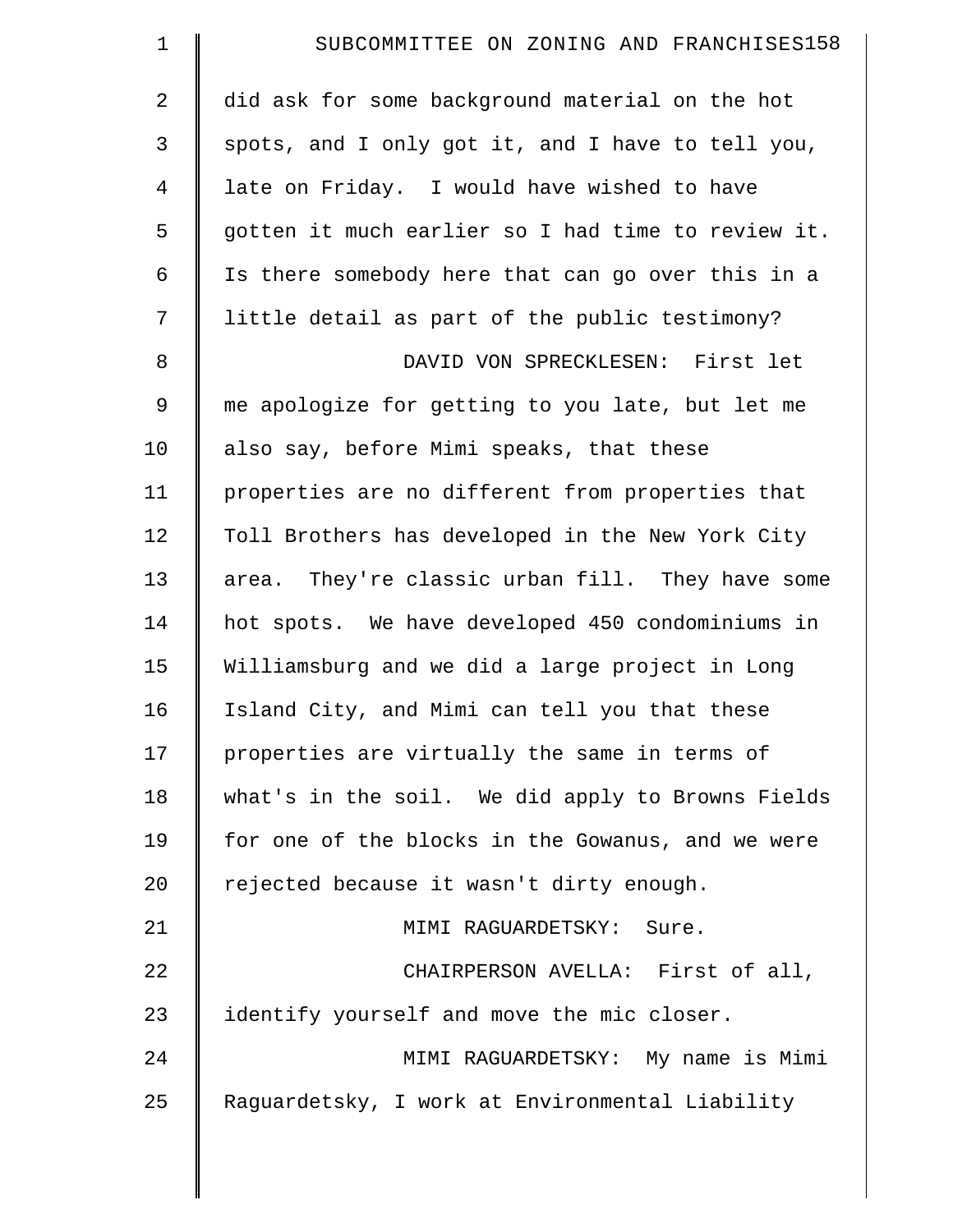did ask for some background material on the hot spots, and I only got it, and I have to tell you, late on Friday. I would have wished to have gotten it much earlier so I had time to review it. Is there somebody here that can go over this in a little detail as part of the public testimony?

DAVID VON SPRECKLESEN: First let me apologize for getting to you late, but let me also say, before Mimi speaks, that these properties are no different from properties that Toll Brothers has developed in the New York City area. They're classic urban fill. They have some hot spots. We have developed 450 condominiums in Williamsburg and we did a large project in Long Island City, and Mimi can tell you that these properties are virtually the same in terms of what's in the soil. We did apply to Browns Fields for one of the blocks in the Gowanus, and we were rejected because it wasn't dirty enough.

MIMI RAGUARDETSKY: Sure.

CHAIRPERSON AVELLA: First of all, identify yourself and move the mic closer.

MIMI RAGUARDETSKY: My name is Mimi Raguardetsky, I work at Environmental Liability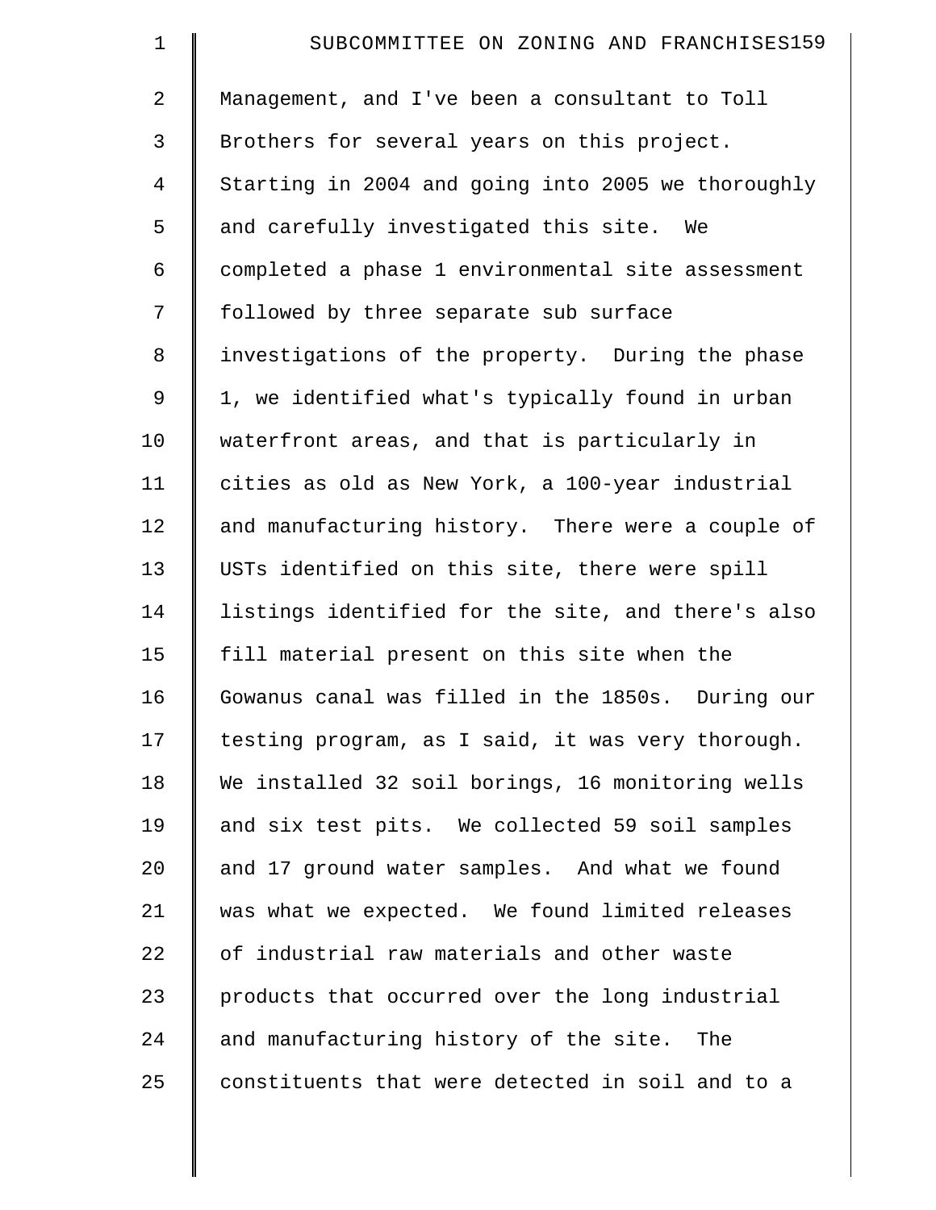Management, and I've been a consultant to Toll Brothers for several years on this project. Starting in 2004 and going into 2005 we thoroughly and carefully investigated this site. We completed a phase 1 environmental site assessment followed by three separate sub surface investigations of the property. During the phase 1, we identified what's typically found in urban waterfront areas, and that is particularly in cities as old as New York, a 100-year industrial and manufacturing history. There were a couple of USTs identified on this site, there were spill listings identified for the site, and there's also fill material present on this site when the Gowanus canal was filled in the 1850s. During our testing program, as I said, it was very thorough. We installed 32 soil borings, 16 monitoring wells and six test pits. We collected 59 soil samples and 17 ground water samples. And what we found was what we expected. We found limited releases of industrial raw materials and other waste products that occurred over the long industrial and manufacturing history of the site. The constituents that were detected in soil and to a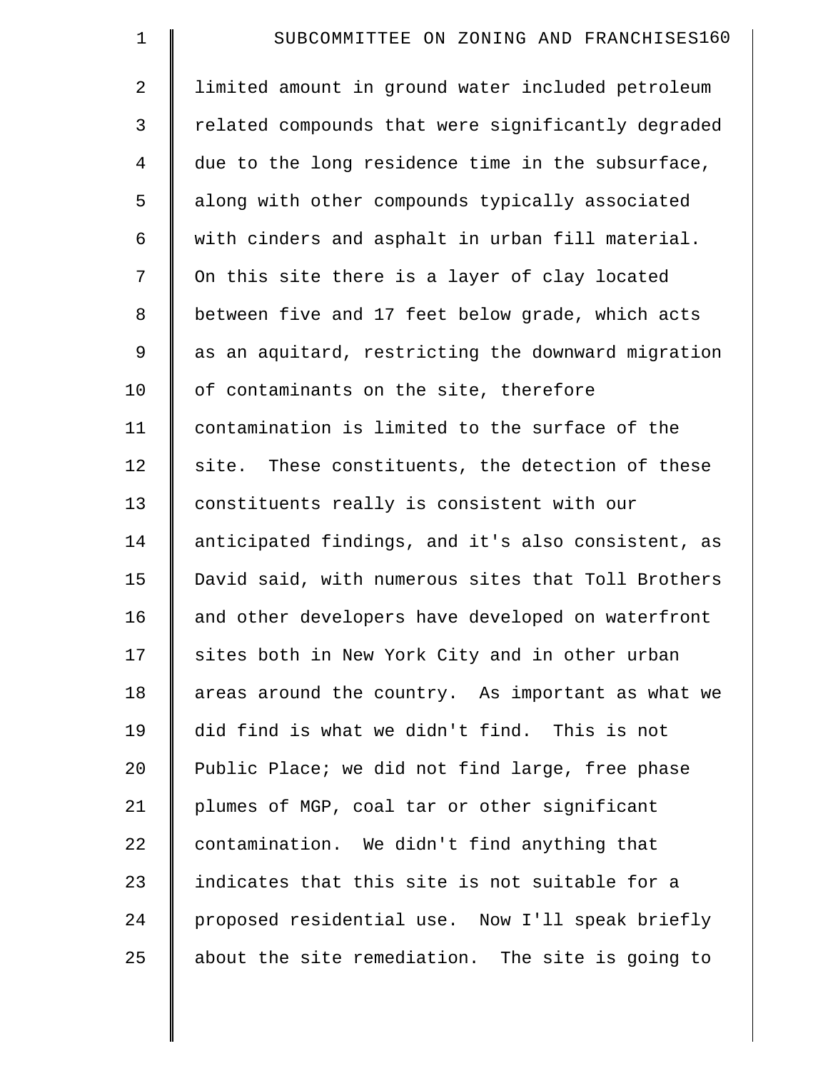limited amount in ground water included petroleum related compounds that were significantly degraded due to the long residence time in the subsurface, along with other compounds typically associated with cinders and asphalt in urban fill material. On this site there is a layer of clay located between five and 17 feet below grade, which acts as an aquitard, restricting the downward migration of contaminants on the site, therefore contamination is limited to the surface of the site. These constituents, the detection of these constituents really is consistent with our anticipated findings, and it's also consistent, as David said, with numerous sites that Toll Brothers and other developers have developed on waterfront sites both in New York City and in other urban areas around the country. As important as what we did find is what we didn't find. This is not Public Place; we did not find large, free phase plumes of MGP, coal tar or other significant contamination. We didn't find anything that indicates that this site is not suitable for a proposed residential use. Now I'll speak briefly about the site remediation. The site is going to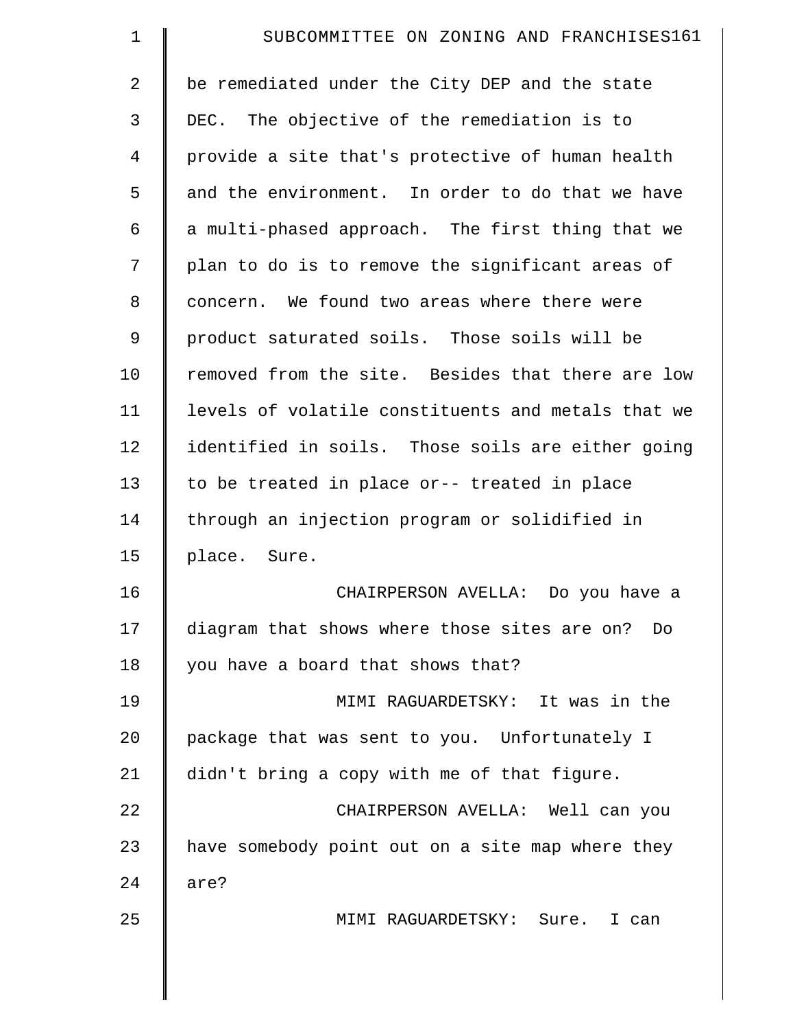be remediated under the City DEP and the state DEC. The objective of the remediation is to provide a site that's protective of human health and the environment. In order to do that we have a multi-phased approach. The first thing that we plan to do is to remove the significant areas of concern. We found two areas where there were product saturated soils. Those soils will be removed from the site. Besides that there are low levels of volatile constituents and metals that we identified in soils. Those soils are either going to be treated in place or-- treated in place through an injection program or solidified in place. Sure.

CHAIRPERSON AVELLA: Do you have a diagram that shows where those sites are on? Do you have a board that shows that?

MIMI RAGUARDETSKY: It was in the package that was sent to you. Unfortunately I didn't bring a copy with me of that figure.

CHAIRPERSON AVELLA: Well can you have somebody point out on a site map where they are?

MIMI RAGUARDETSKY: Sure. I can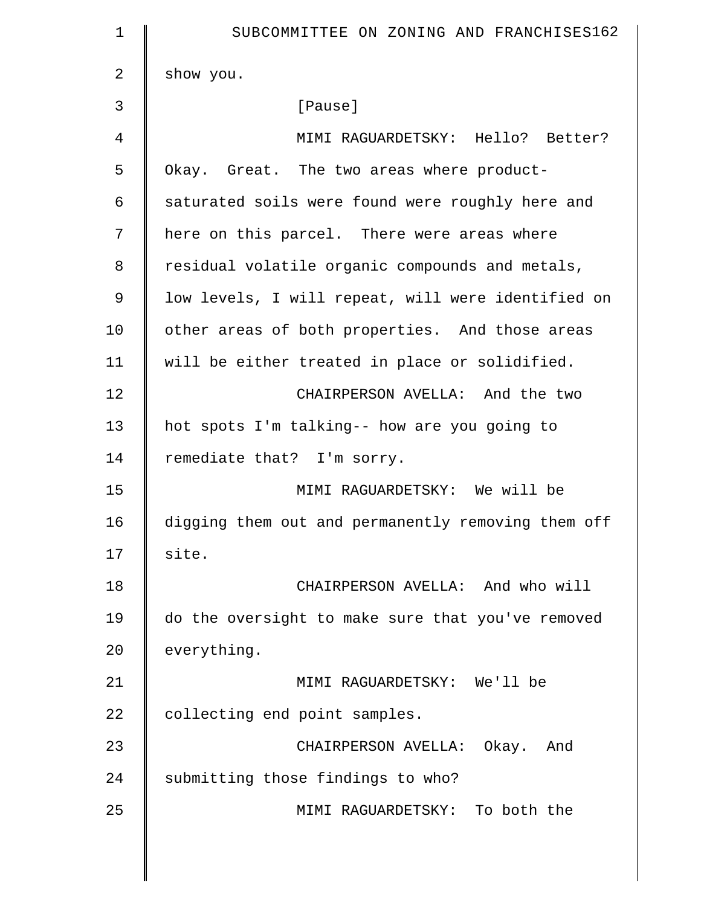show you.

[Pause]

MIMI RAGUARDETSKY: Hello? Better? Okay. Great. The two areas where product-saturated soils were found were roughly here and here on this parcel. There were areas where residual volatile organic compounds and metals, low levels, I will repeat, will were identified on other areas of both properties. And those areas will be either treated in place or solidified.

CHAIRPERSON AVELLA: And the two hot spots I'm talking-- how are you going to remediate that? I'm sorry.

MIMI RAGUARDETSKY: We will be digging them out and permanently removing them off site.

CHAIRPERSON AVELLA: And who will do the oversight to make sure that you've removed everything.

MIMI RAGUARDETSKY: We'll be collecting end point samples.

CHAIRPERSON AVELLA: Okay. And submitting those findings to who?

MIMI RAGUARDETSKY: To both the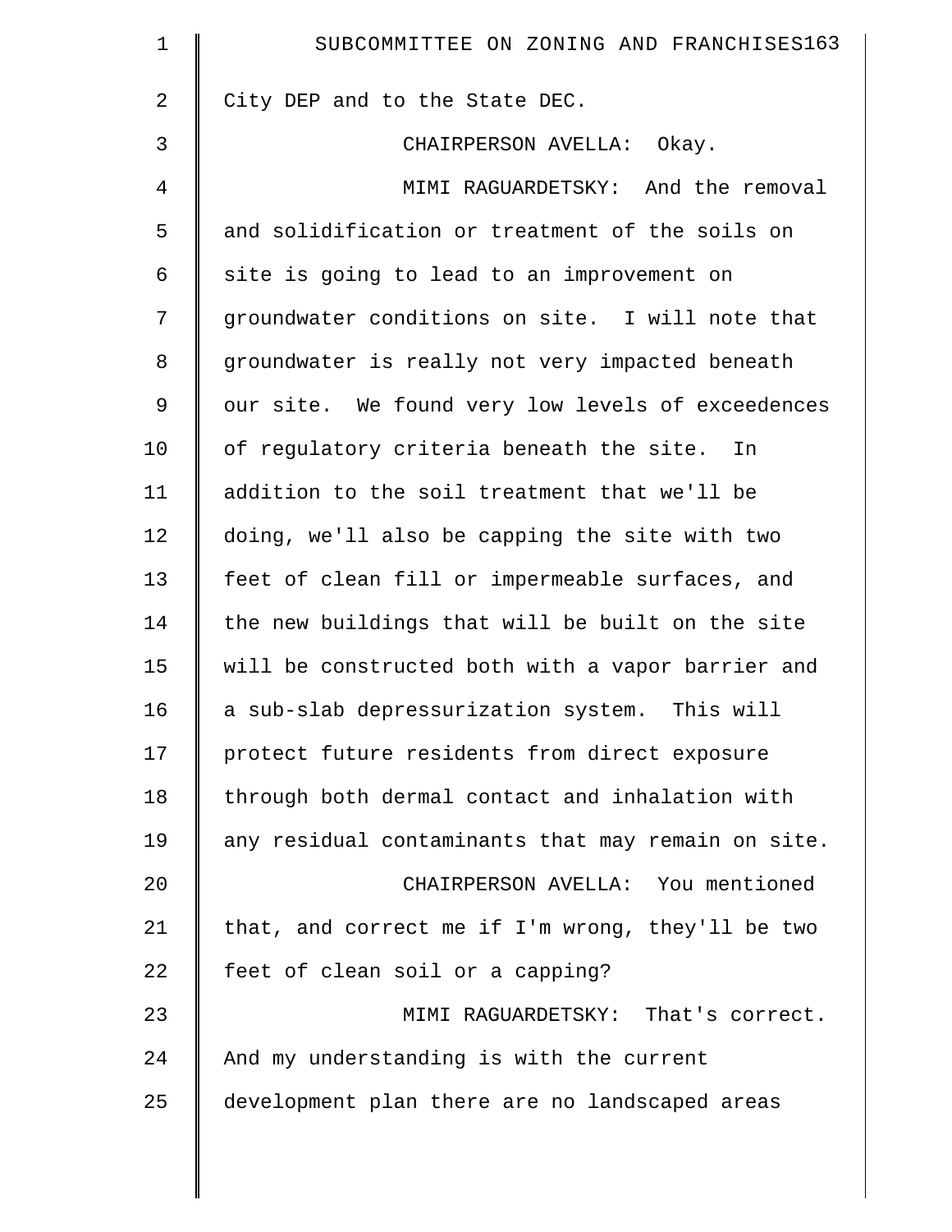City DEP and to the State DEC.

CHAIRPERSON AVELLA: Okay.

MIMI RAGUARDETSKY: And the removal and solidification or treatment of the soils on site is going to lead to an improvement on groundwater conditions on site. I will note that groundwater is really not very impacted beneath our site. We found very low levels of exceedences of regulatory criteria beneath the site. In addition to the soil treatment that we'll be doing, we'll also be capping the site with two feet of clean fill or impermeable surfaces, and the new buildings that will be built on the site will be constructed both with a vapor barrier and a sub-slab depressurization system. This will protect future residents from direct exposure through both dermal contact and inhalation with any residual contaminants that may remain on site.

CHAIRPERSON AVELLA: You mentioned that, and correct me if I'm wrong, they'll be two feet of clean soil or a capping?

MIMI RAGUARDETSKY: That's correct. And my understanding is with the current development plan there are no landscaped areas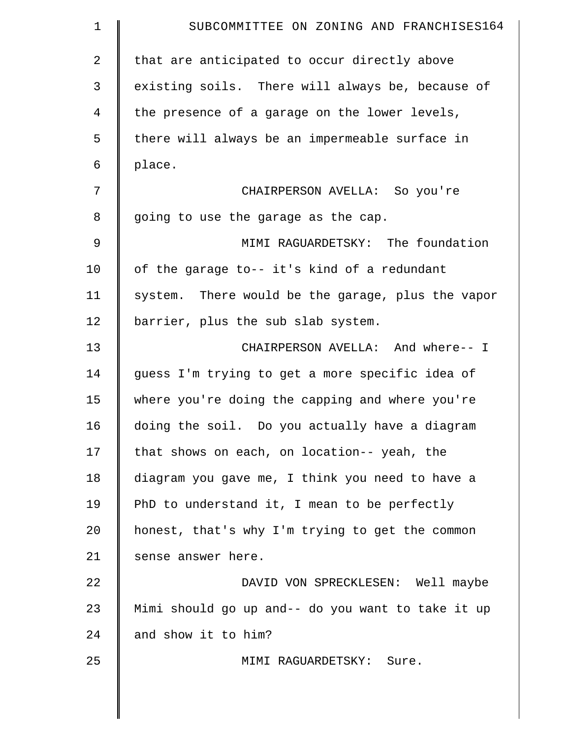that are anticipated to occur directly above existing soils. There will always be, because of the presence of a garage on the lower levels, there will always be an impermeable surface in place.

CHAIRPERSON AVELLA: So you're going to use the garage as the cap.

MIMI RAGUARDETSKY: The foundation of the garage to-- it's kind of a redundant system. There would be the garage, plus the vapor barrier, plus the sub slab system.

CHAIRPERSON AVELLA: And where-- I guess I'm trying to get a more specific idea of where you're doing the capping and where you're doing the soil. Do you actually have a diagram that shows on each, on location-- yeah, the diagram you gave me, I think you need to have a PhD to understand it, I mean to be perfectly honest, that's why I'm trying to get the common sense answer here.

DAVID VON SPRECKLESEN: Well maybe Mimi should go up and-- do you want to take it up and show it to him?

MIMI RAGUARDETSKY: Sure.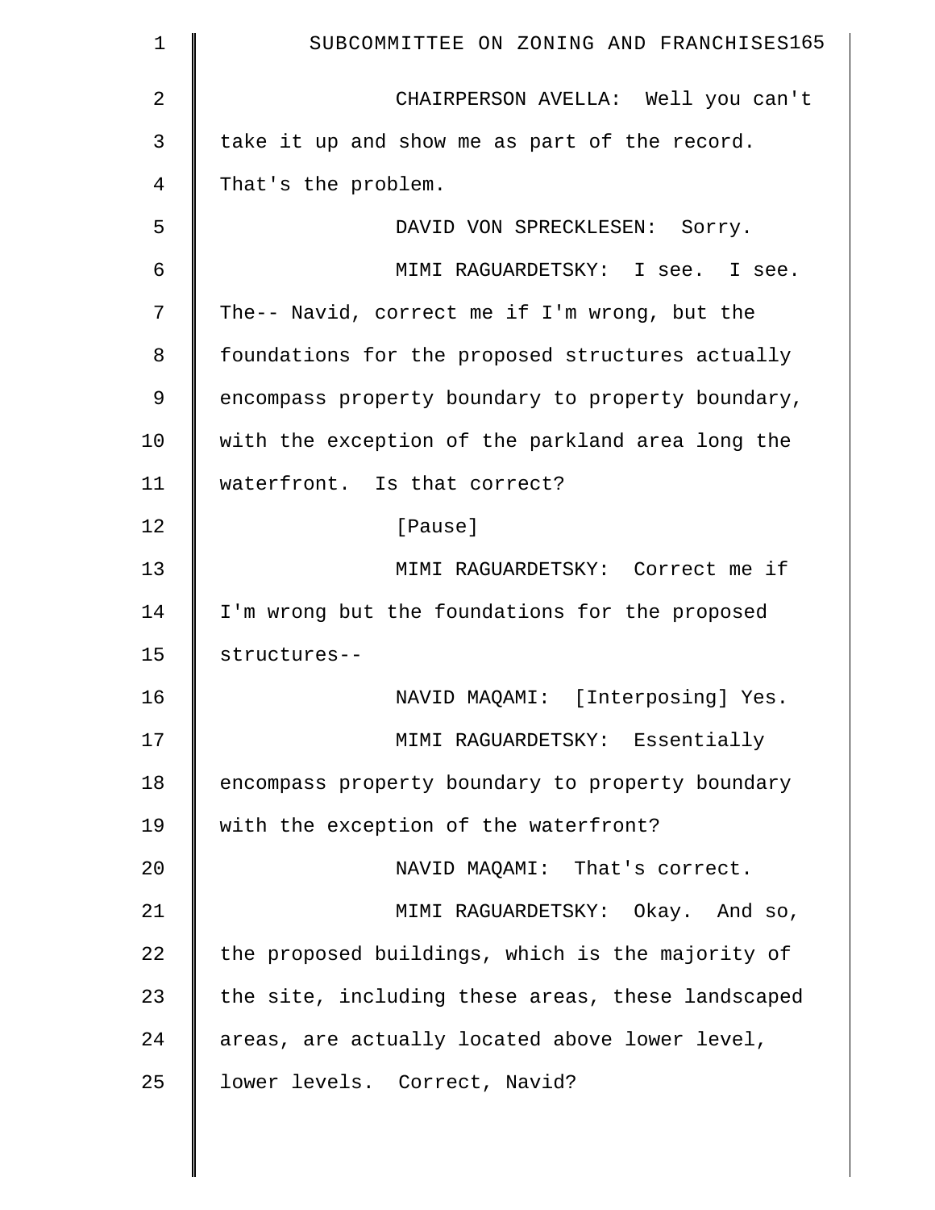CHAIRPERSON AVELLA: Well you can't take it up and show me as part of the record. That's the problem.

DAVID VON SPRECKLESEN: Sorry.

MIMI RAGUARDETSKY: I see. I see. The-- Navid, correct me if I'm wrong, but the foundations for the proposed structures actually encompass property boundary to property boundary, with the exception of the parkland area long the waterfront. Is that correct?

[Pause]

MIMI RAGUARDETSKY: Correct me if I'm wrong but the foundations for the proposed structures--

NAVID MAQAMI: [Interposing] Yes.

MIMI RAGUARDETSKY: Essentially encompass property boundary to property boundary with the exception of the waterfront?

NAVID MAQAMI: That's correct.

MIMI RAGUARDETSKY: Okay. And so, the proposed buildings, which is the majority of the site, including these areas, these landscaped areas, are actually located above lower level, lower levels. Correct, Navid?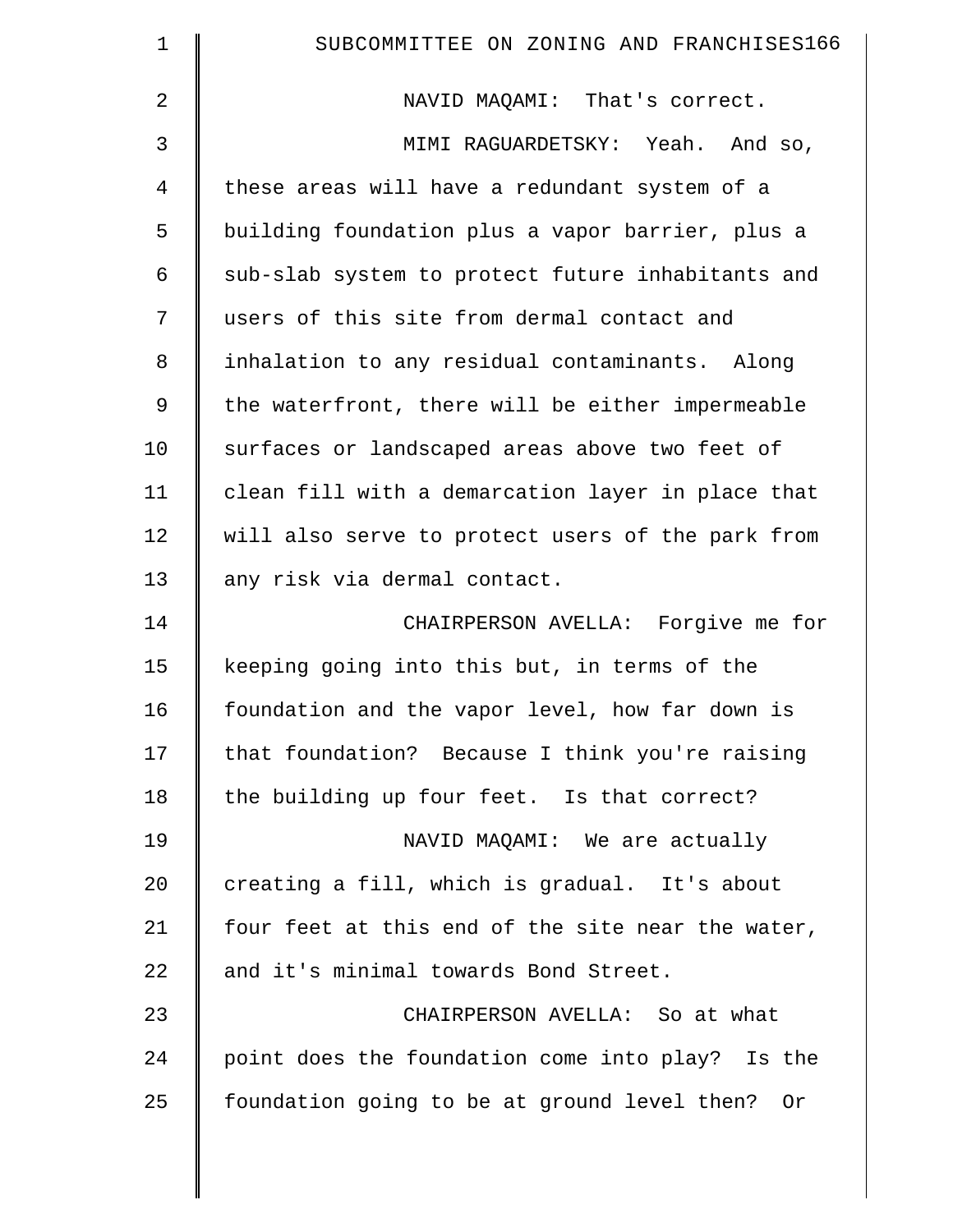NAVID MAQAMI: That's correct.

MIMI RAGUARDETSKY: Yeah. And so, these areas will have a redundant system of a building foundation plus a vapor barrier, plus a sub-slab system to protect future inhabitants and users of this site from dermal contact and inhalation to any residual contaminants. Along the waterfront, there will be either impermeable surfaces or landscaped areas above two feet of clean fill with a demarcation layer in place that will also serve to protect users of the park from any risk via dermal contact.

CHAIRPERSON AVELLA: Forgive me for keeping going into this but, in terms of the foundation and the vapor level, how far down is that foundation? Because I think you're raising the building up four feet. Is that correct?

NAVID MAQAMI: We are actually creating a fill, which is gradual. It's about four feet at this end of the site near the water, and it's minimal towards Bond Street.

CHAIRPERSON AVELLA: So at what point does the foundation come into play? Is the foundation going to be at ground level then? Or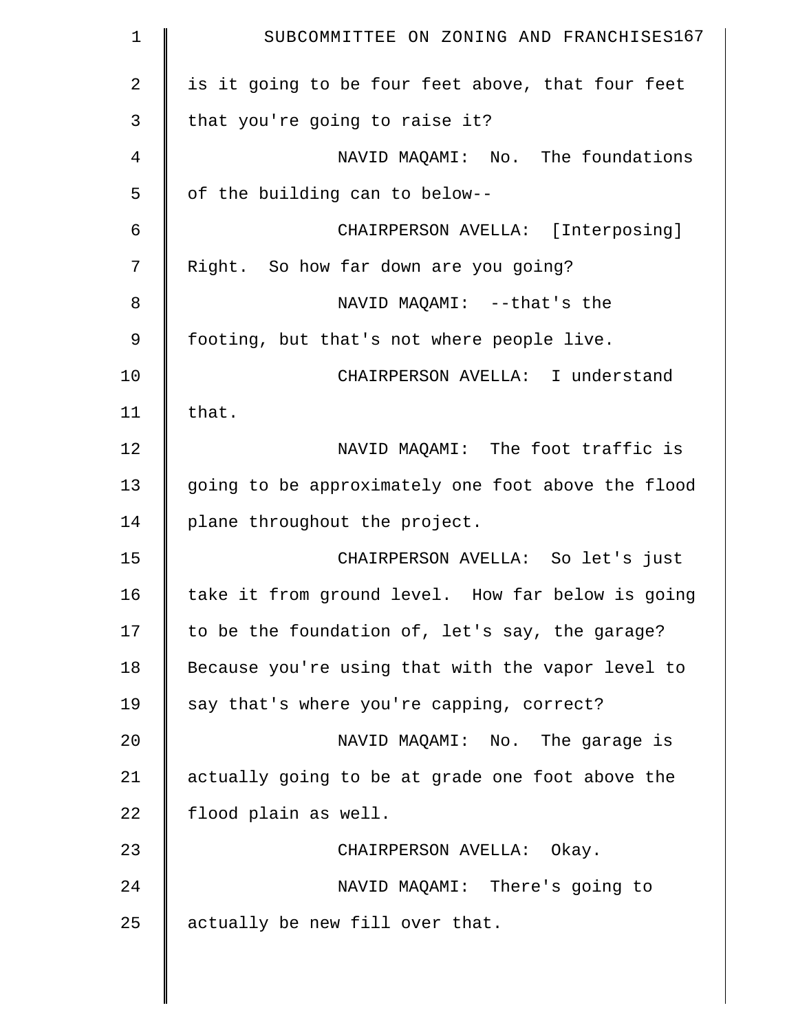is it going to be four feet above, that four feet that you're going to raise it?

NAVID MAQAMI: No. The foundations of the building can to below--

CHAIRPERSON AVELLA: [Interposing] Right. So how far down are you going?

NAVID MAQAMI: --that's the footing, but that's not where people live.

CHAIRPERSON AVELLA: I understand that.

NAVID MAQAMI: The foot traffic is going to be approximately one foot above the flood plane throughout the project.

CHAIRPERSON AVELLA: So let's just take it from ground level. How far below is going to be the foundation of, let's say, the garage? Because you're using that with the vapor level to say that's where you're capping, correct?

NAVID MAQAMI: No. The garage is actually going to be at grade one foot above the flood plain as well.

CHAIRPERSON AVELLA: Okay.

NAVID MAQAMI: There's going to actually be new fill over that.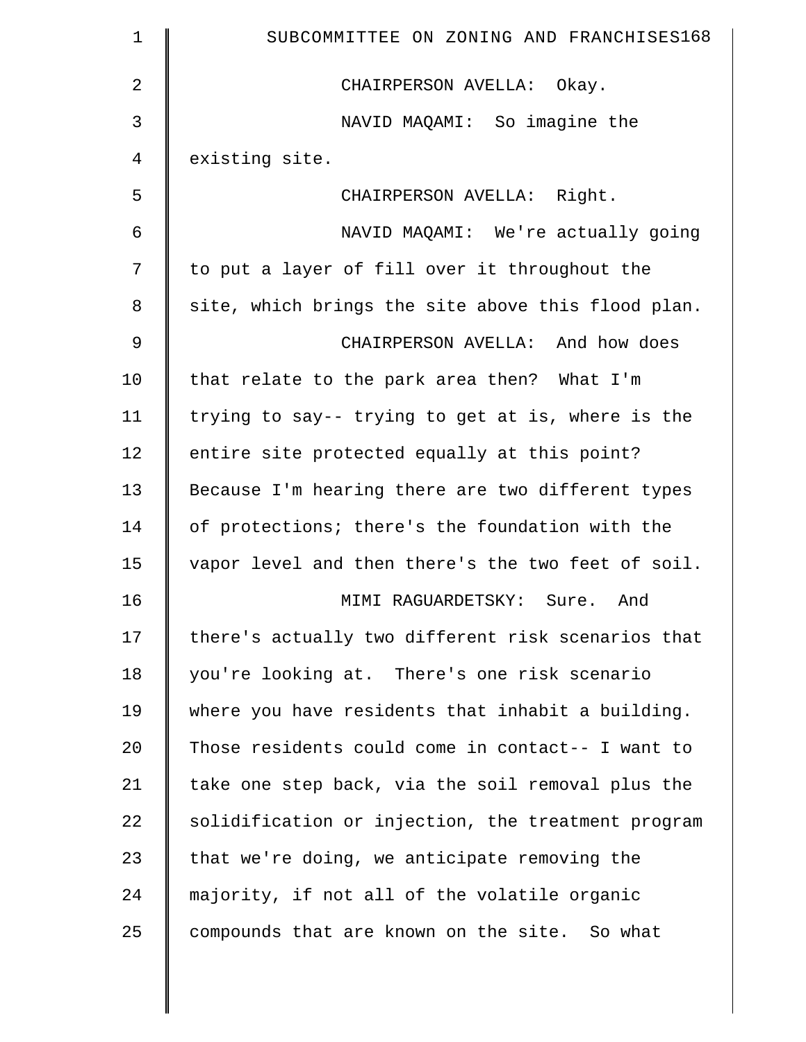CHAIRPERSON AVELLA: Okay.

NAVID MAQAMI: So imagine the existing site.

CHAIRPERSON AVELLA: Right.

NAVID MAQAMI: We're actually going to put a layer of fill over it throughout the site, which brings the site above this flood plan.

CHAIRPERSON AVELLA: And how does that relate to the park area then? What I'm trying to say-- trying to get at is, where is the entire site protected equally at this point? Because I'm hearing there are two different types of protections; there's the foundation with the vapor level and then there's the two feet of soil.

MIMI RAGUARDETSKY: Sure. And there's actually two different risk scenarios that you're looking at. There's one risk scenario where you have residents that inhabit a building. Those residents could come in contact-- I want to take one step back, via the soil removal plus the solidification or injection, the treatment program that we're doing, we anticipate removing the majority, if not all of the volatile organic compounds that are known on the site. So what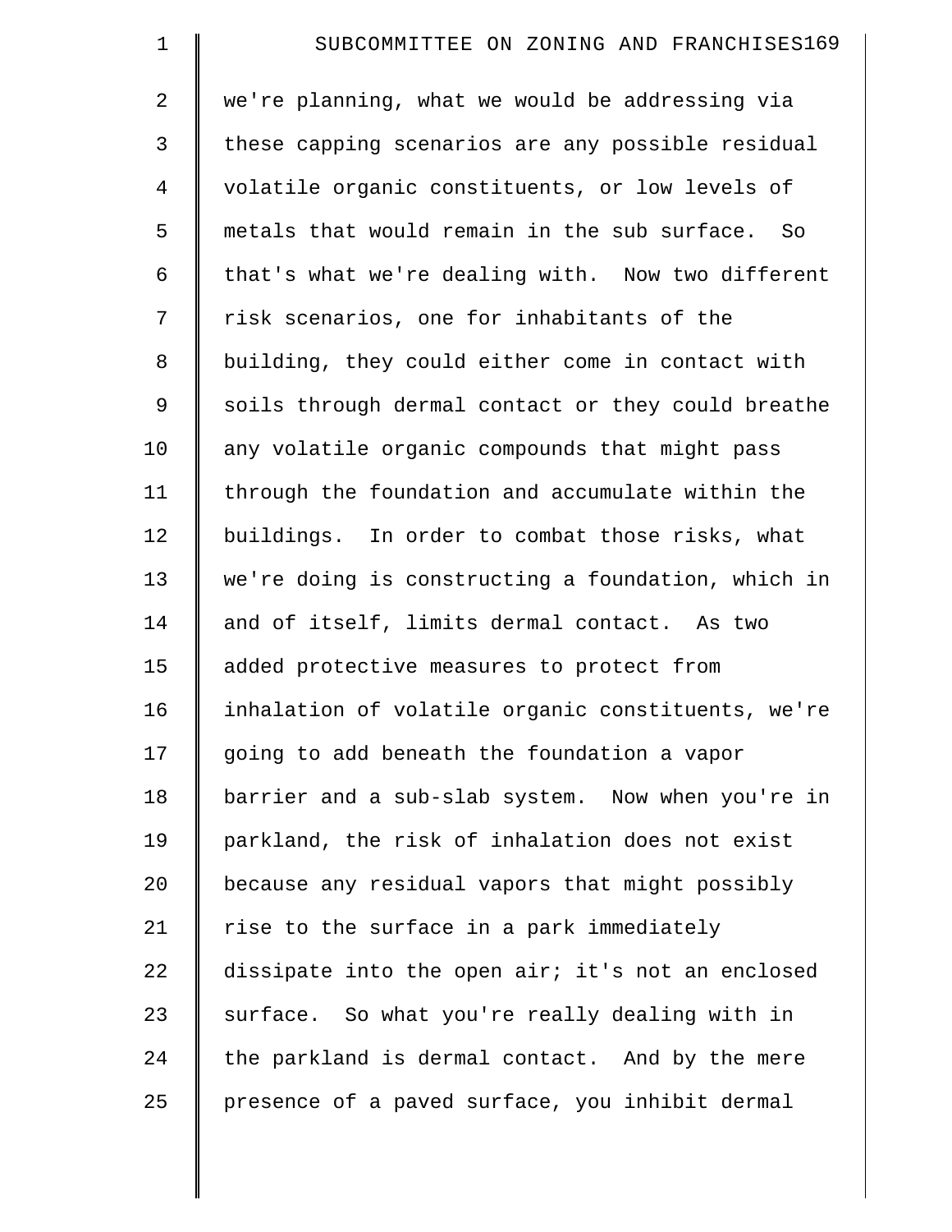we're planning, what we would be addressing via these capping scenarios are any possible residual volatile organic constituents, or low levels of metals that would remain in the sub surface. So that's what we're dealing with. Now two different risk scenarios, one for inhabitants of the building, they could either come in contact with soils through dermal contact or they could breathe any volatile organic compounds that might pass through the foundation and accumulate within the buildings. In order to combat those risks, what we're doing is constructing a foundation, which in and of itself, limits dermal contact. As two added protective measures to protect from inhalation of volatile organic constituents, we're going to add beneath the foundation a vapor barrier and a sub-slab system. Now when you're in parkland, the risk of inhalation does not exist because any residual vapors that might possibly rise to the surface in a park immediately dissipate into the open air; it's not an enclosed surface. So what you're really dealing with in the parkland is dermal contact. And by the mere presence of a paved surface, you inhibit dermal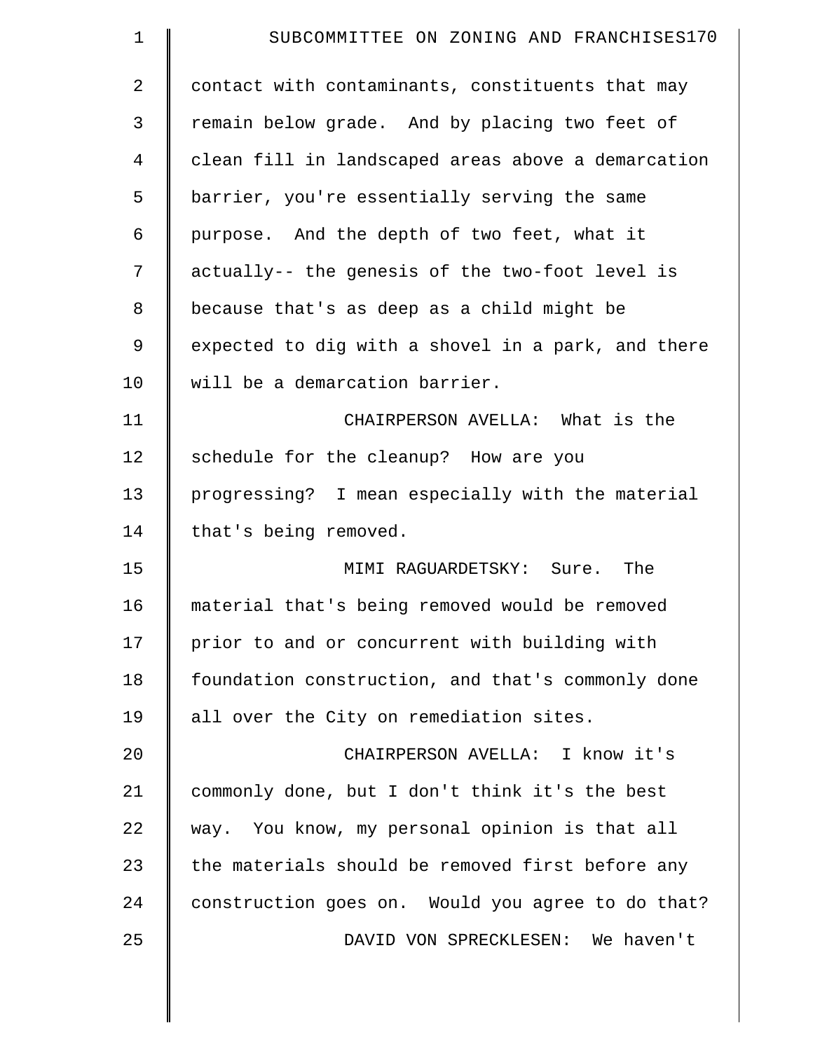contact with contaminants, constituents that may remain below grade. And by placing two feet of clean fill in landscaped areas above a demarcation barrier, you're essentially serving the same purpose. And the depth of two feet, what it actually-- the genesis of the two-foot level is because that's as deep as a child might be expected to dig with a shovel in a park, and there will be a demarcation barrier.

CHAIRPERSON AVELLA: What is the schedule for the cleanup? How are you progressing? I mean especially with the material that's being removed.

MIMI RAGUARDETSKY: Sure. The material that's being removed would be removed prior to and or concurrent with building with foundation construction, and that's commonly done all over the City on remediation sites.

CHAIRPERSON AVELLA: I know it's commonly done, but I don't think it's the best way. You know, my personal opinion is that all the materials should be removed first before any construction goes on. Would you agree to do that?

DAVID VON SPRECKLESEN: We haven't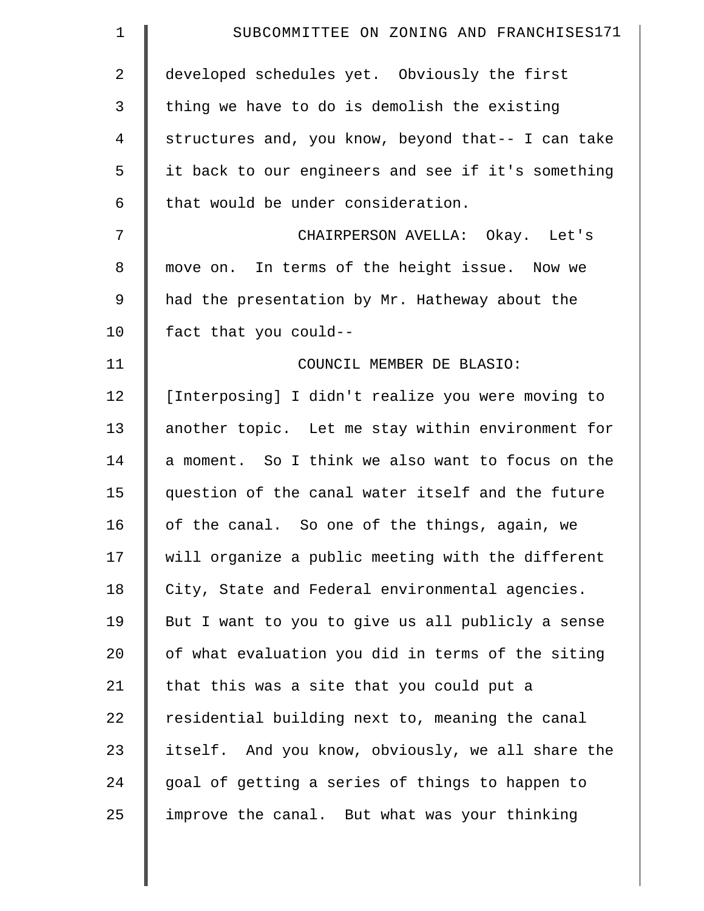developed schedules yet. Obviously the first thing we have to do is demolish the existing structures and, you know, beyond that-- I can take it back to our engineers and see if it's something that would be under consideration.

CHAIRPERSON AVELLA: Okay. Let's move on. In terms of the height issue. Now we had the presentation by Mr. Hatheway about the fact that you could--

COUNCIL MEMBER DE BLASIO: [Interposing] I didn't realize you were moving to another topic. Let me stay within environment for a moment. So I think we also want to focus on the question of the canal water itself and the future of the canal. So one of the things, again, we will organize a public meeting with the different City, State and Federal environmental agencies. But I want to you to give us all publicly a sense of what evaluation you did in terms of the siting that this was a site that you could put a residential building next to, meaning the canal itself. And you know, obviously, we all share the goal of getting a series of things to happen to improve the canal. But what was your thinking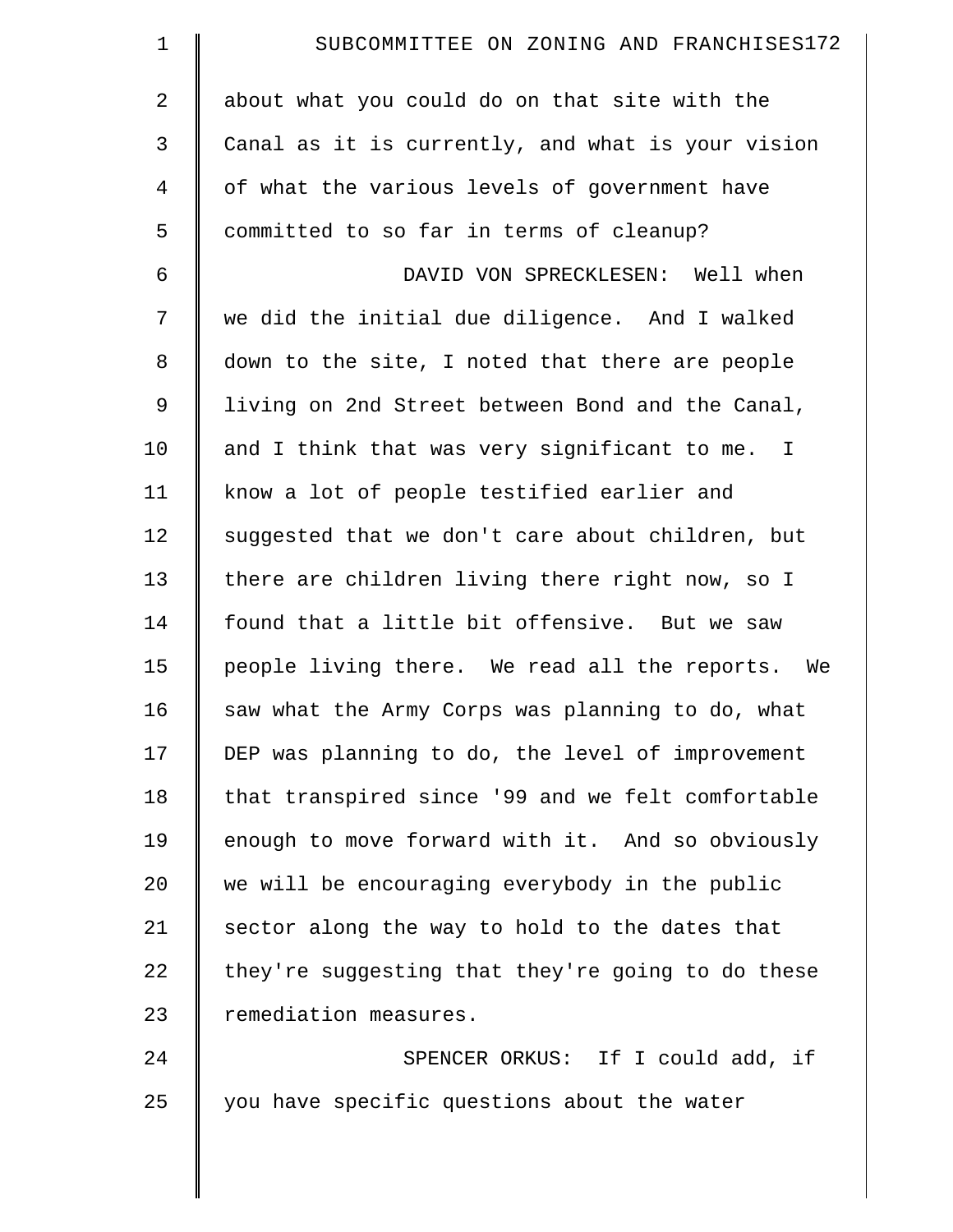about what you could do on that site with the Canal as it is currently, and what is your vision of what the various levels of government have committed to so far in terms of cleanup?

DAVID VON SPRECKLESEN: Well when we did the initial due diligence. And I walked down to the site, I noted that there are people living on 2nd Street between Bond and the Canal, and I think that was very significant to me. I know a lot of people testified earlier and suggested that we don't care about children, but there are children living there right now, so I found that a little bit offensive. But we saw people living there. We read all the reports. We saw what the Army Corps was planning to do, what DEP was planning to do, the level of improvement that transpired since '99 and we felt comfortable enough to move forward with it. And so obviously we will be encouraging everybody in the public sector along the way to hold to the dates that they're suggesting that they're going to do these remediation measures.

SPENCER ORKUS: If I could add, if you have specific questions about the water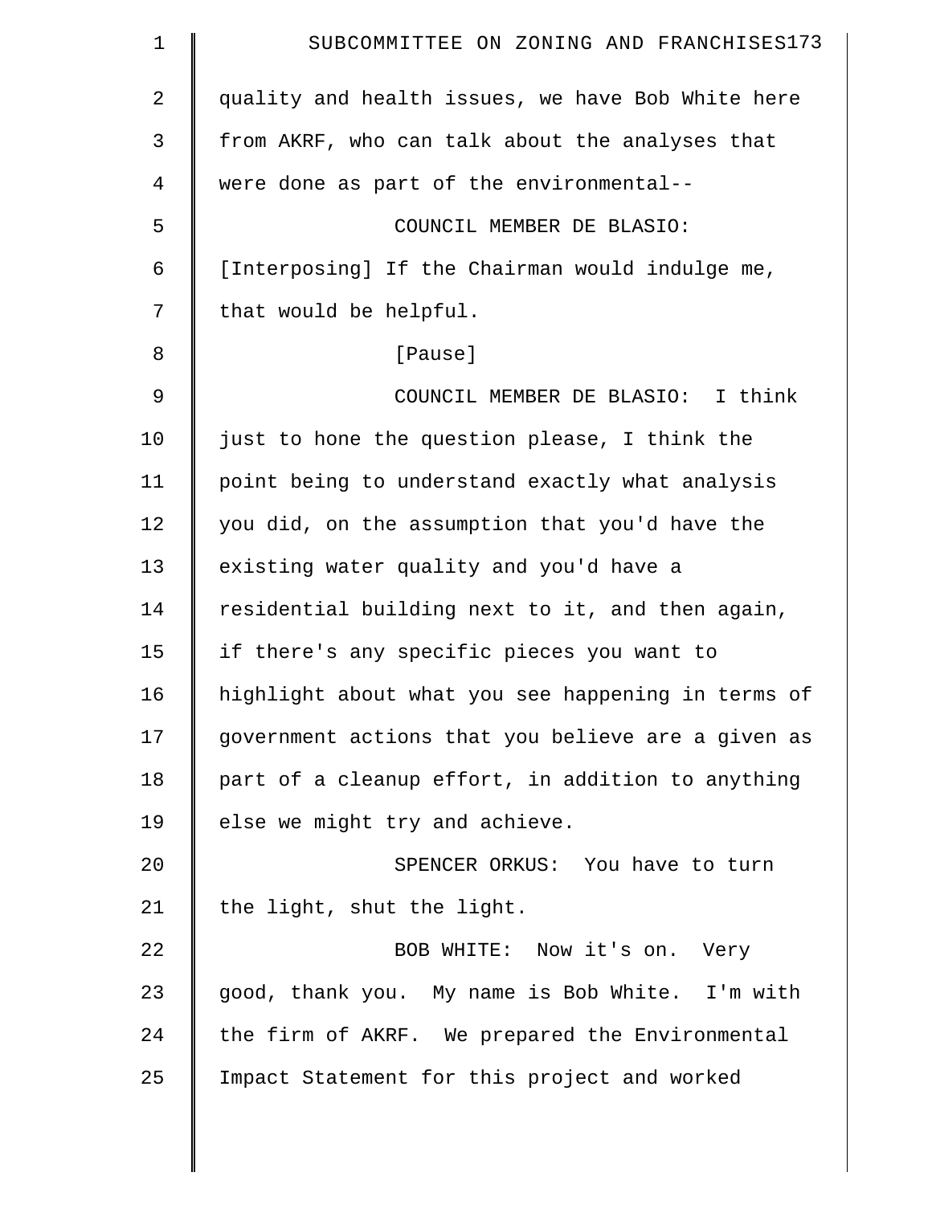quality and health issues, we have Bob White here from AKRF, who can talk about the analyses that were done as part of the environmental--

COUNCIL MEMBER DE BLASIO: [Interposing] If the Chairman would indulge me, that would be helpful.

[Pause]

COUNCIL MEMBER DE BLASIO: I think just to hone the question please, I think the point being to understand exactly what analysis you did, on the assumption that you'd have the existing water quality and you'd have a residential building next to it, and then again, if there's any specific pieces you want to highlight about what you see happening in terms of government actions that you believe are a given as part of a cleanup effort, in addition to anything else we might try and achieve.

SPENCER ORKUS: You have to turn the light, shut the light.

BOB WHITE: Now it's on. Very good, thank you. My name is Bob White. I'm with the firm of AKRF. We prepared the Environmental Impact Statement for this project and worked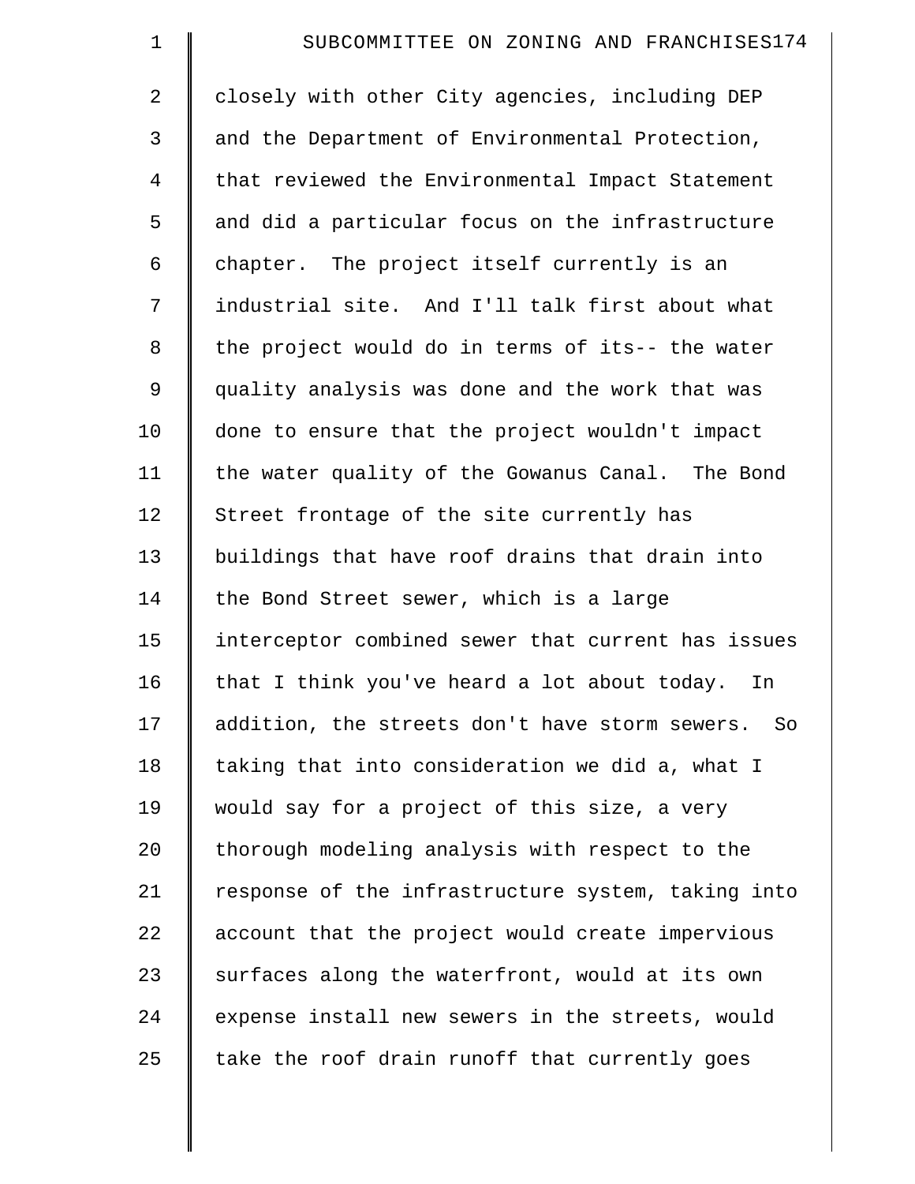closely with other City agencies, including DEP and the Department of Environmental Protection, that reviewed the Environmental Impact Statement and did a particular focus on the infrastructure chapter. The project itself currently is an industrial site. And I'll talk first about what the project would do in terms of its-- the water quality analysis was done and the work that was done to ensure that the project wouldn't impact the water quality of the Gowanus Canal. The Bond Street frontage of the site currently has buildings that have roof drains that drain into the Bond Street sewer, which is a large interceptor combined sewer that current has issues that I think you've heard a lot about today. In addition, the streets don't have storm sewers. So taking that into consideration we did a, what I would say for a project of this size, a very thorough modeling analysis with respect to the response of the infrastructure system, taking into account that the project would create impervious surfaces along the waterfront, would at its own expense install new sewers in the streets, would take the roof drain runoff that currently goes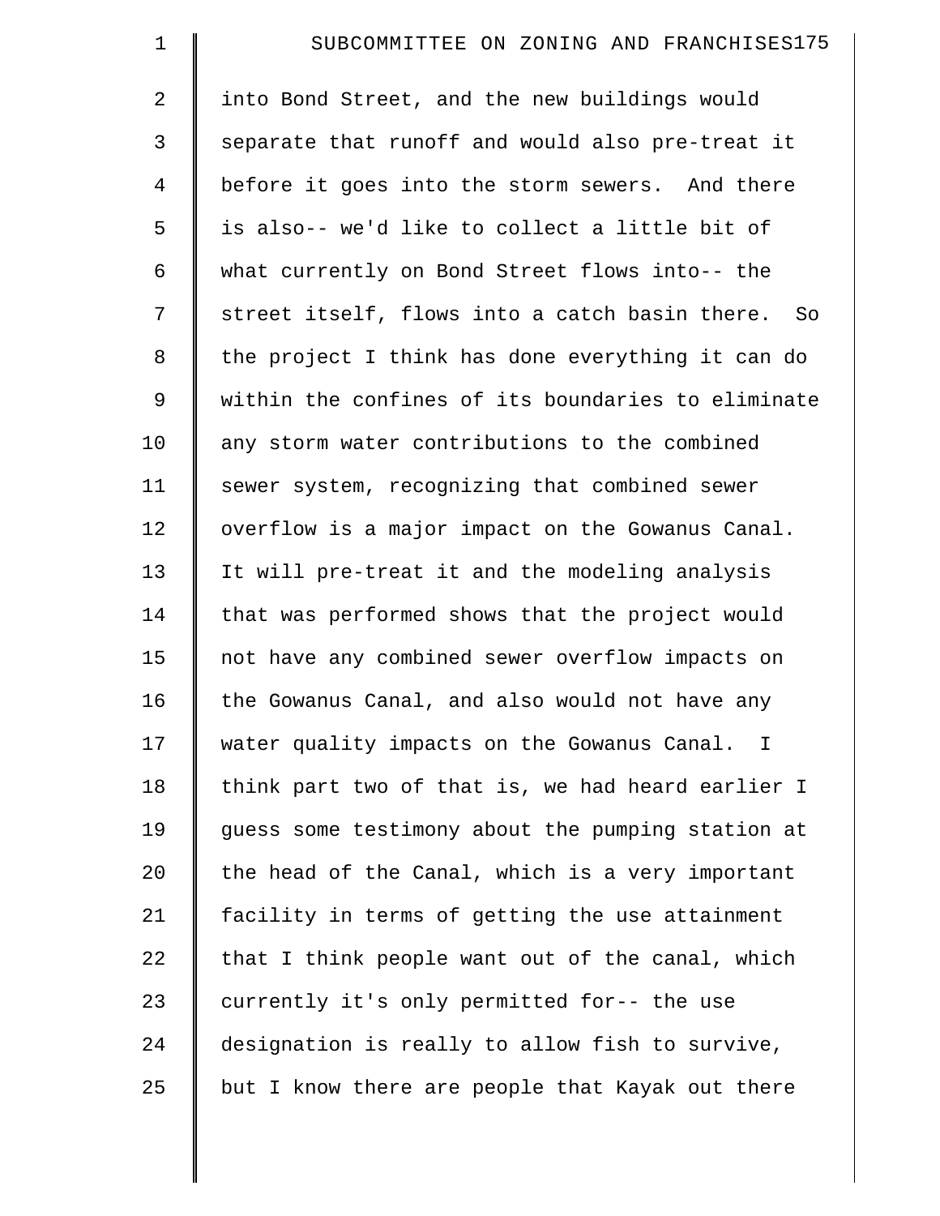into Bond Street, and the new buildings would separate that runoff and would also pre-treat it before it goes into the storm sewers. And there is also-- we'd like to collect a little bit of what currently on Bond Street flows into-- the street itself, flows into a catch basin there. So the project I think has done everything it can do within the confines of its boundaries to eliminate any storm water contributions to the combined sewer system, recognizing that combined sewer overflow is a major impact on the Gowanus Canal. It will pre-treat it and the modeling analysis that was performed shows that the project would not have any combined sewer overflow impacts on the Gowanus Canal, and also would not have any water quality impacts on the Gowanus Canal. I think part two of that is, we had heard earlier I guess some testimony about the pumping station at the head of the Canal, which is a very important facility in terms of getting the use attainment that I think people want out of the canal, which currently it's only permitted for-- the use designation is really to allow fish to survive, but I know there are people that Kayak out there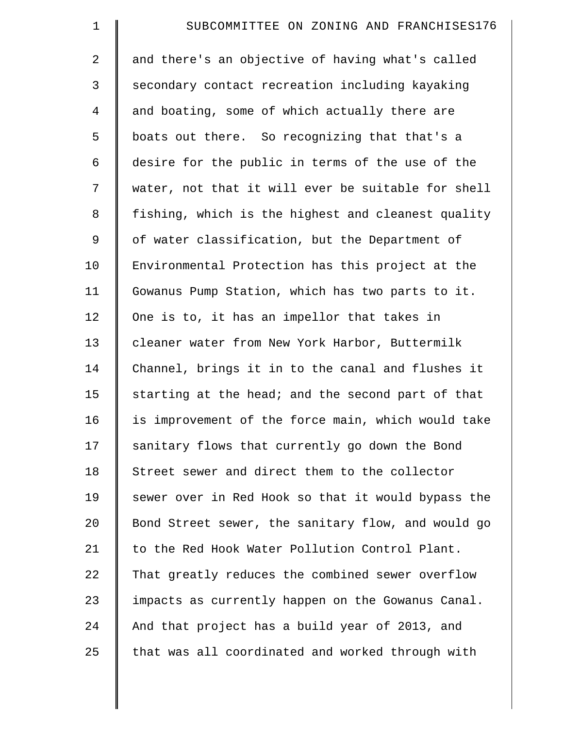and there's an objective of having what's called secondary contact recreation including kayaking and boating, some of which actually there are boats out there. So recognizing that that's a desire for the public in terms of the use of the water, not that it will ever be suitable for shell fishing, which is the highest and cleanest quality of water classification, but the Department of Environmental Protection has this project at the Gowanus Pump Station, which has two parts to it. One is to, it has an impellor that takes in cleaner water from New York Harbor, Buttermilk Channel, brings it in to the canal and flushes it starting at the head; and the second part of that is improvement of the force main, which would take sanitary flows that currently go down the Bond Street sewer and direct them to the collector sewer over in Red Hook so that it would bypass the Bond Street sewer, the sanitary flow, and would go to the Red Hook Water Pollution Control Plant. That greatly reduces the combined sewer overflow impacts as currently happen on the Gowanus Canal. And that project has a build year of 2013, and that was all coordinated and worked through with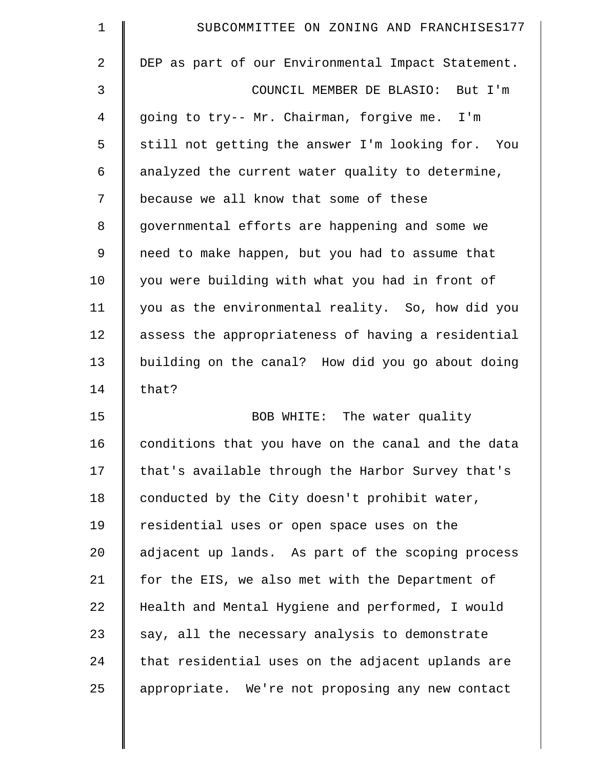DEP as part of our Environmental Impact Statement.

COUNCIL MEMBER DE BLASIO: But I'm going to try-- Mr. Chairman, forgive me. I'm still not getting the answer I'm looking for. You analyzed the current water quality to determine, because we all know that some of these governmental efforts are happening and some we need to make happen, but you had to assume that you were building with what you had in front of you as the environmental reality. So, how did you assess the appropriateness of having a residential building on the canal? How did you go about doing that?

BOB WHITE: The water quality conditions that you have on the canal and the data that's available through the Harbor Survey that's conducted by the City doesn't prohibit water, residential uses or open space uses on the adjacent up lands. As part of the scoping process for the EIS, we also met with the Department of Health and Mental Hygiene and performed, I would say, all the necessary analysis to demonstrate that residential uses on the adjacent uplands are appropriate. We're not proposing any new contact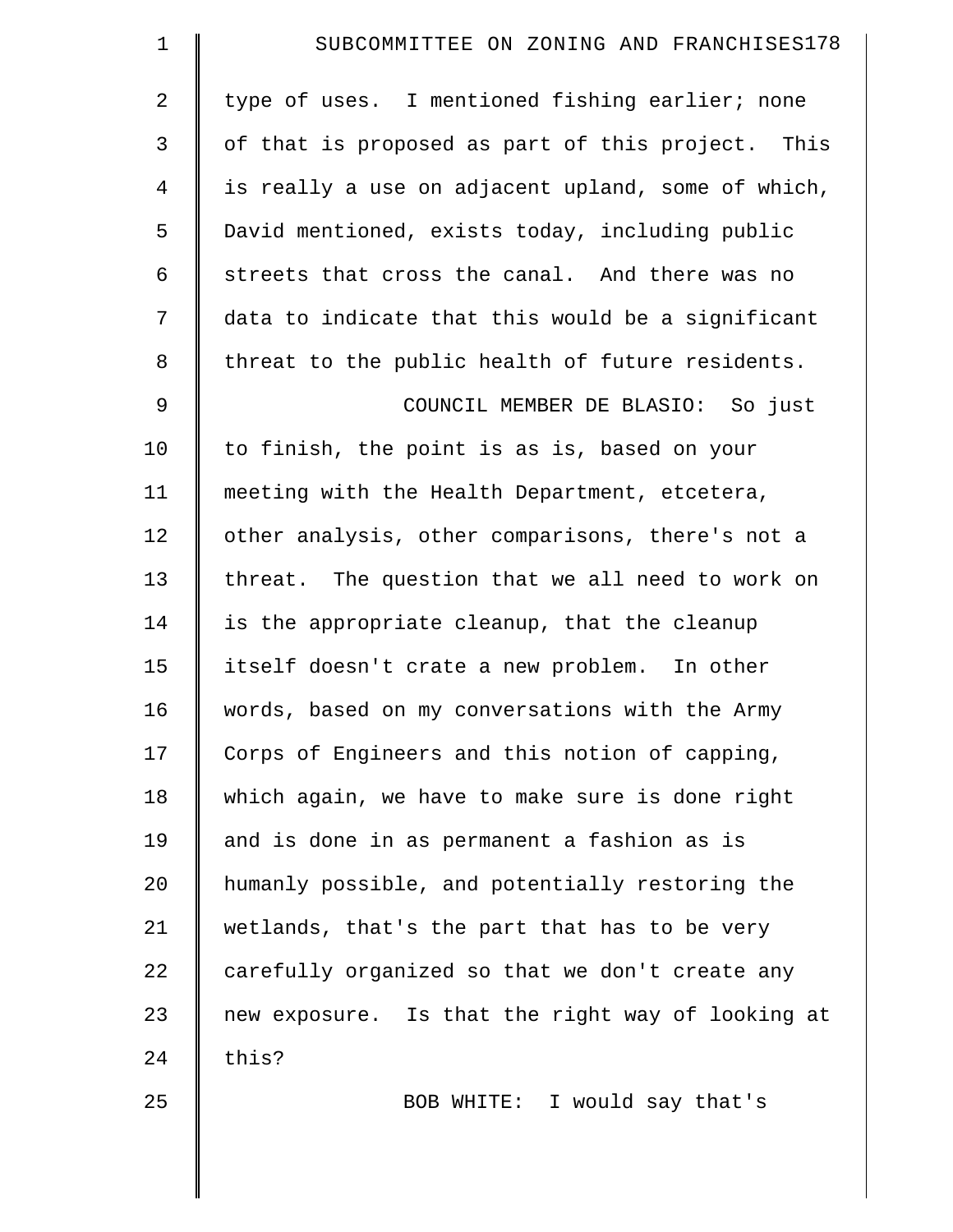type of uses. I mentioned fishing earlier; none of that is proposed as part of this project. This is really a use on adjacent upland, some of which, David mentioned, exists today, including public streets that cross the canal. And there was no data to indicate that this would be a significant threat to the public health of future residents.

COUNCIL MEMBER DE BLASIO: So just to finish, the point is as is, based on your meeting with the Health Department, etcetera, other analysis, other comparisons, there's not a threat. The question that we all need to work on is the appropriate cleanup, that the cleanup itself doesn't crate a new problem. In other words, based on my conversations with the Army Corps of Engineers and this notion of capping, which again, we have to make sure is done right and is done in as permanent a fashion as is humanly possible, and potentially restoring the wetlands, that's the part that has to be very carefully organized so that we don't create any new exposure. Is that the right way of looking at this?

BOB WHITE: I would say that's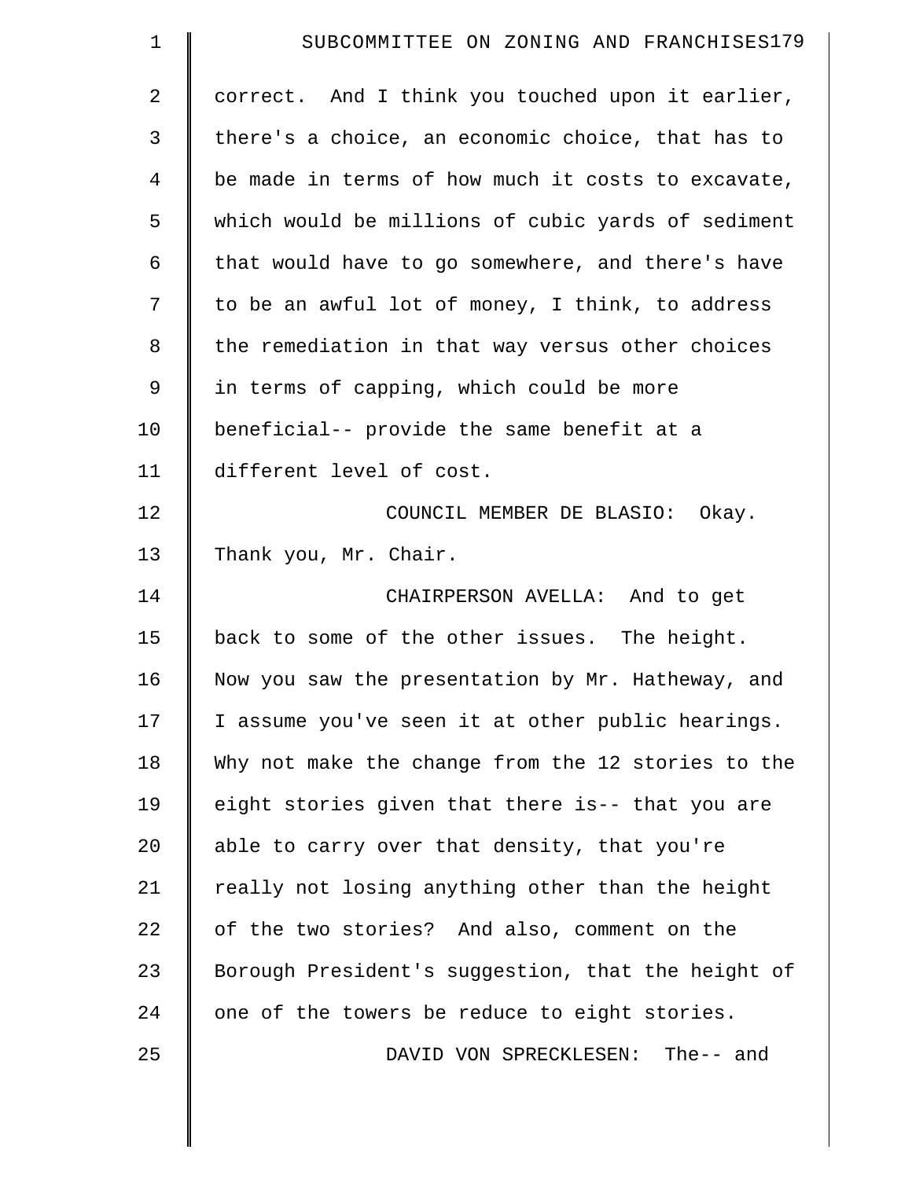correct. And I think you touched upon it earlier, there's a choice, an economic choice, that has to be made in terms of how much it costs to excavate, which would be millions of cubic yards of sediment that would have to go somewhere, and there's have to be an awful lot of money, I think, to address the remediation in that way versus other choices in terms of capping, which could be more beneficial-- provide the same benefit at a different level of cost.

COUNCIL MEMBER DE BLASIO: Okay. Thank you, Mr. Chair.

CHAIRPERSON AVELLA: And to get back to some of the other issues. The height. Now you saw the presentation by Mr. Hatheway, and I assume you've seen it at other public hearings. Why not make the change from the 12 stories to the eight stories given that there is-- that you are able to carry over that density, that you're really not losing anything other than the height of the two stories? And also, comment on the Borough President's suggestion, that the height of one of the towers be reduce to eight stories.

DAVID VON SPRECKLESEN: The-- and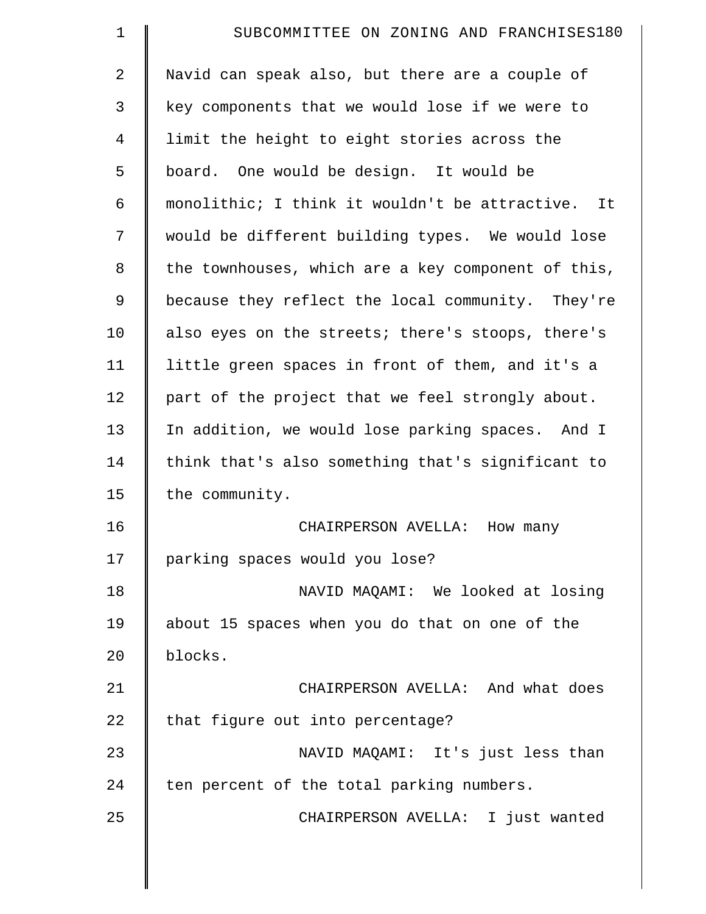Navid can speak also, but there are a couple of key components that we would lose if we were to limit the height to eight stories across the board. One would be design. It would be monolithic; I think it wouldn't be attractive. It would be different building types. We would lose the townhouses, which are a key component of this, because they reflect the local community. They're also eyes on the streets; there's stoops, there's little green spaces in front of them, and it's a part of the project that we feel strongly about. In addition, we would lose parking spaces. And I think that's also something that's significant to the community.

CHAIRPERSON AVELLA: How many parking spaces would you lose?

NAVID MAQAMI: We looked at losing about 15 spaces when you do that on one of the blocks.

CHAIRPERSON AVELLA: And what does that figure out into percentage?

NAVID MAQAMI: It's just less than ten percent of the total parking numbers.

CHAIRPERSON AVELLA: I just wanted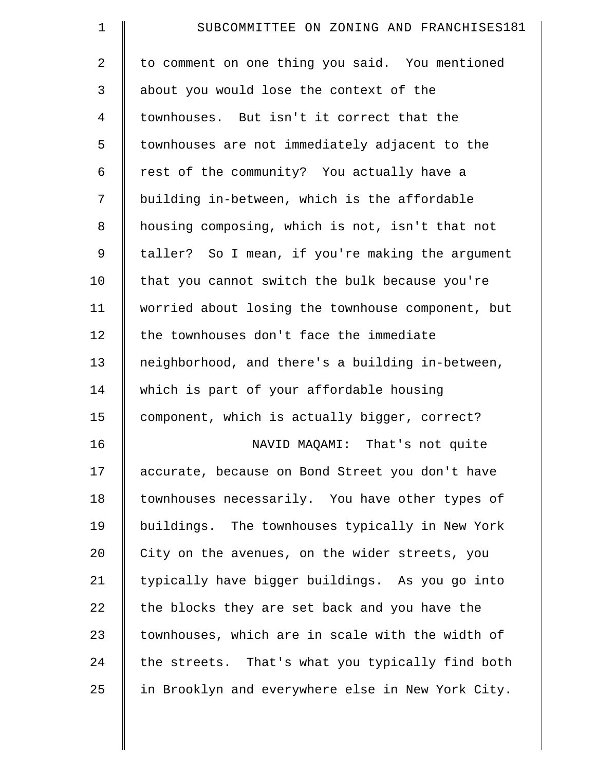to comment on one thing you said. You mentioned about you would lose the context of the townhouses. But isn't it correct that the townhouses are not immediately adjacent to the rest of the community? You actually have a building in-between, which is the affordable housing composing, which is not, isn't that not taller? So I mean, if you're making the argument that you cannot switch the bulk because you're worried about losing the townhouse component, but the townhouses don't face the immediate neighborhood, and there's a building in-between, which is part of your affordable housing component, which is actually bigger, correct?

NAVID MAQAMI: That's not quite accurate, because on Bond Street you don't have townhouses necessarily. You have other types of buildings. The townhouses typically in New York City on the avenues, on the wider streets, you typically have bigger buildings. As you go into the blocks they are set back and you have the townhouses, which are in scale with the width of the streets. That's what you typically find both in Brooklyn and everywhere else in New York City.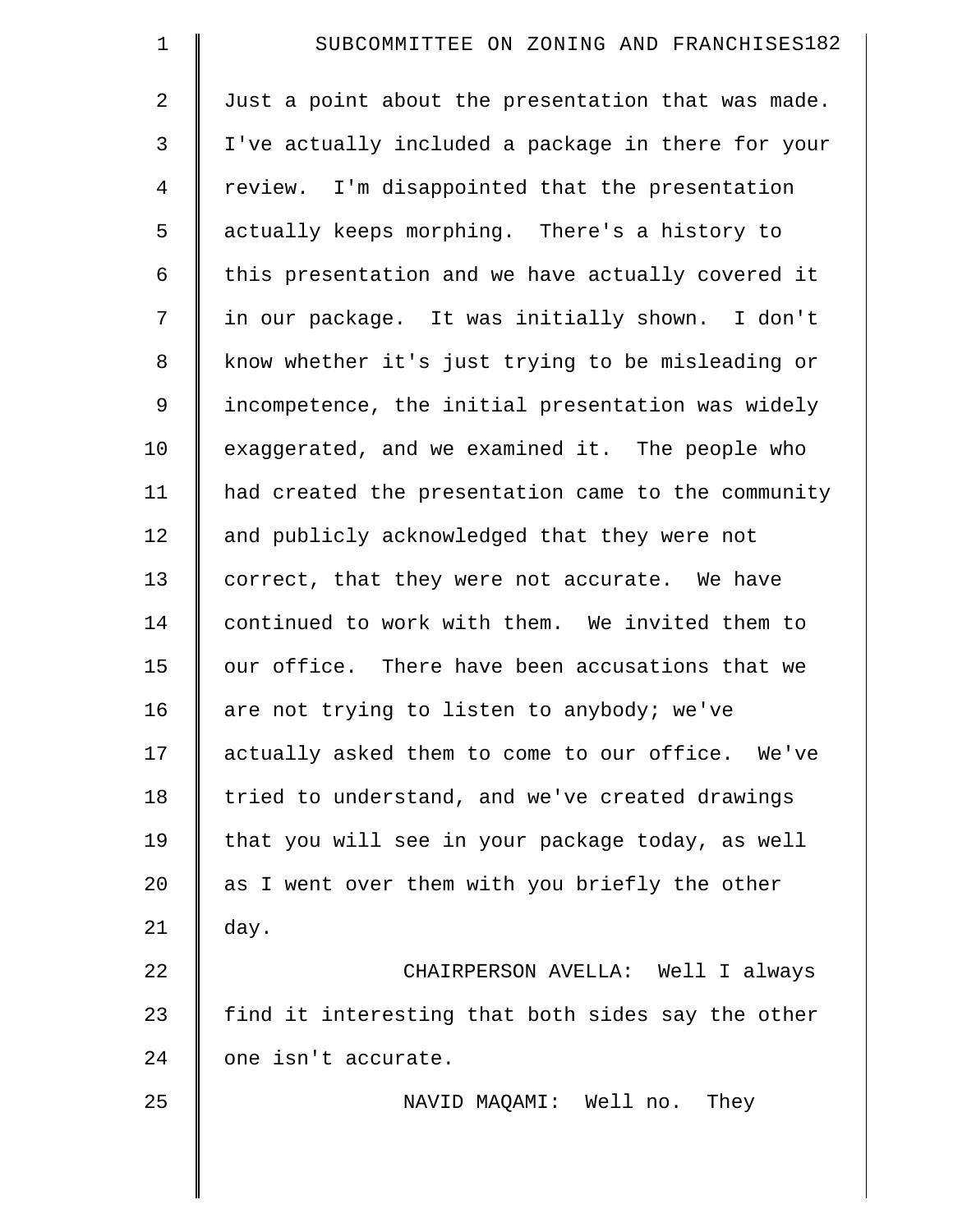Just a point about the presentation that was made. I've actually included a package in there for your review. I'm disappointed that the presentation actually keeps morphing. There's a history to this presentation and we have actually covered it in our package. It was initially shown. I don't know whether it's just trying to be misleading or incompetence, the initial presentation was widely exaggerated, and we examined it. The people who had created the presentation came to the community and publicly acknowledged that they were not correct, that they were not accurate. We have continued to work with them. We invited them to our office. There have been accusations that we are not trying to listen to anybody; we've actually asked them to come to our office. We've tried to understand, and we've created drawings that you will see in your package today, as well as I went over them with you briefly the other day.

CHAIRPERSON AVELLA: Well I always find it interesting that both sides say the other one isn't accurate.

NAVID MAQAMI: Well no. They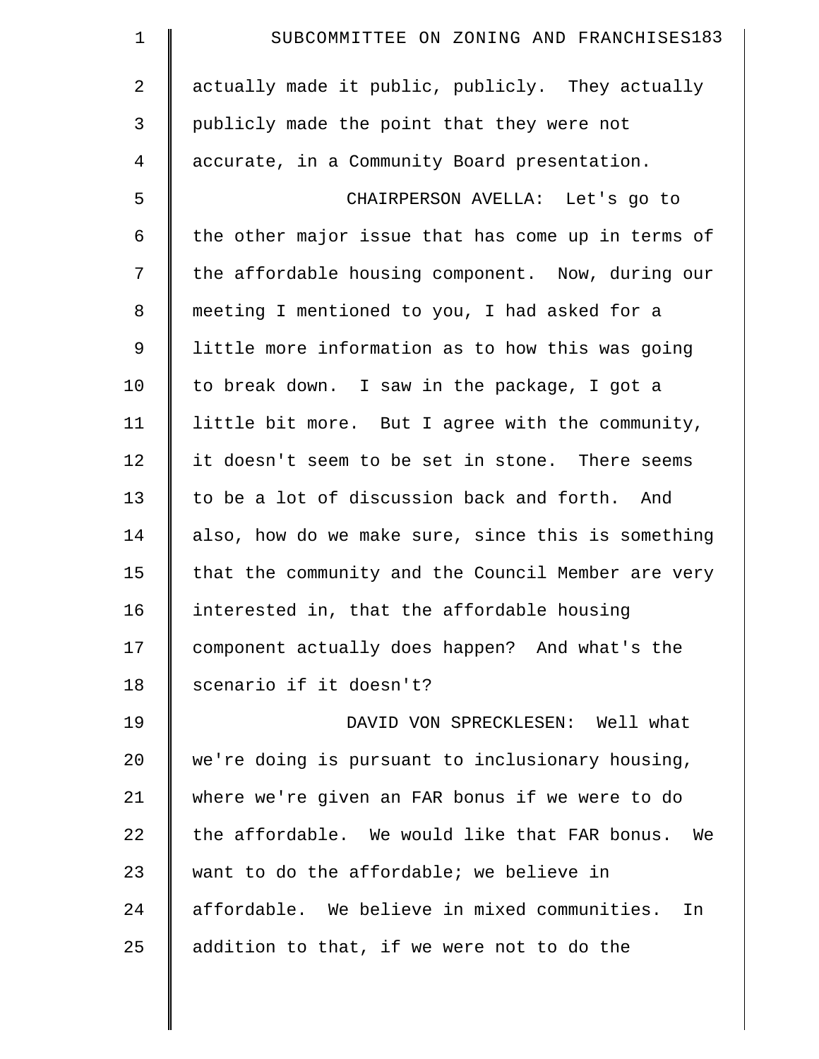actually made it public, publicly. They actually publicly made the point that they were not accurate, in a Community Board presentation.

CHAIRPERSON AVELLA: Let's go to the other major issue that has come up in terms of the affordable housing component. Now, during our meeting I mentioned to you, I had asked for a little more information as to how this was going to break down. I saw in the package, I got a little bit more. But I agree with the community, it doesn't seem to be set in stone. There seems to be a lot of discussion back and forth. And also, how do we make sure, since this is something that the community and the Council Member are very interested in, that the affordable housing component actually does happen? And what's the scenario if it doesn't?

DAVID VON SPRECKLESEN: Well what we're doing is pursuant to inclusionary housing, where we're given an FAR bonus if we were to do the affordable. We would like that FAR bonus. We want to do the affordable; we believe in affordable. We believe in mixed communities. In addition to that, if we were not to do the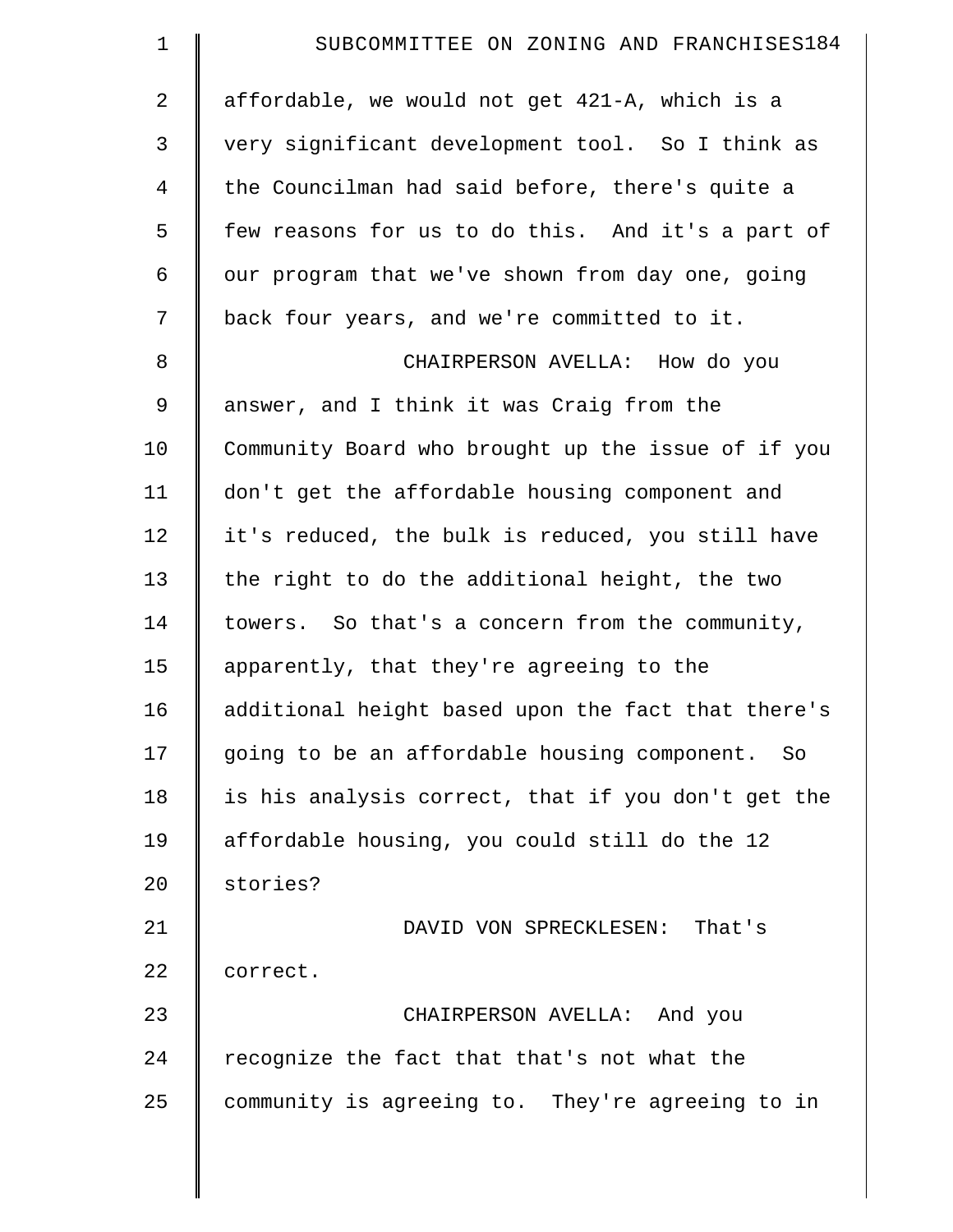affordable, we would not get 421-A, which is a very significant development tool. So I think as the Councilman had said before, there's quite a few reasons for us to do this. And it's a part of our program that we've shown from day one, going back four years, and we're committed to it.

CHAIRPERSON AVELLA: How do you answer, and I think it was Craig from the Community Board who brought up the issue of if you don't get the affordable housing component and it's reduced, the bulk is reduced, you still have the right to do the additional height, the two towers. So that's a concern from the community, apparently, that they're agreeing to the additional height based upon the fact that there's going to be an affordable housing component. So is his analysis correct, that if you don't get the affordable housing, you could still do the 12 stories?

DAVID VON SPRECKLESEN: That's correct.

CHAIRPERSON AVELLA: And you recognize the fact that that's not what the community is agreeing to. They're agreeing to in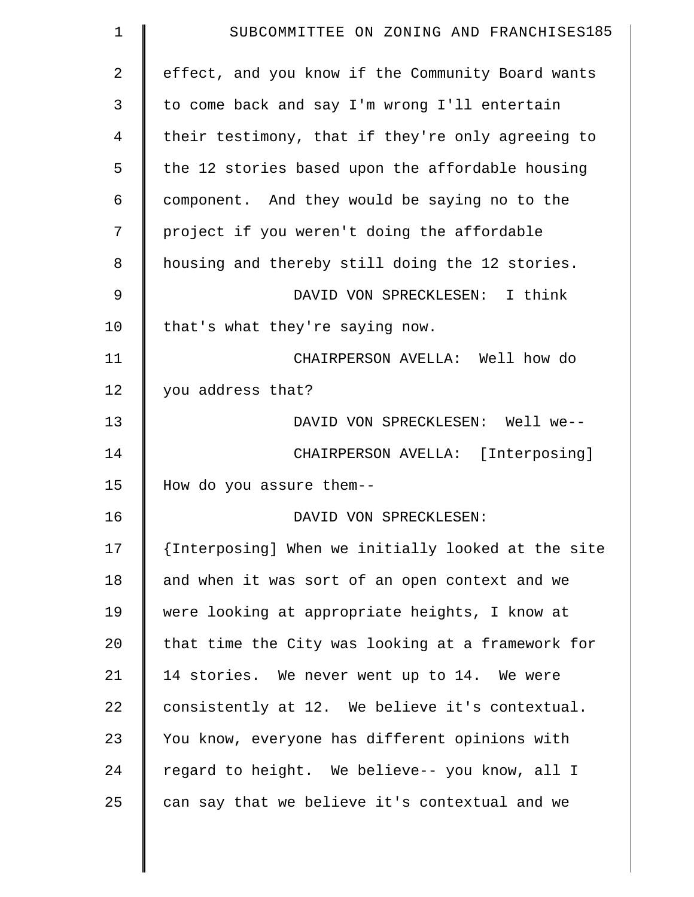effect, and you know if the Community Board wants to come back and say I'm wrong I'll entertain their testimony, that if they're only agreeing to the 12 stories based upon the affordable housing component. And they would be saying no to the project if you weren't doing the affordable housing and thereby still doing the 12 stories.

DAVID VON SPRECKLESEN: I think that's what they're saying now.

CHAIRPERSON AVELLA: Well how do you address that?

DAVID VON SPRECKLESEN: Well we--

CHAIRPERSON AVELLA: [Interposing] How do you assure them--

DAVID VON SPRECKLESEN: {Interposing] When we initially looked at the site and when it was sort of an open context and we were looking at appropriate heights, I know at that time the City was looking at a framework for 14 stories. We never went up to 14. We were consistently at 12. We believe it's contextual. You know, everyone has different opinions with regard to height. We believe-- you know, all I can say that we believe it's contextual and we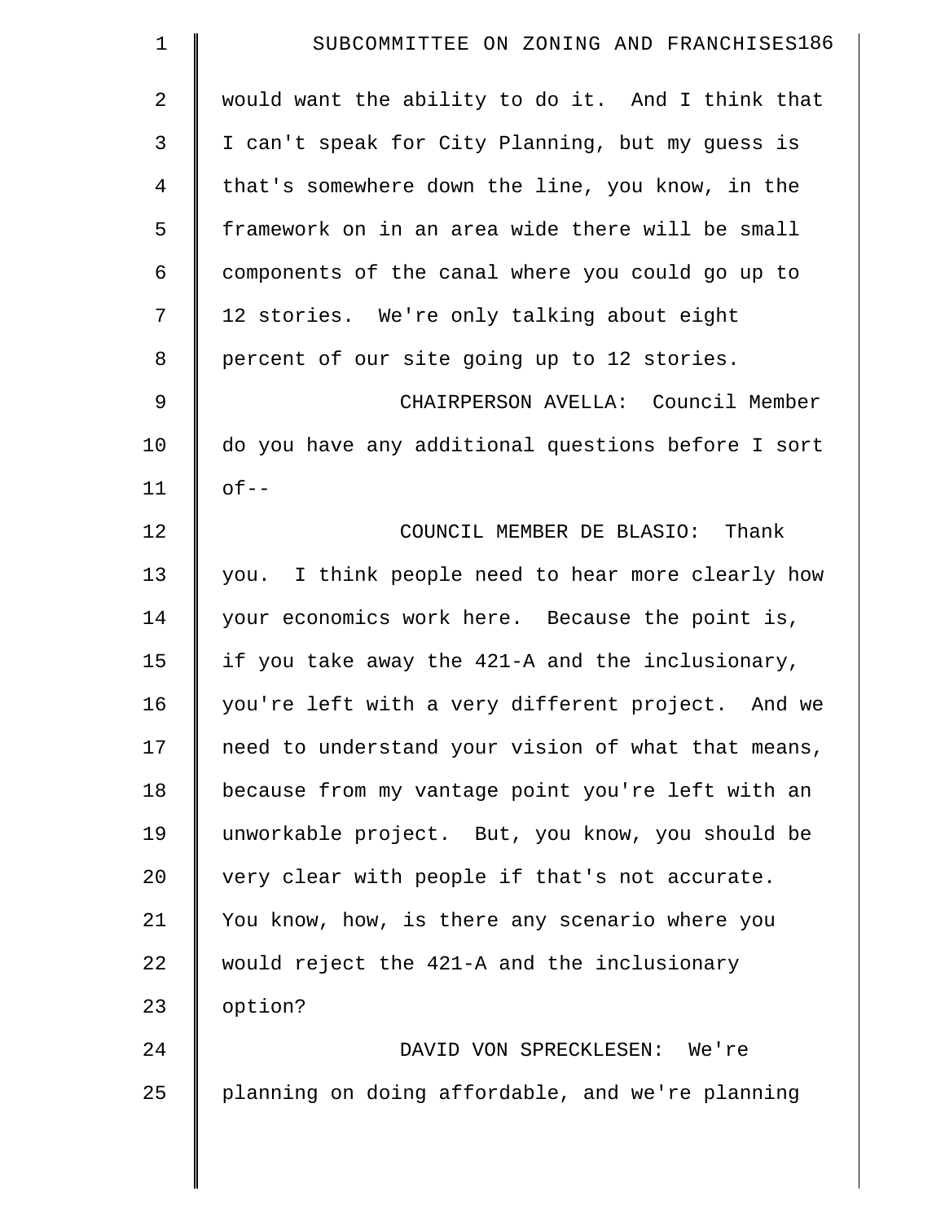would want the ability to do it. And I think that I can't speak for City Planning, but my guess is that's somewhere down the line, you know, in the framework on in an area wide there will be small components of the canal where you could go up to 12 stories. We're only talking about eight percent of our site going up to 12 stories.

CHAIRPERSON AVELLA: Council Member do you have any additional questions before I sort of--

COUNCIL MEMBER DE BLASIO: Thank you. I think people need to hear more clearly how your economics work here. Because the point is, if you take away the 421-A and the inclusionary, you're left with a very different project. And we need to understand your vision of what that means, because from my vantage point you're left with an unworkable project. But, you know, you should be very clear with people if that's not accurate. You know, how, is there any scenario where you would reject the 421-A and the inclusionary option?

DAVID VON SPRECKLESEN: We're planning on doing affordable, and we're planning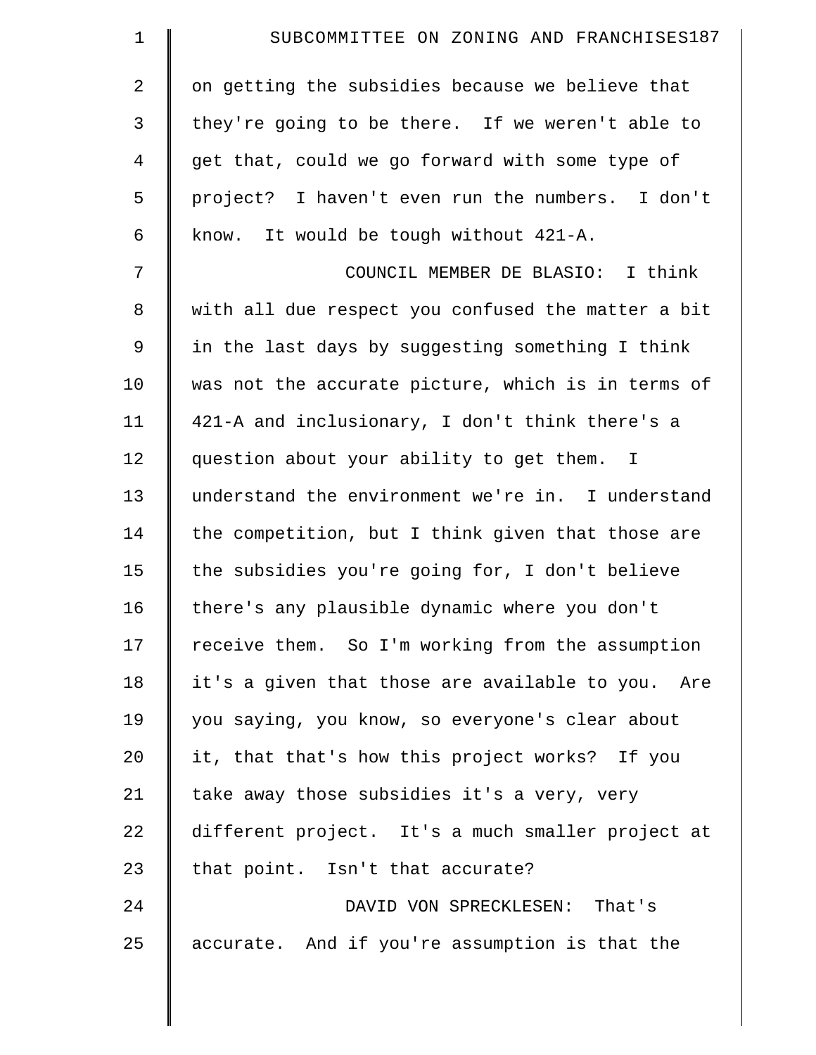on getting the subsidies because we believe that they're going to be there. If we weren't able to get that, could we go forward with some type of project? I haven't even run the numbers. I don't know. It would be tough without 421-A.

COUNCIL MEMBER DE BLASIO: I think with all due respect you confused the matter a bit in the last days by suggesting something I think was not the accurate picture, which is in terms of 421-A and inclusionary, I don't think there's a question about your ability to get them. I understand the environment we're in. I understand the competition, but I think given that those are the subsidies you're going for, I don't believe there's any plausible dynamic where you don't receive them. So I'm working from the assumption it's a given that those are available to you. Are you saying, you know, so everyone's clear about it, that that's how this project works? If you take away those subsidies it's a very, very different project. It's a much smaller project at that point. Isn't that accurate?

DAVID VON SPRECKLESEN: That's accurate. And if you're assumption is that the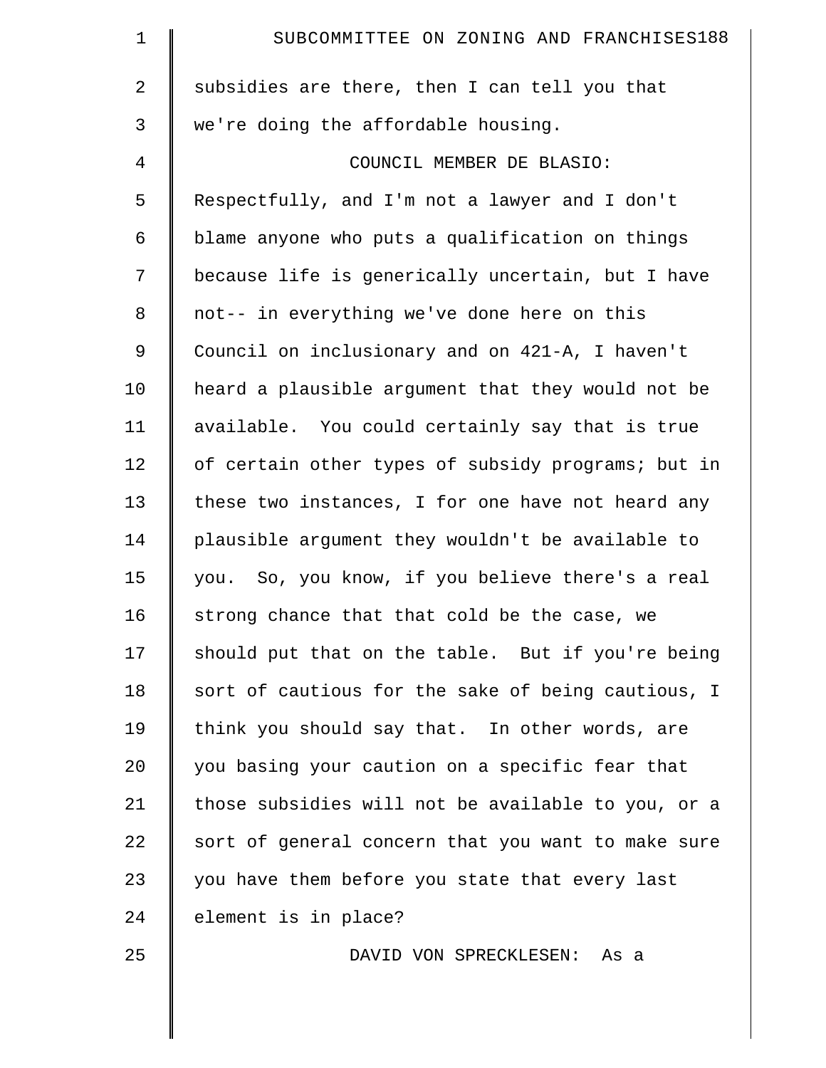subsidies are there, then I can tell you that we're doing the affordable housing.

COUNCIL MEMBER DE BLASIO: Respectfully, and I'm not a lawyer and I don't blame anyone who puts a qualification on things because life is generically uncertain, but I have not-- in everything we've done here on this Council on inclusionary and on 421-A, I haven't heard a plausible argument that they would not be available. You could certainly say that is true of certain other types of subsidy programs; but in these two instances, I for one have not heard any plausible argument they wouldn't be available to you. So, you know, if you believe there's a real strong chance that that cold be the case, we should put that on the table. But if you're being sort of cautious for the sake of being cautious, I think you should say that. In other words, are you basing your caution on a specific fear that those subsidies will not be available to you, or a sort of general concern that you want to make sure you have them before you state that every last element is in place?

DAVID VON SPRECKLESEN: As a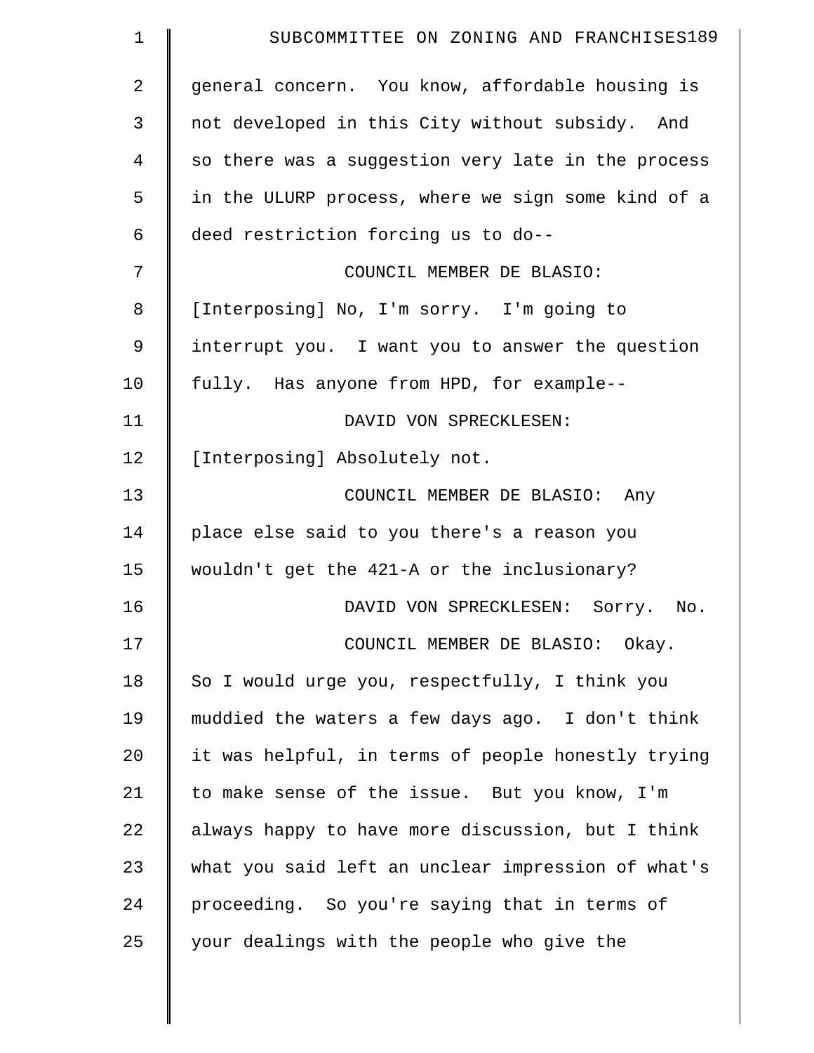general concern. You know, affordable housing is not developed in this City without subsidy. And so there was a suggestion very late in the process in the ULURP process, where we sign some kind of a deed restriction forcing us to do--

COUNCIL MEMBER DE BLASIO: [Interposing] No, I'm sorry. I'm going to interrupt you. I want you to answer the question fully. Has anyone from HPD, for example--

DAVID VON SPRECKLESEN: [Interposing] Absolutely not.

COUNCIL MEMBER DE BLASIO: Any place else said to you there's a reason you wouldn't get the 421-A or the inclusionary?

DAVID VON SPRECKLESEN: Sorry. No.

COUNCIL MEMBER DE BLASIO: Okay. So I would urge you, respectfully, I think you muddied the waters a few days ago. I don't think it was helpful, in terms of people honestly trying to make sense of the issue. But you know, I'm always happy to have more discussion, but I think what you said left an unclear impression of what's proceeding. So you're saying that in terms of your dealings with the people who give the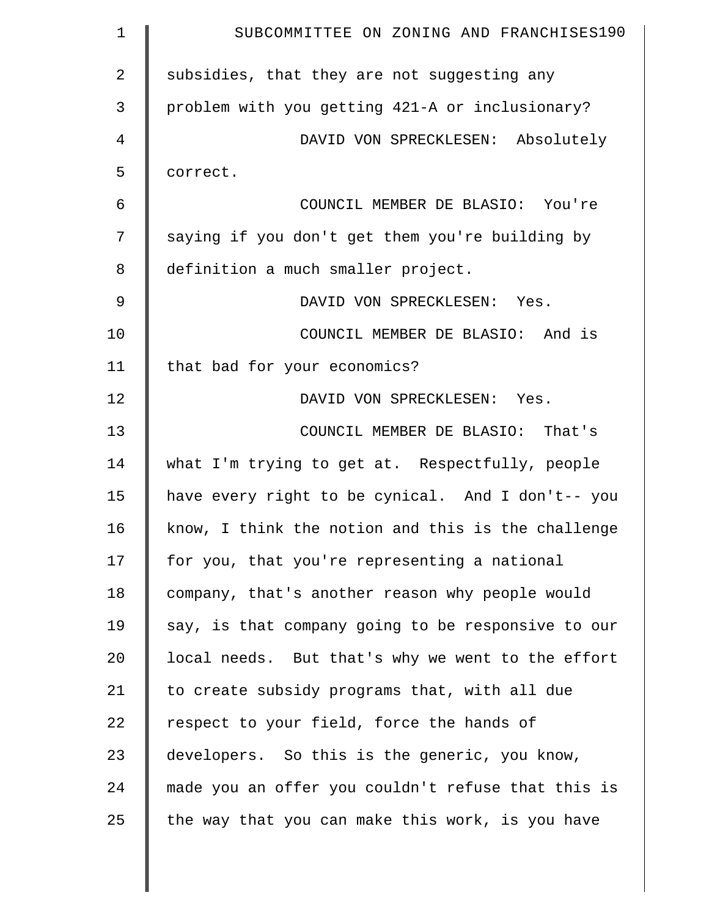subsidies, that they are not suggesting any problem with you getting 421-A or inclusionary?

DAVID VON SPRECKLESEN: Absolutely correct.

COUNCIL MEMBER DE BLASIO: You're saying if you don't get them you're building by definition a much smaller project.

DAVID VON SPRECKLESEN: Yes.

COUNCIL MEMBER DE BLASIO: And is that bad for your economics?

DAVID VON SPRECKLESEN: Yes.

COUNCIL MEMBER DE BLASIO: That's what I'm trying to get at. Respectfully, people have every right to be cynical. And I don't-- you know, I think the notion and this is the challenge for you, that you're representing a national company, that's another reason why people would say, is that company going to be responsive to our local needs. But that's why we went to the effort to create subsidy programs that, with all due respect to your field, force the hands of developers. So this is the generic, you know, made you an offer you couldn't refuse that this is the way that you can make this work, is you have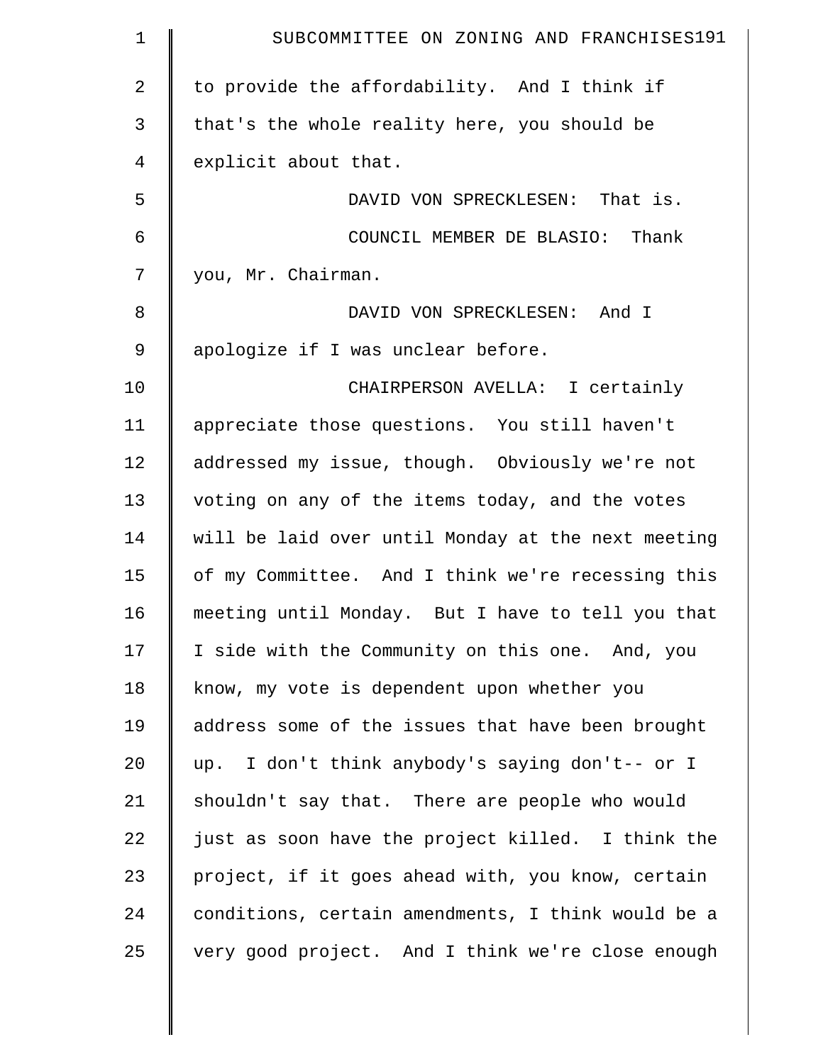to provide the affordability. And I think if that's the whole reality here, you should be explicit about that.

DAVID VON SPRECKLESEN: That is.

COUNCIL MEMBER DE BLASIO: Thank you, Mr. Chairman.

DAVID VON SPRECKLESEN: And I apologize if I was unclear before.

CHAIRPERSON AVELLA: I certainly appreciate those questions. You still haven't addressed my issue, though. Obviously we're not voting on any of the items today, and the votes will be laid over until Monday at the next meeting of my Committee. And I think we're recessing this meeting until Monday. But I have to tell you that I side with the Community on this one. And, you know, my vote is dependent upon whether you address some of the issues that have been brought up. I don't think anybody's saying don't-- or I shouldn't say that. There are people who would just as soon have the project killed. I think the project, if it goes ahead with, you know, certain conditions, certain amendments, I think would be a very good project. And I think we're close enough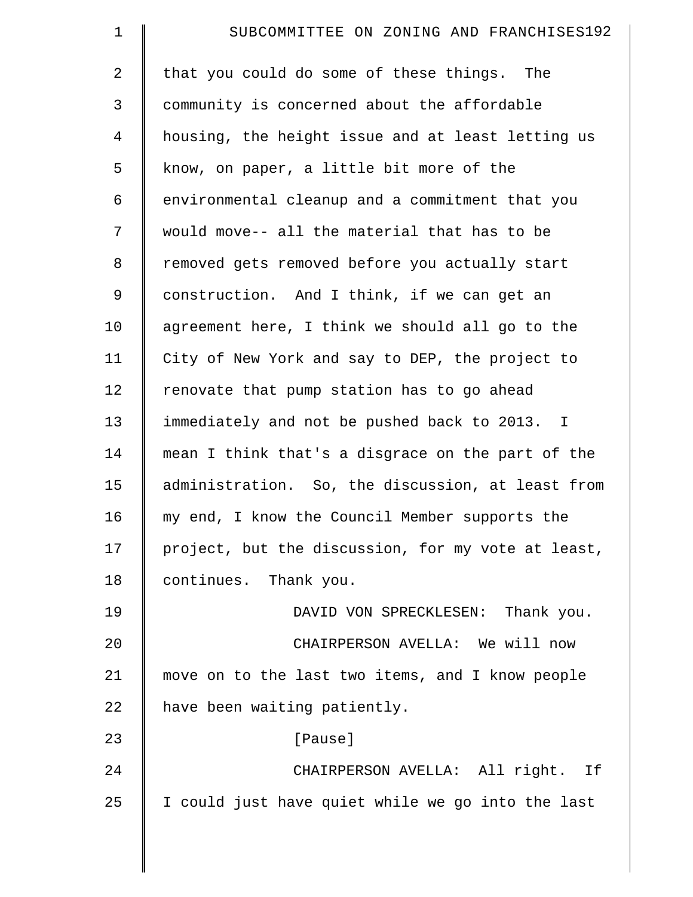that you could do some of these things. The community is concerned about the affordable housing, the height issue and at least letting us know, on paper, a little bit more of the environmental cleanup and a commitment that you would move-- all the material that has to be removed gets removed before you actually start construction. And I think, if we can get an agreement here, I think we should all go to the City of New York and say to DEP, the project to renovate that pump station has to go ahead immediately and not be pushed back to 2013. I mean I think that's a disgrace on the part of the administration. So, the discussion, at least from my end, I know the Council Member supports the project, but the discussion, for my vote at least, continues. Thank you.

DAVID VON SPRECKLESEN: Thank you.

CHAIRPERSON AVELLA: We will now move on to the last two items, and I know people have been waiting patiently.

[Pause]

CHAIRPERSON AVELLA: All right. If I could just have quiet while we go into the last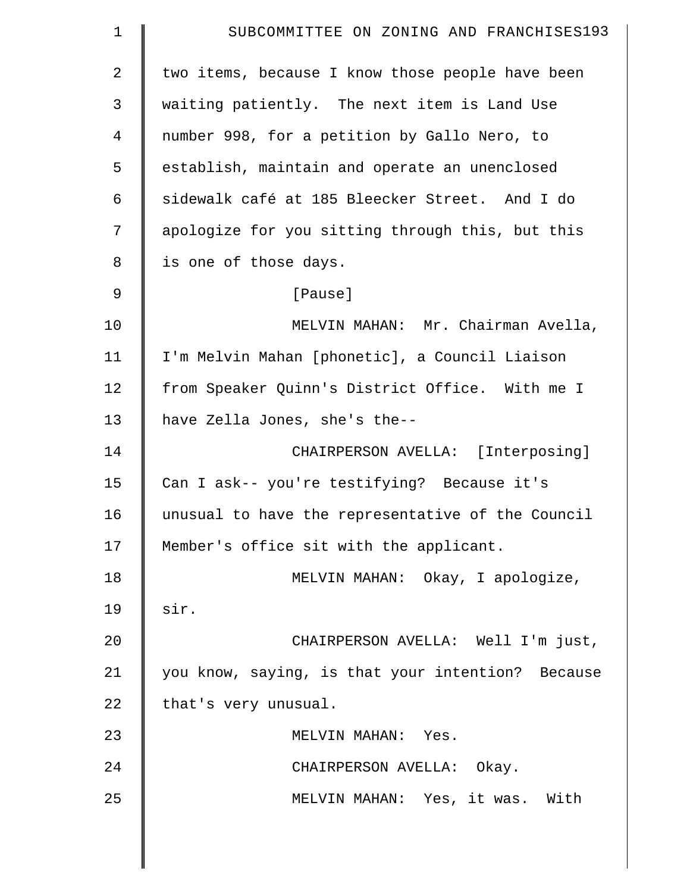two items, because I know those people have been waiting patiently. The next item is Land Use number 998, for a petition by Gallo Nero, to establish, maintain and operate an unenclosed sidewalk café at 185 Bleecker Street. And I do apologize for you sitting through this, but this is one of those days.

[Pause]

MELVIN MAHAN: Mr. Chairman Avella, I'm Melvin Mahan [phonetic], a Council Liaison from Speaker Quinn's District Office. With me I have Zella Jones, she's the--

CHAIRPERSON AVELLA: [Interposing] Can I ask-- you're testifying? Because it's unusual to have the representative of the Council Member's office sit with the applicant.

MELVIN MAHAN: Okay, I apologize, sir.

CHAIRPERSON AVELLA: Well I'm just, you know, saying, is that your intention? Because that's very unusual.

MELVIN MAHAN: Yes.

CHAIRPERSON AVELLA: Okay.

MELVIN MAHAN: Yes, it was. With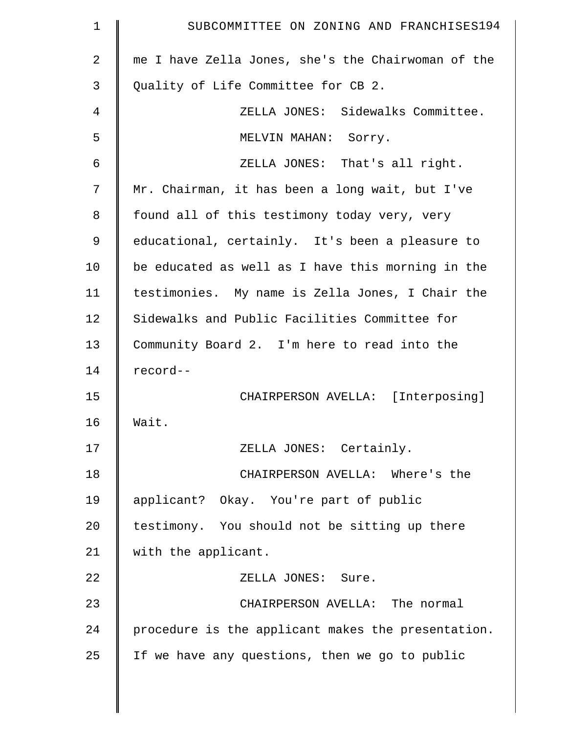me I have Zella Jones, she's the Chairwoman of the Quality of Life Committee for CB 2.

ZELLA JONES: Sidewalks Committee.

MELVIN MAHAN: Sorry.

ZELLA JONES: That's all right. Mr. Chairman, it has been a long wait, but I've found all of this testimony today very, very educational, certainly. It's been a pleasure to be educated as well as I have this morning in the testimonies. My name is Zella Jones, I Chair the Sidewalks and Public Facilities Committee for Community Board 2. I'm here to read into the record--

CHAIRPERSON AVELLA: [Interposing] Wait.

ZELLA JONES: Certainly.

CHAIRPERSON AVELLA: Where's the applicant? Okay. You're part of public testimony. You should not be sitting up there with the applicant.

ZELLA JONES: Sure.

CHAIRPERSON AVELLA: The normal procedure is the applicant makes the presentation. If we have any questions, then we go to public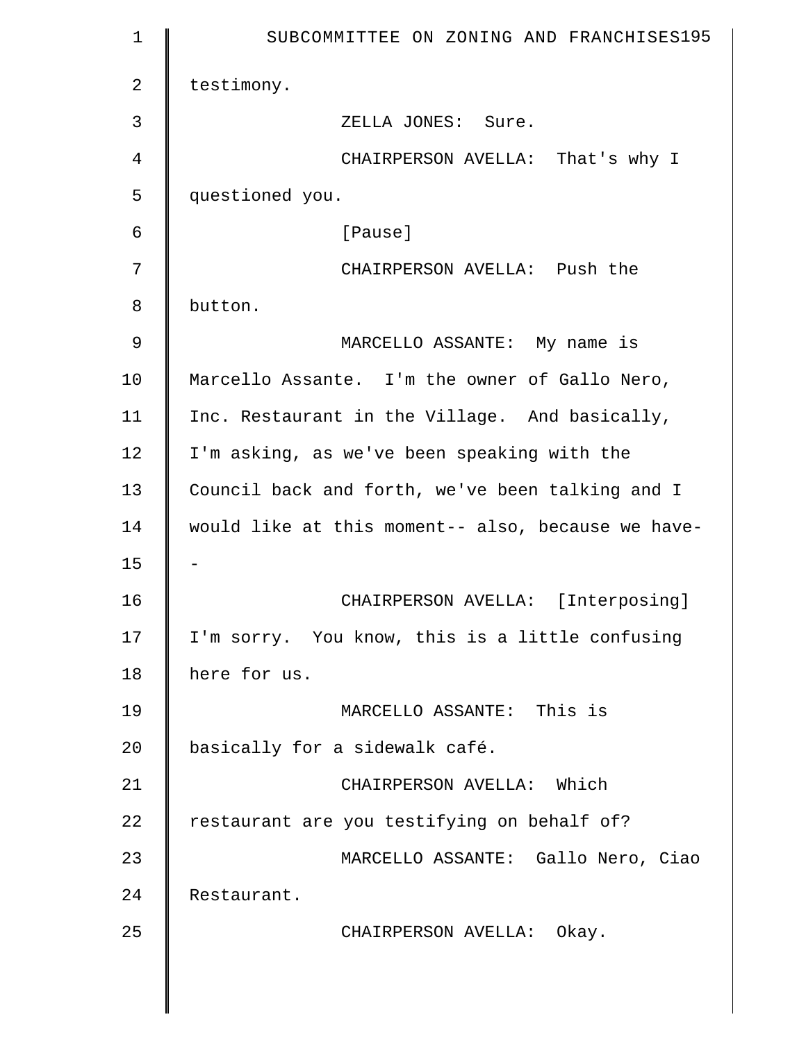testimony.

ZELLA JONES: Sure.

CHAIRPERSON AVELLA: That's why I questioned you.

[Pause]

CHAIRPERSON AVELLA: Push the button.

MARCELLO ASSANTE: My name is Marcello Assante. I'm the owner of Gallo Nero, Inc. Restaurant in the Village. And basically, I'm asking, as we've been speaking with the Council back and forth, we've been talking and I would like at this moment-- also, because we have--

CHAIRPERSON AVELLA: [Interposing] I'm sorry. You know, this is a little confusing here for us.

MARCELLO ASSANTE: This is basically for a sidewalk café.

CHAIRPERSON AVELLA: Which restaurant are you testifying on behalf of?

MARCELLO ASSANTE: Gallo Nero, Ciao Restaurant.

CHAIRPERSON AVELLA: Okay.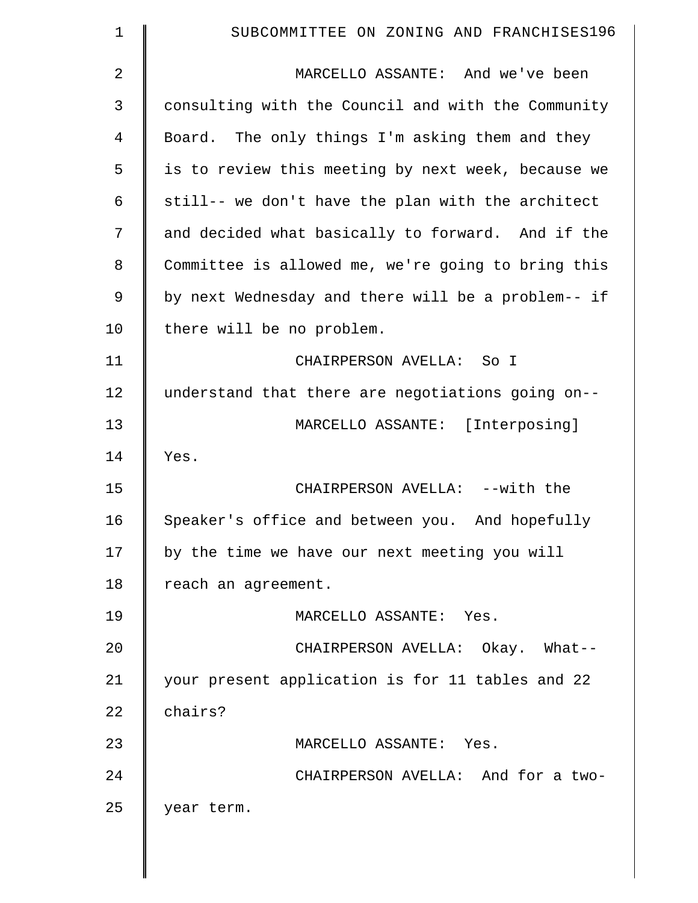MARCELLO ASSANTE: And we've been consulting with the Council and with the Community Board. The only things I'm asking them and they is to review this meeting by next week, because we still-- we don't have the plan with the architect and decided what basically to forward. And if the Committee is allowed me, we're going to bring this by next Wednesday and there will be a problem-- if there will be no problem.

CHAIRPERSON AVELLA: So I understand that there are negotiations going on--

MARCELLO ASSANTE: [Interposing] Yes.

CHAIRPERSON AVELLA: --with the Speaker's office and between you. And hopefully by the time we have our next meeting you will reach an agreement.

MARCELLO ASSANTE: Yes.

CHAIRPERSON AVELLA: Okay. What-- your present application is for 11 tables and 22 chairs?

MARCELLO ASSANTE: Yes.

CHAIRPERSON AVELLA: And for a two-year term.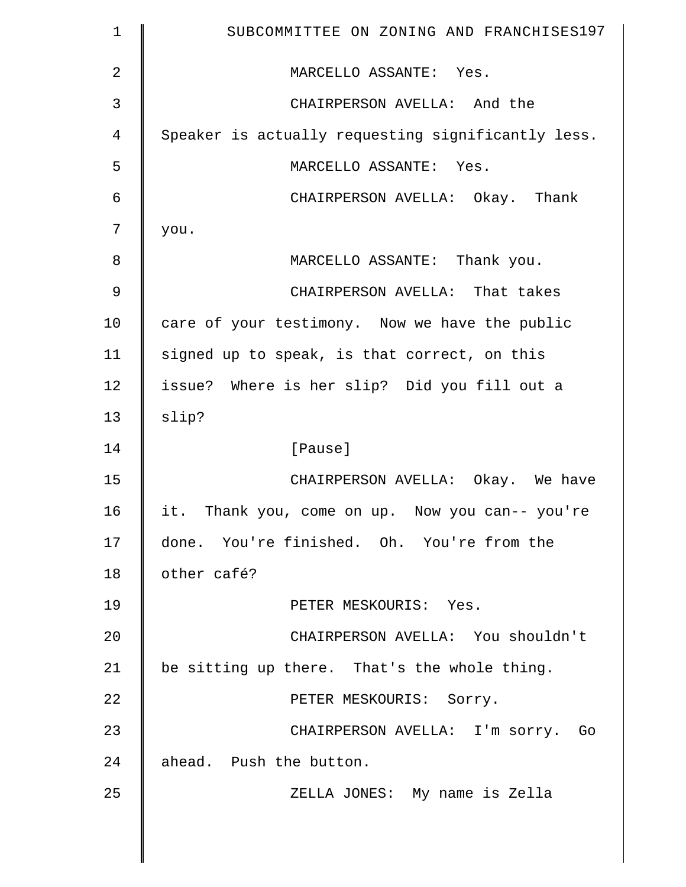MARCELLO ASSANTE: Yes.

CHAIRPERSON AVELLA: And the Speaker is actually requesting significantly less.

MARCELLO ASSANTE: Yes.

CHAIRPERSON AVELLA: Okay. Thank you.

MARCELLO ASSANTE: Thank you.

CHAIRPERSON AVELLA: That takes care of your testimony. Now we have the public signed up to speak, is that correct, on this issue? Where is her slip? Did you fill out a slip?

[Pause]

CHAIRPERSON AVELLA: Okay. We have it. Thank you, come on up. Now you can-- you're done. You're finished. Oh. You're from the other café?

PETER MESKOURIS: Yes.

CHAIRPERSON AVELLA: You shouldn't be sitting up there. That's the whole thing.

PETER MESKOURIS: Sorry.

CHAIRPERSON AVELLA: I'm sorry. Go ahead. Push the button.

ZELLA JONES: My name is Zella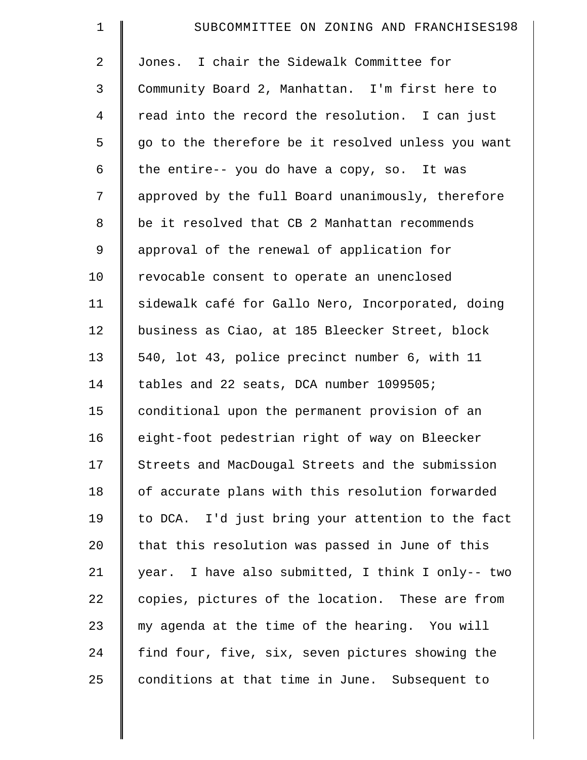Jones. I chair the Sidewalk Committee for Community Board 2, Manhattan. I'm first here to read into the record the resolution. I can just go to the therefore be it resolved unless you want the entire-- you do have a copy, so. It was approved by the full Board unanimously, therefore be it resolved that CB 2 Manhattan recommends approval of the renewal of application for revocable consent to operate an unenclosed sidewalk café for Gallo Nero, Incorporated, doing business as Ciao, at 185 Bleecker Street, block 540, lot 43, police precinct number 6, with 11 tables and 22 seats, DCA number 1099505; conditional upon the permanent provision of an eight-foot pedestrian right of way on Bleecker Streets and MacDougal Streets and the submission of accurate plans with this resolution forwarded to DCA. I'd just bring your attention to the fact that this resolution was passed in June of this year. I have also submitted, I think I only-- two copies, pictures of the location. These are from my agenda at the time of the hearing. You will find four, five, six, seven pictures showing the conditions at that time in June. Subsequent to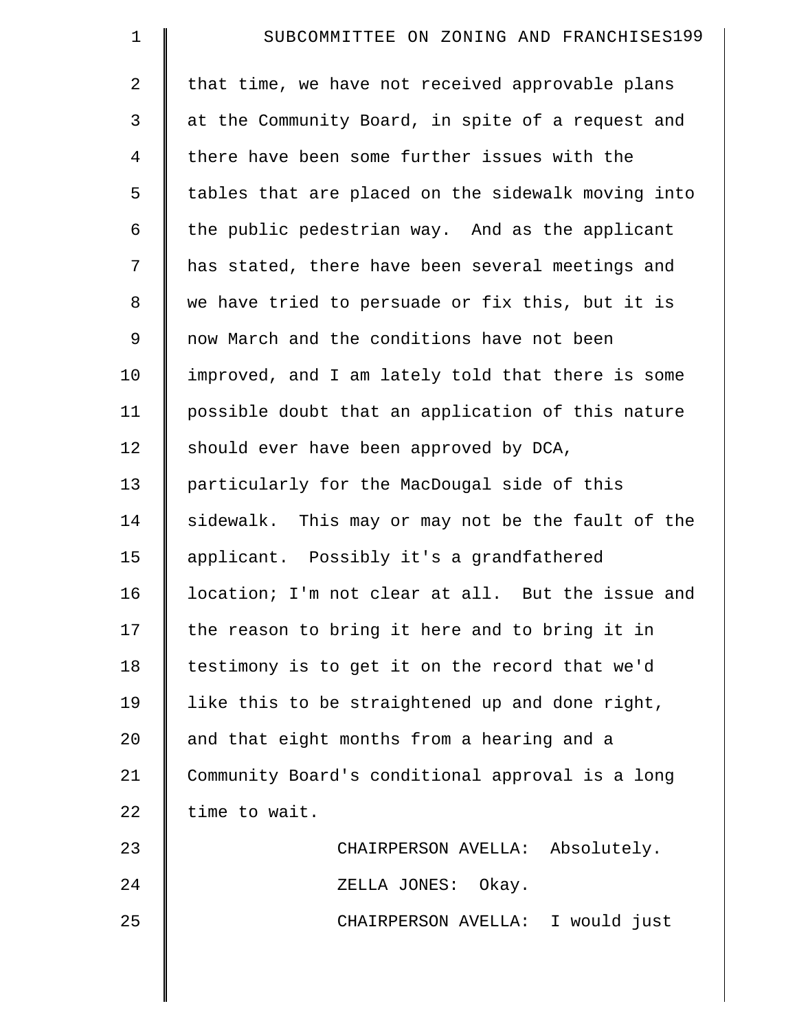that time, we have not received approvable plans at the Community Board, in spite of a request and there have been some further issues with the tables that are placed on the sidewalk moving into the public pedestrian way. And as the applicant has stated, there have been several meetings and we have tried to persuade or fix this, but it is now March and the conditions have not been improved, and I am lately told that there is some possible doubt that an application of this nature should ever have been approved by DCA, particularly for the MacDougal side of this sidewalk. This may or may not be the fault of the applicant. Possibly it's a grandfathered location; I'm not clear at all. But the issue and the reason to bring it here and to bring it in testimony is to get it on the record that we'd like this to be straightened up and done right, and that eight months from a hearing and a Community Board's conditional approval is a long time to wait.

CHAIRPERSON AVELLA: Absolutely.

ZELLA JONES: Okay.

CHAIRPERSON AVELLA: I would just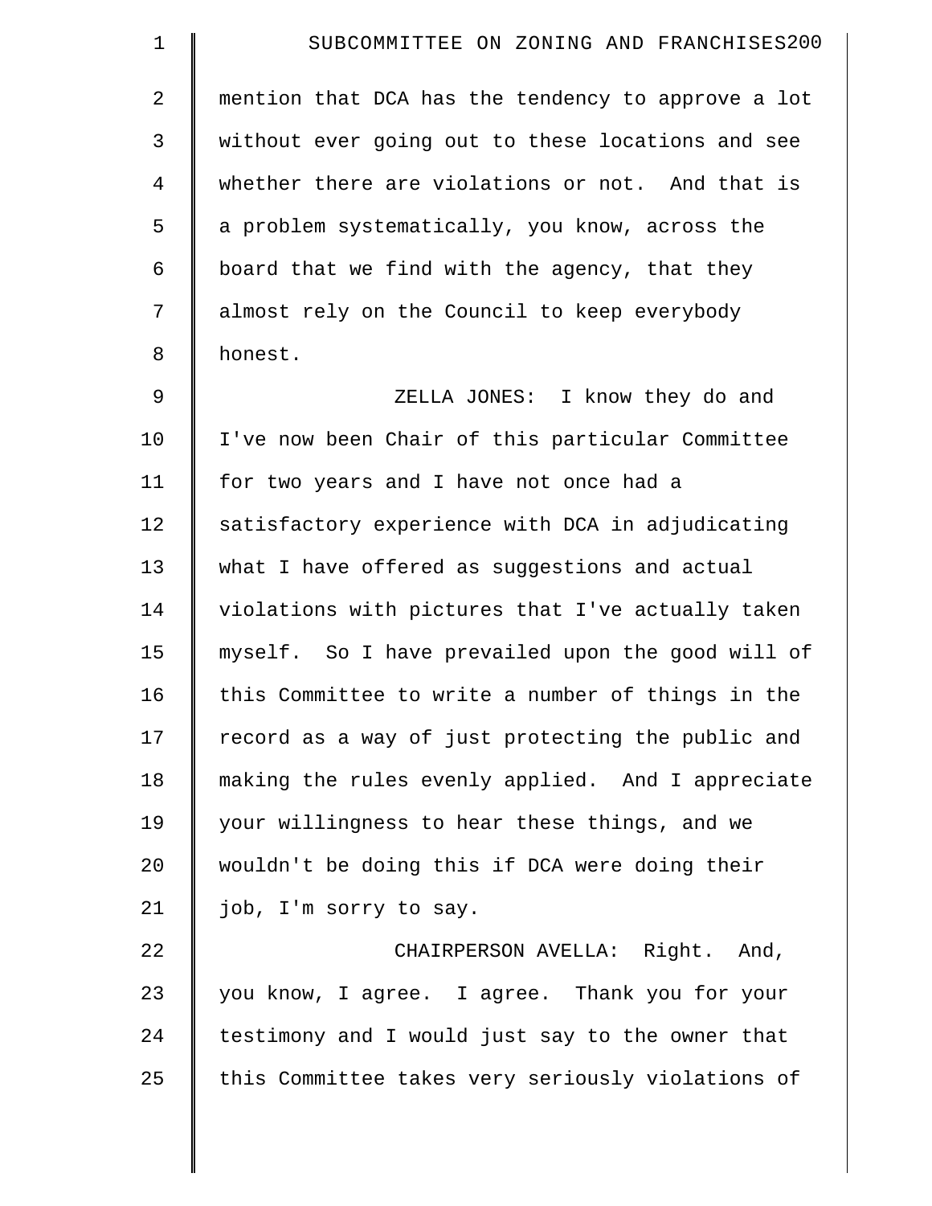mention that DCA has the tendency to approve a lot without ever going out to these locations and see whether there are violations or not. And that is a problem systematically, you know, across the board that we find with the agency, that they almost rely on the Council to keep everybody honest.

ZELLA JONES: I know they do and I've now been Chair of this particular Committee for two years and I have not once had a satisfactory experience with DCA in adjudicating what I have offered as suggestions and actual violations with pictures that I've actually taken myself. So I have prevailed upon the good will of this Committee to write a number of things in the record as a way of just protecting the public and making the rules evenly applied. And I appreciate your willingness to hear these things, and we wouldn't be doing this if DCA were doing their job, I'm sorry to say.

CHAIRPERSON AVELLA: Right. And, you know, I agree. I agree. Thank you for your testimony and I would just say to the owner that this Committee takes very seriously violations of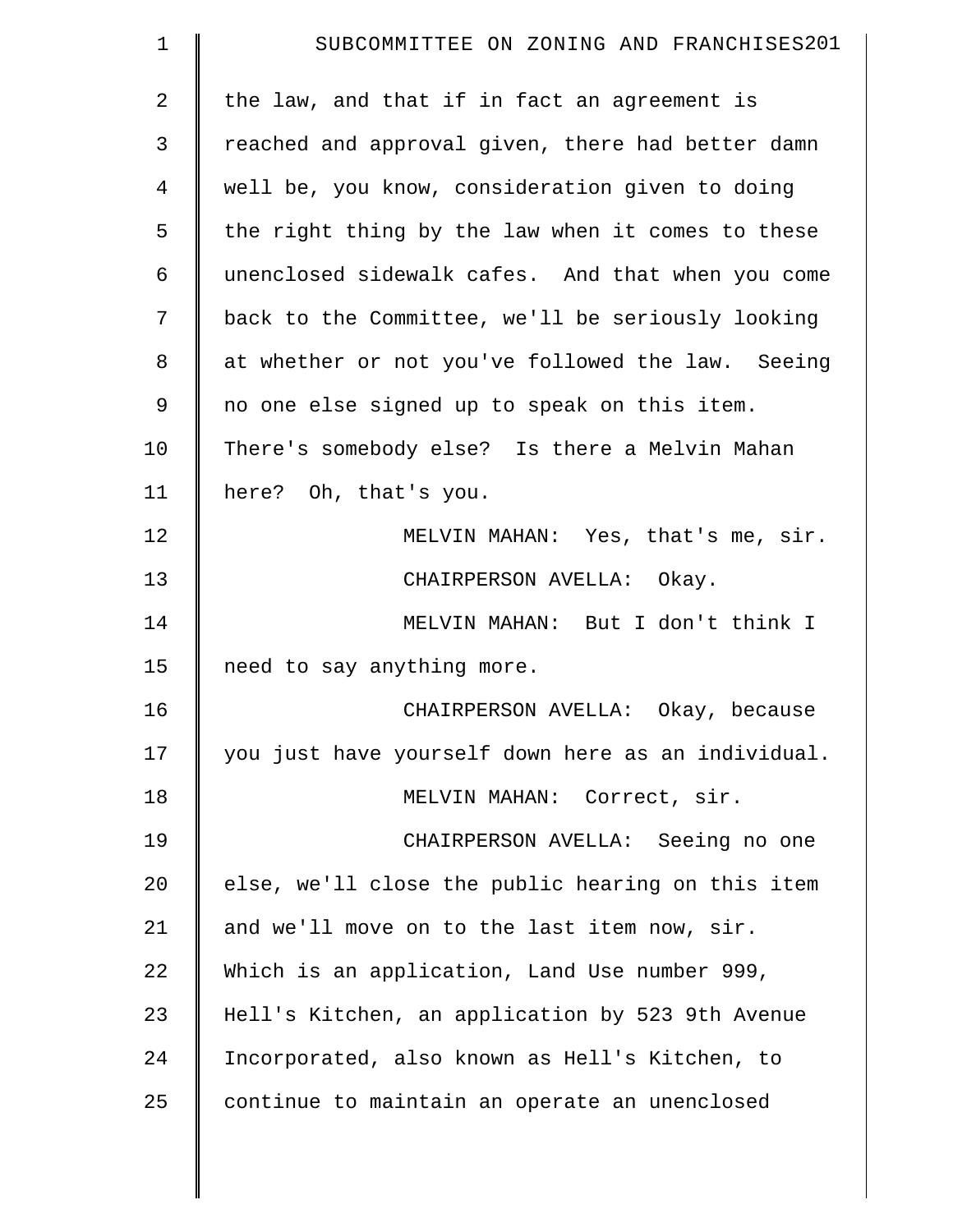the law, and that if in fact an agreement is reached and approval given, there had better damn well be, you know, consideration given to doing the right thing by the law when it comes to these unenclosed sidewalk cafes. And that when you come back to the Committee, we'll be seriously looking at whether or not you've followed the law. Seeing no one else signed up to speak on this item. There's somebody else? Is there a Melvin Mahan here? Oh, that's you.

MELVIN MAHAN: Yes, that's me, sir.

CHAIRPERSON AVELLA: Okay.

MELVIN MAHAN: But I don't think I need to say anything more.

CHAIRPERSON AVELLA: Okay, because you just have yourself down here as an individual.

MELVIN MAHAN: Correct, sir.

CHAIRPERSON AVELLA: Seeing no one else, we'll close the public hearing on this item and we'll move on to the last item now, sir. Which is an application, Land Use number 999, Hell's Kitchen, an application by 523 9th Avenue Incorporated, also known as Hell's Kitchen, to continue to maintain an operate an unenclosed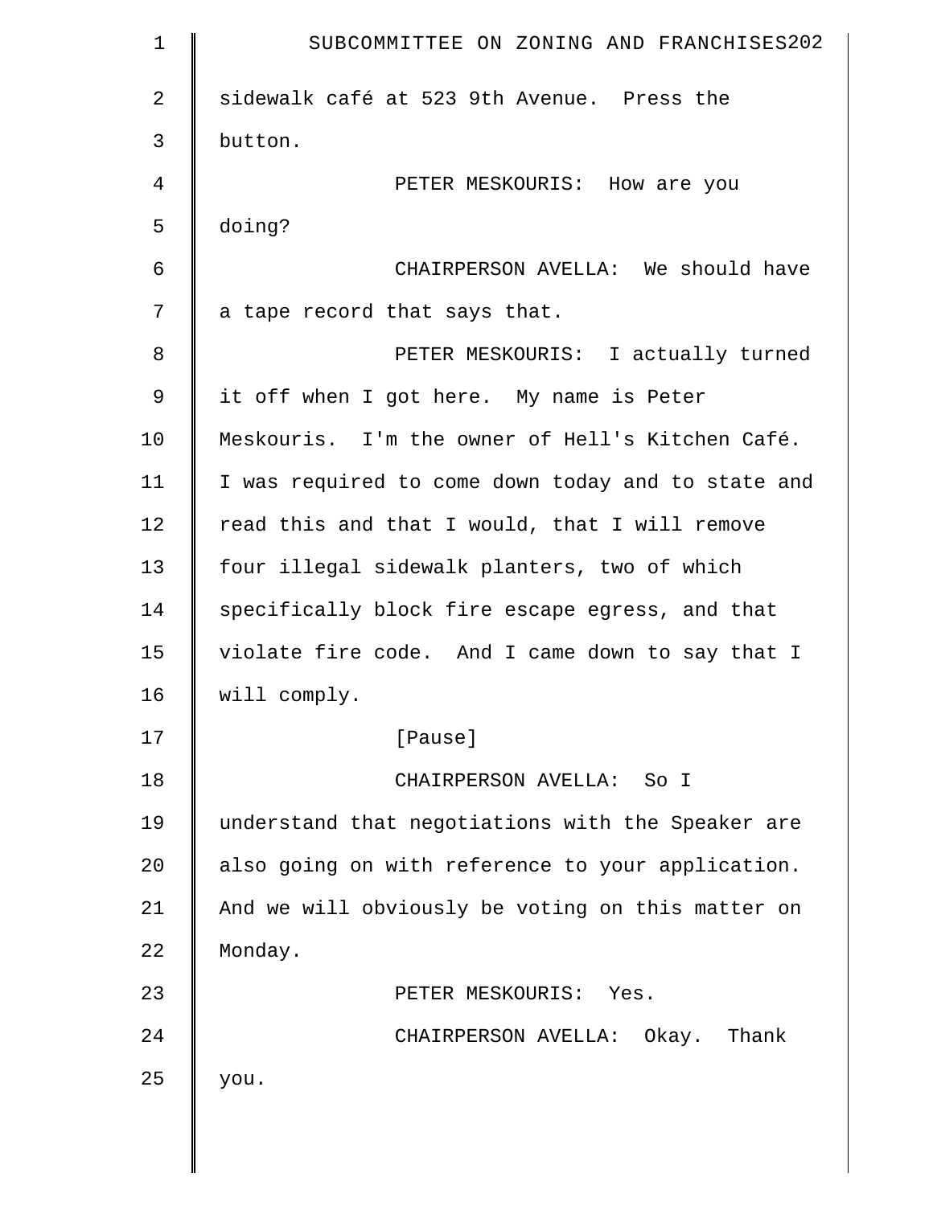sidewalk café at 523 9th Avenue. Press the button.

PETER MESKOURIS: How are you doing?

CHAIRPERSON AVELLA: We should have a tape record that says that.

PETER MESKOURIS: I actually turned it off when I got here. My name is Peter Meskouris. I'm the owner of Hell's Kitchen Café. I was required to come down today and to state and read this and that I would, that I will remove four illegal sidewalk planters, two of which specifically block fire escape egress, and that violate fire code. And I came down to say that I will comply.

[Pause]

CHAIRPERSON AVELLA: So I understand that negotiations with the Speaker are also going on with reference to your application. And we will obviously be voting on this matter on Monday.

PETER MESKOURIS: Yes.

CHAIRPERSON AVELLA: Okay. Thank you.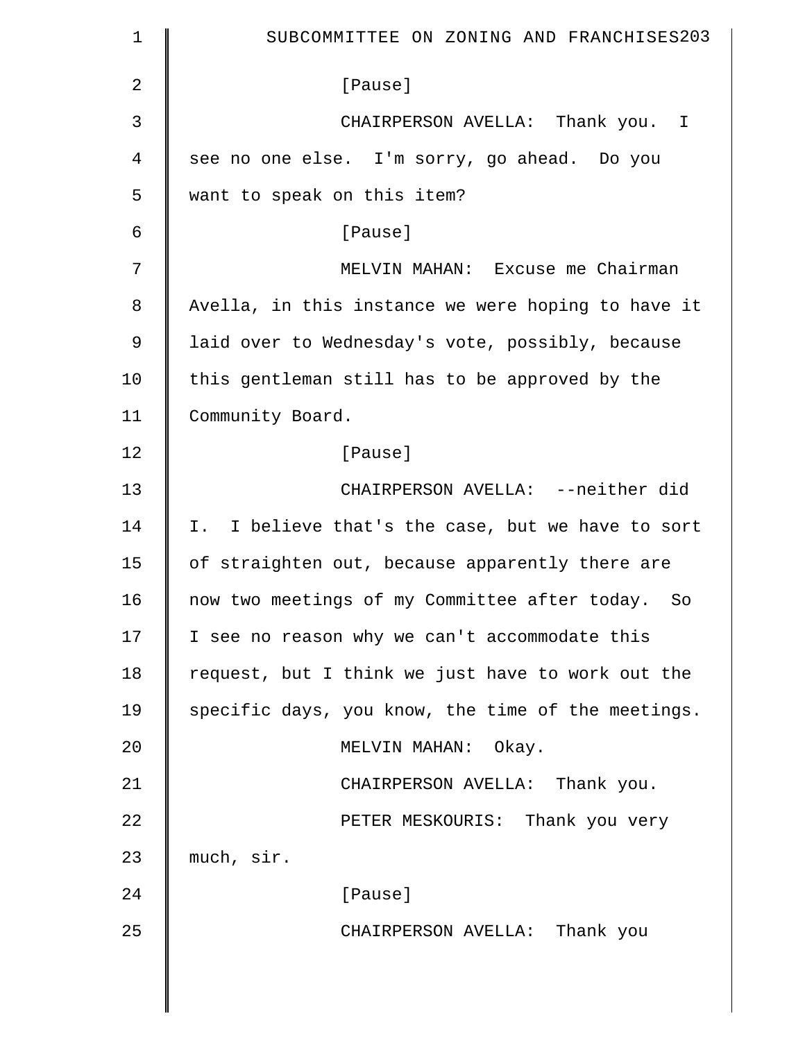[Pause]

CHAIRPERSON AVELLA: Thank you. I see no one else. I'm sorry, go ahead. Do you want to speak on this item?

[Pause]

MELVIN MAHAN: Excuse me Chairman Avella, in this instance we were hoping to have it laid over to Wednesday's vote, possibly, because this gentleman still has to be approved by the Community Board.

[Pause]

CHAIRPERSON AVELLA: --neither did I. I believe that's the case, but we have to sort of straighten out, because apparently there are now two meetings of my Committee after today. So I see no reason why we can't accommodate this request, but I think we just have to work out the specific days, you know, the time of the meetings.

MELVIN MAHAN: Okay.

CHAIRPERSON AVELLA: Thank you.

PETER MESKOURIS: Thank you very much, sir.

[Pause]

CHAIRPERSON AVELLA: Thank you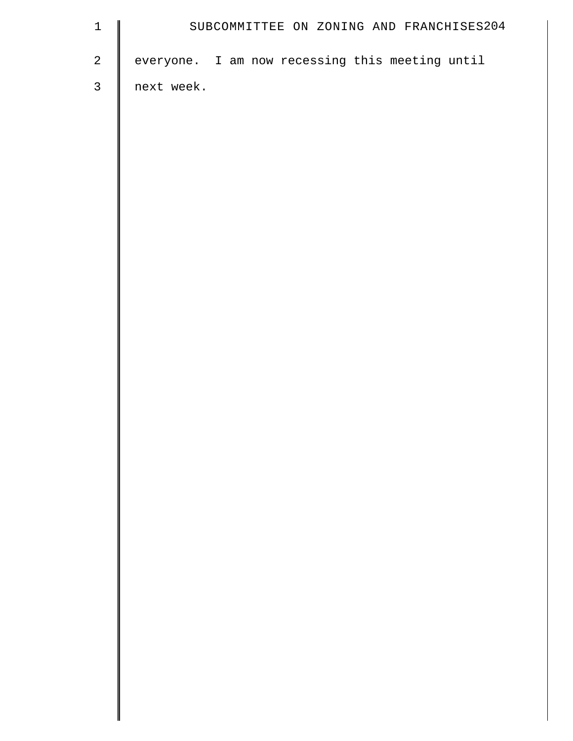everyone. I am now recessing this meeting until next week.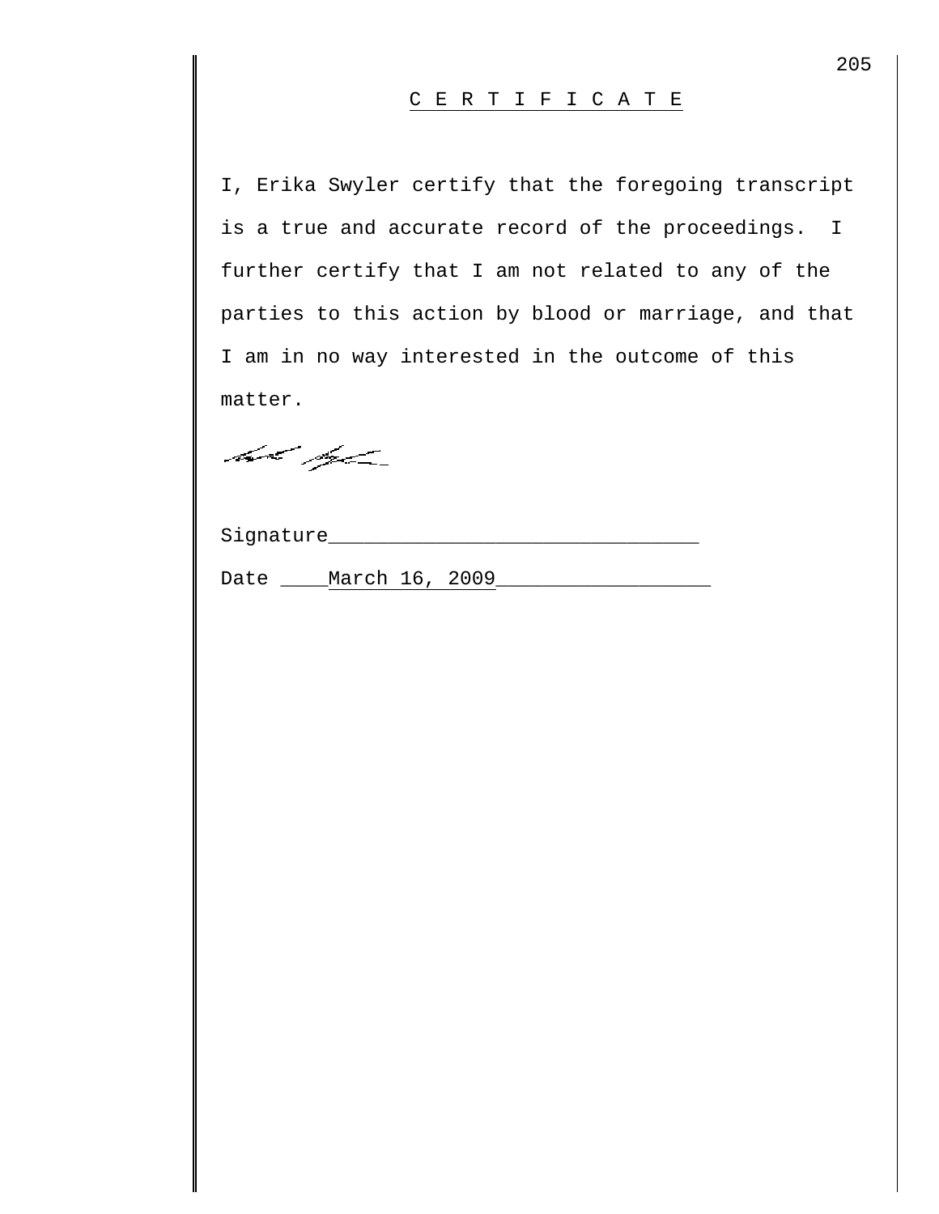# C E R T I F I C A T E

I, Erika Swyler certify that the foregoing transcript is a true and accurate record of the proceedings. I further certify that I am not related to any of the parties to this action by blood or marriage, and that I am in no way interested in the outcome of this matter.

Signature_______________________________

Date ____March 16, 2009__________________